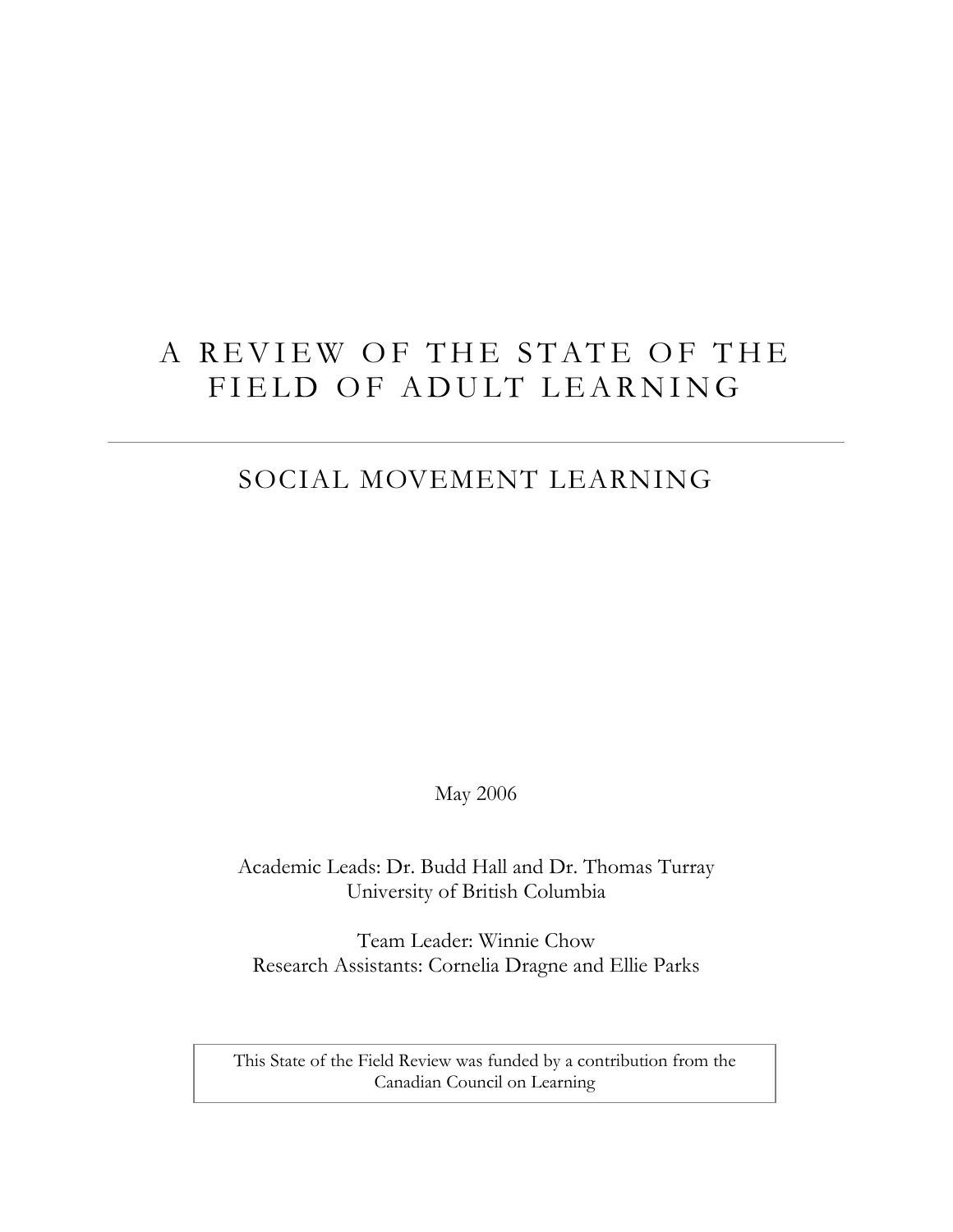# A REVIEW OF THE STATE OF THE FIELD OF ADULT LEARNING

---

## SOCIAL MOVEMENT LEARNING

May 2006

Academic Leads: Dr. Budd Hall and Dr. Thomas Turray
University of British Columbia

Team Leader: Winnie Chow
Research Assistants: Cornelia Dragne and Ellie Parks

This State of the Field Review was funded by a contribution from the Canadian Council on Learning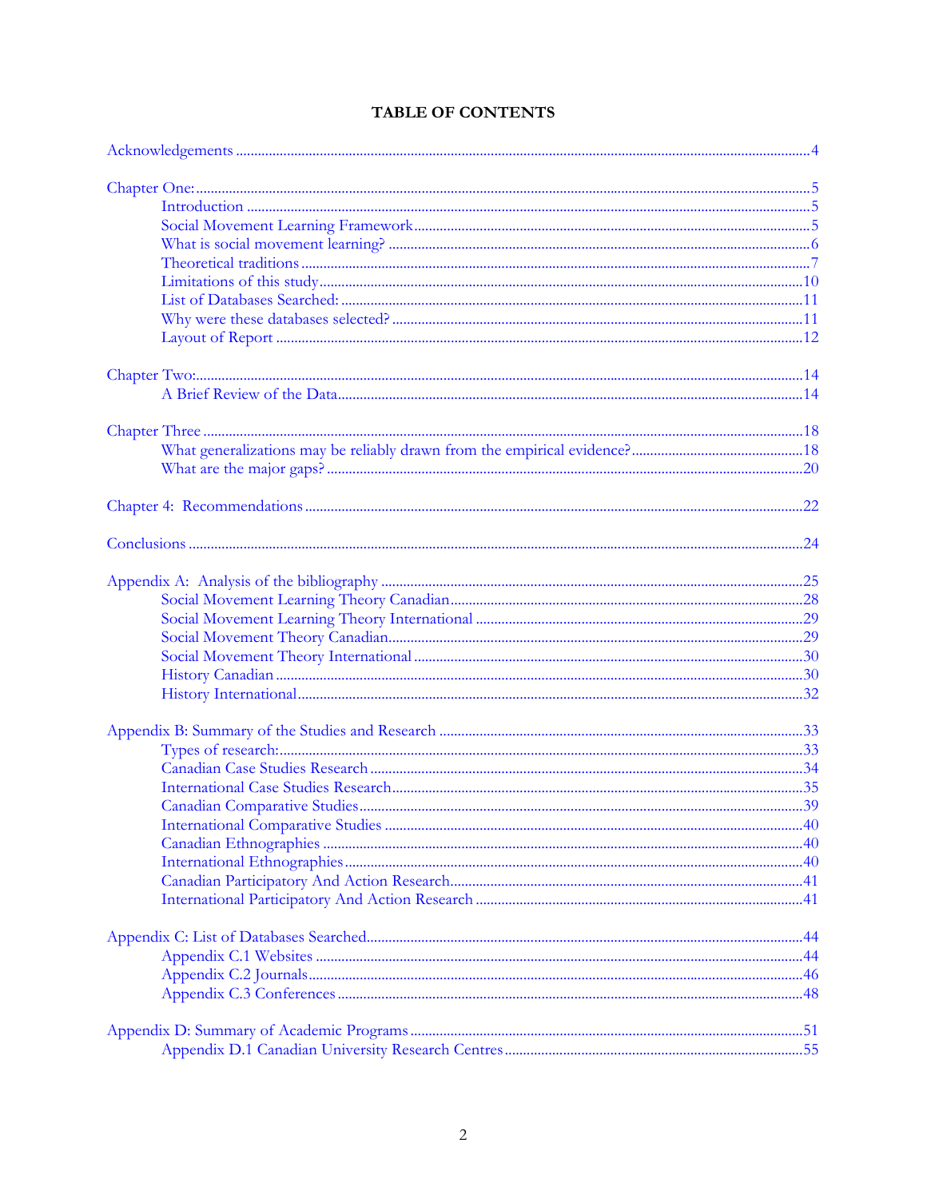# TABLE OF CONTENTS

Acknowledgements ....................................................................................................................................4

Chapter One: ..............................................................................................................................................5
- Introduction ..........................................................................................................................................5
- Social Movement Learning Framework.............................................................................................5
- What is social movement learning? ..................................................................................................6
- Theoretical traditions ..........................................................................................................................7
- Limitations of this study....................................................................................................................10
- List of Databases Searched: .............................................................................................................11
- Why were these databases selected? ...............................................................................................11
- Layout of Report ...............................................................................................................................12

Chapter Two:.............................................................................................................................................14
- A Brief Review of the Data...............................................................................................................14

Chapter Three ...........................................................................................................................................18
- What generalizations may be reliably drawn from the empirical evidence?................................18
- What are the major gaps? .................................................................................................................20

Chapter 4: Recommendations ................................................................................................................22

Conclusions ...............................................................................................................................................24

Appendix A: Analysis of the bibliography ...........................................................................................25
- Social Movement Learning Theory Canadian................................................................................28
- Social Movement Learning Theory International .........................................................................29
- Social Movement Theory Canadian................................................................................................29
- Social Movement Theory International .........................................................................................30
- History Canadian ..............................................................................................................................30
- History International........................................................................................................................32

Appendix B: Summary of the Studies and Research ..........................................................................33
- Types of research:.............................................................................................................................33
- Canadian Case Studies Research .....................................................................................................34
- International Case Studies Research...............................................................................................35
- Canadian Comparative Studies........................................................................................................39
- International Comparative Studies .................................................................................................40
- Canadian Ethnographies ..................................................................................................................40
- International Ethnographies............................................................................................................40
- Canadian Participatory And Action Research................................................................................41
- International Participatory And Action Research .........................................................................41

Appendix C: List of Databases Searched..............................................................................................44
- Appendix C.1 Websites ....................................................................................................................44
- Appendix C.2 Journals......................................................................................................................46
- Appendix C.3 Conferences ..............................................................................................................48

Appendix D: Summary of Academic Programs ..................................................................................51
- Appendix D.1 Canadian University Research Centres.................................................................55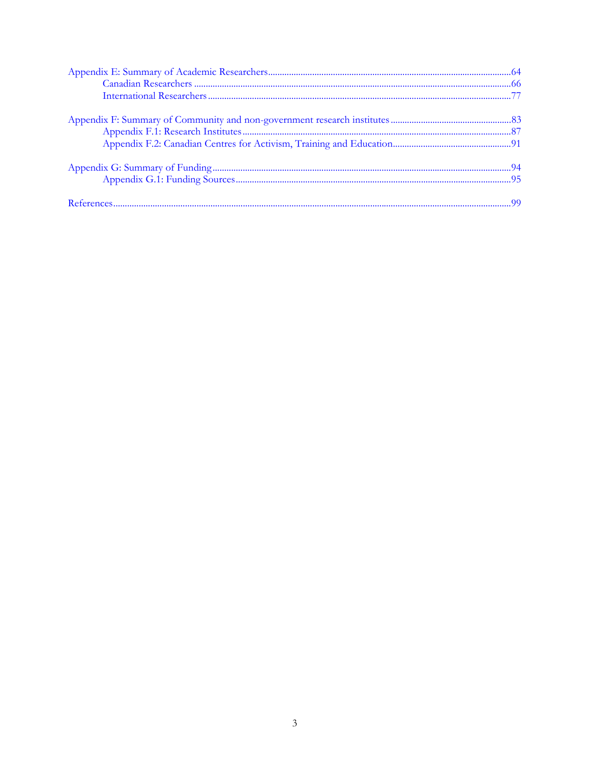Appendix E: Summary of Academic Researchers ........ 64
  - Canadian Researchers ........ 66
  - International Researchers ........ 77

Appendix F: Summary of Community and non-government research institutes ........ 83
  - Appendix F.1: Research Institutes ........ 87
  - Appendix F.2: Canadian Centres for Activism, Training and Education ........ 91

Appendix G: Summary of Funding ........ 94
  - Appendix G.1: Funding Sources ........ 95

References ........ 99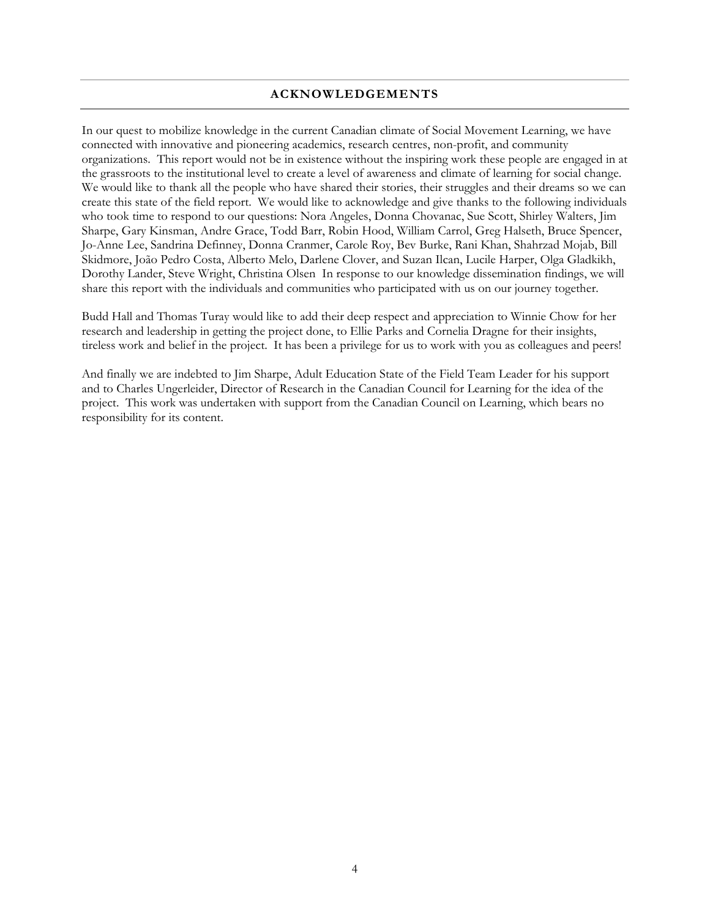## ACKNOWLEDGEMENTS

In our quest to mobilize knowledge in the current Canadian climate of Social Movement Learning, we have connected with innovative and pioneering academics, research centres, non-profit, and community organizations. This report would not be in existence without the inspiring work these people are engaged in at the grassroots to the institutional level to create a level of awareness and climate of learning for social change. We would like to thank all the people who have shared their stories, their struggles and their dreams so we can create this state of the field report. We would like to acknowledge and give thanks to the following individuals who took time to respond to our questions: Nora Angeles, Donna Chovanac, Sue Scott, Shirley Walters, Jim Sharpe, Gary Kinsman, Andre Grace, Todd Barr, Robin Hood, William Carrol, Greg Halseth, Bruce Spencer, Jo-Anne Lee, Sandrina Definney, Donna Cranmer, Carole Roy, Bev Burke, Rani Khan, Shahrzad Mojab, Bill Skidmore, João Pedro Costa, Alberto Melo, Darlene Clover, and Suzan Ilcan, Lucile Harper, Olga Gladkikh, Dorothy Lander, Steve Wright, Christina Olsen In response to our knowledge dissemination findings, we will share this report with the individuals and communities who participated with us on our journey together.

Budd Hall and Thomas Turay would like to add their deep respect and appreciation to Winnie Chow for her research and leadership in getting the project done, to Ellie Parks and Cornelia Dragne for their insights, tireless work and belief in the project. It has been a privilege for us to work with you as colleagues and peers!

And finally we are indebted to Jim Sharpe, Adult Education State of the Field Team Leader for his support and to Charles Ungerleider, Director of Research in the Canadian Council for Learning for the idea of the project. This work was undertaken with support from the Canadian Council on Learning, which bears no responsibility for its content.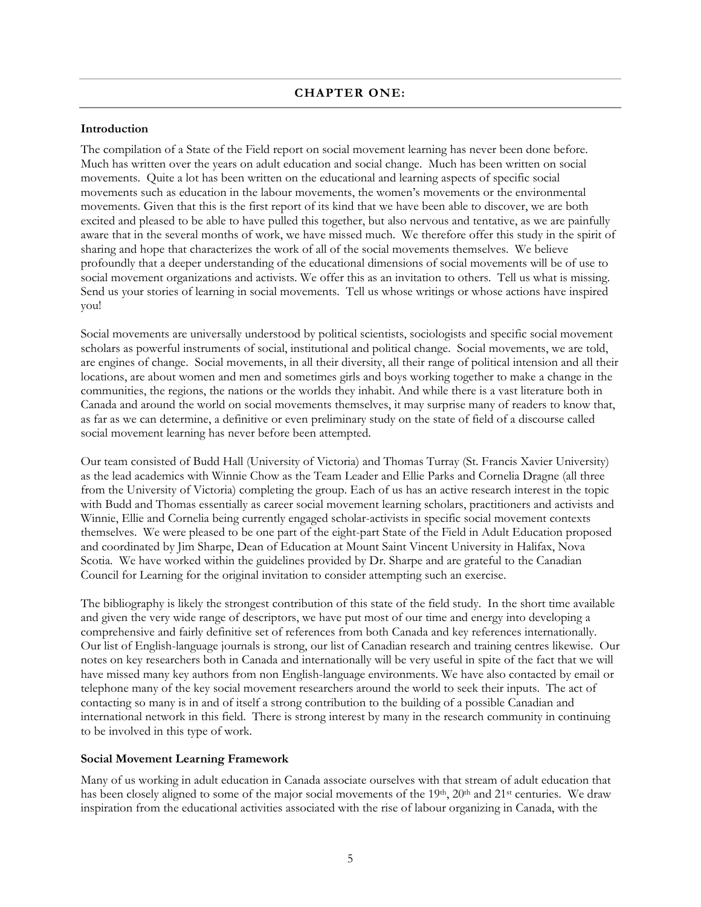# CHAPTER ONE:

## Introduction

The compilation of a State of the Field report on social movement learning has never been done before. Much has written over the years on adult education and social change. Much has been written on social movements. Quite a lot has been written on the educational and learning aspects of specific social movements such as education in the labour movements, the women's movements or the environmental movements. Given that this is the first report of its kind that we have been able to discover, we are both excited and pleased to be able to have pulled this together, but also nervous and tentative, as we are painfully aware that in the several months of work, we have missed much. We therefore offer this study in the spirit of sharing and hope that characterizes the work of all of the social movements themselves. We believe profoundly that a deeper understanding of the educational dimensions of social movements will be of use to social movement organizations and activists. We offer this as an invitation to others. Tell us what is missing. Send us your stories of learning in social movements. Tell us whose writings or whose actions have inspired you!

Social movements are universally understood by political scientists, sociologists and specific social movement scholars as powerful instruments of social, institutional and political change. Social movements, we are told, are engines of change. Social movements, in all their diversity, all their range of political intension and all their locations, are about women and men and sometimes girls and boys working together to make a change in the communities, the regions, the nations or the worlds they inhabit. And while there is a vast literature both in Canada and around the world on social movements themselves, it may surprise many of readers to know that, as far as we can determine, a definitive or even preliminary study on the state of field of a discourse called social movement learning has never before been attempted.

Our team consisted of Budd Hall (University of Victoria) and Thomas Turray (St. Francis Xavier University) as the lead academics with Winnie Chow as the Team Leader and Ellie Parks and Cornelia Dragne (all three from the University of Victoria) completing the group. Each of us has an active research interest in the topic with Budd and Thomas essentially as career social movement learning scholars, practitioners and activists and Winnie, Ellie and Cornelia being currently engaged scholar-activists in specific social movement contexts themselves. We were pleased to be one part of the eight-part State of the Field in Adult Education proposed and coordinated by Jim Sharpe, Dean of Education at Mount Saint Vincent University in Halifax, Nova Scotia. We have worked within the guidelines provided by Dr. Sharpe and are grateful to the Canadian Council for Learning for the original invitation to consider attempting such an exercise.

The bibliography is likely the strongest contribution of this state of the field study. In the short time available and given the very wide range of descriptors, we have put most of our time and energy into developing a comprehensive and fairly definitive set of references from both Canada and key references internationally. Our list of English-language journals is strong, our list of Canadian research and training centres likewise. Our notes on key researchers both in Canada and internationally will be very useful in spite of the fact that we will have missed many key authors from non English-language environments. We have also contacted by email or telephone many of the key social movement researchers around the world to seek their inputs. The act of contacting so many is in and of itself a strong contribution to the building of a possible Canadian and international network in this field. There is strong interest by many in the research community in continuing to be involved in this type of work.

## Social Movement Learning Framework

Many of us working in adult education in Canada associate ourselves with that stream of adult education that has been closely aligned to some of the major social movements of the 19th, 20th and 21st centuries. We draw inspiration from the educational activities associated with the rise of labour organizing in Canada, with the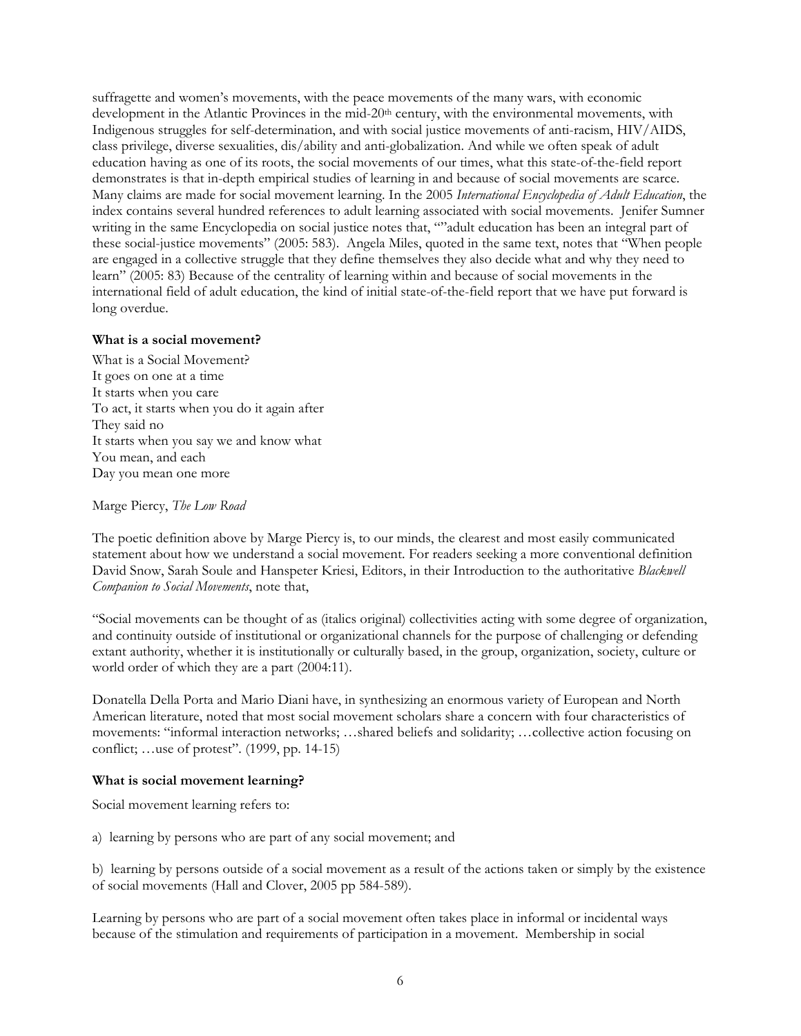suffragette and women's movements, with the peace movements of the many wars, with economic development in the Atlantic Provinces in the mid-20th century, with the environmental movements, with Indigenous struggles for self-determination, and with social justice movements of anti-racism, HIV/AIDS, class privilege, diverse sexualities, dis/ability and anti-globalization. And while we often speak of adult education having as one of its roots, the social movements of our times, what this state-of-the-field report demonstrates is that in-depth empirical studies of learning in and because of social movements are scarce. Many claims are made for social movement learning. In the 2005 *International Encyclopedia of Adult Education*, the index contains several hundred references to adult learning associated with social movements. Jenifer Sumner writing in the same Encyclopedia on social justice notes that, ""adult education has been an integral part of these social-justice movements" (2005: 583). Angela Miles, quoted in the same text, notes that "When people are engaged in a collective struggle that they define themselves they also decide what and why they need to learn" (2005: 83) Because of the centrality of learning within and because of social movements in the international field of adult education, the kind of initial state-of-the-field report that we have put forward is long overdue.

**What is a social movement?**

What is a Social Movement?
It goes on one at a time
It starts when you care
To act, it starts when you do it again after
They said no
It starts when you say we and know what
You mean, and each
Day you mean one more

Marge Piercy, *The Low Road*

The poetic definition above by Marge Piercy is, to our minds, the clearest and most easily communicated statement about how we understand a social movement. For readers seeking a more conventional definition David Snow, Sarah Soule and Hanspeter Kriesi, Editors, in their Introduction to the authoritative *Blackwell Companion to Social Movements*, note that,

"Social movements can be thought of as (italics original) collectivities acting with some degree of organization, and continuity outside of institutional or organizational channels for the purpose of challenging or defending extant authority, whether it is institutionally or culturally based, in the group, organization, society, culture or world order of which they are a part (2004:11).

Donatella Della Porta and Mario Diani have, in synthesizing an enormous variety of European and North American literature, noted that most social movement scholars share a concern with four characteristics of movements: "informal interaction networks; …shared beliefs and solidarity; …collective action focusing on conflict; …use of protest". (1999, pp. 14-15)

**What is social movement learning?**

Social movement learning refers to:

a) learning by persons who are part of any social movement; and

b) learning by persons outside of a social movement as a result of the actions taken or simply by the existence of social movements (Hall and Clover, 2005 pp 584-589).

Learning by persons who are part of a social movement often takes place in informal or incidental ways because of the stimulation and requirements of participation in a movement. Membership in social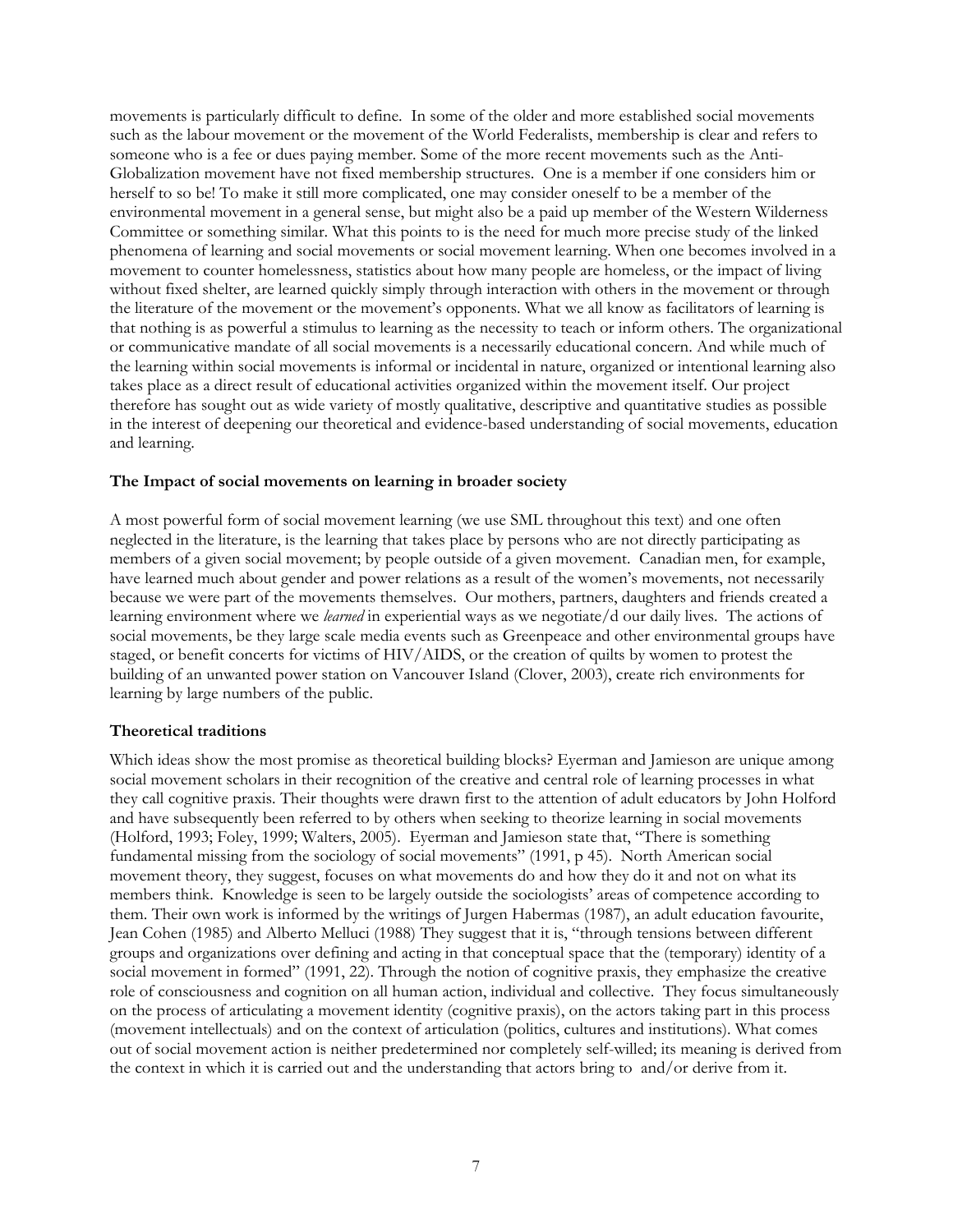movements is particularly difficult to define. In some of the older and more established social movements such as the labour movement or the movement of the World Federalists, membership is clear and refers to someone who is a fee or dues paying member. Some of the more recent movements such as the Anti-Globalization movement have not fixed membership structures. One is a member if one considers him or herself to so be! To make it still more complicated, one may consider oneself to be a member of the environmental movement in a general sense, but might also be a paid up member of the Western Wilderness Committee or something similar. What this points to is the need for much more precise study of the linked phenomena of learning and social movements or social movement learning. When one becomes involved in a movement to counter homelessness, statistics about how many people are homeless, or the impact of living without fixed shelter, are learned quickly simply through interaction with others in the movement or through the literature of the movement or the movement's opponents. What we all know as facilitators of learning is that nothing is as powerful a stimulus to learning as the necessity to teach or inform others. The organizational or communicative mandate of all social movements is a necessarily educational concern. And while much of the learning within social movements is informal or incidental in nature, organized or intentional learning also takes place as a direct result of educational activities organized within the movement itself. Our project therefore has sought out as wide variety of mostly qualitative, descriptive and quantitative studies as possible in the interest of deepening our theoretical and evidence-based understanding of social movements, education and learning.

**The Impact of social movements on learning in broader society**

A most powerful form of social movement learning (we use SML throughout this text) and one often neglected in the literature, is the learning that takes place by persons who are not directly participating as members of a given social movement; by people outside of a given movement. Canadian men, for example, have learned much about gender and power relations as a result of the women's movements, not necessarily because we were part of the movements themselves. Our mothers, partners, daughters and friends created a learning environment where we *learned* in experiential ways as we negotiate/d our daily lives. The actions of social movements, be they large scale media events such as Greenpeace and other environmental groups have staged, or benefit concerts for victims of HIV/AIDS, or the creation of quilts by women to protest the building of an unwanted power station on Vancouver Island (Clover, 2003), create rich environments for learning by large numbers of the public.

**Theoretical traditions**

Which ideas show the most promise as theoretical building blocks? Eyerman and Jamieson are unique among social movement scholars in their recognition of the creative and central role of learning processes in what they call cognitive praxis. Their thoughts were drawn first to the attention of adult educators by John Holford and have subsequently been referred to by others when seeking to theorize learning in social movements (Holford, 1993; Foley, 1999; Walters, 2005). Eyerman and Jamieson state that, "There is something fundamental missing from the sociology of social movements" (1991, p 45). North American social movement theory, they suggest, focuses on what movements do and how they do it and not on what its members think. Knowledge is seen to be largely outside the sociologists' areas of competence according to them. Their own work is informed by the writings of Jurgen Habermas (1987), an adult education favourite, Jean Cohen (1985) and Alberto Melluci (1988) They suggest that it is, "through tensions between different groups and organizations over defining and acting in that conceptual space that the (temporary) identity of a social movement in formed" (1991, 22). Through the notion of cognitive praxis, they emphasize the creative role of consciousness and cognition on all human action, individual and collective. They focus simultaneously on the process of articulating a movement identity (cognitive praxis), on the actors taking part in this process (movement intellectuals) and on the context of articulation (politics, cultures and institutions). What comes out of social movement action is neither predetermined nor completely self-willed; its meaning is derived from the context in which it is carried out and the understanding that actors bring to and/or derive from it.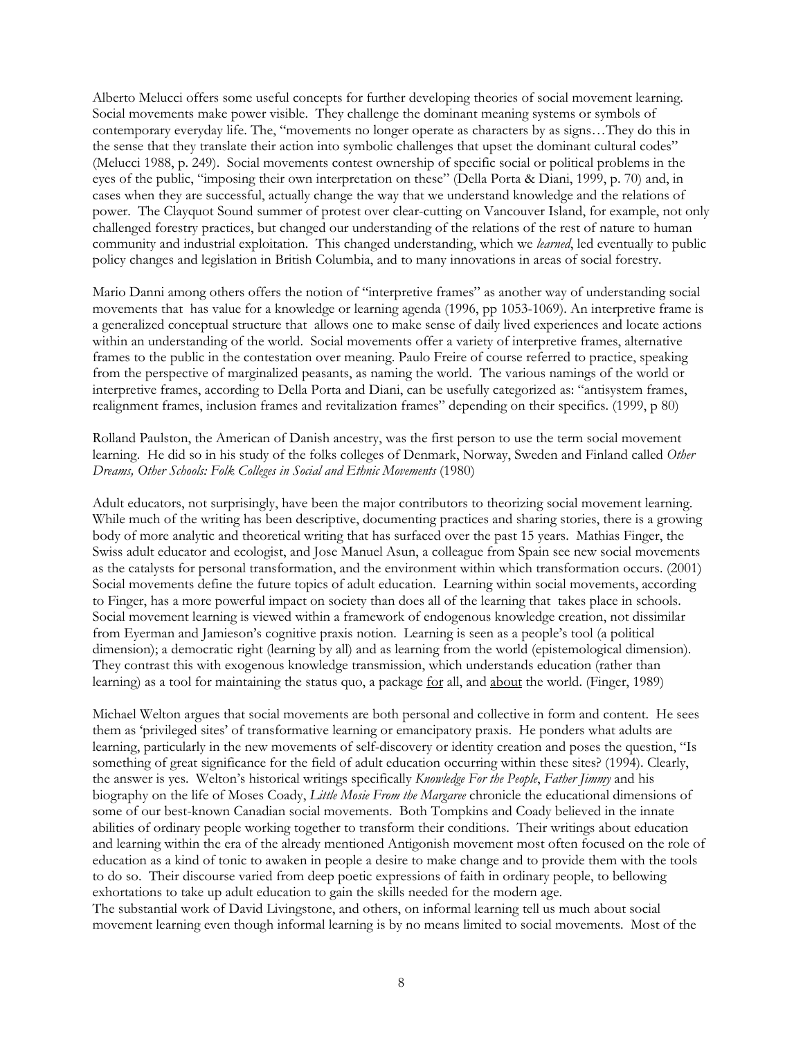Alberto Melucci offers some useful concepts for further developing theories of social movement learning. Social movements make power visible. They challenge the dominant meaning systems or symbols of contemporary everyday life. The, "movements no longer operate as characters by as signs…They do this in the sense that they translate their action into symbolic challenges that upset the dominant cultural codes" (Melucci 1988, p. 249). Social movements contest ownership of specific social or political problems in the eyes of the public, "imposing their own interpretation on these" (Della Porta & Diani, 1999, p. 70) and, in cases when they are successful, actually change the way that we understand knowledge and the relations of power. The Clayquot Sound summer of protest over clear-cutting on Vancouver Island, for example, not only challenged forestry practices, but changed our understanding of the relations of the rest of nature to human community and industrial exploitation. This changed understanding, which we *learned*, led eventually to public policy changes and legislation in British Columbia, and to many innovations in areas of social forestry.

Mario Danni among others offers the notion of "interpretive frames" as another way of understanding social movements that has value for a knowledge or learning agenda (1996, pp 1053-1069). An interpretive frame is a generalized conceptual structure that allows one to make sense of daily lived experiences and locate actions within an understanding of the world. Social movements offer a variety of interpretive frames, alternative frames to the public in the contestation over meaning. Paulo Freire of course referred to practice, speaking from the perspective of marginalized peasants, as naming the world. The various namings of the world or interpretive frames, according to Della Porta and Diani, can be usefully categorized as: "antisystem frames, realignment frames, inclusion frames and revitalization frames" depending on their specifics. (1999, p 80)

Rolland Paulston, the American of Danish ancestry, was the first person to use the term social movement learning. He did so in his study of the folks colleges of Denmark, Norway, Sweden and Finland called *Other Dreams, Other Schools: Folk Colleges in Social and Ethnic Movements* (1980)

Adult educators, not surprisingly, have been the major contributors to theorizing social movement learning. While much of the writing has been descriptive, documenting practices and sharing stories, there is a growing body of more analytic and theoretical writing that has surfaced over the past 15 years. Mathias Finger, the Swiss adult educator and ecologist, and Jose Manuel Asun, a colleague from Spain see new social movements as the catalysts for personal transformation, and the environment within which transformation occurs. (2001) Social movements define the future topics of adult education. Learning within social movements, according to Finger, has a more powerful impact on society than does all of the learning that takes place in schools. Social movement learning is viewed within a framework of endogenous knowledge creation, not dissimilar from Eyerman and Jamieson's cognitive praxis notion. Learning is seen as a people's tool (a political dimension); a democratic right (learning by all) and as learning from the world (epistemological dimension). They contrast this with exogenous knowledge transmission, which understands education (rather than learning) as a tool for maintaining the status quo, a package <u>for</u> all, and <u>about</u> the world. (Finger, 1989)

Michael Welton argues that social movements are both personal and collective in form and content. He sees them as 'privileged sites' of transformative learning or emancipatory praxis. He ponders what adults are learning, particularly in the new movements of self-discovery or identity creation and poses the question, "Is something of great significance for the field of adult education occurring within these sites? (1994). Clearly, the answer is yes. Welton's historical writings specifically *Knowledge For the People*, *Father Jimmy* and his biography on the life of Moses Coady, *Little Mosie From the Margaree* chronicle the educational dimensions of some of our best-known Canadian social movements. Both Tompkins and Coady believed in the innate abilities of ordinary people working together to transform their conditions. Their writings about education and learning within the era of the already mentioned Antigonish movement most often focused on the role of education as a kind of tonic to awaken in people a desire to make change and to provide them with the tools to do so. Their discourse varied from deep poetic expressions of faith in ordinary people, to bellowing exhortations to take up adult education to gain the skills needed for the modern age.

The substantial work of David Livingstone, and others, on informal learning tell us much about social movement learning even though informal learning is by no means limited to social movements. Most of the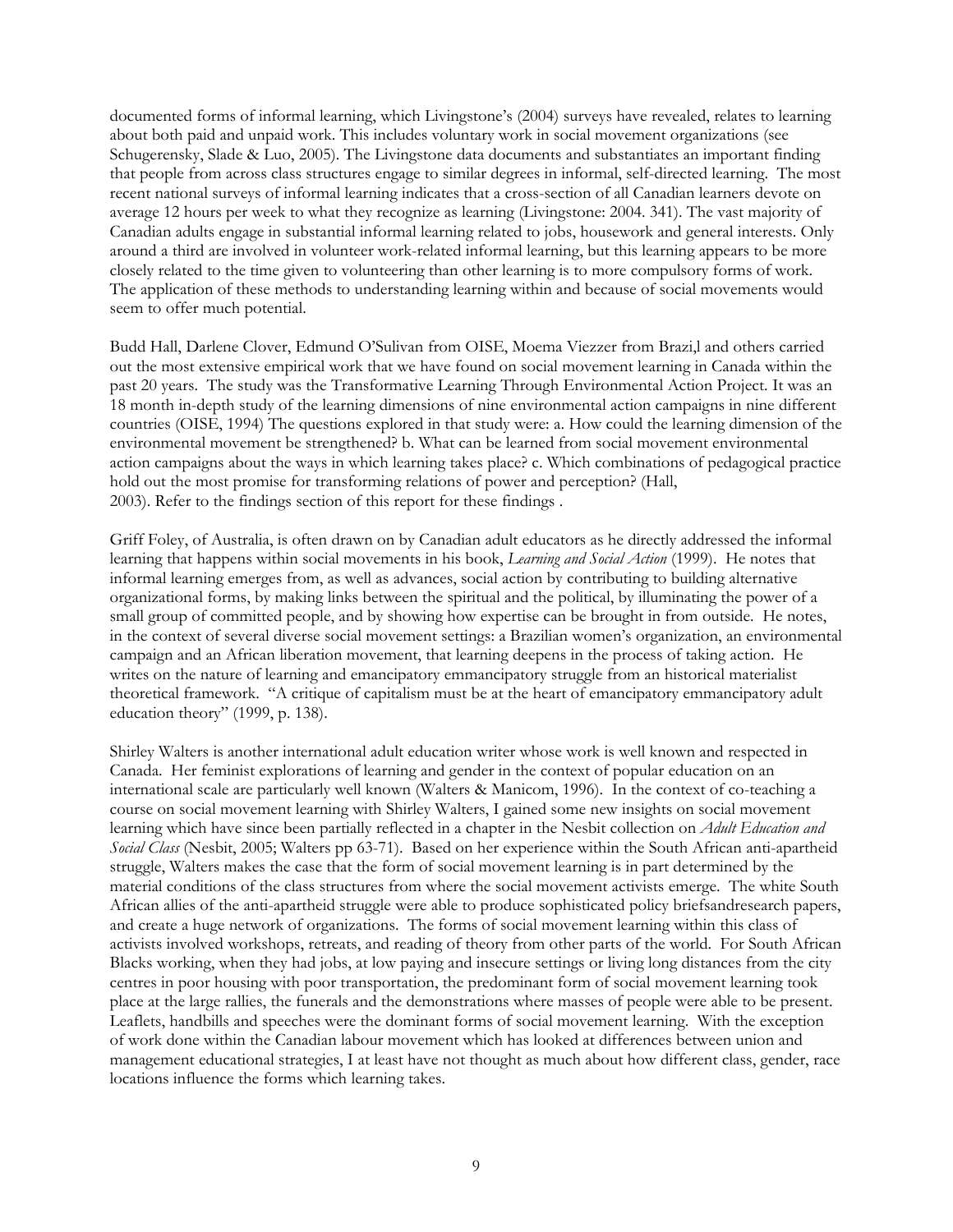documented forms of informal learning, which Livingstone's (2004) surveys have revealed, relates to learning about both paid and unpaid work. This includes voluntary work in social movement organizations (see Schugerensky, Slade & Luo, 2005). The Livingstone data documents and substantiates an important finding that people from across class structures engage to similar degrees in informal, self-directed learning. The most recent national surveys of informal learning indicates that a cross-section of all Canadian learners devote on average 12 hours per week to what they recognize as learning (Livingstone: 2004. 341). The vast majority of Canadian adults engage in substantial informal learning related to jobs, housework and general interests. Only around a third are involved in volunteer work-related informal learning, but this learning appears to be more closely related to the time given to volunteering than other learning is to more compulsory forms of work. The application of these methods to understanding learning within and because of social movements would seem to offer much potential.

Budd Hall, Darlene Clover, Edmund O'Sulivan from OISE, Moema Viezzer from Brazi,l and others carried out the most extensive empirical work that we have found on social movement learning in Canada within the past 20 years. The study was the Transformative Learning Through Environmental Action Project. It was an 18 month in-depth study of the learning dimensions of nine environmental action campaigns in nine different countries (OISE, 1994) The questions explored in that study were: a. How could the learning dimension of the environmental movement be strengthened? b. What can be learned from social movement environmental action campaigns about the ways in which learning takes place? c. Which combinations of pedagogical practice hold out the most promise for transforming relations of power and perception? (Hall, 2003). Refer to the findings section of this report for these findings .

Griff Foley, of Australia, is often drawn on by Canadian adult educators as he directly addressed the informal learning that happens within social movements in his book, *Learning and Social Action* (1999). He notes that informal learning emerges from, as well as advances, social action by contributing to building alternative organizational forms, by making links between the spiritual and the political, by illuminating the power of a small group of committed people, and by showing how expertise can be brought in from outside. He notes, in the context of several diverse social movement settings: a Brazilian women's organization, an environmental campaign and an African liberation movement, that learning deepens in the process of taking action. He writes on the nature of learning and emancipatory emmancipatory struggle from an historical materialist theoretical framework. "A critique of capitalism must be at the heart of emancipatory emmancipatory adult education theory" (1999, p. 138).

Shirley Walters is another international adult education writer whose work is well known and respected in Canada. Her feminist explorations of learning and gender in the context of popular education on an international scale are particularly well known (Walters & Manicom, 1996). In the context of co-teaching a course on social movement learning with Shirley Walters, I gained some new insights on social movement learning which have since been partially reflected in a chapter in the Nesbit collection on *Adult Education and Social Class* (Nesbit, 2005; Walters pp 63-71). Based on her experience within the South African anti-apartheid struggle, Walters makes the case that the form of social movement learning is in part determined by the material conditions of the class structures from where the social movement activists emerge. The white South African allies of the anti-apartheid struggle were able to produce sophisticated policy briefsandresearch papers, and create a huge network of organizations. The forms of social movement learning within this class of activists involved workshops, retreats, and reading of theory from other parts of the world. For South African Blacks working, when they had jobs, at low paying and insecure settings or living long distances from the city centres in poor housing with poor transportation, the predominant form of social movement learning took place at the large rallies, the funerals and the demonstrations where masses of people were able to be present. Leaflets, handbills and speeches were the dominant forms of social movement learning. With the exception of work done within the Canadian labour movement which has looked at differences between union and management educational strategies, I at least have not thought as much about how different class, gender, race locations influence the forms which learning takes.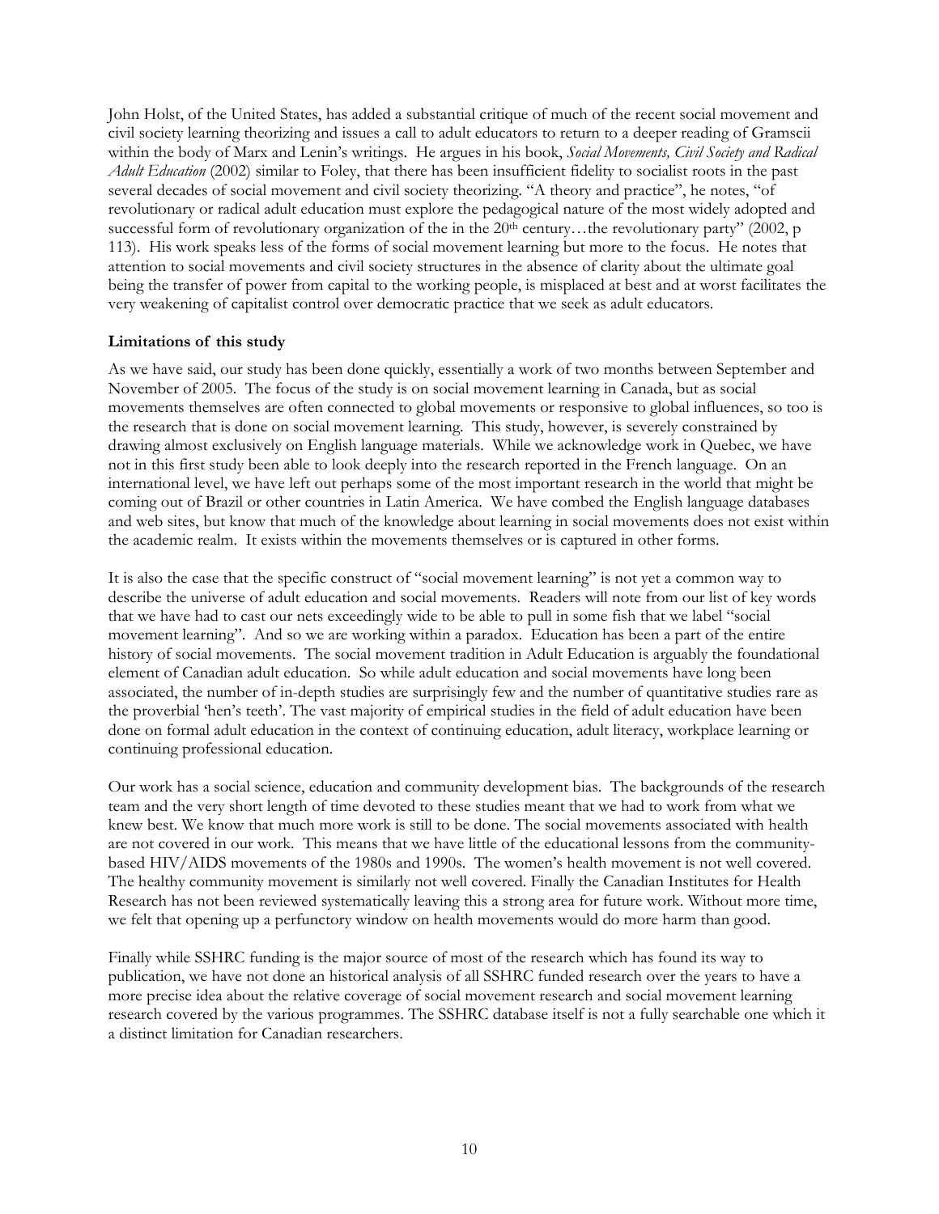John Holst, of the United States, has added a substantial critique of much of the recent social movement and civil society learning theorizing and issues a call to adult educators to return to a deeper reading of Gramscii within the body of Marx and Lenin's writings. He argues in his book, *Social Movements, Civil Society and Radical Adult Education* (2002) similar to Foley, that there has been insufficient fidelity to socialist roots in the past several decades of social movement and civil society theorizing. "A theory and practice", he notes, "of revolutionary or radical adult education must explore the pedagogical nature of the most widely adopted and successful form of revolutionary organization of the in the 20th century…the revolutionary party" (2002, p 113). His work speaks less of the forms of social movement learning but more to the focus. He notes that attention to social movements and civil society structures in the absence of clarity about the ultimate goal being the transfer of power from capital to the working people, is misplaced at best and at worst facilitates the very weakening of capitalist control over democratic practice that we seek as adult educators.

**Limitations of this study**

As we have said, our study has been done quickly, essentially a work of two months between September and November of 2005. The focus of the study is on social movement learning in Canada, but as social movements themselves are often connected to global movements or responsive to global influences, so too is the research that is done on social movement learning. This study, however, is severely constrained by drawing almost exclusively on English language materials. While we acknowledge work in Quebec, we have not in this first study been able to look deeply into the research reported in the French language. On an international level, we have left out perhaps some of the most important research in the world that might be coming out of Brazil or other countries in Latin America. We have combed the English language databases and web sites, but know that much of the knowledge about learning in social movements does not exist within the academic realm. It exists within the movements themselves or is captured in other forms.

It is also the case that the specific construct of "social movement learning" is not yet a common way to describe the universe of adult education and social movements. Readers will note from our list of key words that we have had to cast our nets exceedingly wide to be able to pull in some fish that we label "social movement learning". And so we are working within a paradox. Education has been a part of the entire history of social movements. The social movement tradition in Adult Education is arguably the foundational element of Canadian adult education. So while adult education and social movements have long been associated, the number of in-depth studies are surprisingly few and the number of quantitative studies rare as the proverbial 'hen's teeth'. The vast majority of empirical studies in the field of adult education have been done on formal adult education in the context of continuing education, adult literacy, workplace learning or continuing professional education.

Our work has a social science, education and community development bias. The backgrounds of the research team and the very short length of time devoted to these studies meant that we had to work from what we knew best. We know that much more work is still to be done. The social movements associated with health are not covered in our work. This means that we have little of the educational lessons from the community-based HIV/AIDS movements of the 1980s and 1990s. The women's health movement is not well covered. The healthy community movement is similarly not well covered. Finally the Canadian Institutes for Health Research has not been reviewed systematically leaving this a strong area for future work. Without more time, we felt that opening up a perfunctory window on health movements would do more harm than good.

Finally while SSHRC funding is the major source of most of the research which has found its way to publication, we have not done an historical analysis of all SSHRC funded research over the years to have a more precise idea about the relative coverage of social movement research and social movement learning research covered by the various programmes. The SSHRC database itself is not a fully searchable one which it a distinct limitation for Canadian researchers.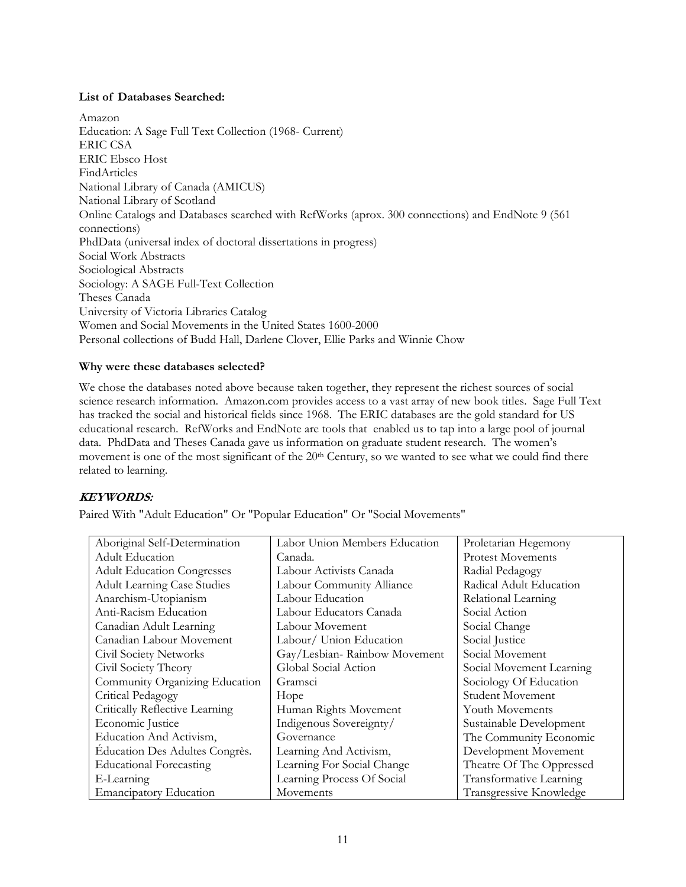**List of Databases Searched:**

Amazon
Education: A Sage Full Text Collection (1968- Current)
ERIC CSA
ERIC Ebsco Host
FindArticles
National Library of Canada (AMICUS)
National Library of Scotland
Online Catalogs and Databases searched with RefWorks (aprox. 300 connections) and EndNote 9 (561 connections)
PhdData (universal index of doctoral dissertations in progress)
Social Work Abstracts
Sociological Abstracts
Sociology: A SAGE Full-Text Collection
Theses Canada
University of Victoria Libraries Catalog
Women and Social Movements in the United States 1600-2000
Personal collections of Budd Hall, Darlene Clover, Ellie Parks and Winnie Chow

**Why were these databases selected?**

We chose the databases noted above because taken together, they represent the richest sources of social science research information. Amazon.com provides access to a vast array of new book titles. Sage Full Text has tracked the social and historical fields since 1968. The ERIC databases are the gold standard for US educational research. RefWorks and EndNote are tools that enabled us to tap into a large pool of journal data. PhdData and Theses Canada gave us information on graduate student research. The women's movement is one of the most significant of the 20th Century, so we wanted to see what we could find there related to learning.

***KEYWORDS:***

Paired With "Adult Education" Or "Popular Education" Or "Social Movements"

| | | |
|---|---|---|
| Aboriginal Self-Determination | Labor Union Members Education Canada. | Proletarian Hegemony |
| Adult Education | Labour Activists Canada | Protest Movements |
| Adult Education Congresses | Labour Community Alliance | Radial Pedagogy |
| Adult Learning Case Studies | Labour Education | Radical Adult Education |
| Anarchism-Utopianism | Labour Educators Canada | Relational Learning |
| Anti-Racism Education | Labour Movement | Social Action |
| Canadian Adult Learning | Labour/ Union Education | Social Change |
| Canadian Labour Movement | Gay/Lesbian- Rainbow Movement | Social Justice |
| Civil Society Networks | Global Social Action | Social Movement |
| Civil Society Theory | Gramsci | Social Movement Learning |
| Community Organizing Education | Hope | Sociology Of Education |
| Critical Pedagogy | Human Rights Movement | Student Movement |
| Critically Reflective Learning | Indigenous Sovereignty/ Governance | Youth Movements |
| Economic Justice | Learning And Activism, | Sustainable Development |
| Education And Activism, | Learning For Social Change | The Community Economic Development Movement |
| Éducation Des Adultes Congrès. | Learning Process Of Social Movements | Theatre Of The Oppressed |
| Educational Forecasting | | Transformative Learning |
| E-Learning | | Transgressive Knowledge |
| Emancipatory Education | | |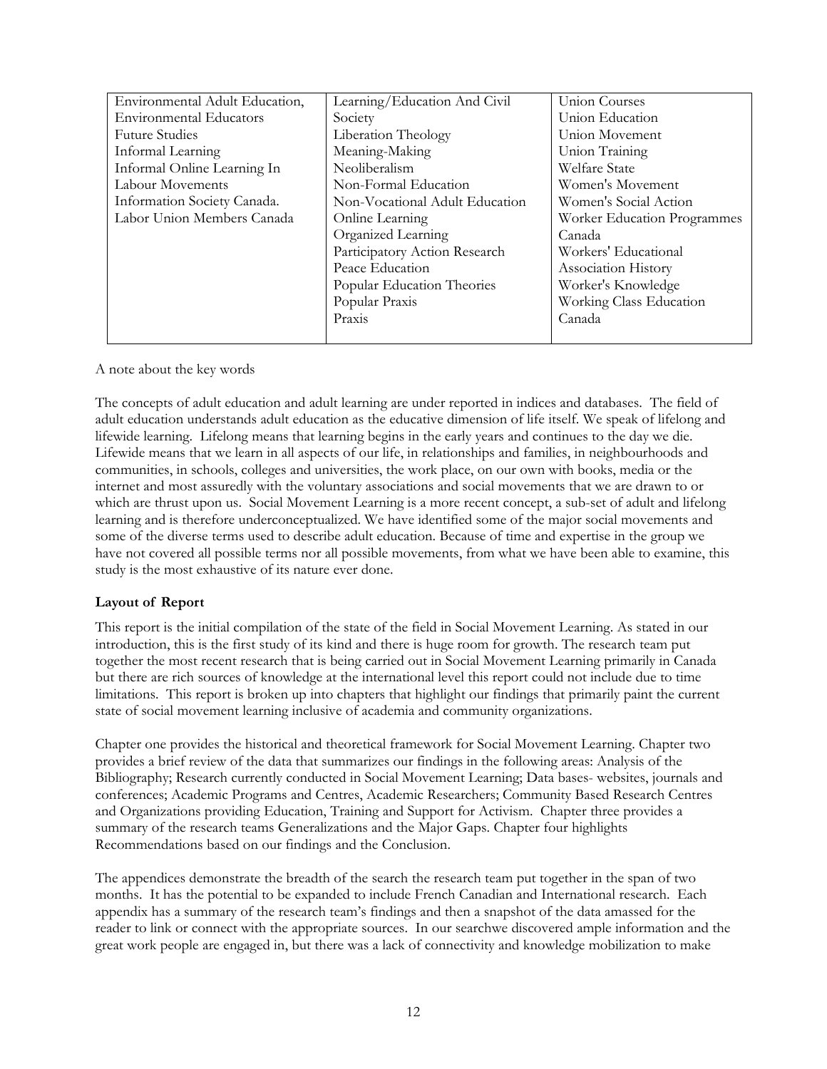| | | |
|---|---|---|
| Environmental Adult Education, Environmental Educators Future Studies Informal Learning Informal Online Learning In Labour Movements Information Society Canada. Labor Union Members Canada | Learning/Education And Civil Society Liberation Theology Meaning-Making Neoliberalism Non-Formal Education Non-Vocational Adult Education Online Learning Organized Learning Participatory Action Research Peace Education Popular Education Theories Popular Praxis Praxis | Union Courses Union Education Union Movement Union Training Welfare State Women's Movement Women's Social Action Worker Education Programmes Canada Workers' Educational Association History Worker's Knowledge Working Class Education Canada |

A note about the key words

The concepts of adult education and adult learning are under reported in indices and databases. The field of adult education understands adult education as the educative dimension of life itself. We speak of lifelong and lifewide learning. Lifelong means that learning begins in the early years and continues to the day we die. Lifewide means that we learn in all aspects of our life, in relationships and families, in neighbourhoods and communities, in schools, colleges and universities, the work place, on our own with books, media or the internet and most assuredly with the voluntary associations and social movements that we are drawn to or which are thrust upon us. Social Movement Learning is a more recent concept, a sub-set of adult and lifelong learning and is therefore underconceptualized. We have identified some of the major social movements and some of the diverse terms used to describe adult education. Because of time and expertise in the group we have not covered all possible terms nor all possible movements, from what we have been able to examine, this study is the most exhaustive of its nature ever done.

**Layout of Report**

This report is the initial compilation of the state of the field in Social Movement Learning. As stated in our introduction, this is the first study of its kind and there is huge room for growth. The research team put together the most recent research that is being carried out in Social Movement Learning primarily in Canada but there are rich sources of knowledge at the international level this report could not include due to time limitations. This report is broken up into chapters that highlight our findings that primarily paint the current state of social movement learning inclusive of academia and community organizations.

Chapter one provides the historical and theoretical framework for Social Movement Learning. Chapter two provides a brief review of the data that summarizes our findings in the following areas: Analysis of the Bibliography; Research currently conducted in Social Movement Learning; Data bases- websites, journals and conferences; Academic Programs and Centres, Academic Researchers; Community Based Research Centres and Organizations providing Education, Training and Support for Activism. Chapter three provides a summary of the research teams Generalizations and the Major Gaps. Chapter four highlights Recommendations based on our findings and the Conclusion.

The appendices demonstrate the breadth of the search the research team put together in the span of two months. It has the potential to be expanded to include French Canadian and International research. Each appendix has a summary of the research team's findings and then a snapshot of the data amassed for the reader to link or connect with the appropriate sources. In our searchwe discovered ample information and the great work people are engaged in, but there was a lack of connectivity and knowledge mobilization to make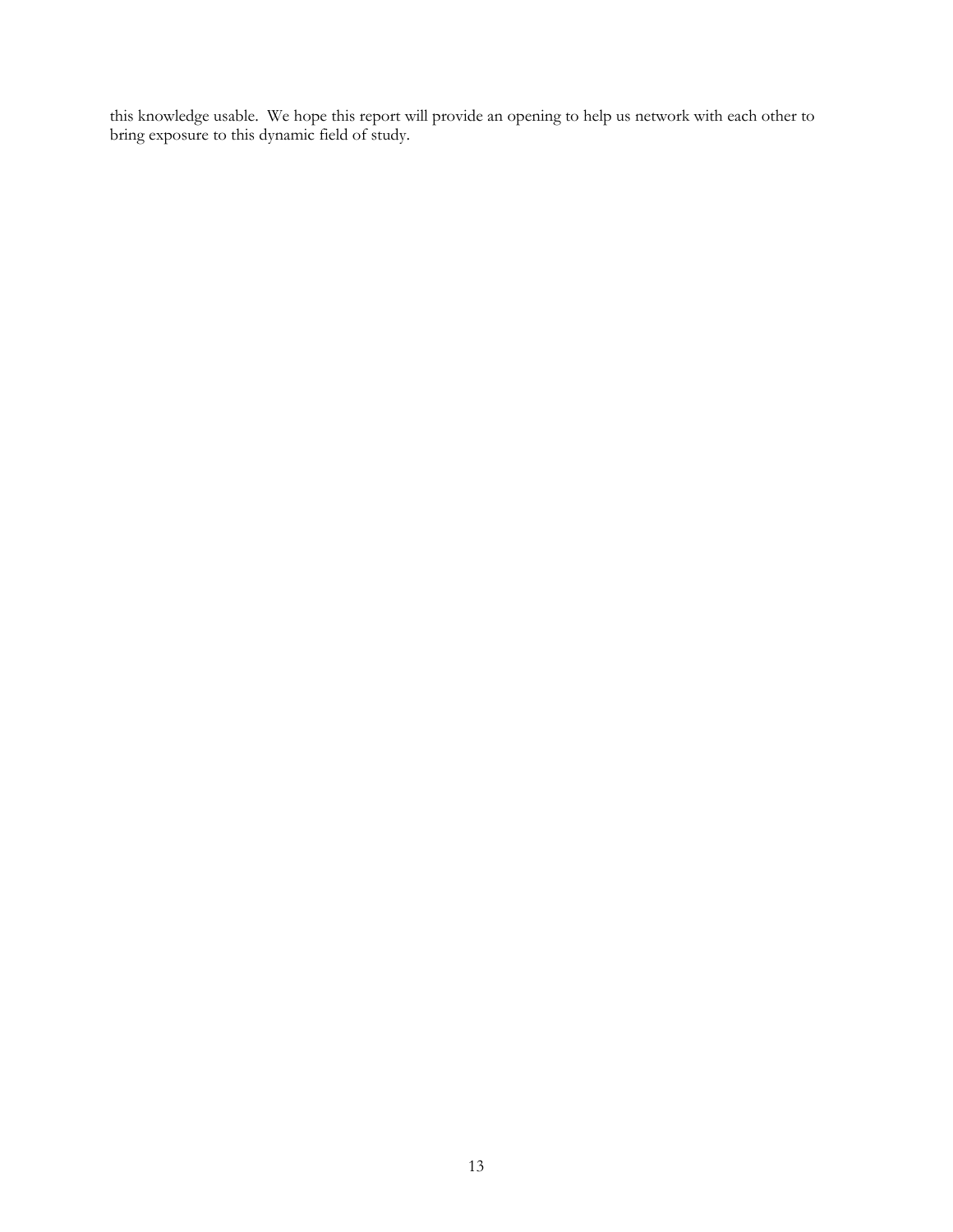this knowledge usable. We hope this report will provide an opening to help us network with each other to bring exposure to this dynamic field of study.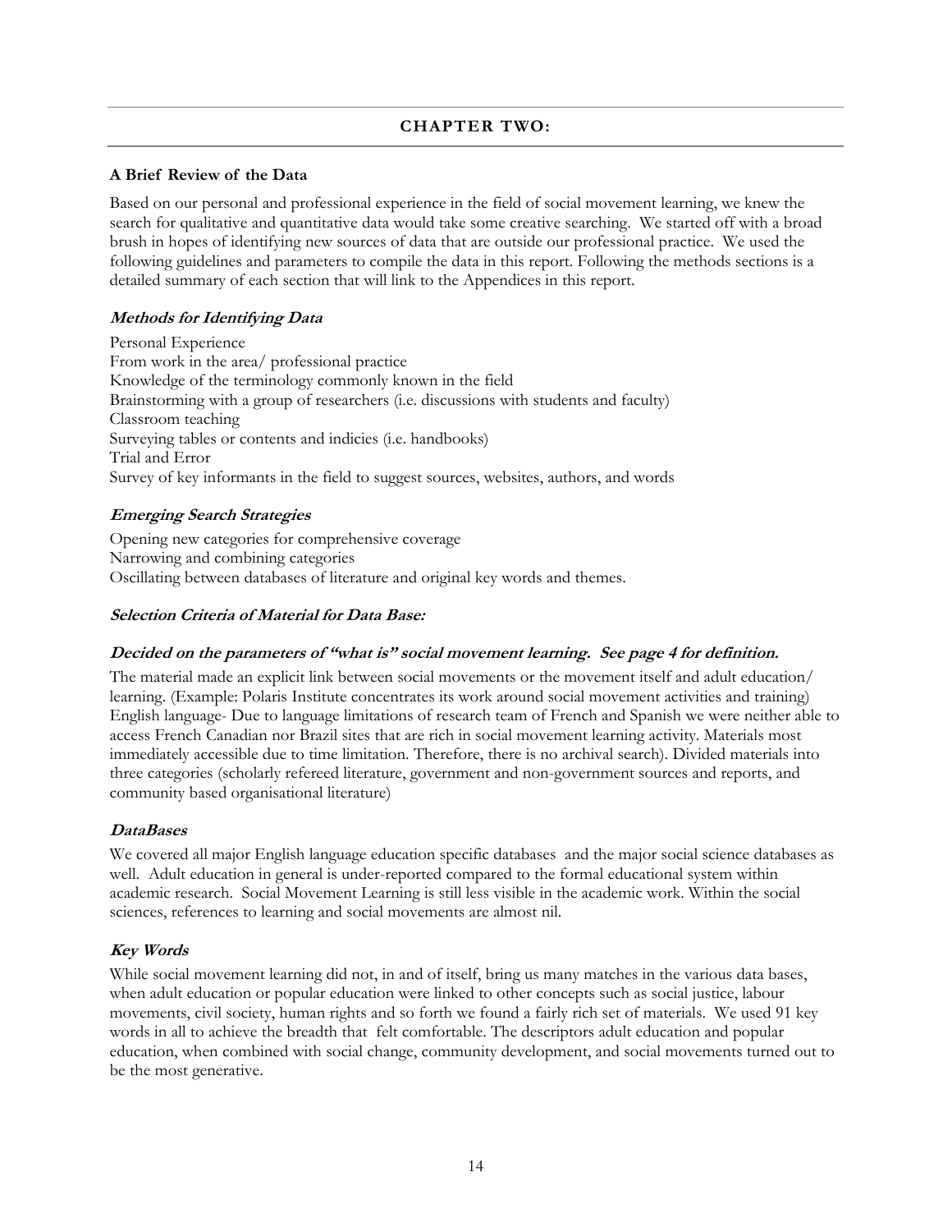## CHAPTER TWO:

**A Brief Review of the Data**

Based on our personal and professional experience in the field of social movement learning, we knew the search for qualitative and quantitative data would take some creative searching. We started off with a broad brush in hopes of identifying new sources of data that are outside our professional practice. We used the following guidelines and parameters to compile the data in this report. Following the methods sections is a detailed summary of each section that will link to the Appendices in this report.

***Methods for Identifying Data***

Personal Experience
From work in the area/ professional practice
Knowledge of the terminology commonly known in the field
Brainstorming with a group of researchers (i.e. discussions with students and faculty)
Classroom teaching
Surveying tables or contents and indicies (i.e. handbooks)
Trial and Error
Survey of key informants in the field to suggest sources, websites, authors, and words

***Emerging Search Strategies***

Opening new categories for comprehensive coverage
Narrowing and combining categories
Oscillating between databases of literature and original key words and themes.

***Selection Criteria of Material for Data Base:***

***Decided on the parameters of "what is" social movement learning. See page 4 for definition.***

The material made an explicit link between social movements or the movement itself and adult education/ learning. (Example: Polaris Institute concentrates its work around social movement activities and training) English language- Due to language limitations of research team of French and Spanish we were neither able to access French Canadian nor Brazil sites that are rich in social movement learning activity. Materials most immediately accessible due to time limitation. Therefore, there is no archival search). Divided materials into three categories (scholarly refereed literature, government and non-government sources and reports, and community based organisational literature)

***DataBases***

We covered all major English language education specific databases and the major social science databases as well. Adult education in general is under-reported compared to the formal educational system within academic research. Social Movement Learning is still less visible in the academic work. Within the social sciences, references to learning and social movements are almost nil.

***Key Words***

While social movement learning did not, in and of itself, bring us many matches in the various data bases, when adult education or popular education were linked to other concepts such as social justice, labour movements, civil society, human rights and so forth we found a fairly rich set of materials. We used 91 key words in all to achieve the breadth that felt comfortable. The descriptors adult education and popular education, when combined with social change, community development, and social movements turned out to be the most generative.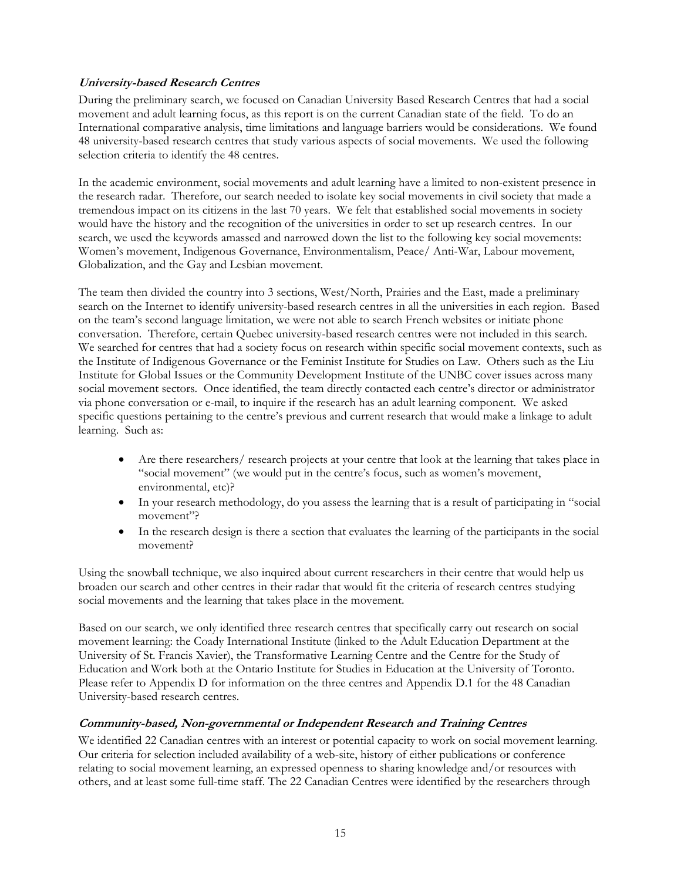### *University-based Research Centres*

During the preliminary search, we focused on Canadian University Based Research Centres that had a social movement and adult learning focus, as this report is on the current Canadian state of the field. To do an International comparative analysis, time limitations and language barriers would be considerations. We found 48 university-based research centres that study various aspects of social movements. We used the following selection criteria to identify the 48 centres.

In the academic environment, social movements and adult learning have a limited to non-existent presence in the research radar. Therefore, our search needed to isolate key social movements in civil society that made a tremendous impact on its citizens in the last 70 years. We felt that established social movements in society would have the history and the recognition of the universities in order to set up research centres. In our search, we used the keywords amassed and narrowed down the list to the following key social movements: Women's movement, Indigenous Governance, Environmentalism, Peace/ Anti-War, Labour movement, Globalization, and the Gay and Lesbian movement.

The team then divided the country into 3 sections, West/North, Prairies and the East, made a preliminary search on the Internet to identify university-based research centres in all the universities in each region. Based on the team's second language limitation, we were not able to search French websites or initiate phone conversation. Therefore, certain Quebec university-based research centres were not included in this search. We searched for centres that had a society focus on research within specific social movement contexts, such as the Institute of Indigenous Governance or the Feminist Institute for Studies on Law. Others such as the Liu Institute for Global Issues or the Community Development Institute of the UNBC cover issues across many social movement sectors. Once identified, the team directly contacted each centre's director or administrator via phone conversation or e-mail, to inquire if the research has an adult learning component. We asked specific questions pertaining to the centre's previous and current research that would make a linkage to adult learning. Such as:

- Are there researchers/ research projects at your centre that look at the learning that takes place in "social movement" (we would put in the centre's focus, such as women's movement, environmental, etc)?
- In your research methodology, do you assess the learning that is a result of participating in "social movement"?
- In the research design is there a section that evaluates the learning of the participants in the social movement?

Using the snowball technique, we also inquired about current researchers in their centre that would help us broaden our search and other centres in their radar that would fit the criteria of research centres studying social movements and the learning that takes place in the movement.

Based on our search, we only identified three research centres that specifically carry out research on social movement learning: the Coady International Institute (linked to the Adult Education Department at the University of St. Francis Xavier), the Transformative Learning Centre and the Centre for the Study of Education and Work both at the Ontario Institute for Studies in Education at the University of Toronto. Please refer to Appendix D for information on the three centres and Appendix D.1 for the 48 Canadian University-based research centres.

### *Community-based, Non-governmental or Independent Research and Training Centres*

We identified 22 Canadian centres with an interest or potential capacity to work on social movement learning. Our criteria for selection included availability of a web-site, history of either publications or conference relating to social movement learning, an expressed openness to sharing knowledge and/or resources with others, and at least some full-time staff. The 22 Canadian Centres were identified by the researchers through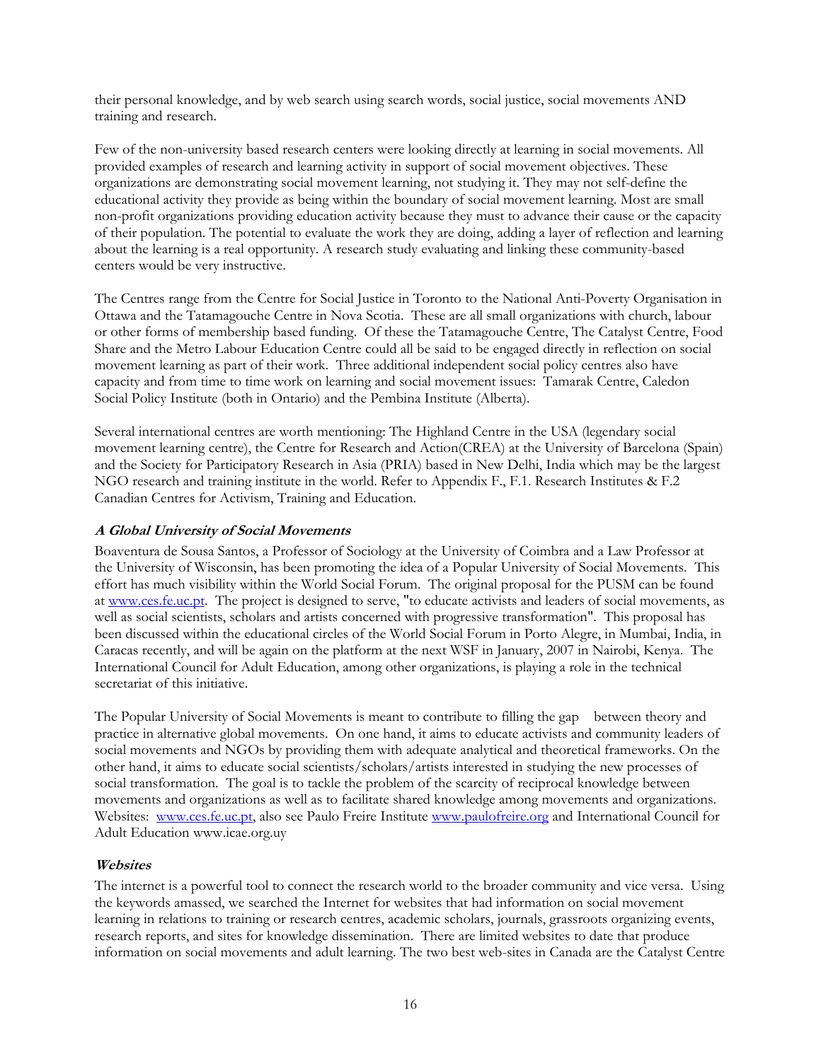their personal knowledge, and by web search using search words, social justice, social movements AND training and research.

Few of the non-university based research centers were looking directly at learning in social movements. All provided examples of research and learning activity in support of social movement objectives. These organizations are demonstrating social movement learning, not studying it. They may not self-define the educational activity they provide as being within the boundary of social movement learning. Most are small non-profit organizations providing education activity because they must to advance their cause or the capacity of their population. The potential to evaluate the work they are doing, adding a layer of reflection and learning about the learning is a real opportunity. A research study evaluating and linking these community-based centers would be very instructive.

The Centres range from the Centre for Social Justice in Toronto to the National Anti-Poverty Organisation in Ottawa and the Tatamagouche Centre in Nova Scotia. These are all small organizations with church, labour or other forms of membership based funding. Of these the Tatamagouche Centre, The Catalyst Centre, Food Share and the Metro Labour Education Centre could all be said to be engaged directly in reflection on social movement learning as part of their work. Three additional independent social policy centres also have capacity and from time to time work on learning and social movement issues: Tamarak Centre, Caledon Social Policy Institute (both in Ontario) and the Pembina Institute (Alberta).

Several international centres are worth mentioning: The Highland Centre in the USA (legendary social movement learning centre), the Centre for Research and Action(CREA) at the University of Barcelona (Spain) and the Society for Participatory Research in Asia (PRIA) based in New Delhi, India which may be the largest NGO research and training institute in the world. Refer to Appendix F., F.1. Research Institutes & F.2 Canadian Centres for Activism, Training and Education.

### *A Global University of Social Movements*

Boaventura de Sousa Santos, a Professor of Sociology at the University of Coimbra and a Law Professor at the University of Wisconsin, has been promoting the idea of a Popular University of Social Movements. This effort has much visibility within the World Social Forum. The original proposal for the PUSM can be found at www.ces.fe.uc.pt. The project is designed to serve, "to educate activists and leaders of social movements, as well as social scientists, scholars and artists concerned with progressive transformation". This proposal has been discussed within the educational circles of the World Social Forum in Porto Alegre, in Mumbai, India, in Caracas recently, and will be again on the platform at the next WSF in January, 2007 in Nairobi, Kenya. The International Council for Adult Education, among other organizations, is playing a role in the technical secretariat of this initiative.

The Popular University of Social Movements is meant to contribute to filling the gap between theory and practice in alternative global movements. On one hand, it aims to educate activists and community leaders of social movements and NGOs by providing them with adequate analytical and theoretical frameworks. On the other hand, it aims to educate social scientists/scholars/artists interested in studying the new processes of social transformation. The goal is to tackle the problem of the scarcity of reciprocal knowledge between movements and organizations as well as to facilitate shared knowledge among movements and organizations. Websites: www.ces.fe.uc.pt, also see Paulo Freire Institute www.paulofreire.org and International Council for Adult Education www.icae.org.uy

### *Websites*

The internet is a powerful tool to connect the research world to the broader community and vice versa. Using the keywords amassed, we searched the Internet for websites that had information on social movement learning in relations to training or research centres, academic scholars, journals, grassroots organizing events, research reports, and sites for knowledge dissemination. There are limited websites to date that produce information on social movements and adult learning. The two best web-sites in Canada are the Catalyst Centre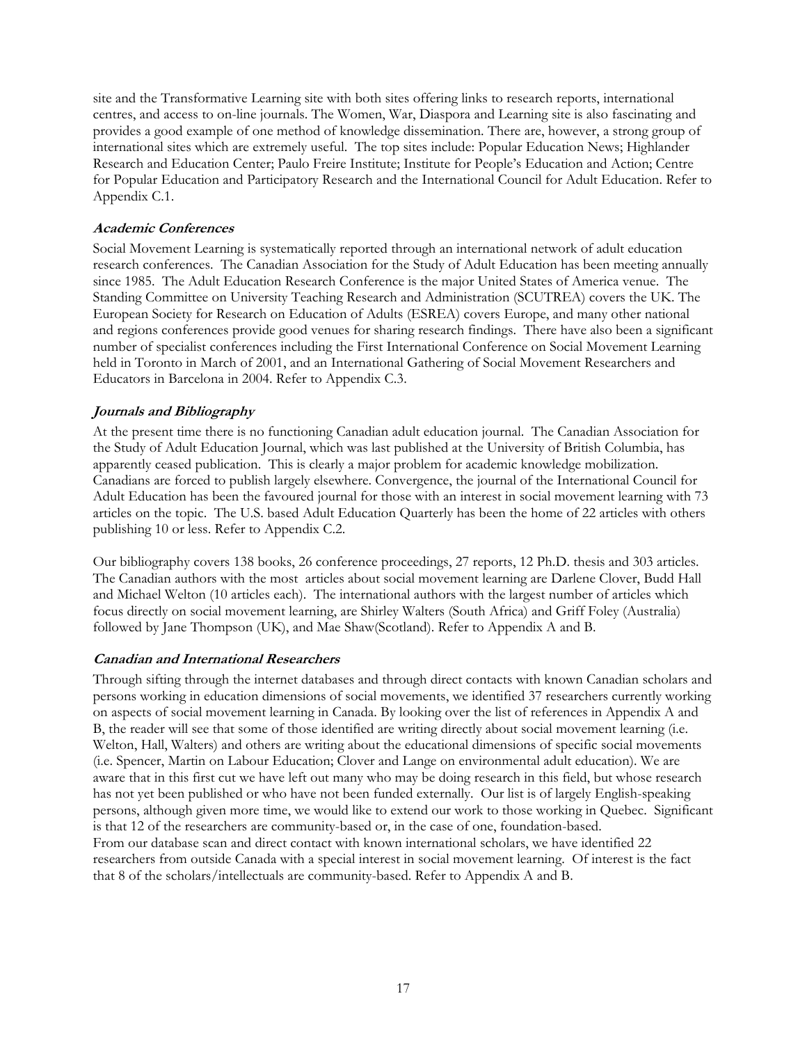site and the Transformative Learning site with both sites offering links to research reports, international centres, and access to on-line journals. The Women, War, Diaspora and Learning site is also fascinating and provides a good example of one method of knowledge dissemination. There are, however, a strong group of international sites which are extremely useful. The top sites include: Popular Education News; Highlander Research and Education Center; Paulo Freire Institute; Institute for People's Education and Action; Centre for Popular Education and Participatory Research and the International Council for Adult Education. Refer to Appendix C.1.

### *Academic Conferences*

Social Movement Learning is systematically reported through an international network of adult education research conferences. The Canadian Association for the Study of Adult Education has been meeting annually since 1985. The Adult Education Research Conference is the major United States of America venue. The Standing Committee on University Teaching Research and Administration (SCUTREA) covers the UK. The European Society for Research on Education of Adults (ESREA) covers Europe, and many other national and regions conferences provide good venues for sharing research findings. There have also been a significant number of specialist conferences including the First International Conference on Social Movement Learning held in Toronto in March of 2001, and an International Gathering of Social Movement Researchers and Educators in Barcelona in 2004. Refer to Appendix C.3.

### *Journals and Bibliography*

At the present time there is no functioning Canadian adult education journal. The Canadian Association for the Study of Adult Education Journal, which was last published at the University of British Columbia, has apparently ceased publication. This is clearly a major problem for academic knowledge mobilization. Canadians are forced to publish largely elsewhere. Convergence, the journal of the International Council for Adult Education has been the favoured journal for those with an interest in social movement learning with 73 articles on the topic. The U.S. based Adult Education Quarterly has been the home of 22 articles with others publishing 10 or less. Refer to Appendix C.2.

Our bibliography covers 138 books, 26 conference proceedings, 27 reports, 12 Ph.D. thesis and 303 articles. The Canadian authors with the most articles about social movement learning are Darlene Clover, Budd Hall and Michael Welton (10 articles each). The international authors with the largest number of articles which focus directly on social movement learning, are Shirley Walters (South Africa) and Griff Foley (Australia) followed by Jane Thompson (UK), and Mae Shaw(Scotland). Refer to Appendix A and B.

### *Canadian and International Researchers*

Through sifting through the internet databases and through direct contacts with known Canadian scholars and persons working in education dimensions of social movements, we identified 37 researchers currently working on aspects of social movement learning in Canada. By looking over the list of references in Appendix A and B, the reader will see that some of those identified are writing directly about social movement learning (i.e. Welton, Hall, Walters) and others are writing about the educational dimensions of specific social movements (i.e. Spencer, Martin on Labour Education; Clover and Lange on environmental adult education). We are aware that in this first cut we have left out many who may be doing research in this field, but whose research has not yet been published or who have not been funded externally. Our list is of largely English-speaking persons, although given more time, we would like to extend our work to those working in Quebec. Significant is that 12 of the researchers are community-based or, in the case of one, foundation-based.
From our database scan and direct contact with known international scholars, we have identified 22 researchers from outside Canada with a special interest in social movement learning. Of interest is the fact that 8 of the scholars/intellectuals are community-based. Refer to Appendix A and B.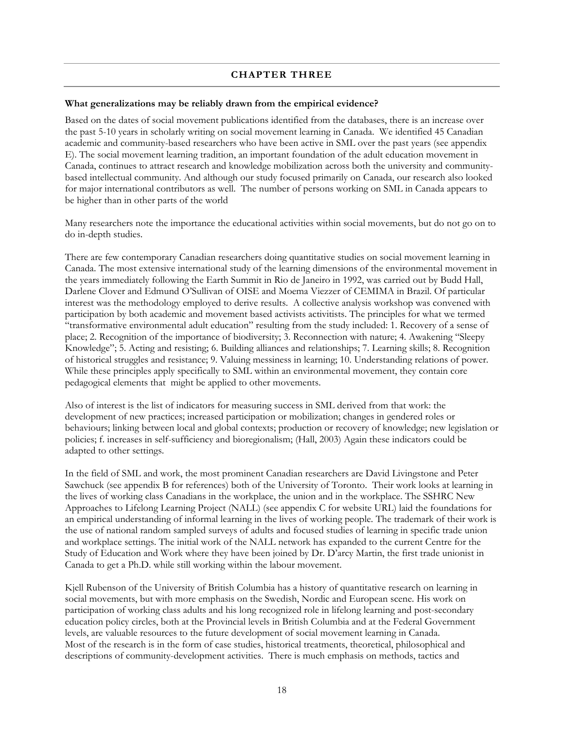## CHAPTER THREE

**What generalizations may be reliably drawn from the empirical evidence?**

Based on the dates of social movement publications identified from the databases, there is an increase over the past 5-10 years in scholarly writing on social movement learning in Canada. We identified 45 Canadian academic and community-based researchers who have been active in SML over the past years (see appendix E). The social movement learning tradition, an important foundation of the adult education movement in Canada, continues to attract research and knowledge mobilization across both the university and community-based intellectual community. And although our study focused primarily on Canada, our research also looked for major international contributors as well. The number of persons working on SML in Canada appears to be higher than in other parts of the world

Many researchers note the importance the educational activities within social movements, but do not go on to do in-depth studies.

There are few contemporary Canadian researchers doing quantitative studies on social movement learning in Canada. The most extensive international study of the learning dimensions of the environmental movement in the years immediately following the Earth Summit in Rio de Janeiro in 1992, was carried out by Budd Hall, Darlene Clover and Edmund O'Sullivan of OISE and Moema Viezzer of CEMIMA in Brazil. Of particular interest was the methodology employed to derive results. A collective analysis workshop was convened with participation by both academic and movement based activists activitists. The principles for what we termed "transformative environmental adult education" resulting from the study included: 1. Recovery of a sense of place; 2. Recognition of the importance of biodiversity; 3. Reconnection with nature; 4. Awakening "Sleepy Knowledge"; 5. Acting and resisting; 6. Building alliances and relationships; 7. Learning skills; 8. Recognition of historical struggles and resistance; 9. Valuing messiness in learning; 10. Understanding relations of power. While these principles apply specifically to SML within an environmental movement, they contain core pedagogical elements that might be applied to other movements.

Also of interest is the list of indicators for measuring success in SML derived from that work: the development of new practices; increased participation or mobilization; changes in gendered roles or behaviours; linking between local and global contexts; production or recovery of knowledge; new legislation or policies; f. increases in self-sufficiency and bioregionalism; (Hall, 2003) Again these indicators could be adapted to other settings.

In the field of SML and work, the most prominent Canadian researchers are David Livingstone and Peter Sawchuck (see appendix B for references) both of the University of Toronto. Their work looks at learning in the lives of working class Canadians in the workplace, the union and in the workplace. The SSHRC New Approaches to Lifelong Learning Project (NALL) (see appendix C for website URL) laid the foundations for an empirical understanding of informal learning in the lives of working people. The trademark of their work is the use of national random sampled surveys of adults and focused studies of learning in specific trade union and workplace settings. The initial work of the NALL network has expanded to the current Centre for the Study of Education and Work where they have been joined by Dr. D'arcy Martin, the first trade unionist in Canada to get a Ph.D. while still working within the labour movement.

Kjell Rubenson of the University of British Columbia has a history of quantitative research on learning in social movements, but with more emphasis on the Swedish, Nordic and European scene. His work on participation of working class adults and his long recognized role in lifelong learning and post-secondary education policy circles, both at the Provincial levels in British Columbia and at the Federal Government levels, are valuable resources to the future development of social movement learning in Canada.
Most of the research is in the form of case studies, historical treatments, theoretical, philosophical and descriptions of community-development activities. There is much emphasis on methods, tactics and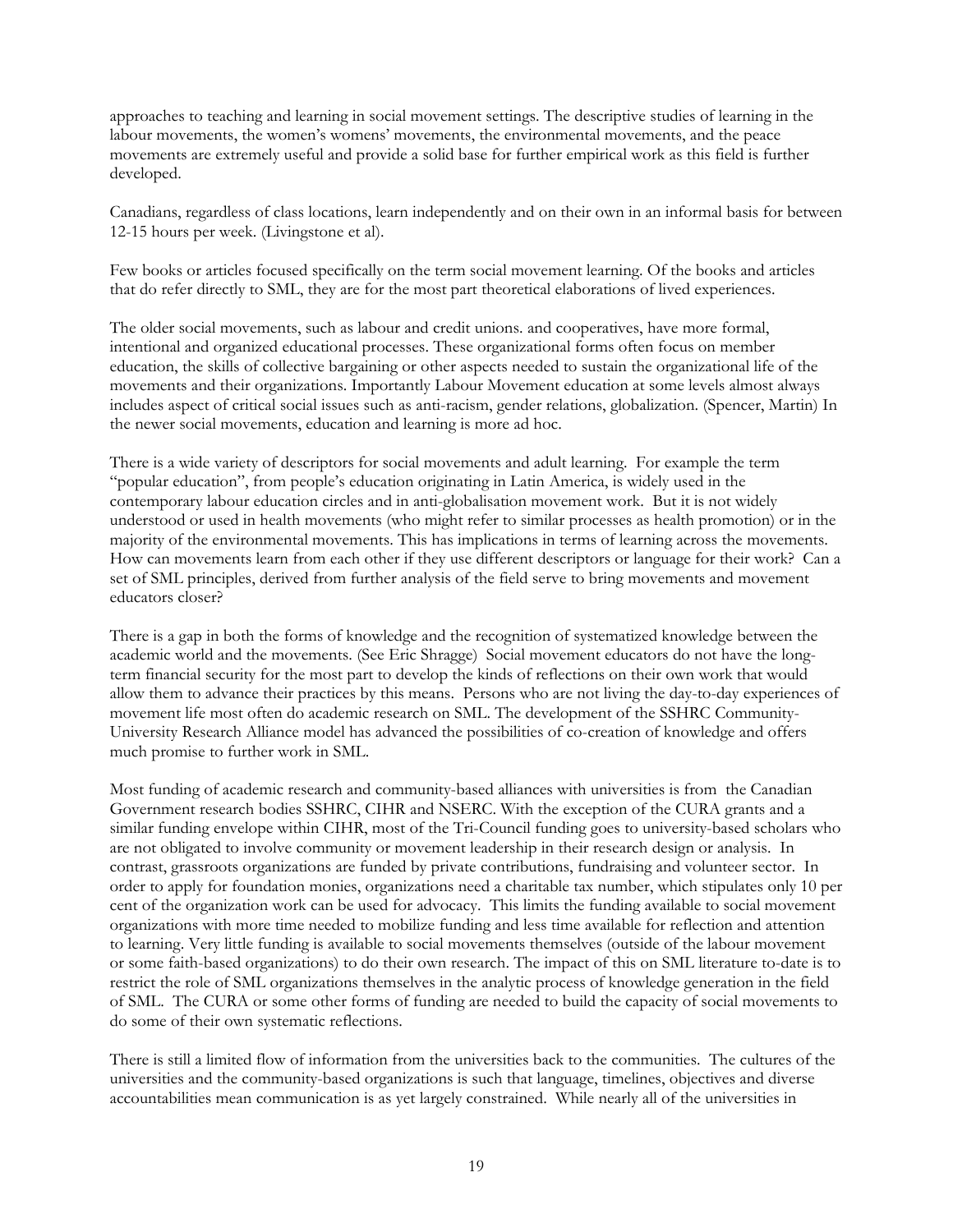approaches to teaching and learning in social movement settings. The descriptive studies of learning in the labour movements, the women's womens' movements, the environmental movements, and the peace movements are extremely useful and provide a solid base for further empirical work as this field is further developed.

Canadians, regardless of class locations, learn independently and on their own in an informal basis for between 12-15 hours per week. (Livingstone et al).

Few books or articles focused specifically on the term social movement learning. Of the books and articles that do refer directly to SML, they are for the most part theoretical elaborations of lived experiences.

The older social movements, such as labour and credit unions. and cooperatives, have more formal, intentional and organized educational processes. These organizational forms often focus on member education, the skills of collective bargaining or other aspects needed to sustain the organizational life of the movements and their organizations. Importantly Labour Movement education at some levels almost always includes aspect of critical social issues such as anti-racism, gender relations, globalization. (Spencer, Martin) In the newer social movements, education and learning is more ad hoc.

There is a wide variety of descriptors for social movements and adult learning. For example the term "popular education", from people's education originating in Latin America, is widely used in the contemporary labour education circles and in anti-globalisation movement work. But it is not widely understood or used in health movements (who might refer to similar processes as health promotion) or in the majority of the environmental movements. This has implications in terms of learning across the movements. How can movements learn from each other if they use different descriptors or language for their work? Can a set of SML principles, derived from further analysis of the field serve to bring movements and movement educators closer?

There is a gap in both the forms of knowledge and the recognition of systematized knowledge between the academic world and the movements. (See Eric Shragge) Social movement educators do not have the long-term financial security for the most part to develop the kinds of reflections on their own work that would allow them to advance their practices by this means. Persons who are not living the day-to-day experiences of movement life most often do academic research on SML. The development of the SSHRC Community-University Research Alliance model has advanced the possibilities of co-creation of knowledge and offers much promise to further work in SML.

Most funding of academic research and community-based alliances with universities is from the Canadian Government research bodies SSHRC, CIHR and NSERC. With the exception of the CURA grants and a similar funding envelope within CIHR, most of the Tri-Council funding goes to university-based scholars who are not obligated to involve community or movement leadership in their research design or analysis. In contrast, grassroots organizations are funded by private contributions, fundraising and volunteer sector. In order to apply for foundation monies, organizations need a charitable tax number, which stipulates only 10 per cent of the organization work can be used for advocacy. This limits the funding available to social movement organizations with more time needed to mobilize funding and less time available for reflection and attention to learning. Very little funding is available to social movements themselves (outside of the labour movement or some faith-based organizations) to do their own research. The impact of this on SML literature to-date is to restrict the role of SML organizations themselves in the analytic process of knowledge generation in the field of SML. The CURA or some other forms of funding are needed to build the capacity of social movements to do some of their own systematic reflections.

There is still a limited flow of information from the universities back to the communities. The cultures of the universities and the community-based organizations is such that language, timelines, objectives and diverse accountabilities mean communication is as yet largely constrained. While nearly all of the universities in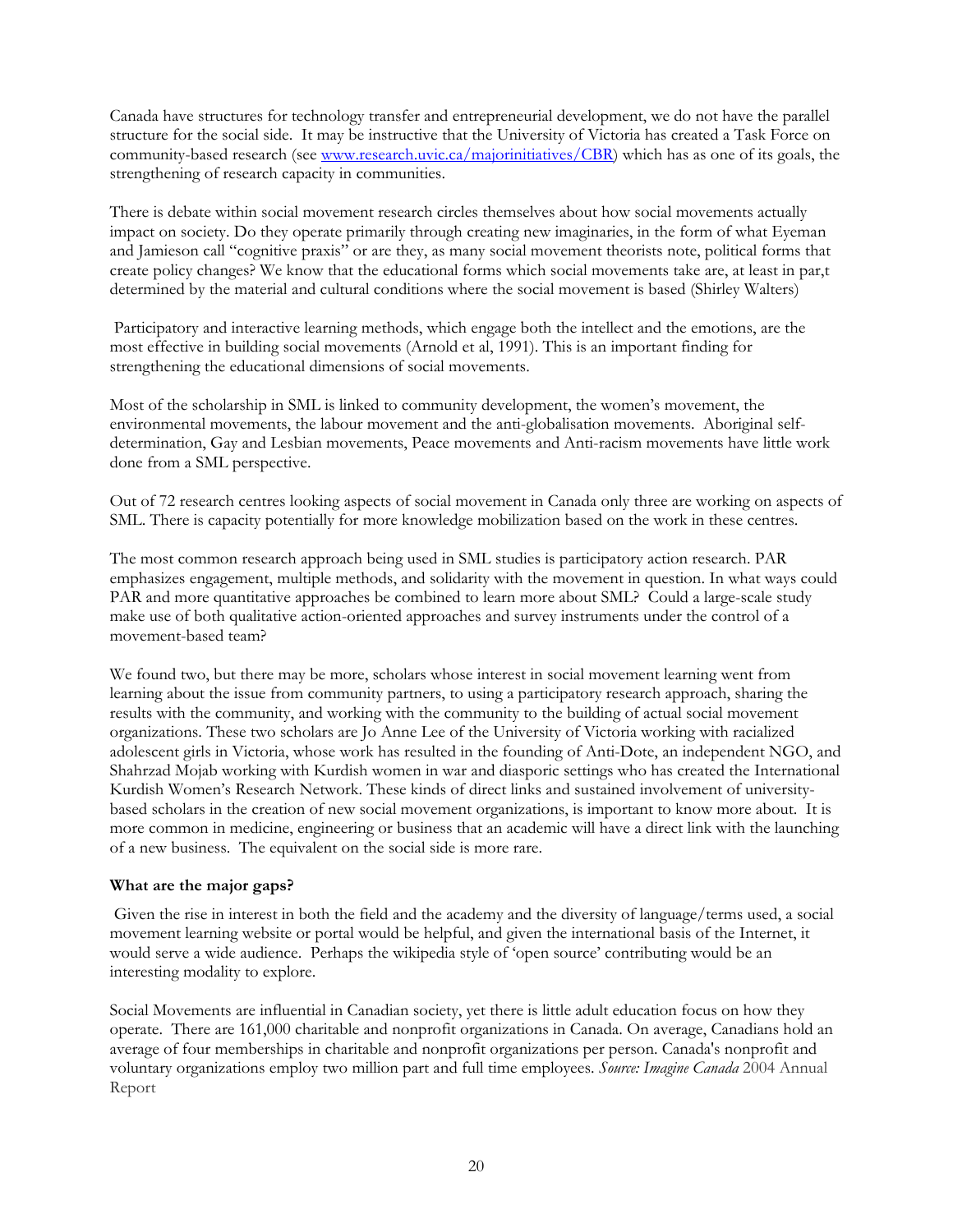Canada have structures for technology transfer and entrepreneurial development, we do not have the parallel structure for the social side. It may be instructive that the University of Victoria has created a Task Force on community-based research (see [www.research.uvic.ca/majorinitiatives/CBR](www.research.uvic.ca/majorinitiatives/CBR)) which has as one of its goals, the strengthening of research capacity in communities.

There is debate within social movement research circles themselves about how social movements actually impact on society. Do they operate primarily through creating new imaginaries, in the form of what Eyeman and Jamieson call "cognitive praxis" or are they, as many social movement theorists note, political forms that create policy changes? We know that the educational forms which social movements take are, at least in par,t determined by the material and cultural conditions where the social movement is based (Shirley Walters)

Participatory and interactive learning methods, which engage both the intellect and the emotions, are the most effective in building social movements (Arnold et al, 1991). This is an important finding for strengthening the educational dimensions of social movements.

Most of the scholarship in SML is linked to community development, the women's movement, the environmental movements, the labour movement and the anti-globalisation movements. Aboriginal self-determination, Gay and Lesbian movements, Peace movements and Anti-racism movements have little work done from a SML perspective.

Out of 72 research centres looking aspects of social movement in Canada only three are working on aspects of SML. There is capacity potentially for more knowledge mobilization based on the work in these centres.

The most common research approach being used in SML studies is participatory action research. PAR emphasizes engagement, multiple methods, and solidarity with the movement in question. In what ways could PAR and more quantitative approaches be combined to learn more about SML? Could a large-scale study make use of both qualitative action-oriented approaches and survey instruments under the control of a movement-based team?

We found two, but there may be more, scholars whose interest in social movement learning went from learning about the issue from community partners, to using a participatory research approach, sharing the results with the community, and working with the community to the building of actual social movement organizations. These two scholars are Jo Anne Lee of the University of Victoria working with racialized adolescent girls in Victoria, whose work has resulted in the founding of Anti-Dote, an independent NGO, and Shahrzad Mojab working with Kurdish women in war and diasporic settings who has created the International Kurdish Women's Research Network. These kinds of direct links and sustained involvement of university-based scholars in the creation of new social movement organizations, is important to know more about. It is more common in medicine, engineering or business that an academic will have a direct link with the launching of a new business. The equivalent on the social side is more rare.

**What are the major gaps?**

Given the rise in interest in both the field and the academy and the diversity of language/terms used, a social movement learning website or portal would be helpful, and given the international basis of the Internet, it would serve a wide audience. Perhaps the wikipedia style of 'open source' contributing would be an interesting modality to explore.

Social Movements are influential in Canadian society, yet there is little adult education focus on how they operate. There are 161,000 charitable and nonprofit organizations in Canada. On average, Canadians hold an average of four memberships in charitable and nonprofit organizations per person. Canada's nonprofit and voluntary organizations employ two million part and full time employees. *Source: Imagine Canada* 2004 Annual Report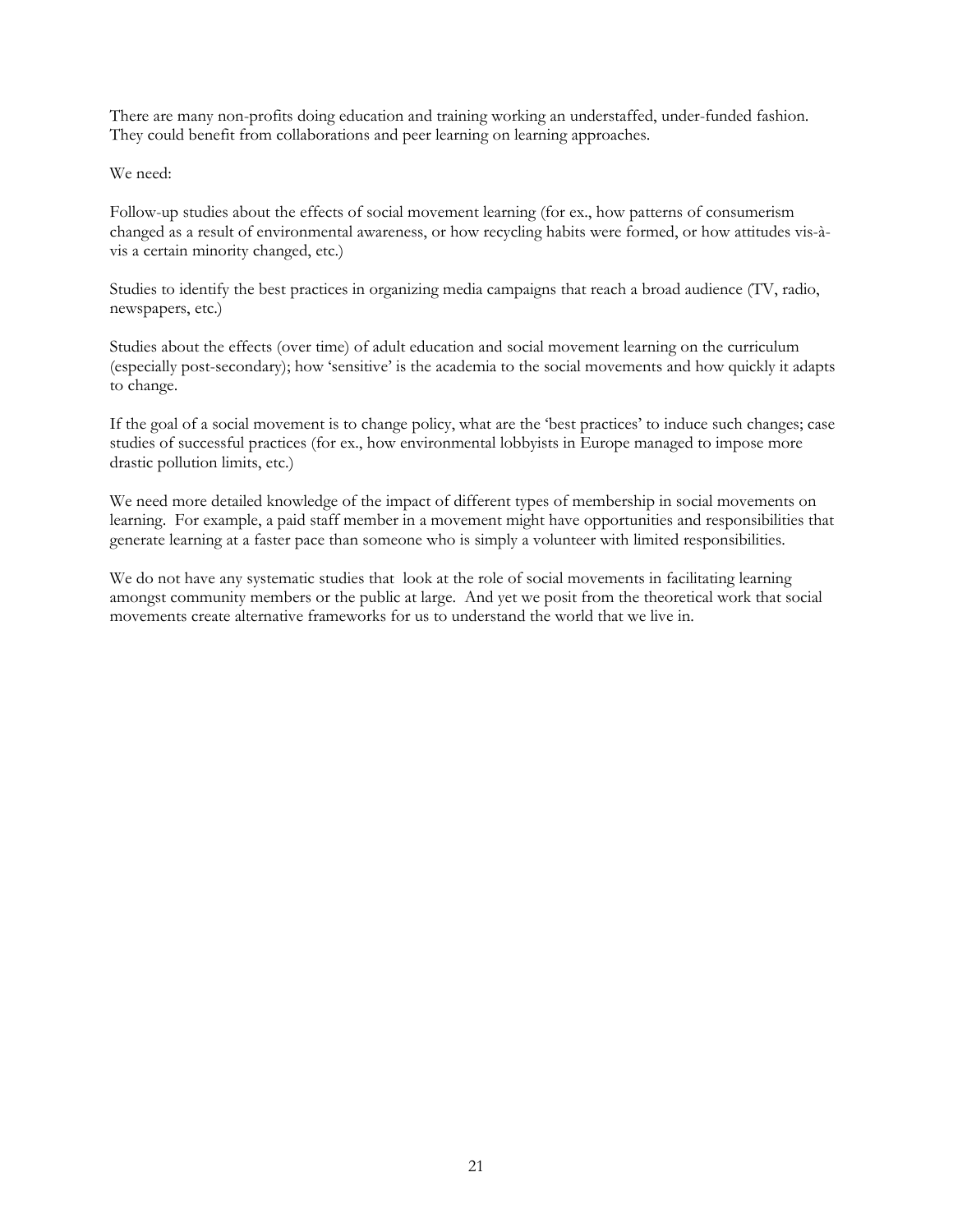There are many non-profits doing education and training working an understaffed, under-funded fashion. They could benefit from collaborations and peer learning on learning approaches.

We need:

Follow-up studies about the effects of social movement learning (for ex., how patterns of consumerism changed as a result of environmental awareness, or how recycling habits were formed, or how attitudes vis-à-vis a certain minority changed, etc.)

Studies to identify the best practices in organizing media campaigns that reach a broad audience (TV, radio, newspapers, etc.)

Studies about the effects (over time) of adult education and social movement learning on the curriculum (especially post-secondary); how 'sensitive' is the academia to the social movements and how quickly it adapts to change.

If the goal of a social movement is to change policy, what are the 'best practices' to induce such changes; case studies of successful practices (for ex., how environmental lobbyists in Europe managed to impose more drastic pollution limits, etc.)

We need more detailed knowledge of the impact of different types of membership in social movements on learning. For example, a paid staff member in a movement might have opportunities and responsibilities that generate learning at a faster pace than someone who is simply a volunteer with limited responsibilities.

We do not have any systematic studies that look at the role of social movements in facilitating learning amongst community members or the public at large. And yet we posit from the theoretical work that social movements create alternative frameworks for us to understand the world that we live in.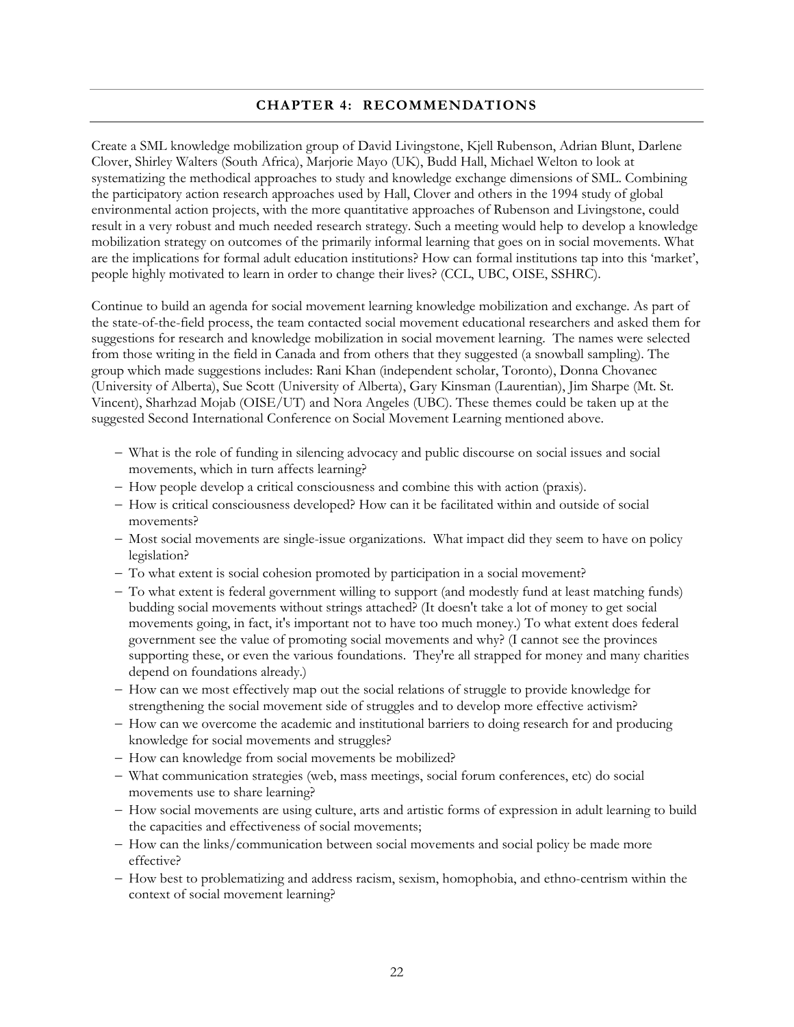## CHAPTER 4: RECOMMENDATIONS

Create a SML knowledge mobilization group of David Livingstone, Kjell Rubenson, Adrian Blunt, Darlene Clover, Shirley Walters (South Africa), Marjorie Mayo (UK), Budd Hall, Michael Welton to look at systematizing the methodical approaches to study and knowledge exchange dimensions of SML. Combining the participatory action research approaches used by Hall, Clover and others in the 1994 study of global environmental action projects, with the more quantitative approaches of Rubenson and Livingstone, could result in a very robust and much needed research strategy. Such a meeting would help to develop a knowledge mobilization strategy on outcomes of the primarily informal learning that goes on in social movements. What are the implications for formal adult education institutions? How can formal institutions tap into this 'market', people highly motivated to learn in order to change their lives? (CCL, UBC, OISE, SSHRC).

Continue to build an agenda for social movement learning knowledge mobilization and exchange. As part of the state-of-the-field process, the team contacted social movement educational researchers and asked them for suggestions for research and knowledge mobilization in social movement learning. The names were selected from those writing in the field in Canada and from others that they suggested (a snowball sampling). The group which made suggestions includes: Rani Khan (independent scholar, Toronto), Donna Chovanec (University of Alberta), Sue Scott (University of Alberta), Gary Kinsman (Laurentian), Jim Sharpe (Mt. St. Vincent), Sharhzad Mojab (OISE/UT) and Nora Angeles (UBC). These themes could be taken up at the suggested Second International Conference on Social Movement Learning mentioned above.

- What is the role of funding in silencing advocacy and public discourse on social issues and social movements, which in turn affects learning?
- How people develop a critical consciousness and combine this with action (praxis).
- How is critical consciousness developed? How can it be facilitated within and outside of social movements?
- Most social movements are single-issue organizations. What impact did they seem to have on policy legislation?
- To what extent is social cohesion promoted by participation in a social movement?
- To what extent is federal government willing to support (and modestly fund at least matching funds) budding social movements without strings attached? (It doesn't take a lot of money to get social movements going, in fact, it's important not to have too much money.) To what extent does federal government see the value of promoting social movements and why? (I cannot see the provinces supporting these, or even the various foundations. They're all strapped for money and many charities depend on foundations already.)
- How can we most effectively map out the social relations of struggle to provide knowledge for strengthening the social movement side of struggles and to develop more effective activism?
- How can we overcome the academic and institutional barriers to doing research for and producing knowledge for social movements and struggles?
- How can knowledge from social movements be mobilized?
- What communication strategies (web, mass meetings, social forum conferences, etc) do social movements use to share learning?
- How social movements are using culture, arts and artistic forms of expression in adult learning to build the capacities and effectiveness of social movements;
- How can the links/communication between social movements and social policy be made more effective?
- How best to problematizing and address racism, sexism, homophobia, and ethno-centrism within the context of social movement learning?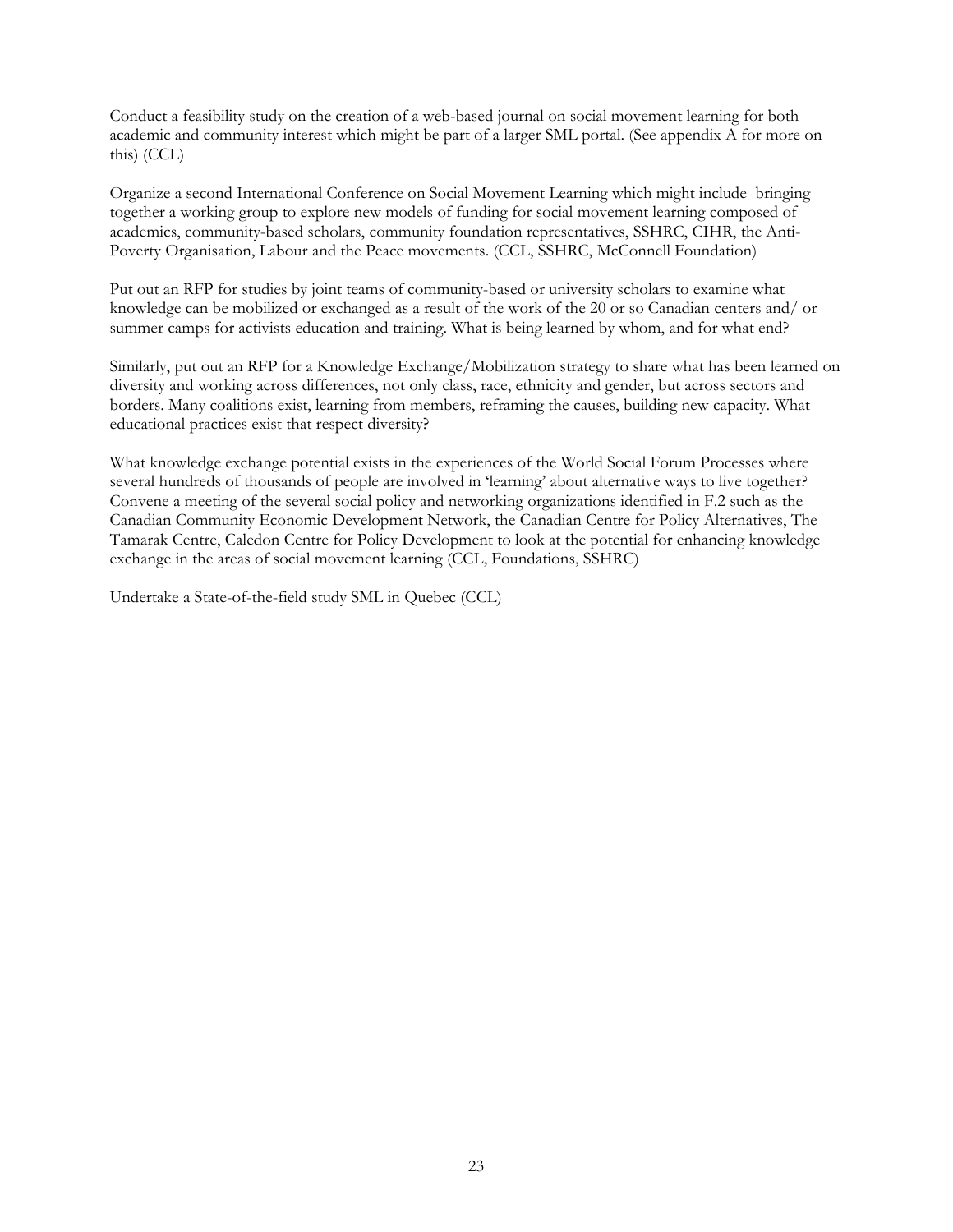Conduct a feasibility study on the creation of a web-based journal on social movement learning for both academic and community interest which might be part of a larger SML portal. (See appendix A for more on this) (CCL)

Organize a second International Conference on Social Movement Learning which might include bringing together a working group to explore new models of funding for social movement learning composed of academics, community-based scholars, community foundation representatives, SSHRC, CIHR, the Anti-Poverty Organisation, Labour and the Peace movements. (CCL, SSHRC, McConnell Foundation)

Put out an RFP for studies by joint teams of community-based or university scholars to examine what knowledge can be mobilized or exchanged as a result of the work of the 20 or so Canadian centers and/ or summer camps for activists education and training. What is being learned by whom, and for what end?

Similarly, put out an RFP for a Knowledge Exchange/Mobilization strategy to share what has been learned on diversity and working across differences, not only class, race, ethnicity and gender, but across sectors and borders. Many coalitions exist, learning from members, reframing the causes, building new capacity. What educational practices exist that respect diversity?

What knowledge exchange potential exists in the experiences of the World Social Forum Processes where several hundreds of thousands of people are involved in 'learning' about alternative ways to live together? Convene a meeting of the several social policy and networking organizations identified in F.2 such as the Canadian Community Economic Development Network, the Canadian Centre for Policy Alternatives, The Tamarak Centre, Caledon Centre for Policy Development to look at the potential for enhancing knowledge exchange in the areas of social movement learning (CCL, Foundations, SSHRC)

Undertake a State-of-the-field study SML in Quebec (CCL)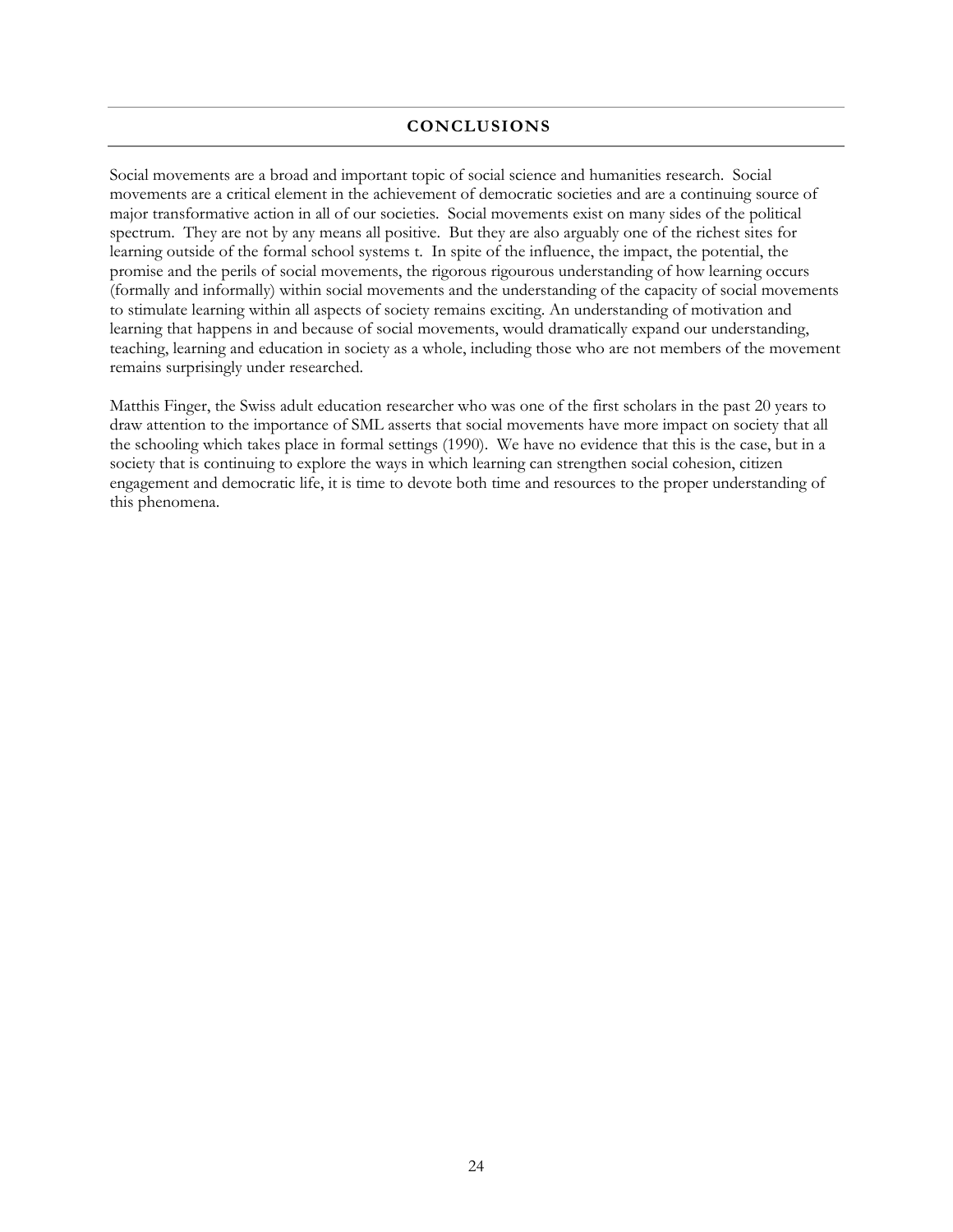## CONCLUSIONS

Social movements are a broad and important topic of social science and humanities research. Social movements are a critical element in the achievement of democratic societies and are a continuing source of major transformative action in all of our societies. Social movements exist on many sides of the political spectrum. They are not by any means all positive. But they are also arguably one of the richest sites for learning outside of the formal school systems t. In spite of the influence, the impact, the potential, the promise and the perils of social movements, the rigorous rigourous understanding of how learning occurs (formally and informally) within social movements and the understanding of the capacity of social movements to stimulate learning within all aspects of society remains exciting. An understanding of motivation and learning that happens in and because of social movements, would dramatically expand our understanding, teaching, learning and education in society as a whole, including those who are not members of the movement remains surprisingly under researched.

Matthis Finger, the Swiss adult education researcher who was one of the first scholars in the past 20 years to draw attention to the importance of SML asserts that social movements have more impact on society that all the schooling which takes place in formal settings (1990). We have no evidence that this is the case, but in a society that is continuing to explore the ways in which learning can strengthen social cohesion, citizen engagement and democratic life, it is time to devote both time and resources to the proper understanding of this phenomena.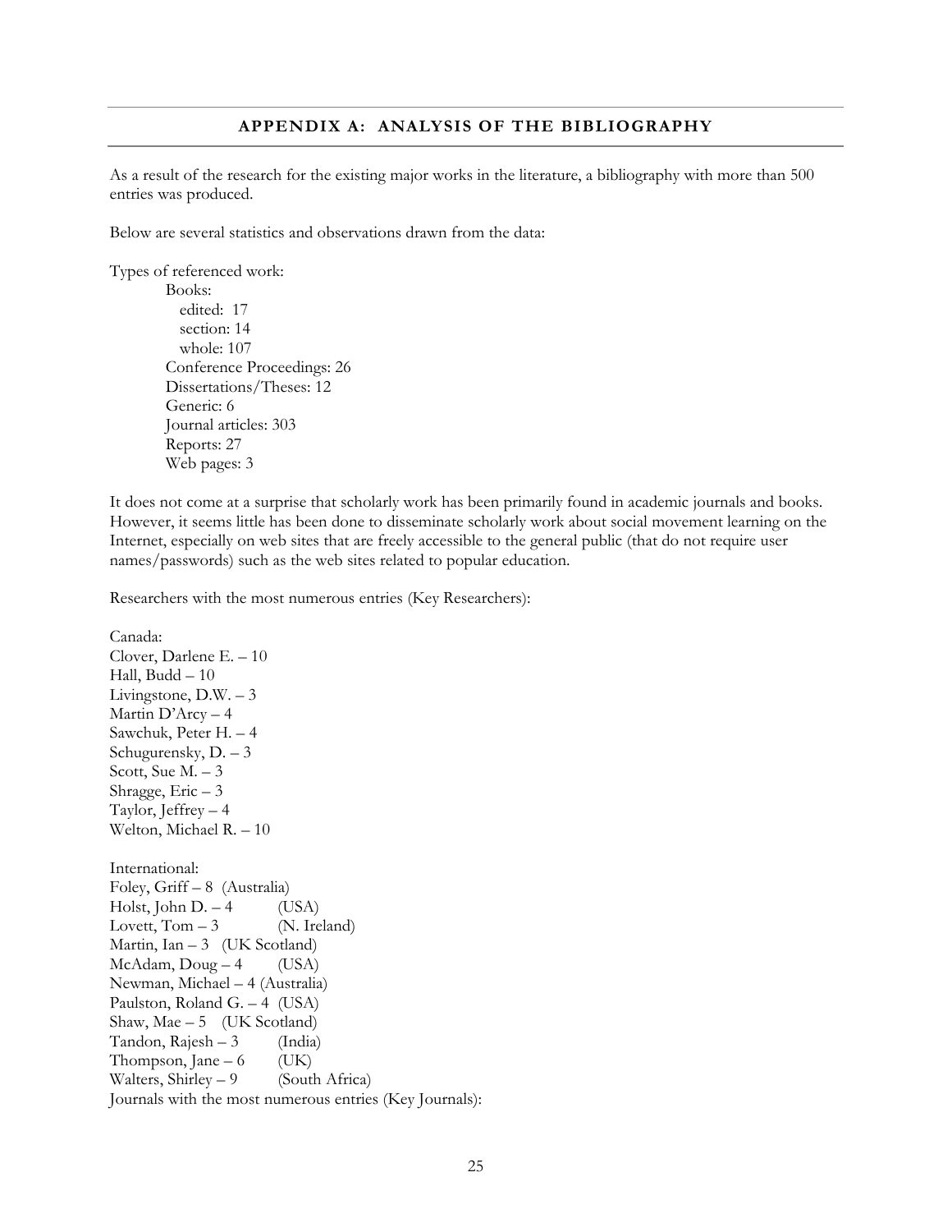## APPENDIX A: ANALYSIS OF THE BIBLIOGRAPHY

As a result of the research for the existing major works in the literature, a bibliography with more than 500 entries was produced.

Below are several statistics and observations drawn from the data:

Types of referenced work:

- Books:
  - edited: 17
  - section: 14
  - whole: 107
- Conference Proceedings: 26
- Dissertations/Theses: 12
- Generic: 6
- Journal articles: 303
- Reports: 27
- Web pages: 3

It does not come at a surprise that scholarly work has been primarily found in academic journals and books. However, it seems little has been done to disseminate scholarly work about social movement learning on the Internet, especially on web sites that are freely accessible to the general public (that do not require user names/passwords) such as the web sites related to popular education.

Researchers with the most numerous entries (Key Researchers):

Canada:
Clover, Darlene E. – 10
Hall, Budd – 10
Livingstone, D.W. – 3
Martin D'Arcy – 4
Sawchuk, Peter H. – 4
Schugurensky, D. – 3
Scott, Sue M. – 3
Shragge, Eric – 3
Taylor, Jeffrey – 4
Welton, Michael R. – 10

International:
Foley, Griff – 8 (Australia)
Holst, John D. – 4 (USA)
Lovett, Tom – 3 (N. Ireland)
Martin, Ian – 3 (UK Scotland)
McAdam, Doug – 4 (USA)
Newman, Michael – 4 (Australia)
Paulston, Roland G. – 4 (USA)
Shaw, Mae – 5 (UK Scotland)
Tandon, Rajesh – 3 (India)
Thompson, Jane – 6 (UK)
Walters, Shirley – 9 (South Africa)

Journals with the most numerous entries (Key Journals):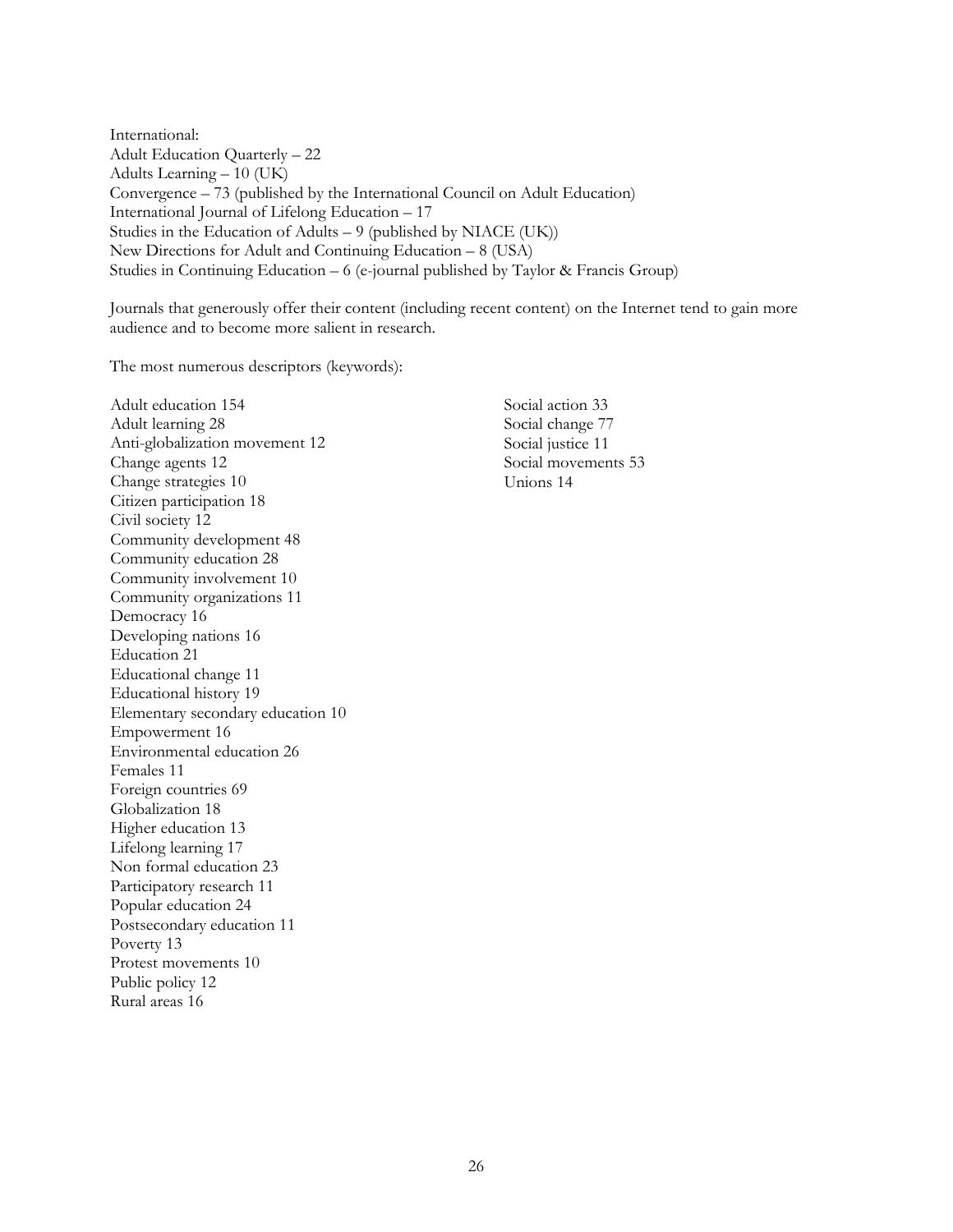International:
Adult Education Quarterly – 22
Adults Learning – 10 (UK)
Convergence – 73 (published by the International Council on Adult Education)
International Journal of Lifelong Education – 17
Studies in the Education of Adults – 9 (published by NIACE (UK))
New Directions for Adult and Continuing Education – 8 (USA)
Studies in Continuing Education – 6 (e-journal published by Taylor & Francis Group)

Journals that generously offer their content (including recent content) on the Internet tend to gain more audience and to become more salient in research.

The most numerous descriptors (keywords):

Adult education 154
Adult learning 28
Anti-globalization movement 12
Change agents 12
Change strategies 10
Citizen participation 18
Civil society 12
Community development 48
Community education 28
Community involvement 10
Community organizations 11
Democracy 16
Developing nations 16
Education 21
Educational change 11
Educational history 19
Elementary secondary education 10
Empowerment 16
Environmental education 26
Females 11
Foreign countries 69
Globalization 18
Higher education 13
Lifelong learning 17
Non formal education 23
Participatory research 11
Popular education 24
Postsecondary education 11
Poverty 13
Protest movements 10
Public policy 12
Rural areas 16
Social action 33
Social change 77
Social justice 11
Social movements 53
Unions 14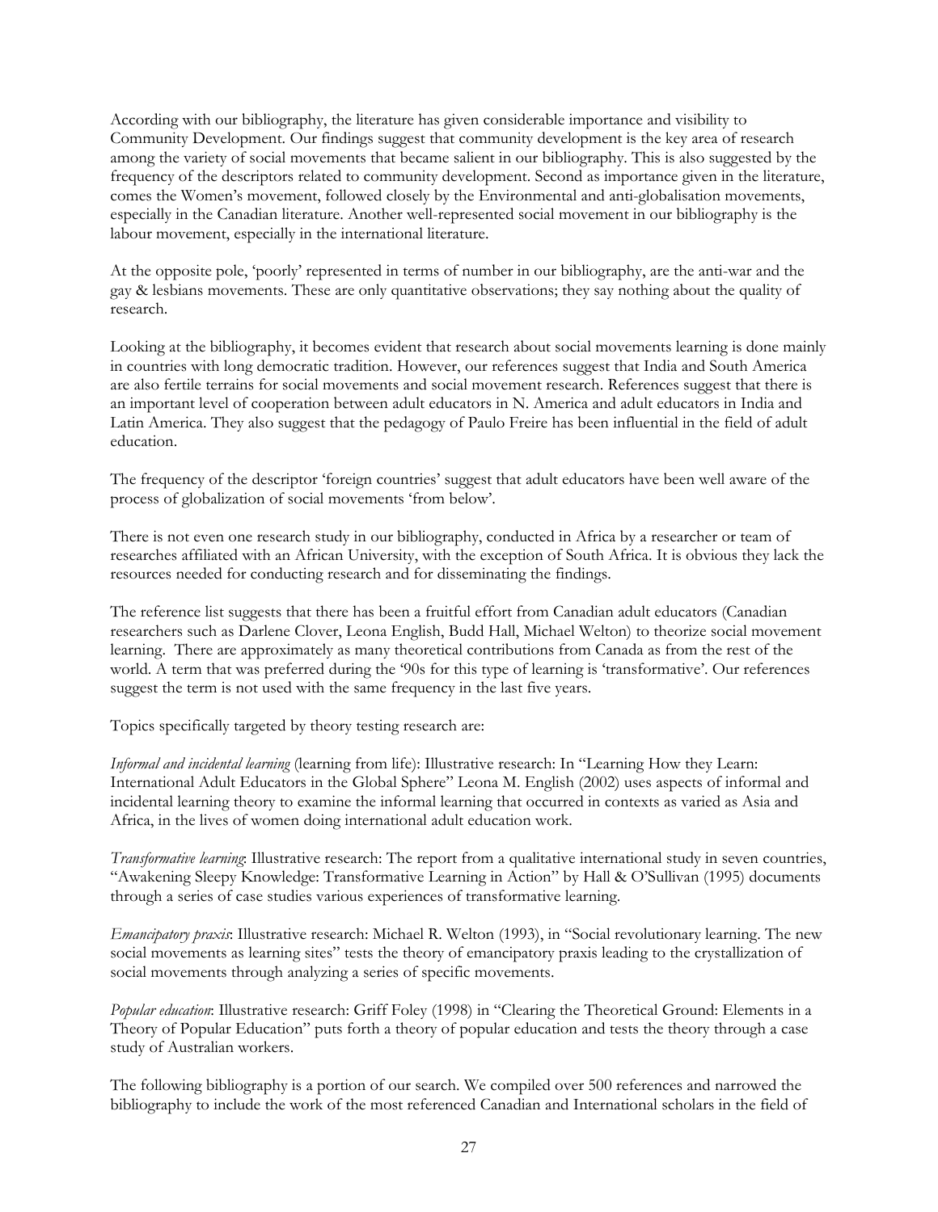According with our bibliography, the literature has given considerable importance and visibility to Community Development. Our findings suggest that community development is the key area of research among the variety of social movements that became salient in our bibliography. This is also suggested by the frequency of the descriptors related to community development. Second as importance given in the literature, comes the Women's movement, followed closely by the Environmental and anti-globalisation movements, especially in the Canadian literature. Another well-represented social movement in our bibliography is the labour movement, especially in the international literature.

At the opposite pole, 'poorly' represented in terms of number in our bibliography, are the anti-war and the gay & lesbians movements. These are only quantitative observations; they say nothing about the quality of research.

Looking at the bibliography, it becomes evident that research about social movements learning is done mainly in countries with long democratic tradition. However, our references suggest that India and South America are also fertile terrains for social movements and social movement research. References suggest that there is an important level of cooperation between adult educators in N. America and adult educators in India and Latin America. They also suggest that the pedagogy of Paulo Freire has been influential in the field of adult education.

The frequency of the descriptor 'foreign countries' suggest that adult educators have been well aware of the process of globalization of social movements 'from below'.

There is not even one research study in our bibliography, conducted in Africa by a researcher or team of researches affiliated with an African University, with the exception of South Africa. It is obvious they lack the resources needed for conducting research and for disseminating the findings.

The reference list suggests that there has been a fruitful effort from Canadian adult educators (Canadian researchers such as Darlene Clover, Leona English, Budd Hall, Michael Welton) to theorize social movement learning. There are approximately as many theoretical contributions from Canada as from the rest of the world. A term that was preferred during the '90s for this type of learning is 'transformative'. Our references suggest the term is not used with the same frequency in the last five years.

Topics specifically targeted by theory testing research are:

*Informal and incidental learning* (learning from life): Illustrative research: In "Learning How they Learn: International Adult Educators in the Global Sphere" Leona M. English (2002) uses aspects of informal and incidental learning theory to examine the informal learning that occurred in contexts as varied as Asia and Africa, in the lives of women doing international adult education work.

*Transformative learning*: Illustrative research: The report from a qualitative international study in seven countries, "Awakening Sleepy Knowledge: Transformative Learning in Action" by Hall & O'Sullivan (1995) documents through a series of case studies various experiences of transformative learning.

*Emancipatory praxis*: Illustrative research: Michael R. Welton (1993), in "Social revolutionary learning. The new social movements as learning sites" tests the theory of emancipatory praxis leading to the crystallization of social movements through analyzing a series of specific movements.

*Popular education*: Illustrative research: Griff Foley (1998) in "Clearing the Theoretical Ground: Elements in a Theory of Popular Education" puts forth a theory of popular education and tests the theory through a case study of Australian workers.

The following bibliography is a portion of our search. We compiled over 500 references and narrowed the bibliography to include the work of the most referenced Canadian and International scholars in the field of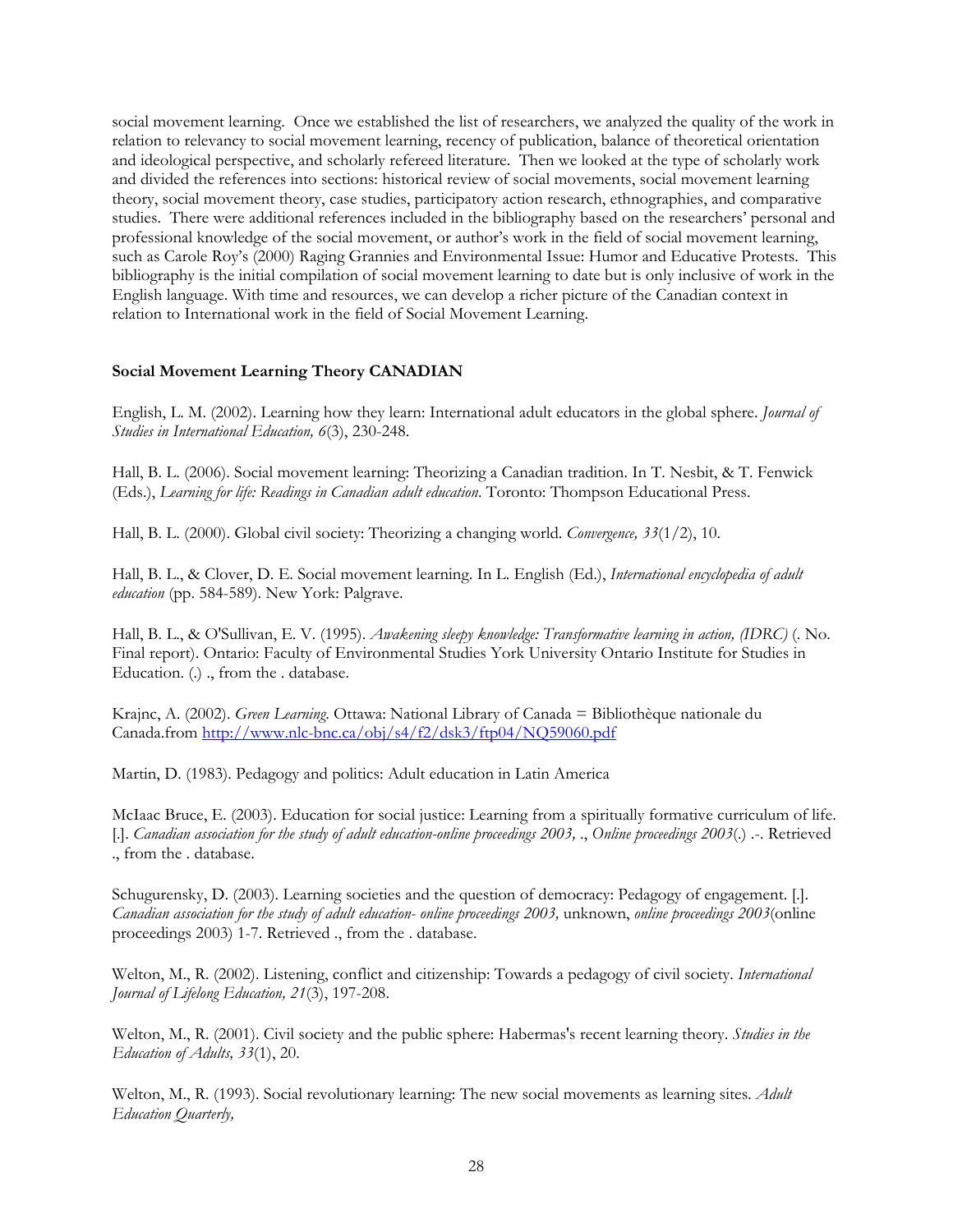social movement learning. Once we established the list of researchers, we analyzed the quality of the work in relation to relevancy to social movement learning, recency of publication, balance of theoretical orientation and ideological perspective, and scholarly refereed literature. Then we looked at the type of scholarly work and divided the references into sections: historical review of social movements, social movement learning theory, social movement theory, case studies, participatory action research, ethnographies, and comparative studies. There were additional references included in the bibliography based on the researchers' personal and professional knowledge of the social movement, or author's work in the field of social movement learning, such as Carole Roy's (2000) Raging Grannies and Environmental Issue: Humor and Educative Protests. This bibliography is the initial compilation of social movement learning to date but is only inclusive of work in the English language. With time and resources, we can develop a richer picture of the Canadian context in relation to International work in the field of Social Movement Learning.

**Social Movement Learning Theory CANADIAN**

English, L. M. (2002). Learning how they learn: International adult educators in the global sphere. *Journal of Studies in International Education, 6*(3), 230-248.

Hall, B. L. (2006). Social movement learning: Theorizing a Canadian tradition. In T. Nesbit, & T. Fenwick (Eds.), *Learning for life: Readings in Canadian adult education*. Toronto: Thompson Educational Press.

Hall, B. L. (2000). Global civil society: Theorizing a changing world. *Convergence, 33*(1/2), 10.

Hall, B. L., & Clover, D. E. Social movement learning. In L. English (Ed.), *International encyclopedia of adult education* (pp. 584-589). New York: Palgrave.

Hall, B. L., & O'Sullivan, E. V. (1995). *Awakening sleepy knowledge: Transformative learning in action, (IDRC)* (. No. Final report). Ontario: Faculty of Environmental Studies York University Ontario Institute for Studies in Education. (.) ., from the . database.

Krajnc, A. (2002). *Green Learning*. Ottawa: National Library of Canada = Bibliothèque nationale du Canada.from http://www.nlc-bnc.ca/obj/s4/f2/dsk3/ftp04/NQ59060.pdf

Martin, D. (1983). Pedagogy and politics: Adult education in Latin America

McIaac Bruce, E. (2003). Education for social justice: Learning from a spiritually formative curriculum of life. [.]. *Canadian association for the study of adult education-online proceedings 2003,* ., *Online proceedings 2003*(.) .-. Retrieved ., from the . database.

Schugurensky, D. (2003). Learning societies and the question of democracy: Pedagogy of engagement. [.]. *Canadian association for the study of adult education- online proceedings 2003,* unknown, *online proceedings 2003*(online proceedings 2003) 1-7. Retrieved ., from the . database.

Welton, M., R. (2002). Listening, conflict and citizenship: Towards a pedagogy of civil society. *International Journal of Lifelong Education, 21*(3), 197-208.

Welton, M., R. (2001). Civil society and the public sphere: Habermas's recent learning theory. *Studies in the Education of Adults, 33*(1), 20.

Welton, M., R. (1993). Social revolutionary learning: The new social movements as learning sites. *Adult Education Quarterly,*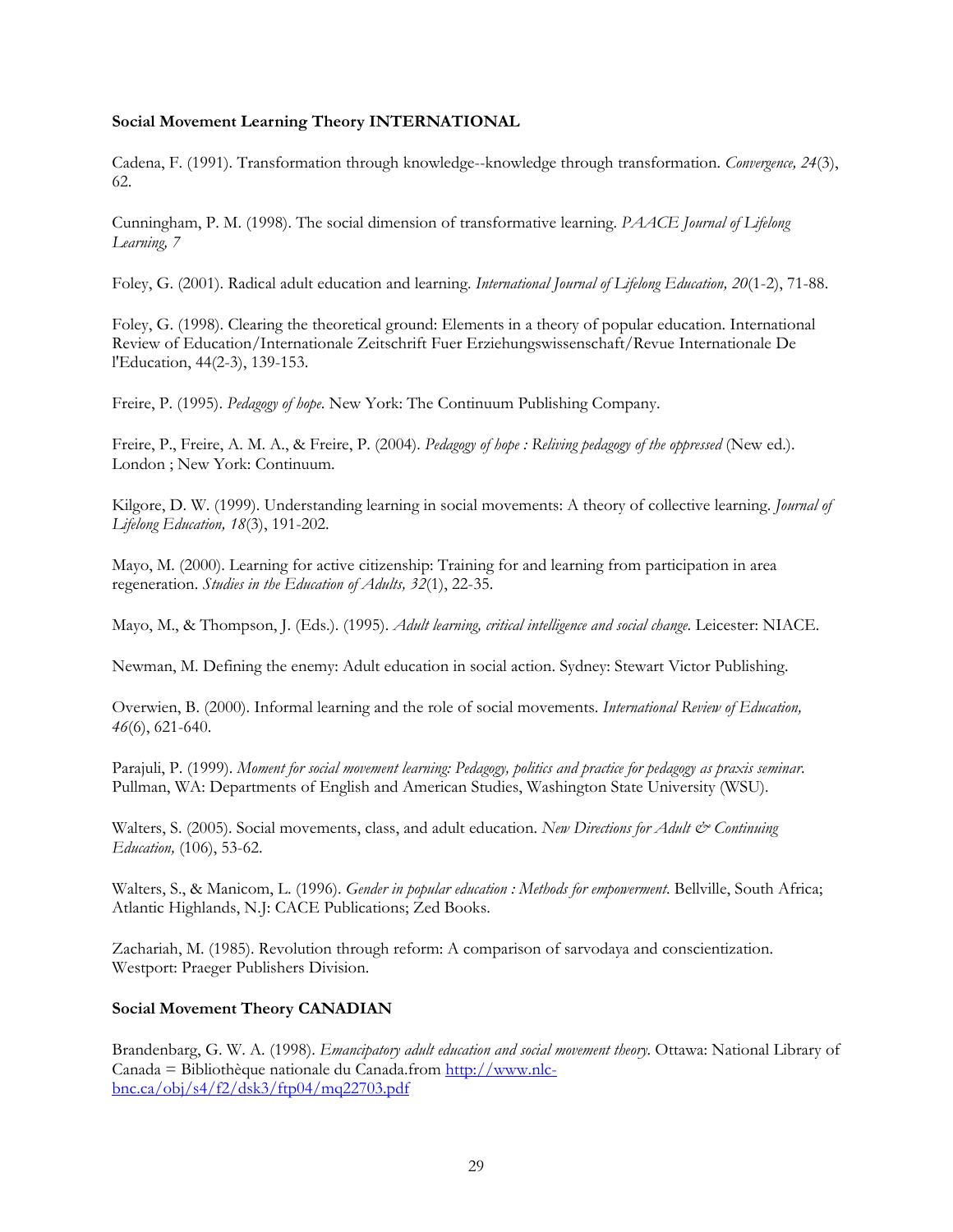**Social Movement Learning Theory INTERNATIONAL**

Cadena, F. (1991). Transformation through knowledge--knowledge through transformation. *Convergence, 24*(3), 62.

Cunningham, P. M. (1998). The social dimension of transformative learning. *PAACE Journal of Lifelong Learning, 7*

Foley, G. (2001). Radical adult education and learning. *International Journal of Lifelong Education, 20*(1-2), 71-88.

Foley, G. (1998). Clearing the theoretical ground: Elements in a theory of popular education. International Review of Education/Internationale Zeitschrift Fuer Erziehungswissenschaft/Revue Internationale De l'Education, 44(2-3), 139-153.

Freire, P. (1995). *Pedagogy of hope*. New York: The Continuum Publishing Company.

Freire, P., Freire, A. M. A., & Freire, P. (2004). *Pedagogy of hope : Reliving pedagogy of the oppressed* (New ed.). London ; New York: Continuum.

Kilgore, D. W. (1999). Understanding learning in social movements: A theory of collective learning. *Journal of Lifelong Education, 18*(3), 191-202.

Mayo, M. (2000). Learning for active citizenship: Training for and learning from participation in area regeneration. *Studies in the Education of Adults, 32*(1), 22-35.

Mayo, M., & Thompson, J. (Eds.). (1995). *Adult learning, critical intelligence and social change*. Leicester: NIACE.

Newman, M. Defining the enemy: Adult education in social action. Sydney: Stewart Victor Publishing.

Overwien, B. (2000). Informal learning and the role of social movements. *International Review of Education, 46*(6), 621-640.

Parajuli, P. (1999). *Moment for social movement learning: Pedagogy, politics and practice for pedagogy as praxis seminar*. Pullman, WA: Departments of English and American Studies, Washington State University (WSU).

Walters, S. (2005). Social movements, class, and adult education. *New Directions for Adult & Continuing Education,* (106), 53-62.

Walters, S., & Manicom, L. (1996). *Gender in popular education : Methods for empowerment*. Bellville, South Africa; Atlantic Highlands, N.J: CACE Publications; Zed Books.

Zachariah, M. (1985). Revolution through reform: A comparison of sarvodaya and conscientization. Westport: Praeger Publishers Division.

**Social Movement Theory CANADIAN**

Brandenbarg, G. W. A. (1998). *Emancipatory adult education and social movement theory*. Ottawa: National Library of Canada = Bibliothèque nationale du Canada.from http://www.nlc-bnc.ca/obj/s4/f2/dsk3/ftp04/mq22703.pdf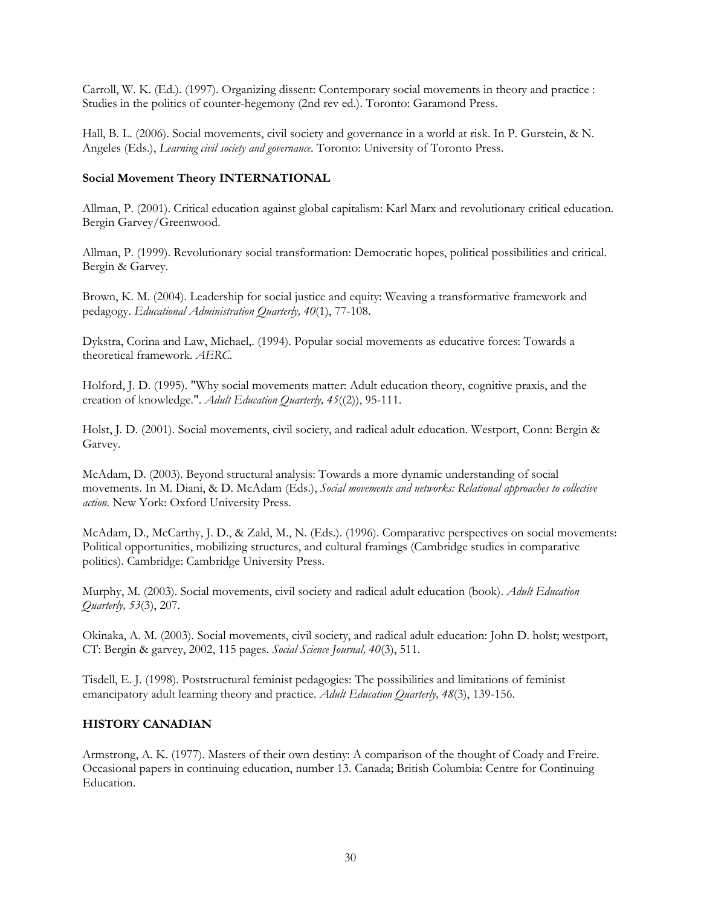Carroll, W. K. (Ed.). (1997). Organizing dissent: Contemporary social movements in theory and practice : Studies in the politics of counter-hegemony (2nd rev ed.). Toronto: Garamond Press.

Hall, B. L. (2006). Social movements, civil society and governance in a world at risk. In P. Gurstein, & N. Angeles (Eds.), *Learning civil society and governance*. Toronto: University of Toronto Press.

**Social Movement Theory INTERNATIONAL**

Allman, P. (2001). Critical education against global capitalism: Karl Marx and revolutionary critical education. Bergin Garvey/Greenwood.

Allman, P. (1999). Revolutionary social transformation: Democratic hopes, political possibilities and critical. Bergin & Garvey.

Brown, K. M. (2004). Leadership for social justice and equity: Weaving a transformative framework and pedagogy. *Educational Administration Quarterly, 40*(1), 77-108.

Dykstra, Corina and Law, Michael,. (1994). Popular social movements as educative forces: Towards a theoretical framework. *AERC*.

Holford, J. D. (1995). "Why social movements matter: Adult education theory, cognitive praxis, and the creation of knowledge.". *Adult Education Quarterly, 45*((2)), 95-111.

Holst, J. D. (2001). Social movements, civil society, and radical adult education. Westport, Conn: Bergin & Garvey.

McAdam, D. (2003). Beyond structural analysis: Towards a more dynamic understanding of social movements. In M. Diani, & D. McAdam (Eds.), *Social movements and networks: Relational approaches to collective action*. New York: Oxford University Press.

McAdam, D., McCarthy, J. D., & Zald, M., N. (Eds.). (1996). Comparative perspectives on social movements: Political opportunities, mobilizing structures, and cultural framings (Cambridge studies in comparative politics). Cambridge: Cambridge University Press.

Murphy, M. (2003). Social movements, civil society and radical adult education (book). *Adult Education Quarterly, 53*(3), 207.

Okinaka, A. M. (2003). Social movements, civil society, and radical adult education: John D. holst; westport, CT: Bergin & garvey, 2002, 115 pages. *Social Science Journal, 40*(3), 511.

Tisdell, E. J. (1998). Poststructural feminist pedagogies: The possibilities and limitations of feminist emancipatory adult learning theory and practice. *Adult Education Quarterly, 48*(3), 139-156.

**HISTORY CANADIAN**

Armstrong, A. K. (1977). Masters of their own destiny: A comparison of the thought of Coady and Freire. Occasional papers in continuing education, number 13. Canada; British Columbia: Centre for Continuing Education.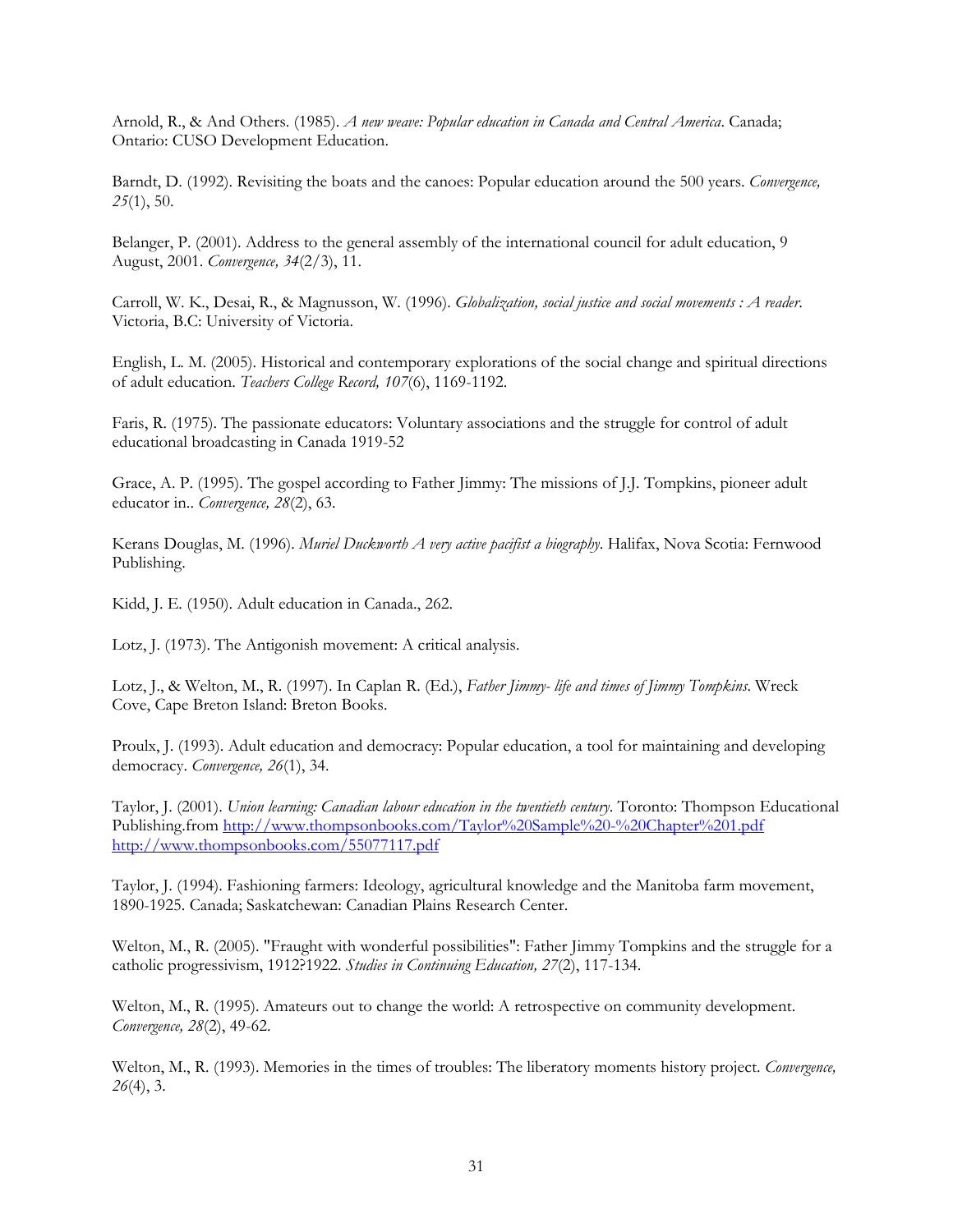Arnold, R., & And Others. (1985). *A new weave: Popular education in Canada and Central America*. Canada; Ontario: CUSO Development Education.

Barndt, D. (1992). Revisiting the boats and the canoes: Popular education around the 500 years. *Convergence, 25*(1), 50.

Belanger, P. (2001). Address to the general assembly of the international council for adult education, 9 August, 2001. *Convergence, 34*(2/3), 11.

Carroll, W. K., Desai, R., & Magnusson, W. (1996). *Globalization, social justice and social movements : A reader*. Victoria, B.C: University of Victoria.

English, L. M. (2005). Historical and contemporary explorations of the social change and spiritual directions of adult education. *Teachers College Record, 107*(6), 1169-1192.

Faris, R. (1975). The passionate educators: Voluntary associations and the struggle for control of adult educational broadcasting in Canada 1919-52

Grace, A. P. (1995). The gospel according to Father Jimmy: The missions of J.J. Tompkins, pioneer adult educator in.. *Convergence, 28*(2), 63.

Kerans Douglas, M. (1996). *Muriel Duckworth A very active pacifist a biography*. Halifax, Nova Scotia: Fernwood Publishing.

Kidd, J. E. (1950). Adult education in Canada., 262.

Lotz, J. (1973). The Antigonish movement: A critical analysis.

Lotz, J., & Welton, M., R. (1997). In Caplan R. (Ed.), *Father Jimmy- life and times of Jimmy Tompkins*. Wreck Cove, Cape Breton Island: Breton Books.

Proulx, J. (1993). Adult education and democracy: Popular education, a tool for maintaining and developing democracy. *Convergence, 26*(1), 34.

Taylor, J. (2001). *Union learning: Canadian labour education in the twentieth century*. Toronto: Thompson Educational Publishing.from http://www.thompsonbooks.com/Taylor%20Sample%20-%20Chapter%201.pdf http://www.thompsonbooks.com/55077117.pdf

Taylor, J. (1994). Fashioning farmers: Ideology, agricultural knowledge and the Manitoba farm movement, 1890-1925. Canada; Saskatchewan: Canadian Plains Research Center.

Welton, M., R. (2005). "Fraught with wonderful possibilities": Father Jimmy Tompkins and the struggle for a catholic progressivism, 1912?1922. *Studies in Continuing Education, 27*(2), 117-134.

Welton, M., R. (1995). Amateurs out to change the world: A retrospective on community development. *Convergence, 28*(2), 49-62.

Welton, M., R. (1993). Memories in the times of troubles: The liberatory moments history project. *Convergence, 26*(4), 3.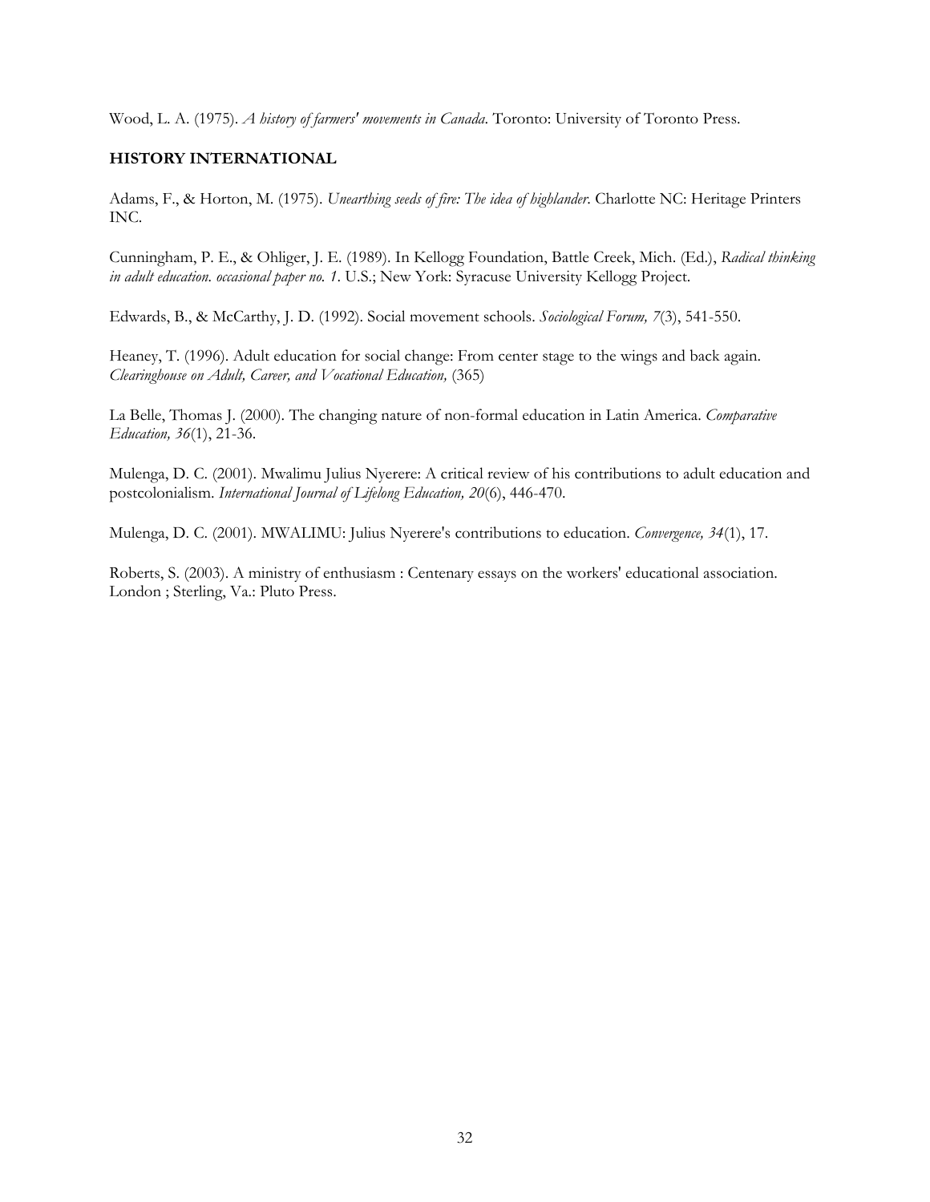Wood, L. A. (1975). *A history of farmers' movements in Canada*. Toronto: University of Toronto Press.

## HISTORY INTERNATIONAL

Adams, F., & Horton, M. (1975). *Unearthing seeds of fire: The idea of highlander*. Charlotte NC: Heritage Printers INC.

Cunningham, P. E., & Ohliger, J. E. (1989). In Kellogg Foundation, Battle Creek, Mich. (Ed.), *Radical thinking in adult education. occasional paper no. 1*. U.S.; New York: Syracuse University Kellogg Project.

Edwards, B., & McCarthy, J. D. (1992). Social movement schools. *Sociological Forum, 7*(3), 541-550.

Heaney, T. (1996). Adult education for social change: From center stage to the wings and back again. *Clearinghouse on Adult, Career, and Vocational Education,* (365)

La Belle, Thomas J. (2000). The changing nature of non-formal education in Latin America. *Comparative Education, 36*(1), 21-36.

Mulenga, D. C. (2001). Mwalimu Julius Nyerere: A critical review of his contributions to adult education and postcolonialism. *International Journal of Lifelong Education, 20*(6), 446-470.

Mulenga, D. C. (2001). MWALIMU: Julius Nyerere's contributions to education. *Convergence, 34*(1), 17.

Roberts, S. (2003). A ministry of enthusiasm : Centenary essays on the workers' educational association. London ; Sterling, Va.: Pluto Press.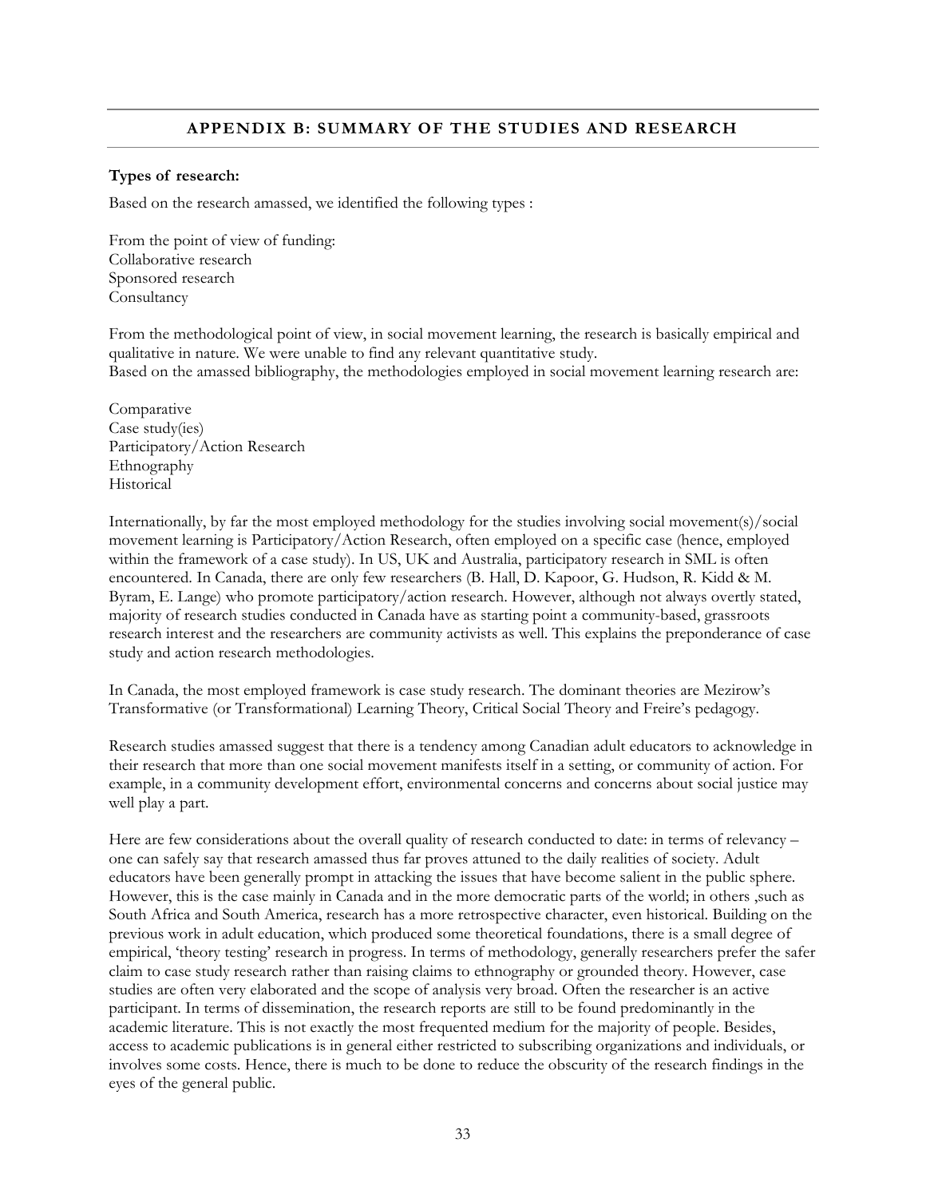## APPENDIX B: SUMMARY OF THE STUDIES AND RESEARCH

**Types of research:**

Based on the research amassed, we identified the following types :

From the point of view of funding:
Collaborative research
Sponsored research
Consultancy

From the methodological point of view, in social movement learning, the research is basically empirical and qualitative in nature. We were unable to find any relevant quantitative study.
Based on the amassed bibliography, the methodologies employed in social movement learning research are:

Comparative
Case study(ies)
Participatory/Action Research
Ethnography
Historical

Internationally, by far the most employed methodology for the studies involving social movement(s)/social movement learning is Participatory/Action Research, often employed on a specific case (hence, employed within the framework of a case study). In US, UK and Australia, participatory research in SML is often encountered. In Canada, there are only few researchers (B. Hall, D. Kapoor, G. Hudson, R. Kidd & M. Byram, E. Lange) who promote participatory/action research. However, although not always overtly stated, majority of research studies conducted in Canada have as starting point a community-based, grassroots research interest and the researchers are community activists as well. This explains the preponderance of case study and action research methodologies.

In Canada, the most employed framework is case study research. The dominant theories are Mezirow's Transformative (or Transformational) Learning Theory, Critical Social Theory and Freire's pedagogy.

Research studies amassed suggest that there is a tendency among Canadian adult educators to acknowledge in their research that more than one social movement manifests itself in a setting, or community of action. For example, in a community development effort, environmental concerns and concerns about social justice may well play a part.

Here are few considerations about the overall quality of research conducted to date: in terms of relevancy – one can safely say that research amassed thus far proves attuned to the daily realities of society. Adult educators have been generally prompt in attacking the issues that have become salient in the public sphere. However, this is the case mainly in Canada and in the more democratic parts of the world; in others ,such as South Africa and South America, research has a more retrospective character, even historical. Building on the previous work in adult education, which produced some theoretical foundations, there is a small degree of empirical, 'theory testing' research in progress. In terms of methodology, generally researchers prefer the safer claim to case study research rather than raising claims to ethnography or grounded theory. However, case studies are often very elaborated and the scope of analysis very broad. Often the researcher is an active participant. In terms of dissemination, the research reports are still to be found predominantly in the academic literature. This is not exactly the most frequented medium for the majority of people. Besides, access to academic publications is in general either restricted to subscribing organizations and individuals, or involves some costs. Hence, there is much to be done to reduce the obscurity of the research findings in the eyes of the general public.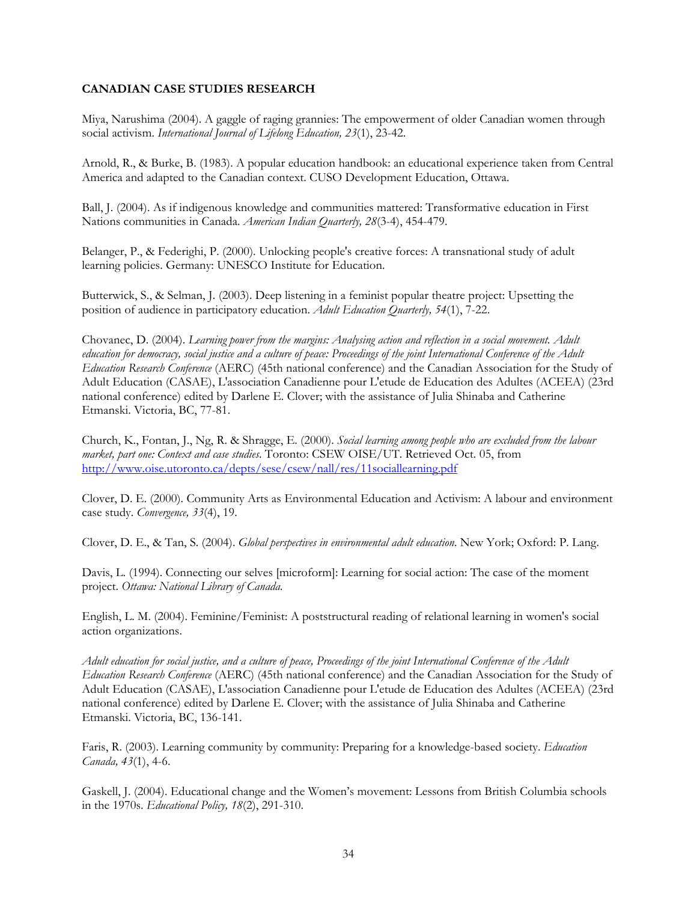**CANADIAN CASE STUDIES RESEARCH**

Miya, Narushima (2004). A gaggle of raging grannies: The empowerment of older Canadian women through social activism. *International Journal of Lifelong Education, 23*(1), 23-42.

Arnold, R., & Burke, B. (1983). A popular education handbook: an educational experience taken from Central America and adapted to the Canadian context. CUSO Development Education, Ottawa.

Ball, J. (2004). As if indigenous knowledge and communities mattered: Transformative education in First Nations communities in Canada. *American Indian Quarterly, 28*(3-4), 454-479.

Belanger, P., & Federighi, P. (2000). Unlocking people's creative forces: A transnational study of adult learning policies. Germany: UNESCO Institute for Education.

Butterwick, S., & Selman, J. (2003). Deep listening in a feminist popular theatre project: Upsetting the position of audience in participatory education. *Adult Education Quarterly, 54*(1), 7-22.

Chovanec, D. (2004). *Learning power from the margins: Analysing action and reflection in a social movement. Adult education for democracy, social justice and a culture of peace: Proceedings of the joint International Conference of the Adult Education Research Conference* (AERC) (45th national conference) and the Canadian Association for the Study of Adult Education (CASAE), L'association Canadienne pour L'etude de Education des Adultes (ACEEA) (23rd national conference) edited by Darlene E. Clover; with the assistance of Julia Shinaba and Catherine Etmanski. Victoria, BC, 77-81.

Church, K., Fontan, J., Ng, R. & Shragge, E. (2000). *Social learning among people who are excluded from the labour market, part one: Context and case studies*. Toronto: CSEW OISE/UT. Retrieved Oct. 05, from http://www.oise.utoronto.ca/depts/sese/csew/nall/res/11sociallearning.pdf

Clover, D. E. (2000). Community Arts as Environmental Education and Activism: A labour and environment case study. *Convergence, 33*(4), 19.

Clover, D. E., & Tan, S. (2004). *Global perspectives in environmental adult education*. New York; Oxford: P. Lang.

Davis, L. (1994). Connecting our selves [microform]: Learning for social action: The case of the moment project. *Ottawa: National Library of Canada.*

English, L. M. (2004). Feminine/Feminist: A poststructural reading of relational learning in women's social action organizations.

*Adult education for social justice, and a culture of peace, Proceedings of the joint International Conference of the Adult Education Research Conference* (AERC) (45th national conference) and the Canadian Association for the Study of Adult Education (CASAE), L'association Canadienne pour L'etude de Education des Adultes (ACEEA) (23rd national conference) edited by Darlene E. Clover; with the assistance of Julia Shinaba and Catherine Etmanski. Victoria, BC, 136-141.

Faris, R. (2003). Learning community by community: Preparing for a knowledge-based society. *Education Canada, 43*(1), 4-6.

Gaskell, J. (2004). Educational change and the Women's movement: Lessons from British Columbia schools in the 1970s. *Educational Policy, 18*(2), 291-310.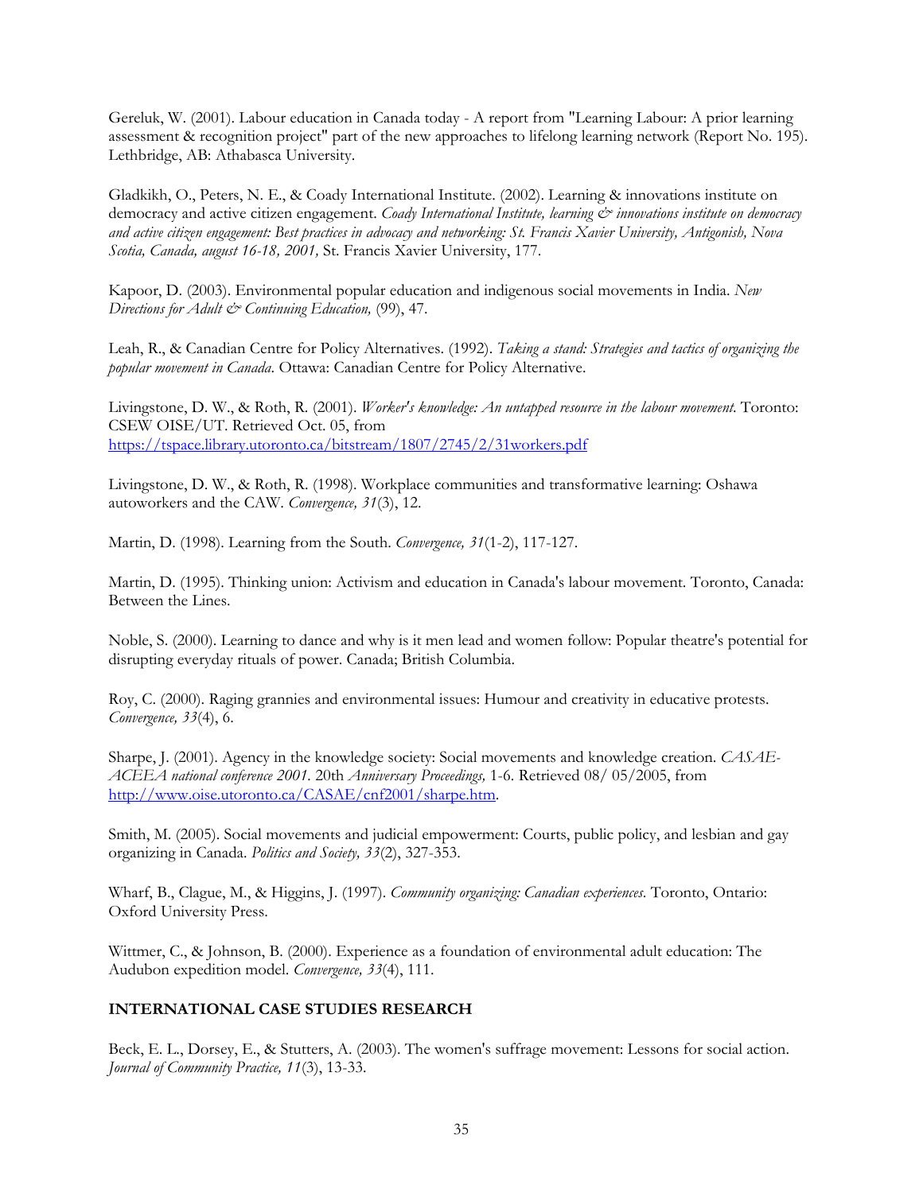Gereluk, W. (2001). Labour education in Canada today - A report from "Learning Labour: A prior learning assessment & recognition project" part of the new approaches to lifelong learning network (Report No. 195). Lethbridge, AB: Athabasca University.

Gladkikh, O., Peters, N. E., & Coady International Institute. (2002). Learning & innovations institute on democracy and active citizen engagement. *Coady International Institute, learning & innovations institute on democracy and active citizen engagement: Best practices in advocacy and networking: St. Francis Xavier University, Antigonish, Nova Scotia, Canada, august 16-18, 2001,* St. Francis Xavier University, 177.

Kapoor, D. (2003). Environmental popular education and indigenous social movements in India. *New Directions for Adult & Continuing Education,* (99), 47.

Leah, R., & Canadian Centre for Policy Alternatives. (1992). *Taking a stand: Strategies and tactics of organizing the popular movement in Canada.* Ottawa: Canadian Centre for Policy Alternative.

Livingstone, D. W., & Roth, R. (2001). *Worker's knowledge: An untapped resource in the labour movement.* Toronto: CSEW OISE/UT. Retrieved Oct. 05, from https://tspace.library.utoronto.ca/bitstream/1807/2745/2/31workers.pdf

Livingstone, D. W., & Roth, R. (1998). Workplace communities and transformative learning: Oshawa autoworkers and the CAW. *Convergence, 31*(3), 12.

Martin, D. (1998). Learning from the South. *Convergence, 31*(1-2), 117-127.

Martin, D. (1995). Thinking union: Activism and education in Canada's labour movement. Toronto, Canada: Between the Lines.

Noble, S. (2000). Learning to dance and why is it men lead and women follow: Popular theatre's potential for disrupting everyday rituals of power. Canada; British Columbia.

Roy, C. (2000). Raging grannies and environmental issues: Humour and creativity in educative protests. *Convergence, 33*(4), 6.

Sharpe, J. (2001). Agency in the knowledge society: Social movements and knowledge creation. *CASAE-ACEEA national conference 2001.* 20th *Anniversary Proceedings,* 1-6. Retrieved 08/ 05/2005, from http://www.oise.utoronto.ca/CASAE/cnf2001/sharpe.htm.

Smith, M. (2005). Social movements and judicial empowerment: Courts, public policy, and lesbian and gay organizing in Canada. *Politics and Society, 33*(2), 327-353.

Wharf, B., Clague, M., & Higgins, J. (1997). *Community organizing: Canadian experiences.* Toronto, Ontario: Oxford University Press.

Wittmer, C., & Johnson, B. (2000). Experience as a foundation of environmental adult education: The Audubon expedition model. *Convergence, 33*(4), 111.

## INTERNATIONAL CASE STUDIES RESEARCH

Beck, E. L., Dorsey, E., & Stutters, A. (2003). The women's suffrage movement: Lessons for social action. *Journal of Community Practice, 11*(3), 13-33.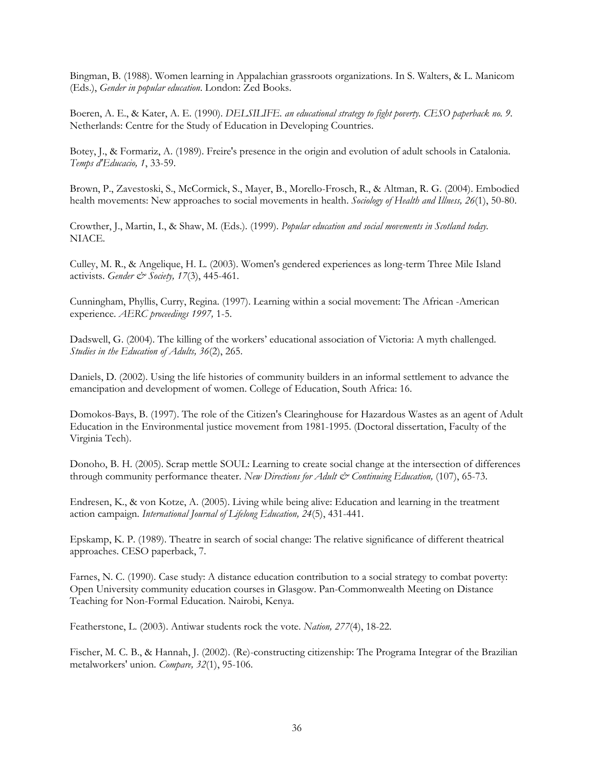Bingman, B. (1988). Women learning in Appalachian grassroots organizations. In S. Walters, & L. Manicom (Eds.), *Gender in popular education*. London: Zed Books.

Boeren, A. E., & Kater, A. E. (1990). *DELSILIFE. an educational strategy to fight poverty. CESO paperback no. 9*. Netherlands: Centre for the Study of Education in Developing Countries.

Botey, J., & Formariz, A. (1989). Freire's presence in the origin and evolution of adult schools in Catalonia. *Temps d'Educacio, 1*, 33-59.

Brown, P., Zavestoski, S., McCormick, S., Mayer, B., Morello-Frosch, R., & Altman, R. G. (2004). Embodied health movements: New approaches to social movements in health. *Sociology of Health and Illness, 26*(1), 50-80.

Crowther, J., Martin, I., & Shaw, M. (Eds.). (1999). *Popular education and social movements in Scotland today.* NIACE.

Culley, M. R., & Angelique, H. L. (2003). Women's gendered experiences as long-term Three Mile Island activists. *Gender & Society, 17*(3), 445-461.

Cunningham, Phyllis, Curry, Regina. (1997). Learning within a social movement: The African -American experience. *AERC proceedings 1997,* 1-5.

Dadswell, G. (2004). The killing of the workers' educational association of Victoria: A myth challenged. *Studies in the Education of Adults, 36*(2), 265.

Daniels, D. (2002). Using the life histories of community builders in an informal settlement to advance the emancipation and development of women. College of Education, South Africa: 16.

Domokos-Bays, B. (1997). The role of the Citizen's Clearinghouse for Hazardous Wastes as an agent of Adult Education in the Environmental justice movement from 1981-1995. (Doctoral dissertation, Faculty of the Virginia Tech).

Donoho, B. H. (2005). Scrap mettle SOUL: Learning to create social change at the intersection of differences through community performance theater. *New Directions for Adult & Continuing Education,* (107), 65-73.

Endresen, K., & von Kotze, A. (2005). Living while being alive: Education and learning in the treatment action campaign. *International Journal of Lifelong Education, 24*(5), 431-441.

Epskamp, K. P. (1989). Theatre in search of social change: The relative significance of different theatrical approaches. CESO paperback, 7.

Farnes, N. C. (1990). Case study: A distance education contribution to a social strategy to combat poverty: Open University community education courses in Glasgow. Pan-Commonwealth Meeting on Distance Teaching for Non-Formal Education. Nairobi, Kenya.

Featherstone, L. (2003). Antiwar students rock the vote. *Nation, 277*(4), 18-22.

Fischer, M. C. B., & Hannah, J. (2002). (Re)-constructing citizenship: The Programa Integrar of the Brazilian metalworkers' union. *Compare, 32*(1), 95-106.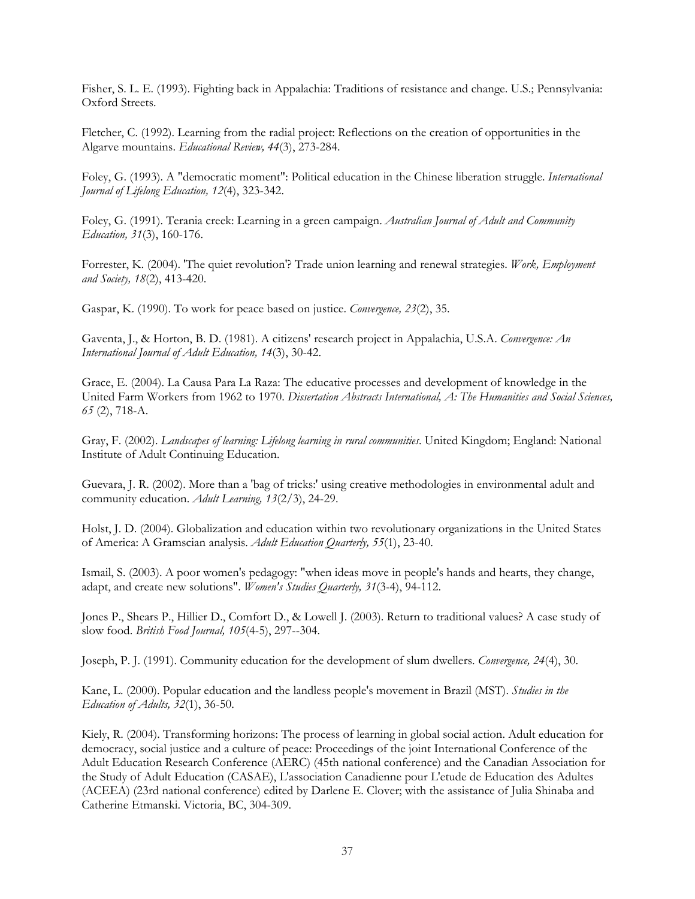Fisher, S. L. E. (1993). Fighting back in Appalachia: Traditions of resistance and change. U.S.; Pennsylvania: Oxford Streets.

Fletcher, C. (1992). Learning from the radial project: Reflections on the creation of opportunities in the Algarve mountains. *Educational Review, 44*(3), 273-284.

Foley, G. (1993). A "democratic moment": Political education in the Chinese liberation struggle. *International Journal of Lifelong Education, 12*(4), 323-342.

Foley, G. (1991). Terania creek: Learning in a green campaign. *Australian Journal of Adult and Community Education, 31*(3), 160-176.

Forrester, K. (2004). 'The quiet revolution'? Trade union learning and renewal strategies. *Work, Employment and Society, 18*(2), 413-420.

Gaspar, K. (1990). To work for peace based on justice. *Convergence, 23*(2), 35.

Gaventa, J., & Horton, B. D. (1981). A citizens' research project in Appalachia, U.S.A. *Convergence: An International Journal of Adult Education, 14*(3), 30-42.

Grace, E. (2004). La Causa Para La Raza: The educative processes and development of knowledge in the United Farm Workers from 1962 to 1970. *Dissertation Abstracts International, A: The Humanities and Social Sciences, 65* (2), 718-A.

Gray, F. (2002). *Landscapes of learning: Lifelong learning in rural communities*. United Kingdom; England: National Institute of Adult Continuing Education.

Guevara, J. R. (2002). More than a 'bag of tricks:' using creative methodologies in environmental adult and community education. *Adult Learning, 13*(2/3), 24-29.

Holst, J. D. (2004). Globalization and education within two revolutionary organizations in the United States of America: A Gramscian analysis. *Adult Education Quarterly, 55*(1), 23-40.

Ismail, S. (2003). A poor women's pedagogy: "when ideas move in people's hands and hearts, they change, adapt, and create new solutions". *Women's Studies Quarterly, 31*(3-4), 94-112.

Jones P., Shears P., Hillier D., Comfort D., & Lowell J. (2003). Return to traditional values? A case study of slow food. *British Food Journal, 105*(4-5), 297--304.

Joseph, P. J. (1991). Community education for the development of slum dwellers. *Convergence, 24*(4), 30.

Kane, L. (2000). Popular education and the landless people's movement in Brazil (MST). *Studies in the Education of Adults, 32*(1), 36-50.

Kiely, R. (2004). Transforming horizons: The process of learning in global social action. Adult education for democracy, social justice and a culture of peace: Proceedings of the joint International Conference of the Adult Education Research Conference (AERC) (45th national conference) and the Canadian Association for the Study of Adult Education (CASAE), L'association Canadienne pour L'etude de Education des Adultes (ACEEA) (23rd national conference) edited by Darlene E. Clover; with the assistance of Julia Shinaba and Catherine Etmanski. Victoria, BC, 304-309.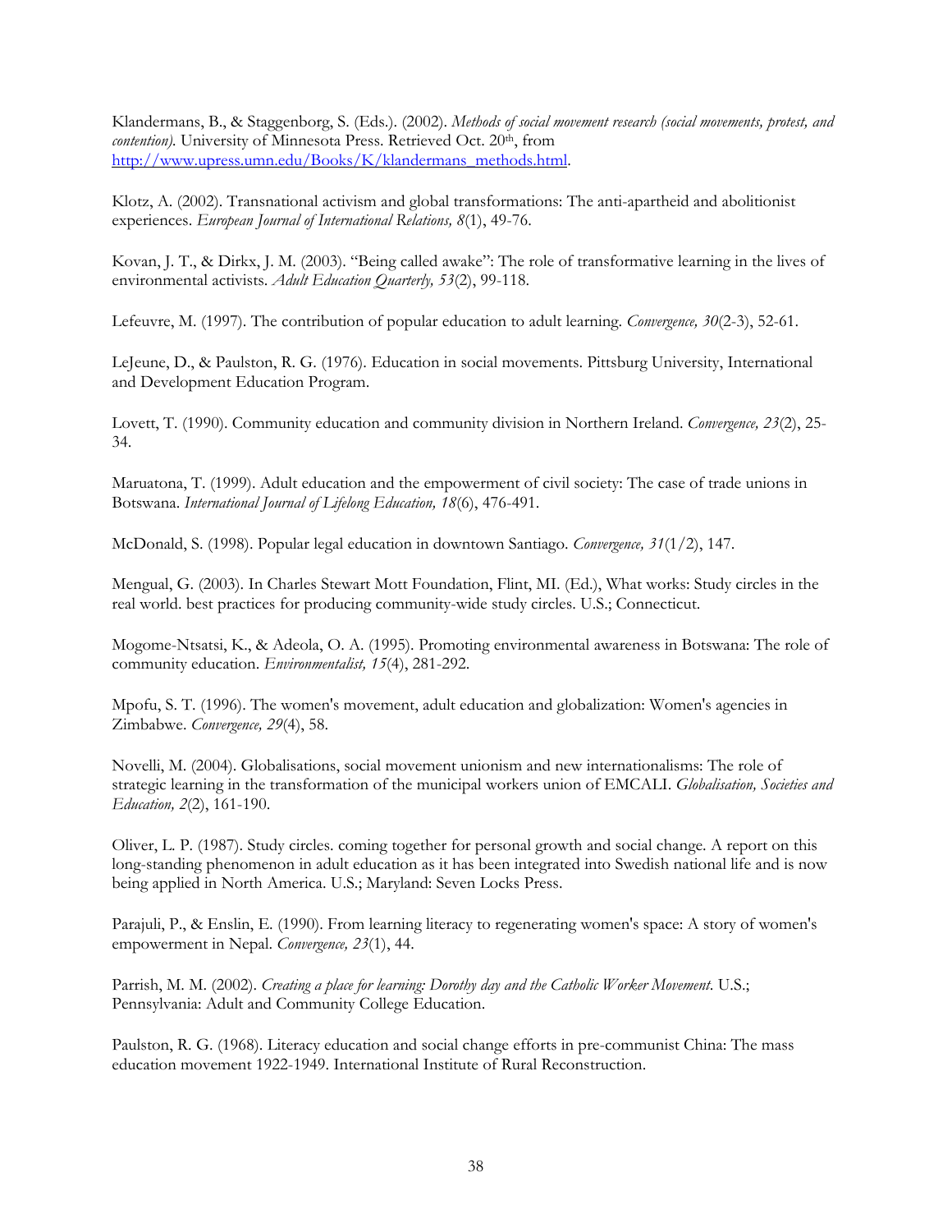Klandermans, B., & Staggenborg, S. (Eds.). (2002). *Methods of social movement research (social movements, protest, and contention).* University of Minnesota Press. Retrieved Oct. 20th, from [http://www.upress.umn.edu/Books/K/klandermans_methods.html](http://www.upress.umn.edu/Books/K/klandermans_methods.html).

Klotz, A. (2002). Transnational activism and global transformations: The anti-apartheid and abolitionist experiences. *European Journal of International Relations, 8*(1), 49-76.

Kovan, J. T., & Dirkx, J. M. (2003). "Being called awake": The role of transformative learning in the lives of environmental activists. *Adult Education Quarterly, 53*(2), 99-118.

Lefeuvre, M. (1997). The contribution of popular education to adult learning. *Convergence, 30*(2-3), 52-61.

LeJeune, D., & Paulston, R. G. (1976). Education in social movements. Pittsburg University, International and Development Education Program.

Lovett, T. (1990). Community education and community division in Northern Ireland. *Convergence, 23*(2), 25-34.

Maruatona, T. (1999). Adult education and the empowerment of civil society: The case of trade unions in Botswana. *International Journal of Lifelong Education, 18*(6), 476-491.

McDonald, S. (1998). Popular legal education in downtown Santiago. *Convergence, 31*(1/2), 147.

Mengual, G. (2003). In Charles Stewart Mott Foundation, Flint, MI. (Ed.), What works: Study circles in the real world. best practices for producing community-wide study circles. U.S.; Connecticut.

Mogome-Ntsatsi, K., & Adeola, O. A. (1995). Promoting environmental awareness in Botswana: The role of community education. *Environmentalist, 15*(4), 281-292.

Mpofu, S. T. (1996). The women's movement, adult education and globalization: Women's agencies in Zimbabwe. *Convergence, 29*(4), 58.

Novelli, M. (2004). Globalisations, social movement unionism and new internationalisms: The role of strategic learning in the transformation of the municipal workers union of EMCALI. *Globalisation, Societies and Education, 2*(2), 161-190.

Oliver, L. P. (1987). Study circles. coming together for personal growth and social change. A report on this long-standing phenomenon in adult education as it has been integrated into Swedish national life and is now being applied in North America. U.S.; Maryland: Seven Locks Press.

Parajuli, P., & Enslin, E. (1990). From learning literacy to regenerating women's space: A story of women's empowerment in Nepal. *Convergence, 23*(1), 44.

Parrish, M. M. (2002). *Creating a place for learning: Dorothy day and the Catholic Worker Movement.* U.S.; Pennsylvania: Adult and Community College Education.

Paulston, R. G. (1968). Literacy education and social change efforts in pre-communist China: The mass education movement 1922-1949. International Institute of Rural Reconstruction.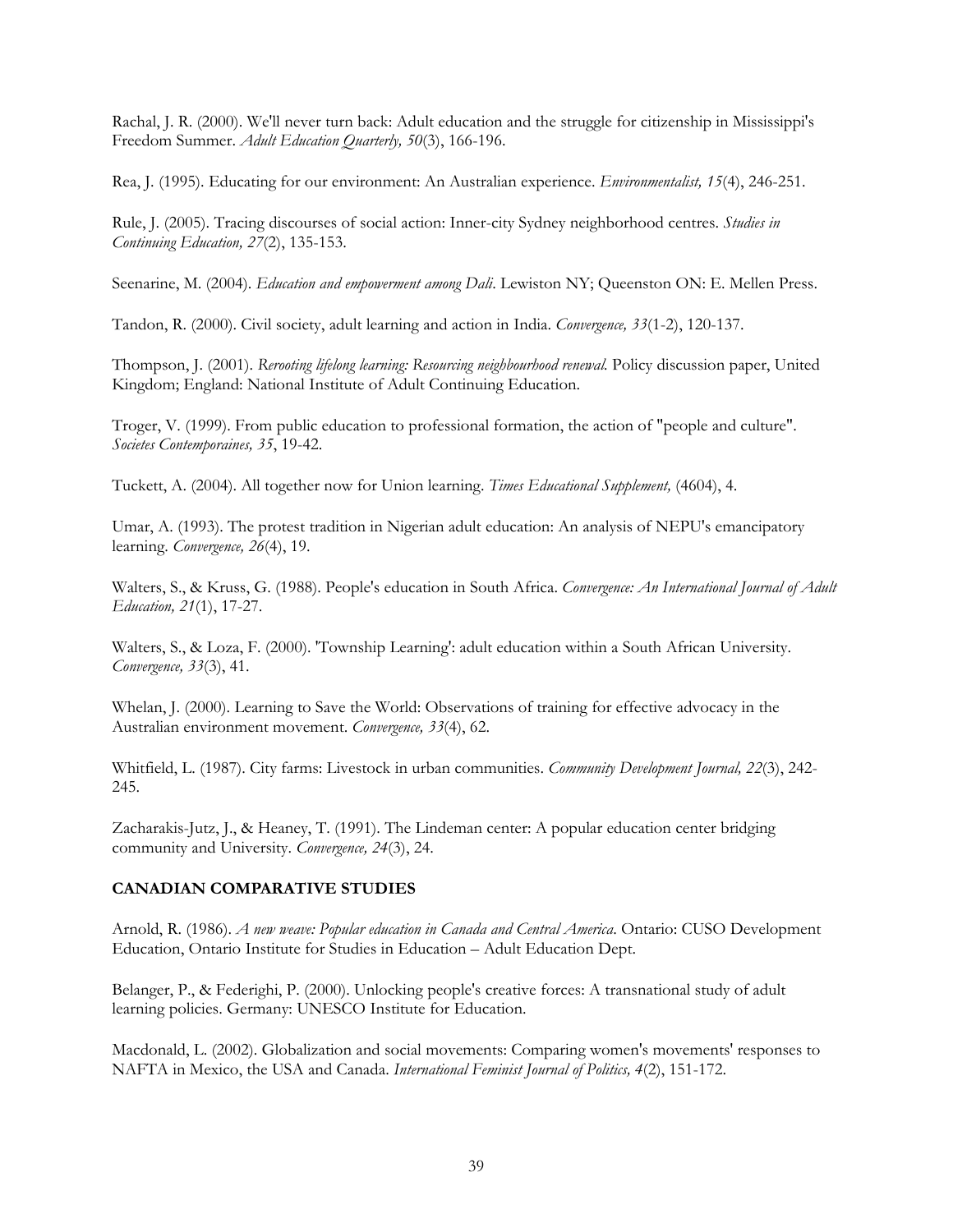Rachal, J. R. (2000). We'll never turn back: Adult education and the struggle for citizenship in Mississippi's Freedom Summer. *Adult Education Quarterly, 50*(3), 166-196.

Rea, J. (1995). Educating for our environment: An Australian experience. *Environmentalist, 15*(4), 246-251.

Rule, J. (2005). Tracing discourses of social action: Inner-city Sydney neighborhood centres. *Studies in Continuing Education, 27*(2), 135-153.

Seenarine, M. (2004). *Education and empowerment among Dali*. Lewiston NY; Queenston ON: E. Mellen Press.

Tandon, R. (2000). Civil society, adult learning and action in India. *Convergence, 33*(1-2), 120-137.

Thompson, J. (2001). *Rerooting lifelong learning: Resourcing neighbourhood renewal*. Policy discussion paper, United Kingdom; England: National Institute of Adult Continuing Education.

Troger, V. (1999). From public education to professional formation, the action of "people and culture". *Societes Contemporaines, 35*, 19-42.

Tuckett, A. (2004). All together now for Union learning. *Times Educational Supplement,* (4604), 4.

Umar, A. (1993). The protest tradition in Nigerian adult education: An analysis of NEPU's emancipatory learning. *Convergence, 26*(4), 19.

Walters, S., & Kruss, G. (1988). People's education in South Africa. *Convergence: An International Journal of Adult Education, 21*(1), 17-27.

Walters, S., & Loza, F. (2000). 'Township Learning': adult education within a South African University. *Convergence, 33*(3), 41.

Whelan, J. (2000). Learning to Save the World: Observations of training for effective advocacy in the Australian environment movement. *Convergence, 33*(4), 62.

Whitfield, L. (1987). City farms: Livestock in urban communities. *Community Development Journal, 22*(3), 242-245.

Zacharakis-Jutz, J., & Heaney, T. (1991). The Lindeman center: A popular education center bridging community and University. *Convergence, 24*(3), 24.

## CANADIAN COMPARATIVE STUDIES

Arnold, R. (1986). *A new weave: Popular education in Canada and Central America*. Ontario: CUSO Development Education, Ontario Institute for Studies in Education – Adult Education Dept.

Belanger, P., & Federighi, P. (2000). Unlocking people's creative forces: A transnational study of adult learning policies. Germany: UNESCO Institute for Education.

Macdonald, L. (2002). Globalization and social movements: Comparing women's movements' responses to NAFTA in Mexico, the USA and Canada. *International Feminist Journal of Politics, 4*(2), 151-172.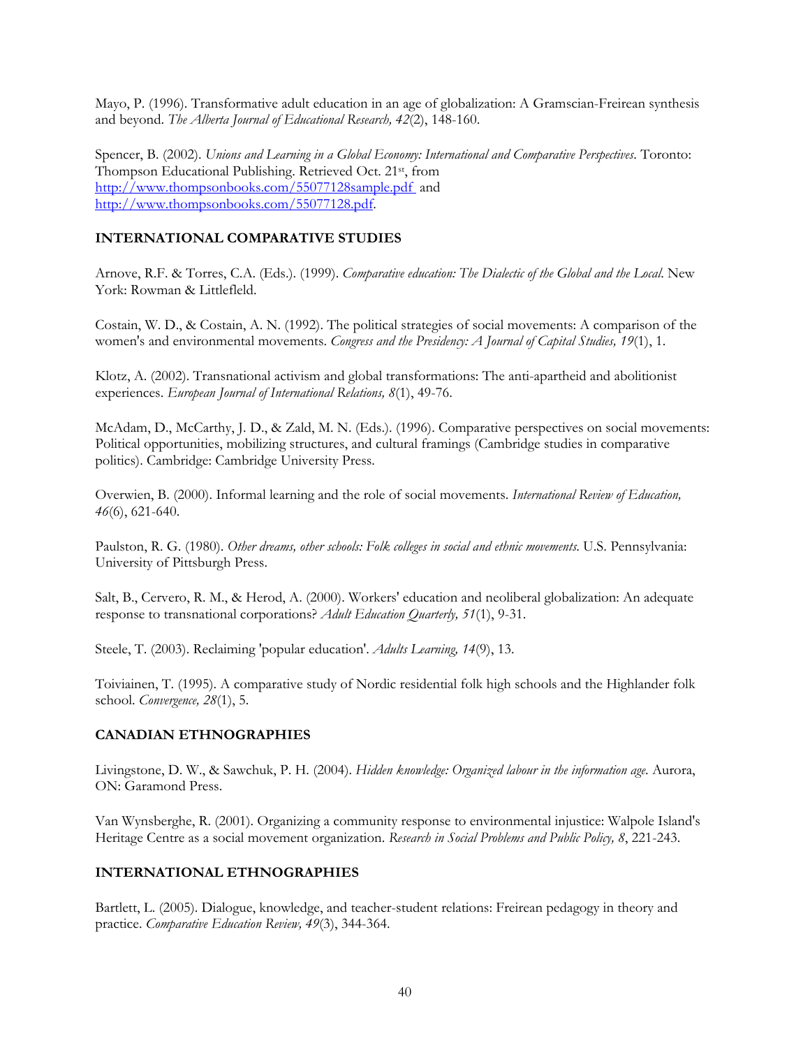Mayo, P. (1996). Transformative adult education in an age of globalization: A Gramscian-Freirean synthesis and beyond. *The Alberta Journal of Educational Research, 42*(2), 148-160.

Spencer, B. (2002). *Unions and Learning in a Global Economy: International and Comparative Perspectives*. Toronto: Thompson Educational Publishing. Retrieved Oct. 21st, from http://www.thompsonbooks.com/55077128sample.pdf and http://www.thompsonbooks.com/55077128.pdf.

## INTERNATIONAL COMPARATIVE STUDIES

Arnove, R.F. & Torres, C.A. (Eds.). (1999). *Comparative education: The Dialectic of the Global and the Local*. New York: Rowman & Littlefleld.

Costain, W. D., & Costain, A. N. (1992). The political strategies of social movements: A comparison of the women's and environmental movements. *Congress and the Presidency: A Journal of Capital Studies, 19*(1), 1.

Klotz, A. (2002). Transnational activism and global transformations: The anti-apartheid and abolitionist experiences. *European Journal of International Relations, 8*(1), 49-76.

McAdam, D., McCarthy, J. D., & Zald, M. N. (Eds.). (1996). Comparative perspectives on social movements: Political opportunities, mobilizing structures, and cultural framings (Cambridge studies in comparative politics). Cambridge: Cambridge University Press.

Overwien, B. (2000). Informal learning and the role of social movements. *International Review of Education, 46*(6), 621-640.

Paulston, R. G. (1980). *Other dreams, other schools: Folk colleges in social and ethnic movements*. U.S. Pennsylvania: University of Pittsburgh Press.

Salt, B., Cervero, R. M., & Herod, A. (2000). Workers' education and neoliberal globalization: An adequate response to transnational corporations? *Adult Education Quarterly, 51*(1), 9-31.

Steele, T. (2003). Reclaiming 'popular education'. *Adults Learning, 14*(9), 13.

Toiviainen, T. (1995). A comparative study of Nordic residential folk high schools and the Highlander folk school. *Convergence, 28*(1), 5.

## CANADIAN ETHNOGRAPHIES

Livingstone, D. W., & Sawchuk, P. H. (2004). *Hidden knowledge: Organized labour in the information age*. Aurora, ON: Garamond Press.

Van Wynsberghe, R. (2001). Organizing a community response to environmental injustice: Walpole Island's Heritage Centre as a social movement organization. *Research in Social Problems and Public Policy, 8*, 221-243.

## INTERNATIONAL ETHNOGRAPHIES

Bartlett, L. (2005). Dialogue, knowledge, and teacher-student relations: Freirean pedagogy in theory and practice. *Comparative Education Review, 49*(3), 344-364.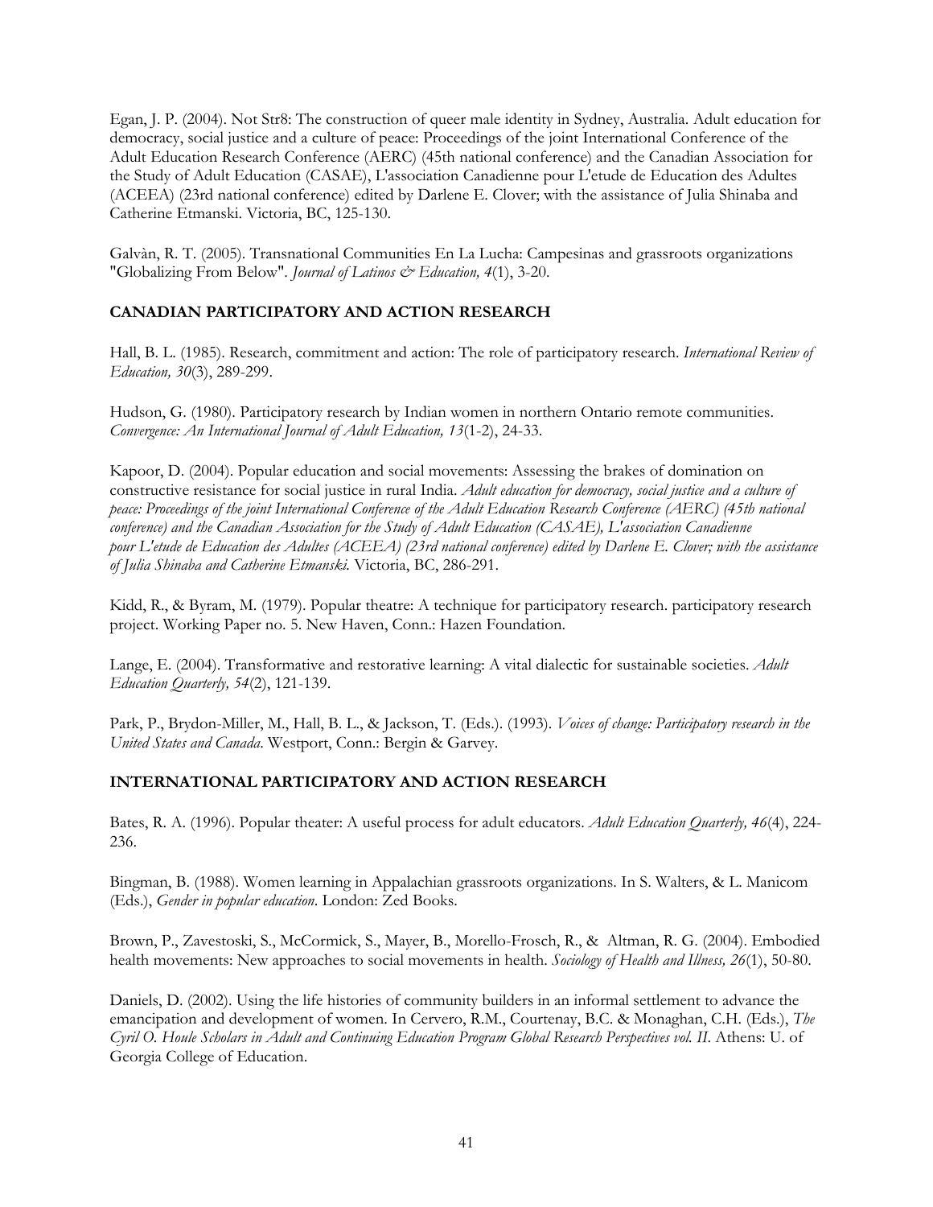Egan, J. P. (2004). Not Str8: The construction of queer male identity in Sydney, Australia. Adult education for democracy, social justice and a culture of peace: Proceedings of the joint International Conference of the Adult Education Research Conference (AERC) (45th national conference) and the Canadian Association for the Study of Adult Education (CASAE), L'association Canadienne pour L'etude de Education des Adultes (ACEEA) (23rd national conference) edited by Darlene E. Clover; with the assistance of Julia Shinaba and Catherine Etmanski. Victoria, BC, 125-130.

Galvàn, R. T. (2005). Transnational Communities En La Lucha: Campesinas and grassroots organizations "Globalizing From Below". *Journal of Latinos & Education, 4*(1), 3-20.

## CANADIAN PARTICIPATORY AND ACTION RESEARCH

Hall, B. L. (1985). Research, commitment and action: The role of participatory research. *International Review of Education, 30*(3), 289-299.

Hudson, G. (1980). Participatory research by Indian women in northern Ontario remote communities. *Convergence: An International Journal of Adult Education, 13*(1-2), 24-33.

Kapoor, D. (2004). Popular education and social movements: Assessing the brakes of domination on constructive resistance for social justice in rural India. *Adult education for democracy, social justice and a culture of peace: Proceedings of the joint International Conference of the Adult Education Research Conference (AERC) (45th national conference) and the Canadian Association for the Study of Adult Education (CASAE), L'association Canadienne pour L'etude de Education des Adultes (ACEEA) (23rd national conference) edited by Darlene E. Clover; with the assistance of Julia Shinaba and Catherine Etmanski.* Victoria, BC, 286-291.

Kidd, R., & Byram, M. (1979). Popular theatre: A technique for participatory research. participatory research project. Working Paper no. 5. New Haven, Conn.: Hazen Foundation.

Lange, E. (2004). Transformative and restorative learning: A vital dialectic for sustainable societies. *Adult Education Quarterly, 54*(2), 121-139.

Park, P., Brydon-Miller, M., Hall, B. L., & Jackson, T. (Eds.). (1993). *Voices of change: Participatory research in the United States and Canada.* Westport, Conn.: Bergin & Garvey.

## INTERNATIONAL PARTICIPATORY AND ACTION RESEARCH

Bates, R. A. (1996). Popular theater: A useful process for adult educators. *Adult Education Quarterly, 46*(4), 224-236.

Bingman, B. (1988). Women learning in Appalachian grassroots organizations. In S. Walters, & L. Manicom (Eds.), *Gender in popular education*. London: Zed Books.

Brown, P., Zavestoski, S., McCormick, S., Mayer, B., Morello-Frosch, R., & Altman, R. G. (2004). Embodied health movements: New approaches to social movements in health. *Sociology of Health and Illness, 26*(1), 50-80.

Daniels, D. (2002). Using the life histories of community builders in an informal settlement to advance the emancipation and development of women. In Cervero, R.M., Courtenay, B.C. & Monaghan, C.H. (Eds.), *The Cyril O. Houle Scholars in Adult and Continuing Education Program Global Research Perspectives vol. II.* Athens: U. of Georgia College of Education.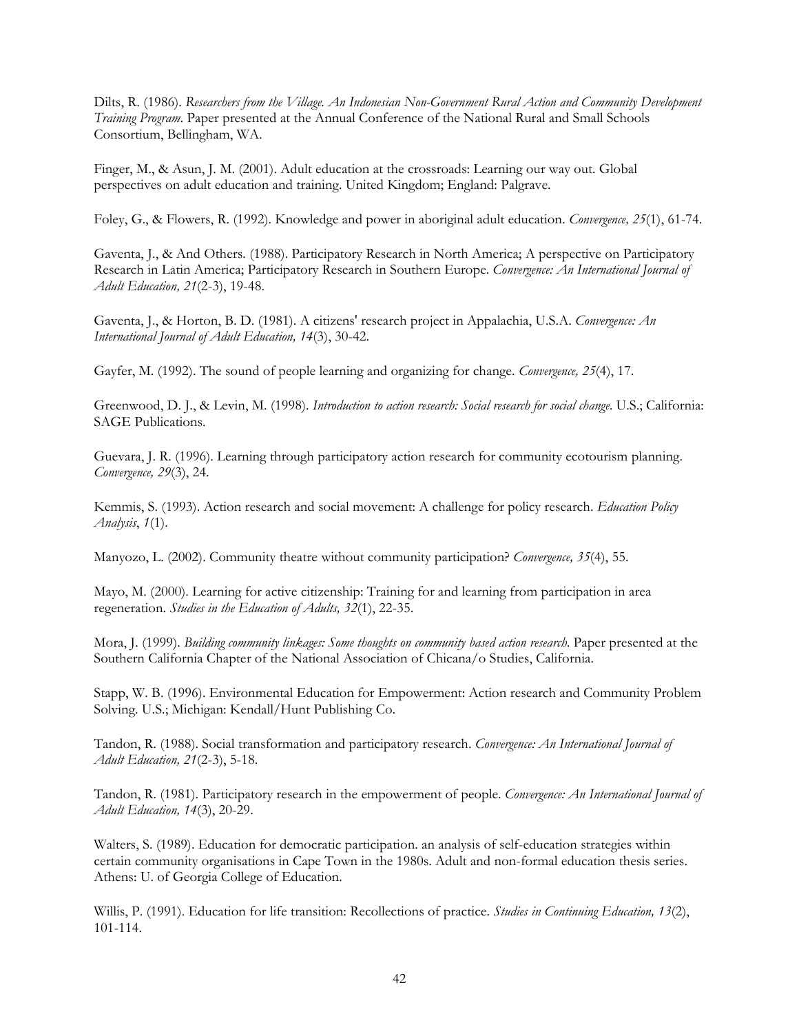Dilts, R. (1986). *Researchers from the Village. An Indonesian Non-Government Rural Action and Community Development Training Program*. Paper presented at the Annual Conference of the National Rural and Small Schools Consortium, Bellingham, WA.

Finger, M., & Asun, J. M. (2001). Adult education at the crossroads: Learning our way out. Global perspectives on adult education and training. United Kingdom; England: Palgrave.

Foley, G., & Flowers, R. (1992). Knowledge and power in aboriginal adult education. *Convergence, 25*(1), 61-74.

Gaventa, J., & And Others. (1988). Participatory Research in North America; A perspective on Participatory Research in Latin America; Participatory Research in Southern Europe. *Convergence: An International Journal of Adult Education, 21*(2-3), 19-48.

Gaventa, J., & Horton, B. D. (1981). A citizens' research project in Appalachia, U.S.A. *Convergence: An International Journal of Adult Education, 14*(3), 30-42.

Gayfer, M. (1992). The sound of people learning and organizing for change. *Convergence, 25*(4), 17.

Greenwood, D. J., & Levin, M. (1998). *Introduction to action research: Social research for social change*. U.S.; California: SAGE Publications.

Guevara, J. R. (1996). Learning through participatory action research for community ecotourism planning. *Convergence, 29*(3), 24.

Kemmis, S. (1993). Action research and social movement: A challenge for policy research. *Education Policy Analysis*, *1*(1).

Manyozo, L. (2002). Community theatre without community participation? *Convergence, 35*(4), 55.

Mayo, M. (2000). Learning for active citizenship: Training for and learning from participation in area regeneration. *Studies in the Education of Adults, 32*(1), 22-35.

Mora, J. (1999). *Building community linkages: Some thoughts on community based action research*. Paper presented at the Southern California Chapter of the National Association of Chicana/o Studies, California.

Stapp, W. B. (1996). Environmental Education for Empowerment: Action research and Community Problem Solving. U.S.; Michigan: Kendall/Hunt Publishing Co.

Tandon, R. (1988). Social transformation and participatory research. *Convergence: An International Journal of Adult Education, 21*(2-3), 5-18.

Tandon, R. (1981). Participatory research in the empowerment of people. *Convergence: An International Journal of Adult Education, 14*(3), 20-29.

Walters, S. (1989). Education for democratic participation. an analysis of self-education strategies within certain community organisations in Cape Town in the 1980s. Adult and non-formal education thesis series. Athens: U. of Georgia College of Education.

Willis, P. (1991). Education for life transition: Recollections of practice. *Studies in Continuing Education, 13*(2), 101-114.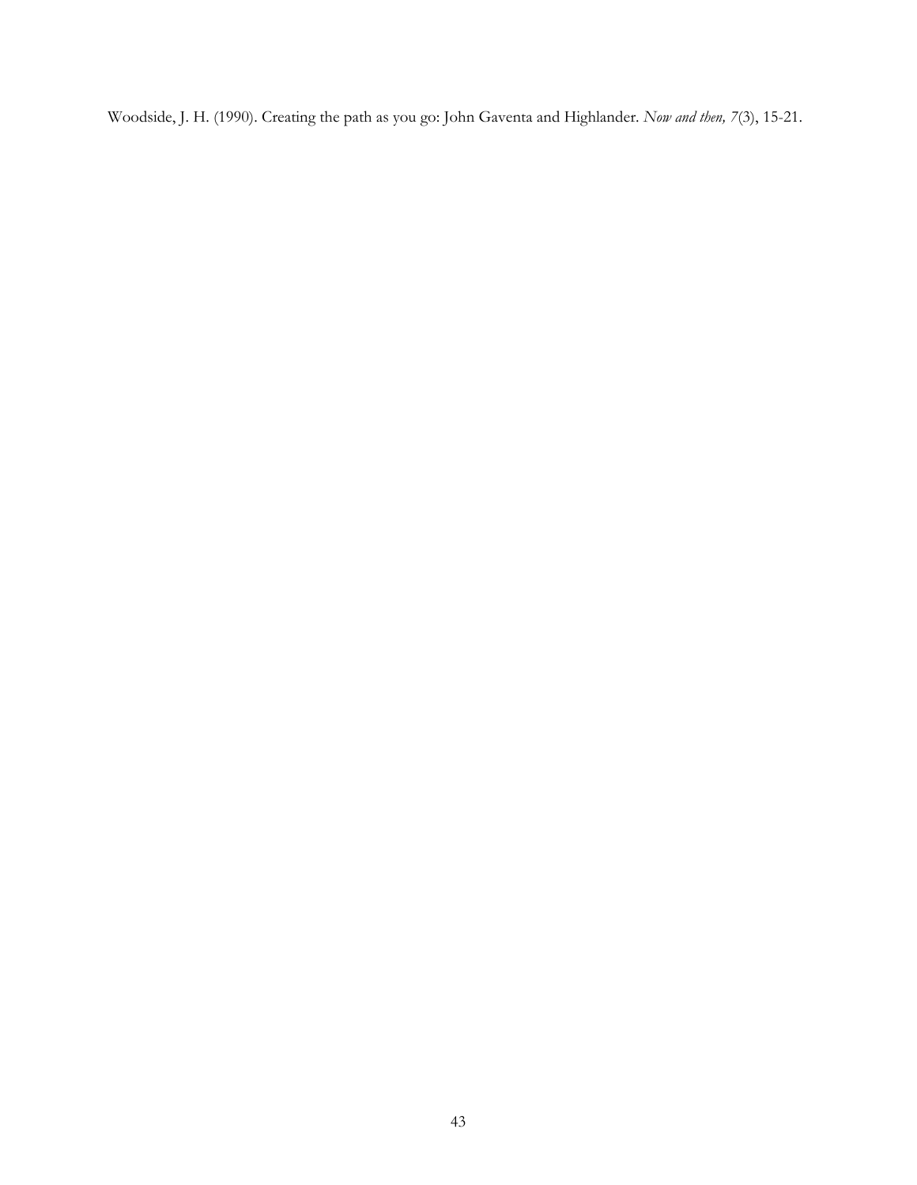Woodside, J. H. (1990). Creating the path as you go: John Gaventa and Highlander. *Now and then, 7*(3), 15-21.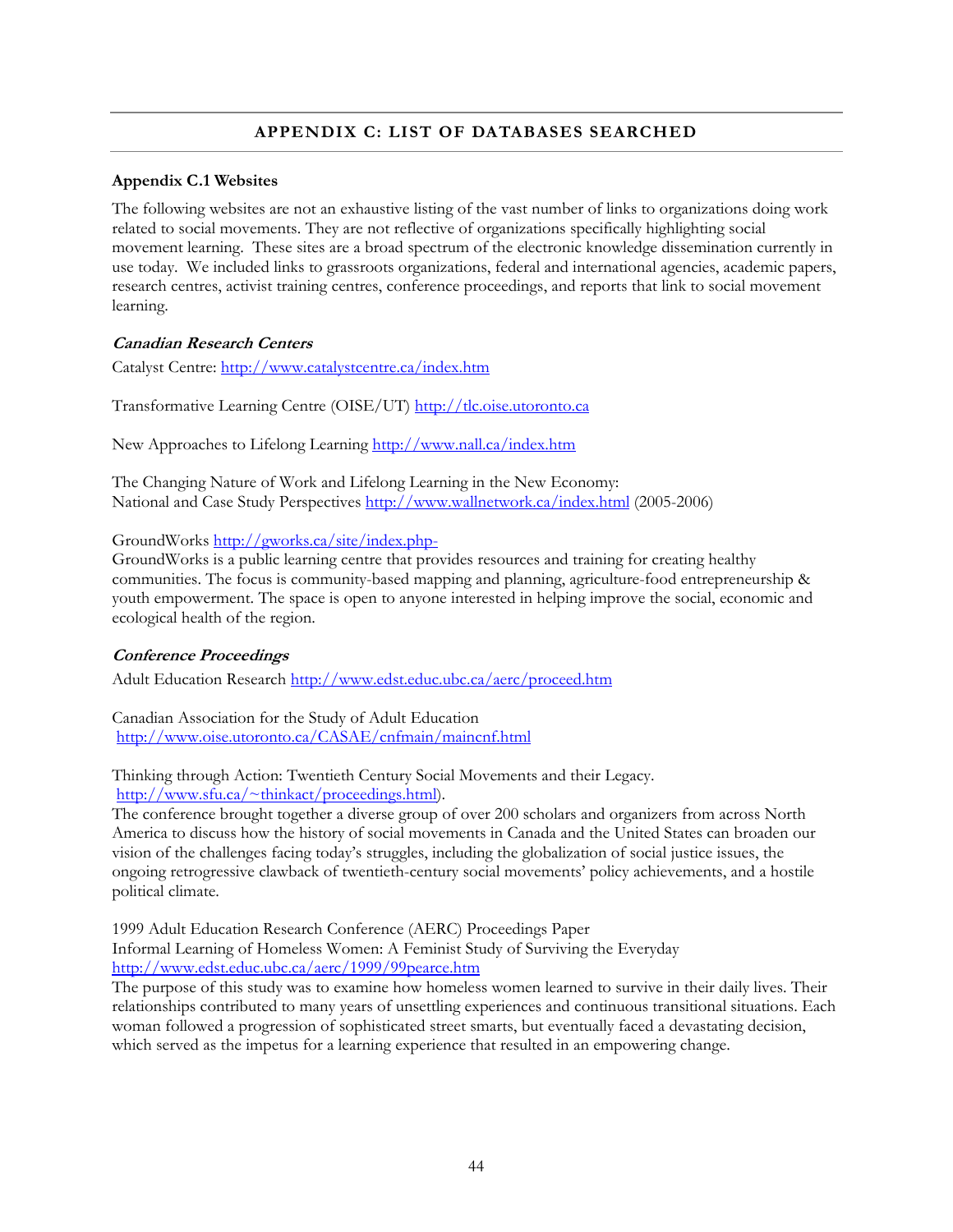## APPENDIX C: LIST OF DATABASES SEARCHED

### Appendix C.1 Websites

The following websites are not an exhaustive listing of the vast number of links to organizations doing work related to social movements. They are not reflective of organizations specifically highlighting social movement learning. These sites are a broad spectrum of the electronic knowledge dissemination currently in use today. We included links to grassroots organizations, federal and international agencies, academic papers, research centres, activist training centres, conference proceedings, and reports that link to social movement learning.

#### *Canadian Research Centers*

Catalyst Centre: http://www.catalystcentre.ca/index.htm

Transformative Learning Centre (OISE/UT) http://tlc.oise.utoronto.ca

New Approaches to Lifelong Learning http://www.nall.ca/index.htm

The Changing Nature of Work and Lifelong Learning in the New Economy:
National and Case Study Perspectives http://www.wallnetwork.ca/index.html (2005-2006)

GroundWorks http://gworks.ca/site/index.php-
GroundWorks is a public learning centre that provides resources and training for creating healthy communities. The focus is community-based mapping and planning, agriculture-food entrepreneurship & youth empowerment. The space is open to anyone interested in helping improve the social, economic and ecological health of the region.

#### *Conference Proceedings*

Adult Education Research http://www.edst.educ.ubc.ca/aerc/proceed.htm

Canadian Association for the Study of Adult Education
http://www.oise.utoronto.ca/CASAE/cnfmain/maincnf.html

Thinking through Action: Twentieth Century Social Movements and their Legacy.
http://www.sfu.ca/~thinkact/proceedings.html).
The conference brought together a diverse group of over 200 scholars and organizers from across North America to discuss how the history of social movements in Canada and the United States can broaden our vision of the challenges facing today's struggles, including the globalization of social justice issues, the ongoing retrogressive clawback of twentieth-century social movements' policy achievements, and a hostile political climate.

1999 Adult Education Research Conference (AERC) Proceedings Paper
Informal Learning of Homeless Women: A Feminist Study of Surviving the Everyday
http://www.edst.educ.ubc.ca/aerc/1999/99pearce.htm
The purpose of this study was to examine how homeless women learned to survive in their daily lives. Their relationships contributed to many years of unsettling experiences and continuous transitional situations. Each woman followed a progression of sophisticated street smarts, but eventually faced a devastating decision, which served as the impetus for a learning experience that resulted in an empowering change.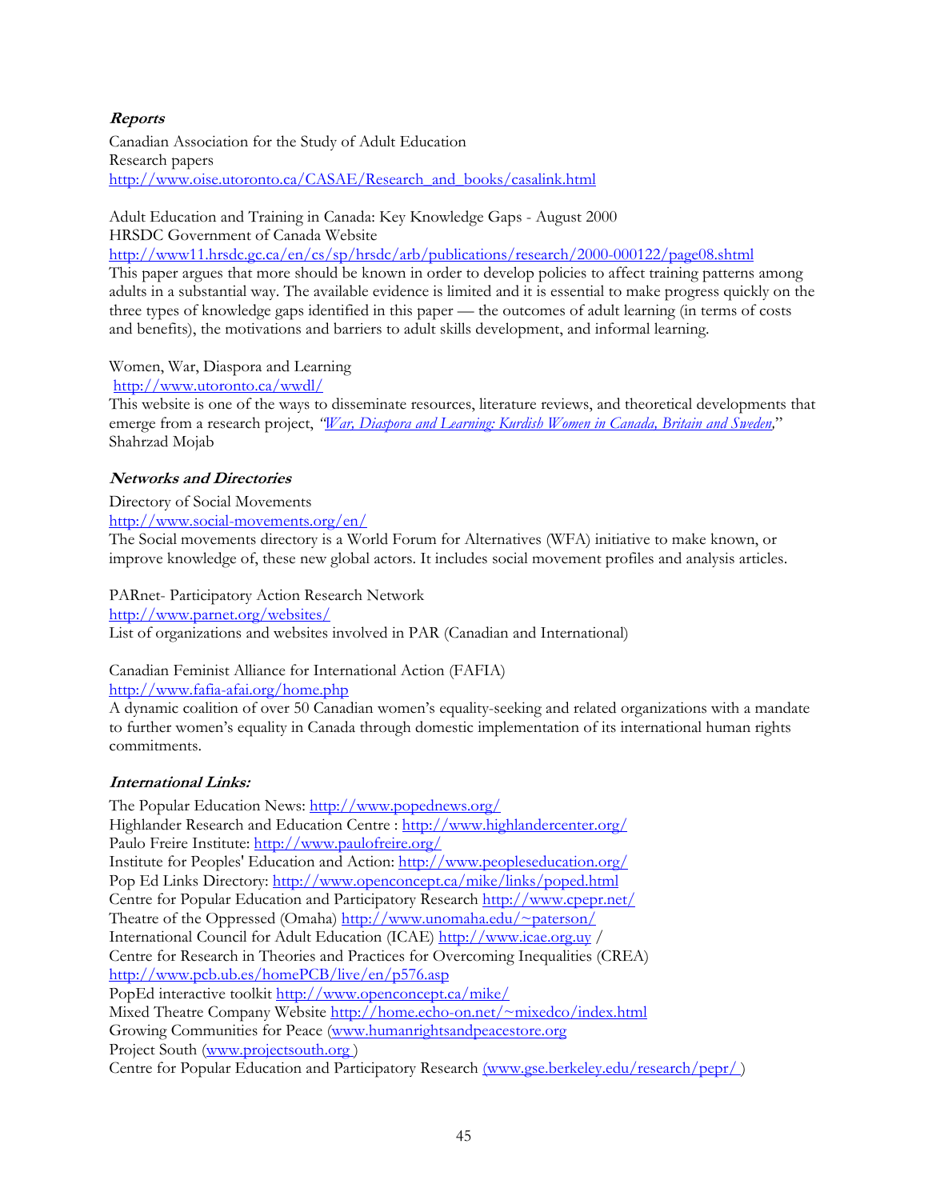***Reports***

Canadian Association for the Study of Adult Education
Research papers
http://www.oise.utoronto.ca/CASAE/Research_and_books/casalink.html

Adult Education and Training in Canada: Key Knowledge Gaps - August 2000
HRSDC Government of Canada Website
http://www11.hrsdc.gc.ca/en/cs/sp/hrsdc/arb/publications/research/2000-000122/page08.shtml
This paper argues that more should be known in order to develop policies to affect training patterns among adults in a substantial way. The available evidence is limited and it is essential to make progress quickly on the three types of knowledge gaps identified in this paper — the outcomes of adult learning (in terms of costs and benefits), the motivations and barriers to adult skills development, and informal learning.

Women, War, Diaspora and Learning
http://www.utoronto.ca/wwdl/
This website is one of the ways to disseminate resources, literature reviews, and theoretical developments that emerge from a research project, *"War, Diaspora and Learning: Kurdish Women in Canada, Britain and Sweden,"* Shahrzad Mojab

***Networks and Directories***

Directory of Social Movements
http://www.social-movements.org/en/
The Social movements directory is a World Forum for Alternatives (WFA) initiative to make known, or improve knowledge of, these new global actors. It includes social movement profiles and analysis articles.

PARnet- Participatory Action Research Network
http://www.parnet.org/websites/
List of organizations and websites involved in PAR (Canadian and International)

Canadian Feminist Alliance for International Action (FAFIA)
http://www.fafia-afai.org/home.php
A dynamic coalition of over 50 Canadian women's equality-seeking and related organizations with a mandate to further women's equality in Canada through domestic implementation of its international human rights commitments.

***International Links:***

The Popular Education News: http://www.popednews.org/
Highlander Research and Education Centre : http://www.highlandercenter.org/
Paulo Freire Institute: http://www.paulofreire.org/
Institute for Peoples' Education and Action: http://www.peopleseducation.org/
Pop Ed Links Directory: http://www.openconcept.ca/mike/links/poped.html
Centre for Popular Education and Participatory Research http://www.cpepr.net/
Theatre of the Oppressed (Omaha) http://www.unomaha.edu/~paterson/
International Council for Adult Education (ICAE) http://www.icae.org.uy /
Centre for Research in Theories and Practices for Overcoming Inequalities (CREA)
http://www.pcb.ub.es/homePCB/live/en/p576.asp
PopEd interactive toolkit http://www.openconcept.ca/mike/
Mixed Theatre Company Website http://home.echo-on.net/~mixedco/index.html
Growing Communities for Peace (www.humanrightsandpeacestore.org
Project South (www.projectsouth.org )
Centre for Popular Education and Participatory Research (www.gse.berkeley.edu/research/pepr/ )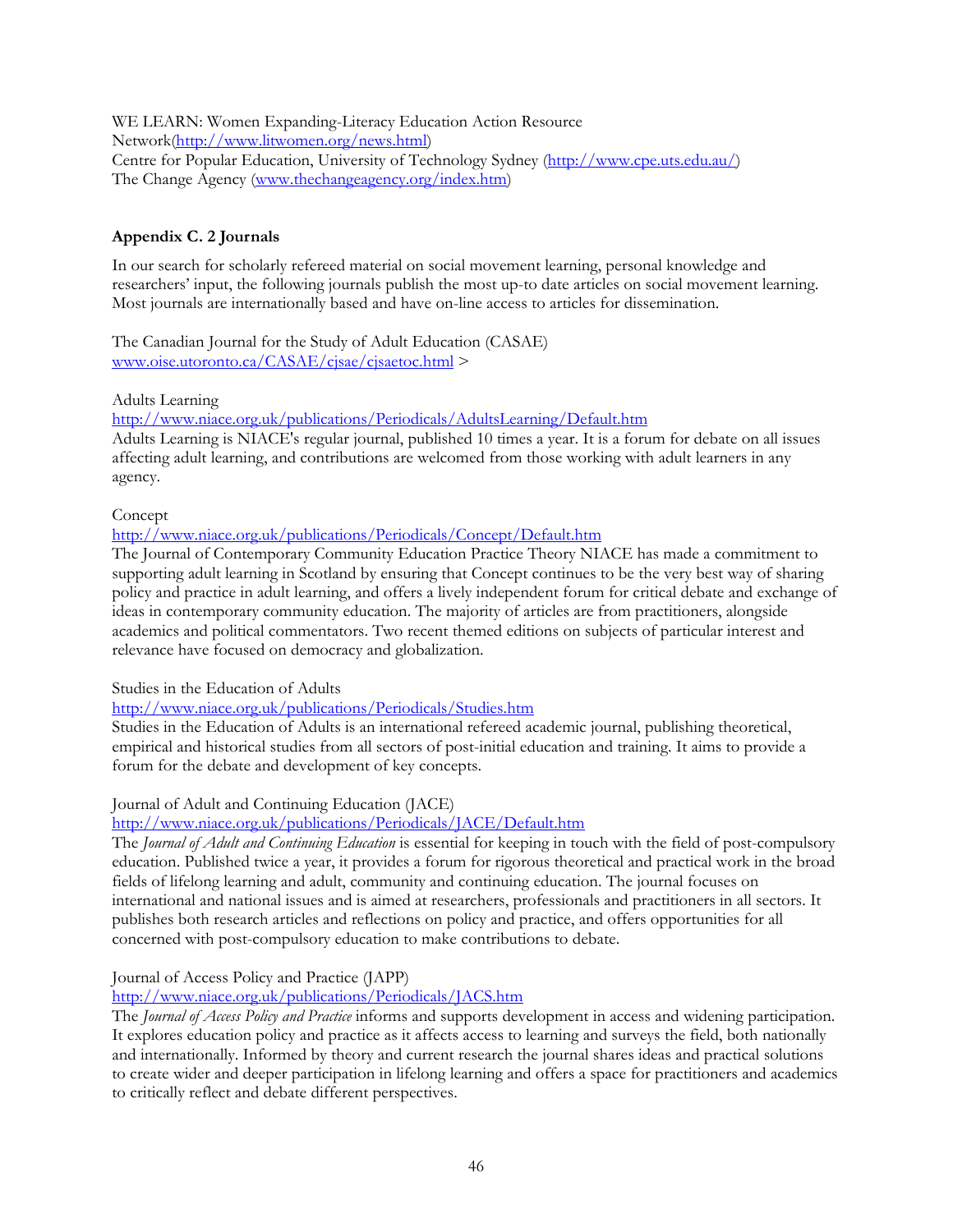WE LEARN: Women Expanding-Literacy Education Action Resource Network(http://www.litwomen.org/news.html)
Centre for Popular Education, University of Technology Sydney (http://www.cpe.uts.edu.au/)
The Change Agency (www.thechangeagency.org/index.htm)

## Appendix C. 2 Journals

In our search for scholarly refereed material on social movement learning, personal knowledge and researchers' input, the following journals publish the most up-to date articles on social movement learning. Most journals are internationally based and have on-line access to articles for dissemination.

The Canadian Journal for the Study of Adult Education (CASAE)
www.oise.utoronto.ca/CASAE/cjsae/cjsaetoc.html >

Adults Learning
http://www.niace.org.uk/publications/Periodicals/AdultsLearning/Default.htm
Adults Learning is NIACE's regular journal, published 10 times a year. It is a forum for debate on all issues affecting adult learning, and contributions are welcomed from those working with adult learners in any agency.

Concept
http://www.niace.org.uk/publications/Periodicals/Concept/Default.htm
The Journal of Contemporary Community Education Practice Theory NIACE has made a commitment to supporting adult learning in Scotland by ensuring that Concept continues to be the very best way of sharing policy and practice in adult learning, and offers a lively independent forum for critical debate and exchange of ideas in contemporary community education. The majority of articles are from practitioners, alongside academics and political commentators. Two recent themed editions on subjects of particular interest and relevance have focused on democracy and globalization.

Studies in the Education of Adults
http://www.niace.org.uk/publications/Periodicals/Studies.htm
Studies in the Education of Adults is an international refereed academic journal, publishing theoretical, empirical and historical studies from all sectors of post-initial education and training. It aims to provide a forum for the debate and development of key concepts.

Journal of Adult and Continuing Education (JACE)
http://www.niace.org.uk/publications/Periodicals/JACE/Default.htm
The *Journal of Adult and Continuing Education* is essential for keeping in touch with the field of post-compulsory education. Published twice a year, it provides a forum for rigorous theoretical and practical work in the broad fields of lifelong learning and adult, community and continuing education. The journal focuses on international and national issues and is aimed at researchers, professionals and practitioners in all sectors. It publishes both research articles and reflections on policy and practice, and offers opportunities for all concerned with post-compulsory education to make contributions to debate.

Journal of Access Policy and Practice (JAPP)
http://www.niace.org.uk/publications/Periodicals/JACS.htm
The *Journal of Access Policy and Practice* informs and supports development in access and widening participation. It explores education policy and practice as it affects access to learning and surveys the field, both nationally and internationally. Informed by theory and current research the journal shares ideas and practical solutions to create wider and deeper participation in lifelong learning and offers a space for practitioners and academics to critically reflect and debate different perspectives.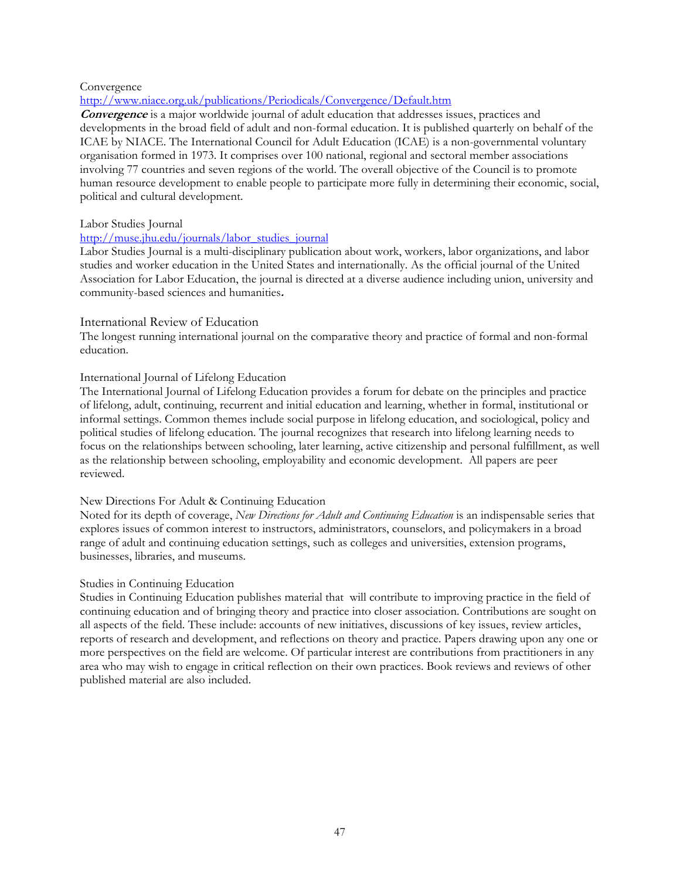Convergence

http://www.niace.org.uk/publications/Periodicals/Convergence/Default.htm

***Convergence*** is a major worldwide journal of adult education that addresses issues, practices and developments in the broad field of adult and non-formal education. It is published quarterly on behalf of the ICAE by NIACE. The International Council for Adult Education (ICAE) is a non-governmental voluntary organisation formed in 1973. It comprises over 100 national, regional and sectoral member associations involving 77 countries and seven regions of the world. The overall objective of the Council is to promote human resource development to enable people to participate more fully in determining their economic, social, political and cultural development.

Labor Studies Journal

http://muse.jhu.edu/journals/labor_studies_journal

Labor Studies Journal is a multi-disciplinary publication about work, workers, labor organizations, and labor studies and worker education in the United States and internationally. As the official journal of the United Association for Labor Education, the journal is directed at a diverse audience including union, university and community-based sciences and humanities**.**

International Review of Education

The longest running international journal on the comparative theory and practice of formal and non-formal education.

International Journal of Lifelong Education

The International Journal of Lifelong Education provides a forum for debate on the principles and practice of lifelong, adult, continuing, recurrent and initial education and learning, whether in formal, institutional or informal settings. Common themes include social purpose in lifelong education, and sociological, policy and political studies of lifelong education. The journal recognizes that research into lifelong learning needs to focus on the relationships between schooling, later learning, active citizenship and personal fulfillment, as well as the relationship between schooling, employability and economic development. All papers are peer reviewed.

New Directions For Adult & Continuing Education

Noted for its depth of coverage, *New Directions for Adult and Continuing Education* is an indispensable series that explores issues of common interest to instructors, administrators, counselors, and policymakers in a broad range of adult and continuing education settings, such as colleges and universities, extension programs, businesses, libraries, and museums.

Studies in Continuing Education

Studies in Continuing Education publishes material that will contribute to improving practice in the field of continuing education and of bringing theory and practice into closer association. Contributions are sought on all aspects of the field. These include: accounts of new initiatives, discussions of key issues, review articles, reports of research and development, and reflections on theory and practice. Papers drawing upon any one or more perspectives on the field are welcome. Of particular interest are contributions from practitioners in any area who may wish to engage in critical reflection on their own practices. Book reviews and reviews of other published material are also included.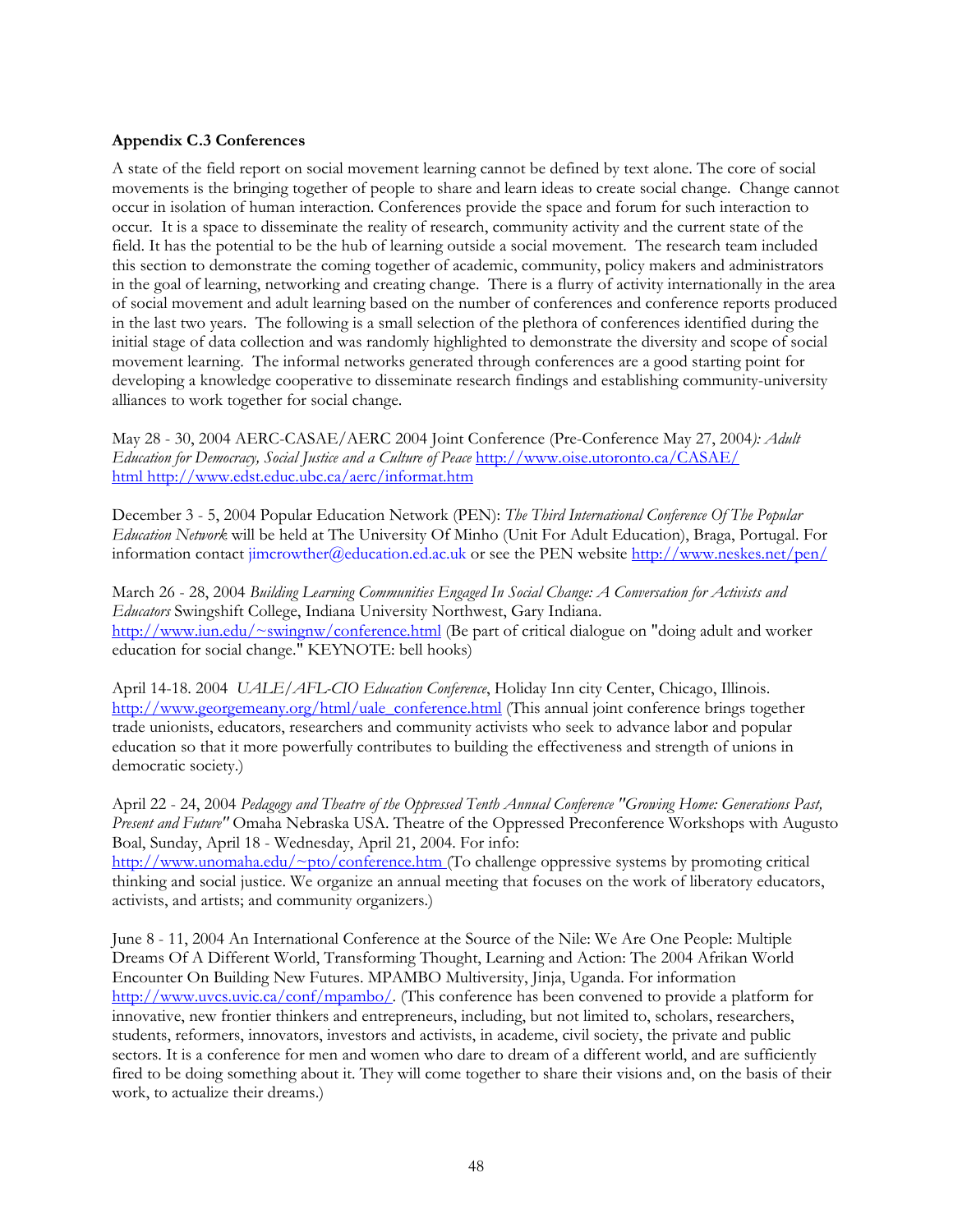**Appendix C.3 Conferences**

A state of the field report on social movement learning cannot be defined by text alone. The core of social movements is the bringing together of people to share and learn ideas to create social change. Change cannot occur in isolation of human interaction. Conferences provide the space and forum for such interaction to occur. It is a space to disseminate the reality of research, community activity and the current state of the field. It has the potential to be the hub of learning outside a social movement. The research team included this section to demonstrate the coming together of academic, community, policy makers and administrators in the goal of learning, networking and creating change. There is a flurry of activity internationally in the area of social movement and adult learning based on the number of conferences and conference reports produced in the last two years. The following is a small selection of the plethora of conferences identified during the initial stage of data collection and was randomly highlighted to demonstrate the diversity and scope of social movement learning. The informal networks generated through conferences are a good starting point for developing a knowledge cooperative to disseminate research findings and establishing community-university alliances to work together for social change.

May 28 - 30, 2004 AERC-CASAE/AERC 2004 Joint Conference (Pre-Conference May 27, 2004*): Adult Education for Democracy, Social Justice and a Culture of Peace* http://www.oise.utoronto.ca/CASAE/html http://www.edst.educ.ubc.ca/aerc/informat.htm

December 3 - 5, 2004 Popular Education Network (PEN): *The Third International Conference Of The Popular Education Network* will be held at The University Of Minho (Unit For Adult Education), Braga, Portugal. For information contact jimcrowther@education.ed.ac.uk or see the PEN website http://www.neskes.net/pen/

March 26 - 28, 2004 *Building Learning Communities Engaged In Social Change: A Conversation for Activists and Educators* Swingshift College, Indiana University Northwest, Gary Indiana. http://www.iun.edu/~swingnw/conference.html (Be part of critical dialogue on "doing adult and worker education for social change." KEYNOTE: bell hooks)

April 14-18. 2004 *UALE/AFL-CIO Education Conference*, Holiday Inn city Center, Chicago, Illinois. http://www.georgemeany.org/html/uale_conference.html (This annual joint conference brings together trade unionists, educators, researchers and community activists who seek to advance labor and popular education so that it more powerfully contributes to building the effectiveness and strength of unions in democratic society.)

April 22 - 24, 2004 *Pedagogy and Theatre of the Oppressed Tenth Annual Conference "Growing Home: Generations Past, Present and Future"* Omaha Nebraska USA. Theatre of the Oppressed Preconference Workshops with Augusto Boal, Sunday, April 18 - Wednesday, April 21, 2004. For info: http://www.unomaha.edu/~pto/conference.htm (To challenge oppressive systems by promoting critical thinking and social justice. We organize an annual meeting that focuses on the work of liberatory educators, activists, and artists; and community organizers.)

June 8 - 11, 2004 An International Conference at the Source of the Nile: We Are One People: Multiple Dreams Of A Different World, Transforming Thought, Learning and Action: The 2004 Afrikan World Encounter On Building New Futures. MPAMBO Multiversity, Jinja, Uganda. For information http://www.uvcs.uvic.ca/conf/mpambo/. (This conference has been convened to provide a platform for innovative, new frontier thinkers and entrepreneurs, including, but not limited to, scholars, researchers, students, reformers, innovators, investors and activists, in academe, civil society, the private and public sectors. It is a conference for men and women who dare to dream of a different world, and are sufficiently fired to be doing something about it. They will come together to share their visions and, on the basis of their work, to actualize their dreams.)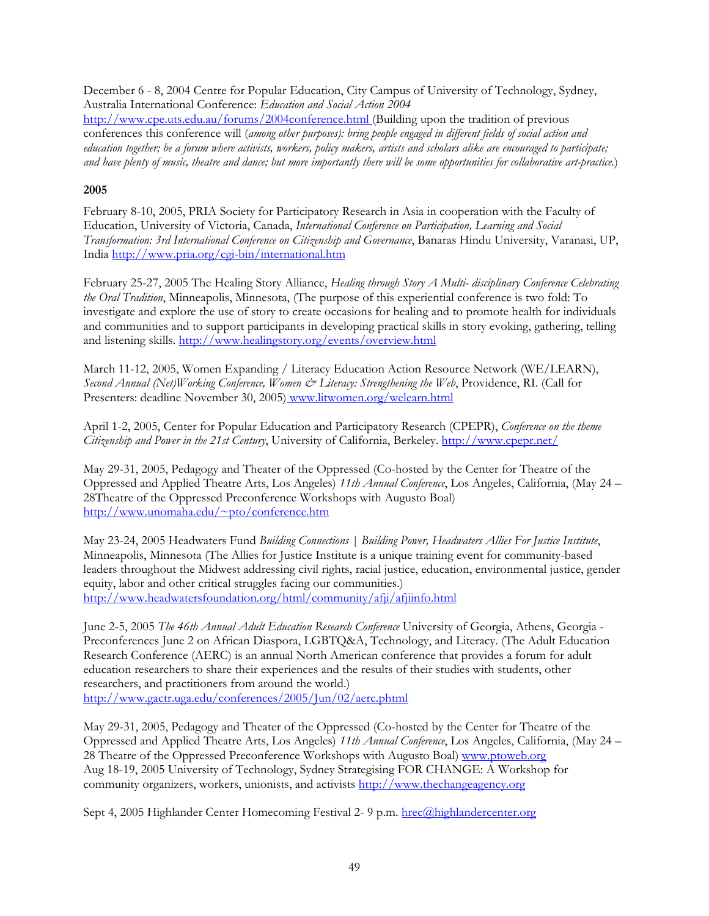December 6 - 8, 2004 Centre for Popular Education, City Campus of University of Technology, Sydney, Australia International Conference: *Education and Social Action 2004* http://www.cpe.uts.edu.au/forums/2004conference.html (Building upon the tradition of previous conferences this conference will (*among other purposes): bring people engaged in different fields of social action and education together; be a forum where activists, workers, policy makers, artists and scholars alike are encouraged to participate; and have plenty of music, theatre and dance; but more importantly there will be some opportunities for collaborative art-practice.*)

**2005**

February 8-10, 2005, PRIA Society for Participatory Research in Asia in cooperation with the Faculty of Education, University of Victoria, Canada, *International Conference on Participation, Learning and Social Transformation: 3rd International Conference on Citizenship and Governance*, Banaras Hindu University, Varanasi, UP, India http://www.pria.org/cgi-bin/international.htm

February 25-27, 2005 The Healing Story Alliance, *Healing through Story A Multi- disciplinary Conference Celebrating the Oral Tradition*, Minneapolis, Minnesota, (The purpose of this experiential conference is two fold: To investigate and explore the use of story to create occasions for healing and to promote health for individuals and communities and to support participants in developing practical skills in story evoking, gathering, telling and listening skills. http://www.healingstory.org/events/overview.html

March 11-12, 2005, Women Expanding / Literacy Education Action Resource Network (WE/LEARN), *Second Annual (Net)Working Conference, Women & Literacy: Strengthening the Web*, Providence, RI. (Call for Presenters: deadline November 30, 2005) www.litwomen.org/welearn.html

April 1-2, 2005, Center for Popular Education and Participatory Research (CPEPR), *Conference on the theme Citizenship and Power in the 21st Century*, University of California, Berkeley. http://www.cpepr.net/

May 29-31, 2005, Pedagogy and Theater of the Oppressed (Co-hosted by the Center for Theatre of the Oppressed and Applied Theatre Arts, Los Angeles) *11th Annual Conference*, Los Angeles, California, (May 24 – 28Theatre of the Oppressed Preconference Workshops with Augusto Boal) http://www.unomaha.edu/~pto/conference.htm

May 23-24, 2005 Headwaters Fund *Building Connections | Building Power, Headwaters Allies For Justice Institute*, Minneapolis, Minnesota (The Allies for Justice Institute is a unique training event for community-based leaders throughout the Midwest addressing civil rights, racial justice, education, environmental justice, gender equity, labor and other critical struggles facing our communities.) http://www.headwatersfoundation.org/html/community/afji/afjiinfo.html

June 2-5, 2005 *The 46th Annual Adult Education Research Conference* University of Georgia, Athens, Georgia - Preconferences June 2 on African Diaspora, LGBTQ&A, Technology, and Literacy. (The Adult Education Research Conference (AERC) is an annual North American conference that provides a forum for adult education researchers to share their experiences and the results of their studies with students, other researchers, and practitioners from around the world.) http://www.gactr.uga.edu/conferences/2005/Jun/02/aerc.phtml

May 29-31, 2005, Pedagogy and Theater of the Oppressed (Co-hosted by the Center for Theatre of the Oppressed and Applied Theatre Arts, Los Angeles) *11th Annual Conference*, Los Angeles, California, (May 24 – 28 Theatre of the Oppressed Preconference Workshops with Augusto Boal) www.ptoweb.org
Aug 18-19, 2005 University of Technology, Sydney Strategising FOR CHANGE: A Workshop for community organizers, workers, unionists, and activists http://www.thechangeagency.org

Sept 4, 2005 Highlander Center Homecoming Festival 2- 9 p.m. hrec@highlandercenter.org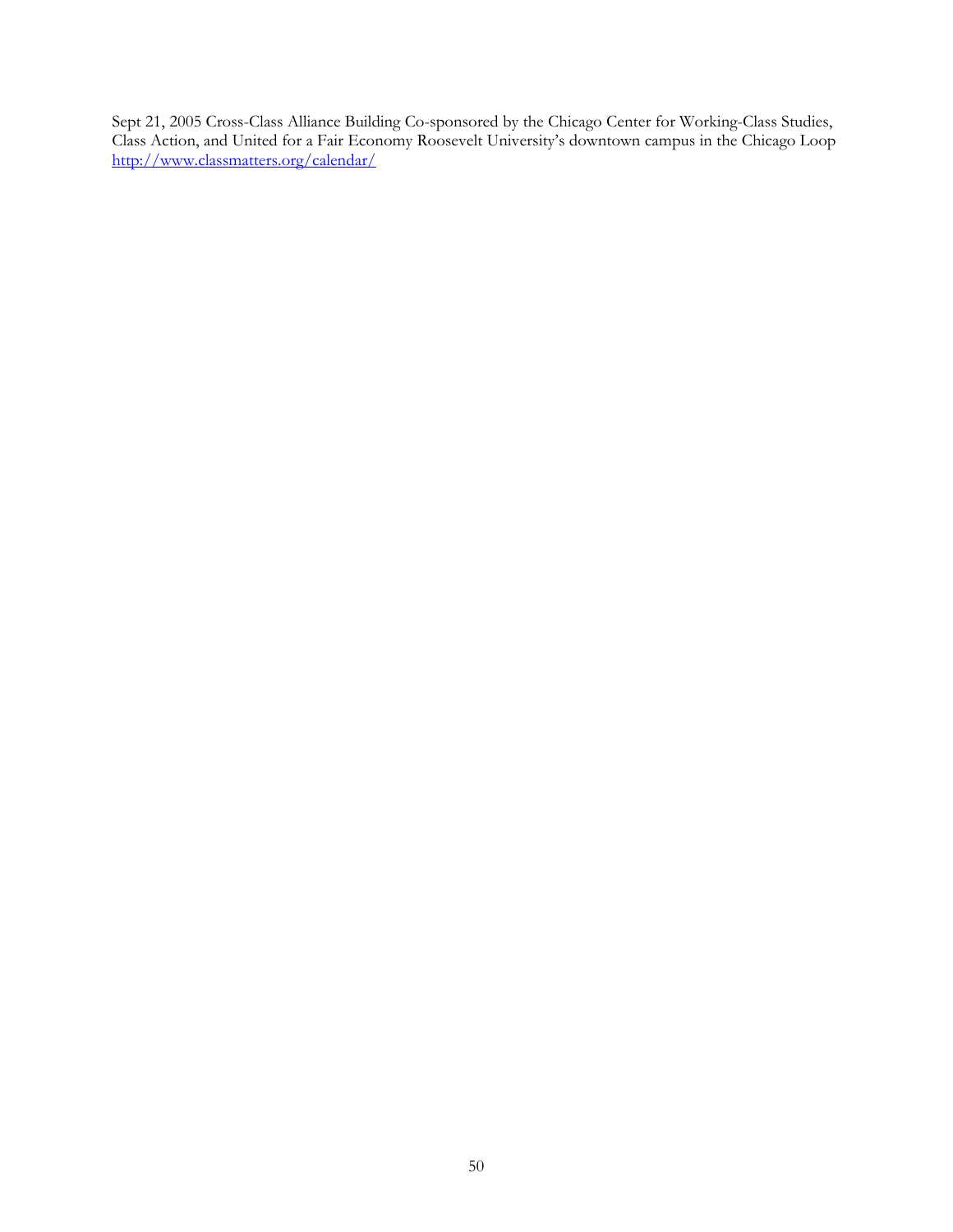Sept 21, 2005 Cross-Class Alliance Building Co-sponsored by the Chicago Center for Working-Class Studies, Class Action, and United for a Fair Economy Roosevelt University's downtown campus in the Chicago Loop http://www.classmatters.org/calendar/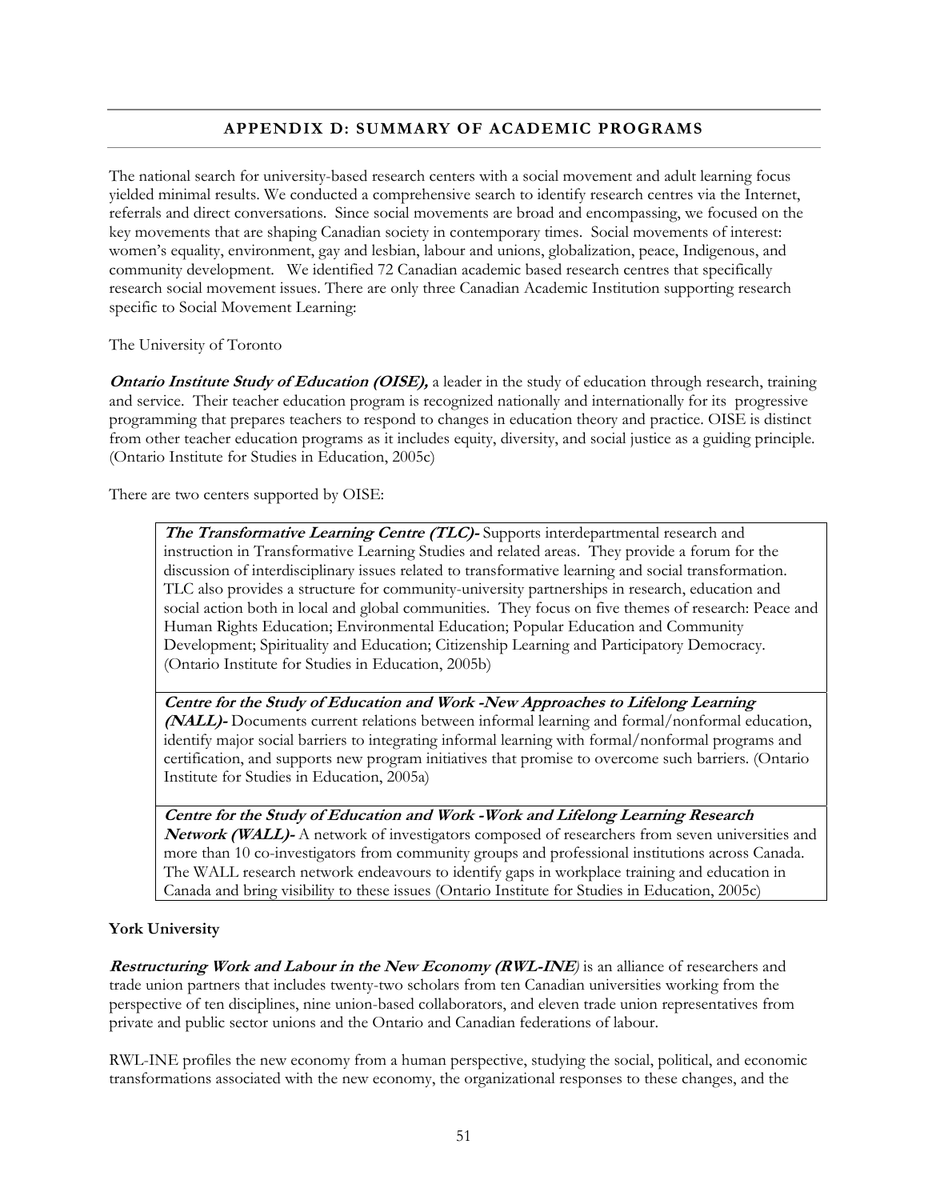## APPENDIX D: SUMMARY OF ACADEMIC PROGRAMS

The national search for university-based research centers with a social movement and adult learning focus yielded minimal results. We conducted a comprehensive search to identify research centres via the Internet, referrals and direct conversations. Since social movements are broad and encompassing, we focused on the key movements that are shaping Canadian society in contemporary times. Social movements of interest: women's equality, environment, gay and lesbian, labour and unions, globalization, peace, Indigenous, and community development. We identified 72 Canadian academic based research centres that specifically research social movement issues. There are only three Canadian Academic Institution supporting research specific to Social Movement Learning:

The University of Toronto

***Ontario Institute Study of Education (OISE),*** a leader in the study of education through research, training and service. Their teacher education program is recognized nationally and internationally for its progressive programming that prepares teachers to respond to changes in education theory and practice. OISE is distinct from other teacher education programs as it includes equity, diversity, and social justice as a guiding principle. (Ontario Institute for Studies in Education, 2005c)

There are two centers supported by OISE:

***The Transformative Learning Centre (TLC)-*** Supports interdepartmental research and instruction in Transformative Learning Studies and related areas. They provide a forum for the discussion of interdisciplinary issues related to transformative learning and social transformation. TLC also provides a structure for community-university partnerships in research, education and social action both in local and global communities. They focus on five themes of research: Peace and Human Rights Education; Environmental Education; Popular Education and Community Development; Spirituality and Education; Citizenship Learning and Participatory Democracy. (Ontario Institute for Studies in Education, 2005b)

***Centre for the Study of Education and Work -New Approaches to Lifelong Learning (NALL)-*** Documents current relations between informal learning and formal/nonformal education, identify major social barriers to integrating informal learning with formal/nonformal programs and certification, and supports new program initiatives that promise to overcome such barriers. (Ontario Institute for Studies in Education, 2005a)

***Centre for the Study of Education and Work -Work and Lifelong Learning Research Network (WALL)-*** A network of investigators composed of researchers from seven universities and more than 10 co-investigators from community groups and professional institutions across Canada. The WALL research network endeavours to identify gaps in workplace training and education in Canada and bring visibility to these issues (Ontario Institute for Studies in Education, 2005c)

**York University**

***Restructuring Work and Labour in the New Economy (RWL-INE)*** is an alliance of researchers and trade union partners that includes twenty-two scholars from ten Canadian universities working from the perspective of ten disciplines, nine union-based collaborators, and eleven trade union representatives from private and public sector unions and the Ontario and Canadian federations of labour.

RWL-INE profiles the new economy from a human perspective, studying the social, political, and economic transformations associated with the new economy, the organizational responses to these changes, and the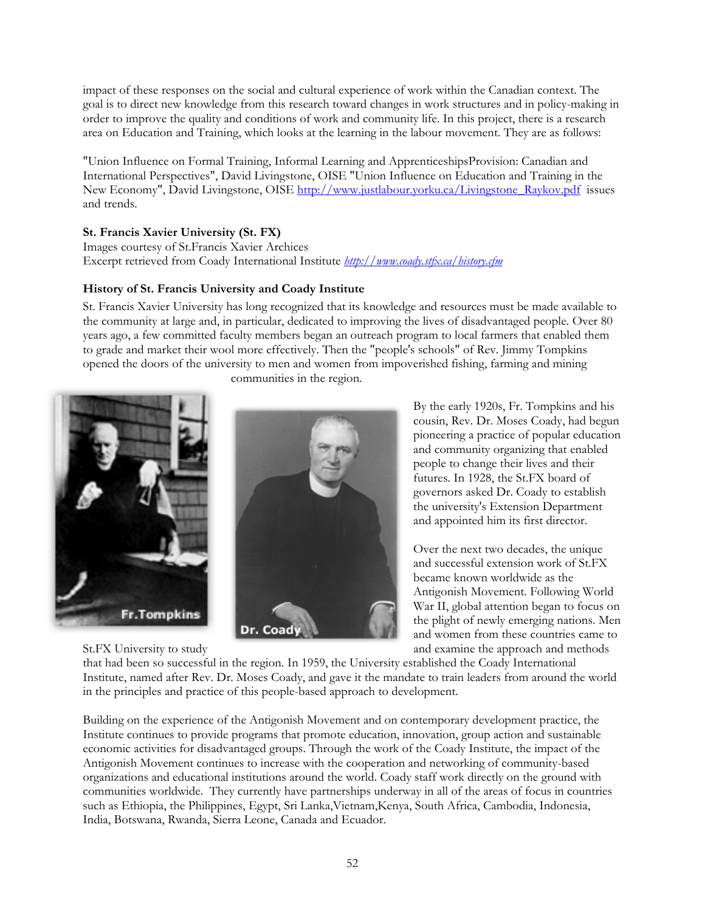impact of these responses on the social and cultural experience of work within the Canadian context. The goal is to direct new knowledge from this research toward changes in work structures and in policy-making in order to improve the quality and conditions of work and community life. In this project, there is a research area on Education and Training, which looks at the learning in the labour movement. They are as follows:

"Union Influence on Formal Training, Informal Learning and ApprenticeshipsProvision: Canadian and International Perspectives", David Livingstone, OISE "Union Influence on Education and Training in the New Economy", David Livingstone, OISE http://www.justlabour.yorku.ca/Livingstone_Raykov.pdf issues and trends.

**St. Francis Xavier University (St. FX)**
Images courtesy of St.Francis Xavier Archices
Excerpt retrieved from Coady International Institute *http://www.coady.stfx.ca/history.cfm*

**History of St. Francis University and Coady Institute**

St. Francis Xavier University has long recognized that its knowledge and resources must be made available to the community at large and, in particular, dedicated to improving the lives of disadvantaged people. Over 80 years ago, a few committed faculty members began an outreach program to local farmers that enabled them to grade and market their wool more effectively. Then the "people's schools" of Rev. Jimmy Tompkins opened the doors of the university to men and women from impoverished fishing, farming and mining communities in the region.

Fr.Tompkins

Dr. Coady

By the early 1920s, Fr. Tompkins and his cousin, Rev. Dr. Moses Coady, had begun pioneering a practice of popular education and community organizing that enabled people to change their lives and their futures. In 1928, the St.FX board of governors asked Dr. Coady to establish the university's Extension Department and appointed him its first director.

Over the next two decades, the unique and successful extension work of St.FX became known worldwide as the Antigonish Movement. Following World War II, global attention began to focus on the plight of newly emerging nations. Men and women from these countries came to St.FX University to study and examine the approach and methods that had been so successful in the region. In 1959, the University established the Coady International Institute, named after Rev. Dr. Moses Coady, and gave it the mandate to train leaders from around the world in the principles and practice of this people-based approach to development.

Building on the experience of the Antigonish Movement and on contemporary development practice, the Institute continues to provide programs that promote education, innovation, group action and sustainable economic activities for disadvantaged groups. Through the work of the Coady Institute, the impact of the Antigonish Movement continues to increase with the cooperation and networking of community-based organizations and educational institutions around the world. Coady staff work directly on the ground with communities worldwide. They currently have partnerships underway in all of the areas of focus in countries such as Ethiopia, the Philippines, Egypt, Sri Lanka,Vietnam,Kenya, South Africa, Cambodia, Indonesia, India, Botswana, Rwanda, Sierra Leone, Canada and Ecuador.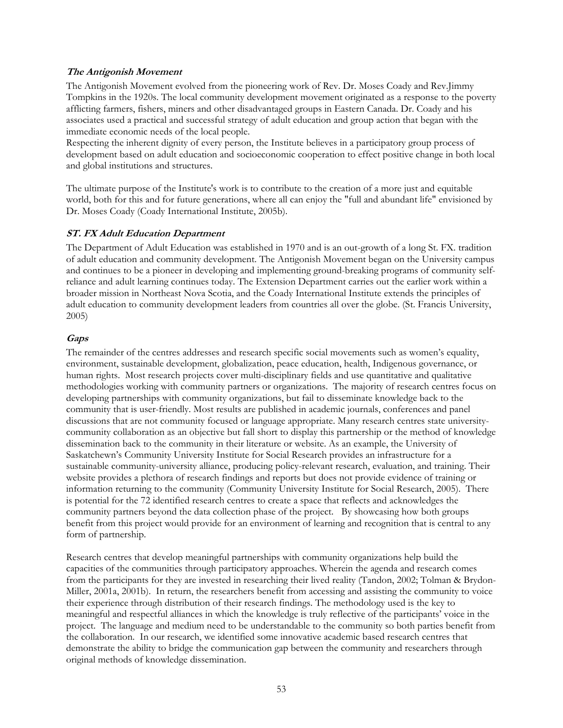### *The Antigonish Movement*

The Antigonish Movement evolved from the pioneering work of Rev. Dr. Moses Coady and Rev.Jimmy Tompkins in the 1920s. The local community development movement originated as a response to the poverty afflicting farmers, fishers, miners and other disadvantaged groups in Eastern Canada. Dr. Coady and his associates used a practical and successful strategy of adult education and group action that began with the immediate economic needs of the local people.
Respecting the inherent dignity of every person, the Institute believes in a participatory group process of development based on adult education and socioeconomic cooperation to effect positive change in both local and global institutions and structures.

The ultimate purpose of the Institute's work is to contribute to the creation of a more just and equitable world, both for this and for future generations, where all can enjoy the "full and abundant life" envisioned by Dr. Moses Coady (Coady International Institute, 2005b).

### *ST. FX Adult Education Department*

The Department of Adult Education was established in 1970 and is an out-growth of a long St. FX. tradition of adult education and community development. The Antigonish Movement began on the University campus and continues to be a pioneer in developing and implementing ground-breaking programs of community self-reliance and adult learning continues today. The Extension Department carries out the earlier work within a broader mission in Northeast Nova Scotia, and the Coady International Institute extends the principles of adult education to community development leaders from countries all over the globe. (St. Francis University, 2005)

### *Gaps*

The remainder of the centres addresses and research specific social movements such as women's equality, environment, sustainable development, globalization, peace education, health, Indigenous governance, or human rights. Most research projects cover multi-disciplinary fields and use quantitative and qualitative methodologies working with community partners or organizations. The majority of research centres focus on developing partnerships with community organizations, but fail to disseminate knowledge back to the community that is user-friendly. Most results are published in academic journals, conferences and panel discussions that are not community focused or language appropriate. Many research centres state university-community collaboration as an objective but fall short to display this partnership or the method of knowledge dissemination back to the community in their literature or website. As an example, the University of Saskatchewan's Community University Institute for Social Research provides an infrastructure for a sustainable community-university alliance, producing policy-relevant research, evaluation, and training. Their website provides a plethora of research findings and reports but does not provide evidence of training or information returning to the community (Community University Institute for Social Research, 2005). There is potential for the 72 identified research centres to create a space that reflects and acknowledges the community partners beyond the data collection phase of the project. By showcasing how both groups benefit from this project would provide for an environment of learning and recognition that is central to any form of partnership.

Research centres that develop meaningful partnerships with community organizations help build the capacities of the communities through participatory approaches. Wherein the agenda and research comes from the participants for they are invested in researching their lived reality (Tandon, 2002; Tolman & Brydon-Miller, 2001a, 2001b). In return, the researchers benefit from accessing and assisting the community to voice their experience through distribution of their research findings. The methodology used is the key to meaningful and respectful alliances in which the knowledge is truly reflective of the participants' voice in the project. The language and medium need to be understandable to the community so both parties benefit from the collaboration. In our research, we identified some innovative academic based research centres that demonstrate the ability to bridge the communication gap between the community and researchers through original methods of knowledge dissemination.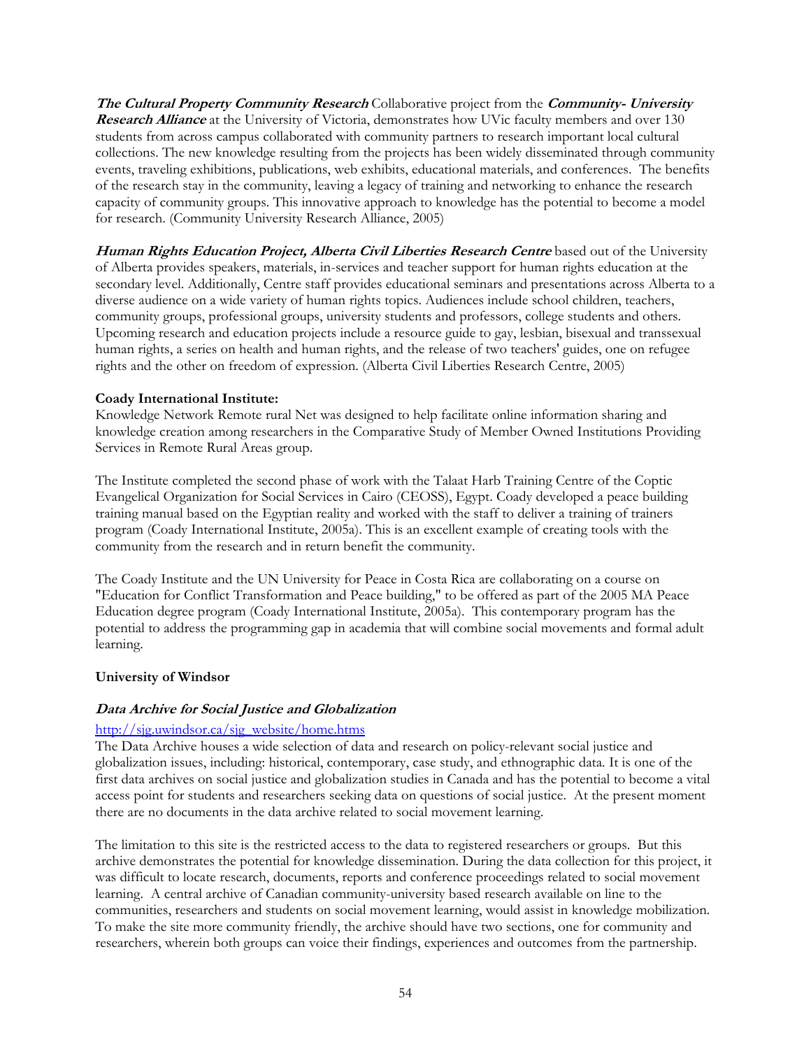***The Cultural Property Community Research*** Collaborative project from the ***Community- University Research Alliance*** at the University of Victoria, demonstrates how UVic faculty members and over 130 students from across campus collaborated with community partners to research important local cultural collections. The new knowledge resulting from the projects has been widely disseminated through community events, traveling exhibitions, publications, web exhibits, educational materials, and conferences. The benefits of the research stay in the community, leaving a legacy of training and networking to enhance the research capacity of community groups. This innovative approach to knowledge has the potential to become a model for research. (Community University Research Alliance, 2005)

***Human Rights Education Project, Alberta Civil Liberties Research Centre*** based out of the University of Alberta provides speakers, materials, in-services and teacher support for human rights education at the secondary level. Additionally, Centre staff provides educational seminars and presentations across Alberta to a diverse audience on a wide variety of human rights topics. Audiences include school children, teachers, community groups, professional groups, university students and professors, college students and others. Upcoming research and education projects include a resource guide to gay, lesbian, bisexual and transsexual human rights, a series on health and human rights, and the release of two teachers' guides, one on refugee rights and the other on freedom of expression. (Alberta Civil Liberties Research Centre, 2005)

**Coady International Institute:**

Knowledge Network Remote rural Net was designed to help facilitate online information sharing and knowledge creation among researchers in the Comparative Study of Member Owned Institutions Providing Services in Remote Rural Areas group.

The Institute completed the second phase of work with the Talaat Harb Training Centre of the Coptic Evangelical Organization for Social Services in Cairo (CEOSS), Egypt. Coady developed a peace building training manual based on the Egyptian reality and worked with the staff to deliver a training of trainers program (Coady International Institute, 2005a). This is an excellent example of creating tools with the community from the research and in return benefit the community.

The Coady Institute and the UN University for Peace in Costa Rica are collaborating on a course on "Education for Conflict Transformation and Peace building," to be offered as part of the 2005 MA Peace Education degree program (Coady International Institute, 2005a). This contemporary program has the potential to address the programming gap in academia that will combine social movements and formal adult learning.

**University of Windsor**

***Data Archive for Social Justice and Globalization***

http://sjg.uwindsor.ca/sjg_website/home.htms

The Data Archive houses a wide selection of data and research on policy-relevant social justice and globalization issues, including: historical, contemporary, case study, and ethnographic data. It is one of the first data archives on social justice and globalization studies in Canada and has the potential to become a vital access point for students and researchers seeking data on questions of social justice. At the present moment there are no documents in the data archive related to social movement learning.

The limitation to this site is the restricted access to the data to registered researchers or groups. But this archive demonstrates the potential for knowledge dissemination. During the data collection for this project, it was difficult to locate research, documents, reports and conference proceedings related to social movement learning. A central archive of Canadian community-university based research available on line to the communities, researchers and students on social movement learning, would assist in knowledge mobilization. To make the site more community friendly, the archive should have two sections, one for community and researchers, wherein both groups can voice their findings, experiences and outcomes from the partnership.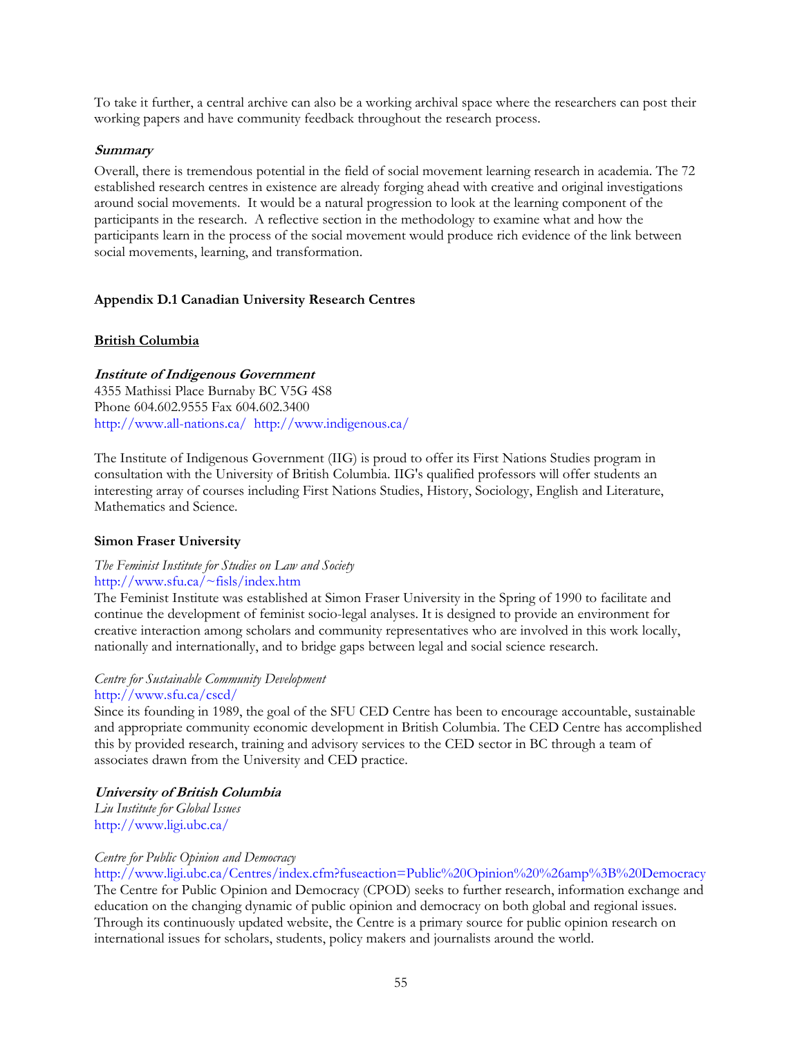To take it further, a central archive can also be a working archival space where the researchers can post their working papers and have community feedback throughout the research process.

***Summary***

Overall, there is tremendous potential in the field of social movement learning research in academia. The 72 established research centres in existence are already forging ahead with creative and original investigations around social movements. It would be a natural progression to look at the learning component of the participants in the research. A reflective section in the methodology to examine what and how the participants learn in the process of the social movement would produce rich evidence of the link between social movements, learning, and transformation.

## Appendix D.1 Canadian University Research Centres

### British Columbia

***Institute of Indigenous Government***
4355 Mathissi Place Burnaby BC V5G 4S8
Phone 604.602.9555 Fax 604.602.3400
http://www.all-nations.ca/ http://www.indigenous.ca/

The Institute of Indigenous Government (IIG) is proud to offer its First Nations Studies program in consultation with the University of British Columbia. IIG's qualified professors will offer students an interesting array of courses including First Nations Studies, History, Sociology, English and Literature, Mathematics and Science.

**Simon Fraser University**

*The Feminist Institute for Studies on Law and Society*
http://www.sfu.ca/~fisls/index.htm
The Feminist Institute was established at Simon Fraser University in the Spring of 1990 to facilitate and continue the development of feminist socio-legal analyses. It is designed to provide an environment for creative interaction among scholars and community representatives who are involved in this work locally, nationally and internationally, and to bridge gaps between legal and social science research.

*Centre for Sustainable Community Development*
http://www.sfu.ca/cscd/
Since its founding in 1989, the goal of the SFU CED Centre has been to encourage accountable, sustainable and appropriate community economic development in British Columbia. The CED Centre has accomplished this by provided research, training and advisory services to the CED sector in BC through a team of associates drawn from the University and CED practice.

***University of British Columbia***
*Liu Institute for Global Issues*
http://www.ligi.ubc.ca/

*Centre for Public Opinion and Democracy*
http://www.ligi.ubc.ca/Centres/index.cfm?fuseaction=Public%20Opinion%20%26amp%3B%20Democracy
The Centre for Public Opinion and Democracy (CPOD) seeks to further research, information exchange and education on the changing dynamic of public opinion and democracy on both global and regional issues. Through its continuously updated website, the Centre is a primary source for public opinion research on international issues for scholars, students, policy makers and journalists around the world.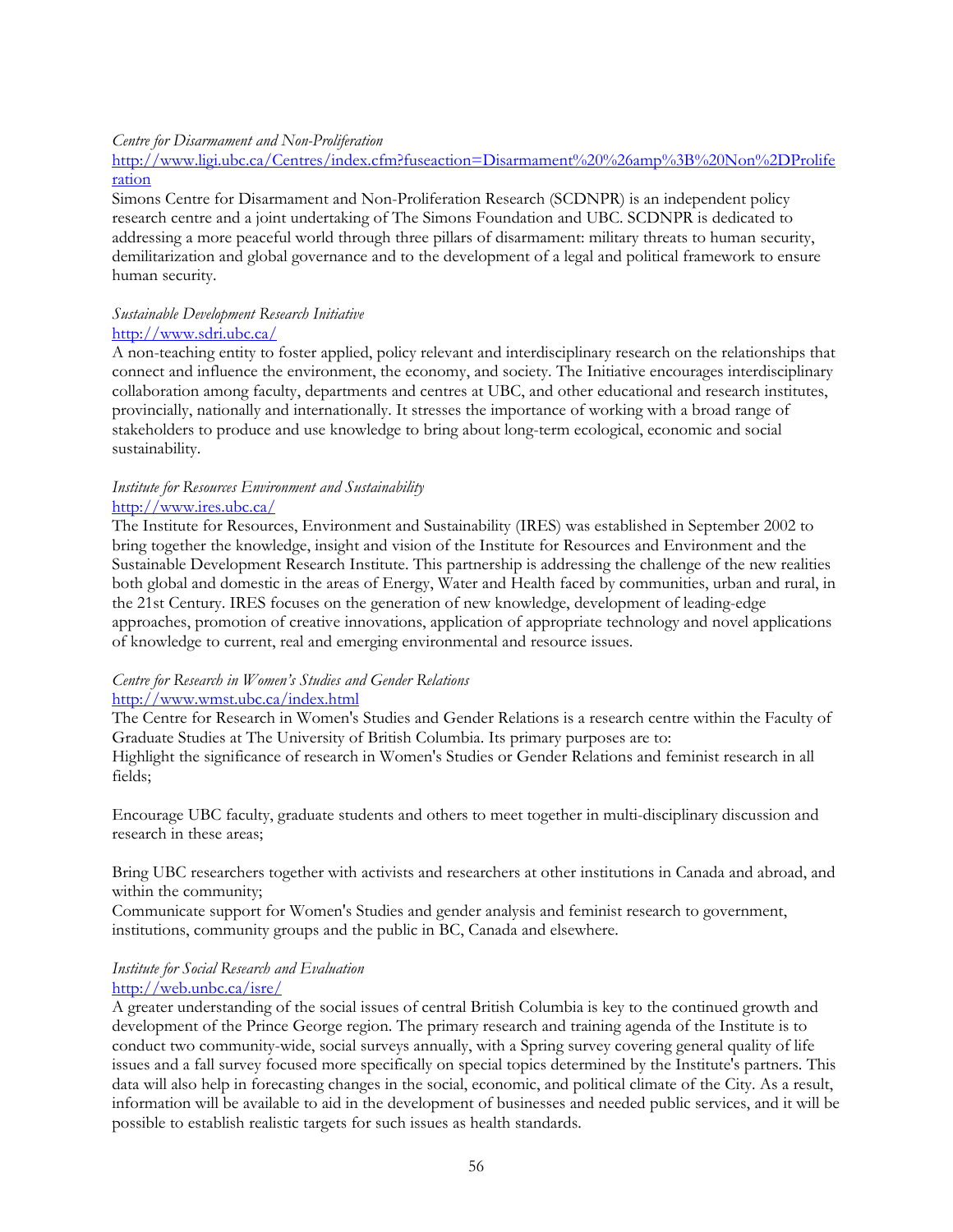*Centre for Disarmament and Non-Proliferation*
http://www.ligi.ubc.ca/Centres/index.cfm?fuseaction=Disarmament%20%26amp%3B%20Non%2DProliferation

Simons Centre for Disarmament and Non-Proliferation Research (SCDNPR) is an independent policy research centre and a joint undertaking of The Simons Foundation and UBC. SCDNPR is dedicated to addressing a more peaceful world through three pillars of disarmament: military threats to human security, demilitarization and global governance and to the development of a legal and political framework to ensure human security.

*Sustainable Development Research Initiative*
http://www.sdri.ubc.ca/

A non-teaching entity to foster applied, policy relevant and interdisciplinary research on the relationships that connect and influence the environment, the economy, and society. The Initiative encourages interdisciplinary collaboration among faculty, departments and centres at UBC, and other educational and research institutes, provincially, nationally and internationally. It stresses the importance of working with a broad range of stakeholders to produce and use knowledge to bring about long-term ecological, economic and social sustainability.

*Institute for Resources Environment and Sustainability*
http://www.ires.ubc.ca/

The Institute for Resources, Environment and Sustainability (IRES) was established in September 2002 to bring together the knowledge, insight and vision of the Institute for Resources and Environment and the Sustainable Development Research Institute. This partnership is addressing the challenge of the new realities both global and domestic in the areas of Energy, Water and Health faced by communities, urban and rural, in the 21st Century. IRES focuses on the generation of new knowledge, development of leading-edge approaches, promotion of creative innovations, application of appropriate technology and novel applications of knowledge to current, real and emerging environmental and resource issues.

*Centre for Research in Women's Studies and Gender Relations*
http://www.wmst.ubc.ca/index.html

The Centre for Research in Women's Studies and Gender Relations is a research centre within the Faculty of Graduate Studies at The University of British Columbia. Its primary purposes are to:
Highlight the significance of research in Women's Studies or Gender Relations and feminist research in all fields;

Encourage UBC faculty, graduate students and others to meet together in multi-disciplinary discussion and research in these areas;

Bring UBC researchers together with activists and researchers at other institutions in Canada and abroad, and within the community;
Communicate support for Women's Studies and gender analysis and feminist research to government, institutions, community groups and the public in BC, Canada and elsewhere.

*Institute for Social Research and Evaluation*
http://web.unbc.ca/isre/

A greater understanding of the social issues of central British Columbia is key to the continued growth and development of the Prince George region. The primary research and training agenda of the Institute is to conduct two community-wide, social surveys annually, with a Spring survey covering general quality of life issues and a fall survey focused more specifically on special topics determined by the Institute's partners. This data will also help in forecasting changes in the social, economic, and political climate of the City. As a result, information will be available to aid in the development of businesses and needed public services, and it will be possible to establish realistic targets for such issues as health standards.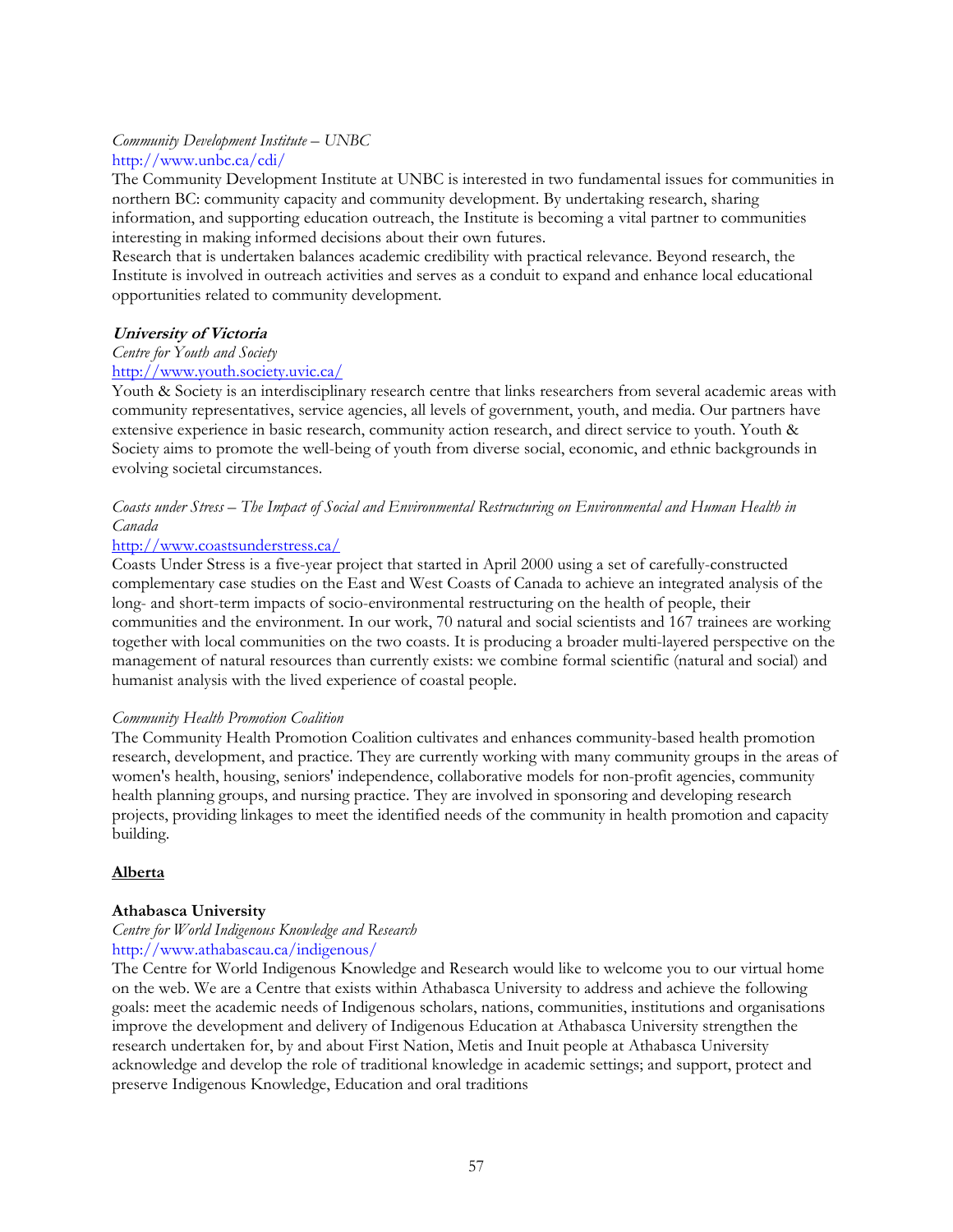*Community Development Institute – UNBC*
http://www.unbc.ca/cdi/

The Community Development Institute at UNBC is interested in two fundamental issues for communities in northern BC: community capacity and community development. By undertaking research, sharing information, and supporting education outreach, the Institute is becoming a vital partner to communities interesting in making informed decisions about their own futures.

Research that is undertaken balances academic credibility with practical relevance. Beyond research, the Institute is involved in outreach activities and serves as a conduit to expand and enhance local educational opportunities related to community development.

***University of Victoria***

*Centre for Youth and Society*
http://www.youth.society.uvic.ca/

Youth & Society is an interdisciplinary research centre that links researchers from several academic areas with community representatives, service agencies, all levels of government, youth, and media. Our partners have extensive experience in basic research, community action research, and direct service to youth. Youth & Society aims to promote the well-being of youth from diverse social, economic, and ethnic backgrounds in evolving societal circumstances.

*Coasts under Stress – The Impact of Social and Environmental Restructuring on Environmental and Human Health in Canada*
http://www.coastsunderstress.ca/

Coasts Under Stress is a five-year project that started in April 2000 using a set of carefully-constructed complementary case studies on the East and West Coasts of Canada to achieve an integrated analysis of the long- and short-term impacts of socio-environmental restructuring on the health of people, their communities and the environment. In our work, 70 natural and social scientists and 167 trainees are working together with local communities on the two coasts. It is producing a broader multi-layered perspective on the management of natural resources than currently exists: we combine formal scientific (natural and social) and humanist analysis with the lived experience of coastal people.

*Community Health Promotion Coalition*

The Community Health Promotion Coalition cultivates and enhances community-based health promotion research, development, and practice. They are currently working with many community groups in the areas of women's health, housing, seniors' independence, collaborative models for non-profit agencies, community health planning groups, and nursing practice. They are involved in sponsoring and developing research projects, providing linkages to meet the identified needs of the community in health promotion and capacity building.

## Alberta

**Athabasca University**

*Centre for World Indigenous Knowledge and Research*
http://www.athabascau.ca/indigenous/

The Centre for World Indigenous Knowledge and Research would like to welcome you to our virtual home on the web. We are a Centre that exists within Athabasca University to address and achieve the following goals: meet the academic needs of Indigenous scholars, nations, communities, institutions and organisations improve the development and delivery of Indigenous Education at Athabasca University strengthen the research undertaken for, by and about First Nation, Metis and Inuit people at Athabasca University acknowledge and develop the role of traditional knowledge in academic settings; and support, protect and preserve Indigenous Knowledge, Education and oral traditions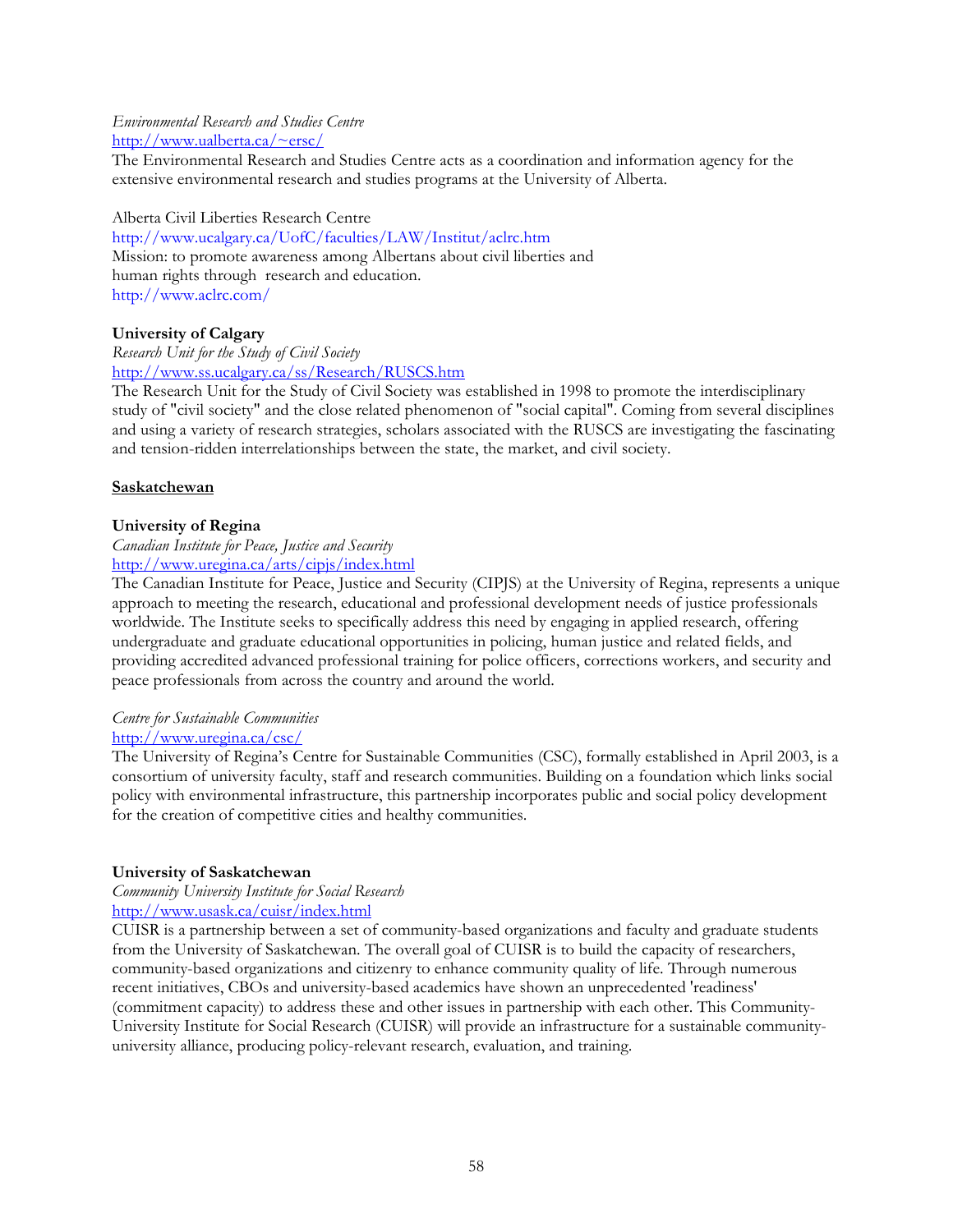*Environmental Research and Studies Centre*
http://www.ualberta.ca/~ersc/
The Environmental Research and Studies Centre acts as a coordination and information agency for the extensive environmental research and studies programs at the University of Alberta.

Alberta Civil Liberties Research Centre
http://www.ucalgary.ca/UofC/faculties/LAW/Institut/aclrc.htm
Mission: to promote awareness among Albertans about civil liberties and human rights through research and education.
http://www.aclrc.com/

**University of Calgary**
*Research Unit for the Study of Civil Society*
http://www.ss.ucalgary.ca/ss/Research/RUSCS.htm
The Research Unit for the Study of Civil Society was established in 1998 to promote the interdisciplinary study of "civil society" and the close related phenomenon of "social capital". Coming from several disciplines and using a variety of research strategies, scholars associated with the RUSCS are investigating the fascinating and tension-ridden interrelationships between the state, the market, and civil society.

## Saskatchewan

**University of Regina**
*Canadian Institute for Peace, Justice and Security*
http://www.uregina.ca/arts/cipjs/index.html
The Canadian Institute for Peace, Justice and Security (CIPJS) at the University of Regina, represents a unique approach to meeting the research, educational and professional development needs of justice professionals worldwide. The Institute seeks to specifically address this need by engaging in applied research, offering undergraduate and graduate educational opportunities in policing, human justice and related fields, and providing accredited advanced professional training for police officers, corrections workers, and security and peace professionals from across the country and around the world.

*Centre for Sustainable Communities*
http://www.uregina.ca/csc/
The University of Regina's Centre for Sustainable Communities (CSC), formally established in April 2003, is a consortium of university faculty, staff and research communities. Building on a foundation which links social policy with environmental infrastructure, this partnership incorporates public and social policy development for the creation of competitive cities and healthy communities.

**University of Saskatchewan**
*Community University Institute for Social Research*
http://www.usask.ca/cuisr/index.html
CUISR is a partnership between a set of community-based organizations and faculty and graduate students from the University of Saskatchewan. The overall goal of CUISR is to build the capacity of researchers, community-based organizations and citizenry to enhance community quality of life. Through numerous recent initiatives, CBOs and university-based academics have shown an unprecedented 'readiness' (commitment capacity) to address these and other issues in partnership with each other. This Community-University Institute for Social Research (CUISR) will provide an infrastructure for a sustainable community-university alliance, producing policy-relevant research, evaluation, and training.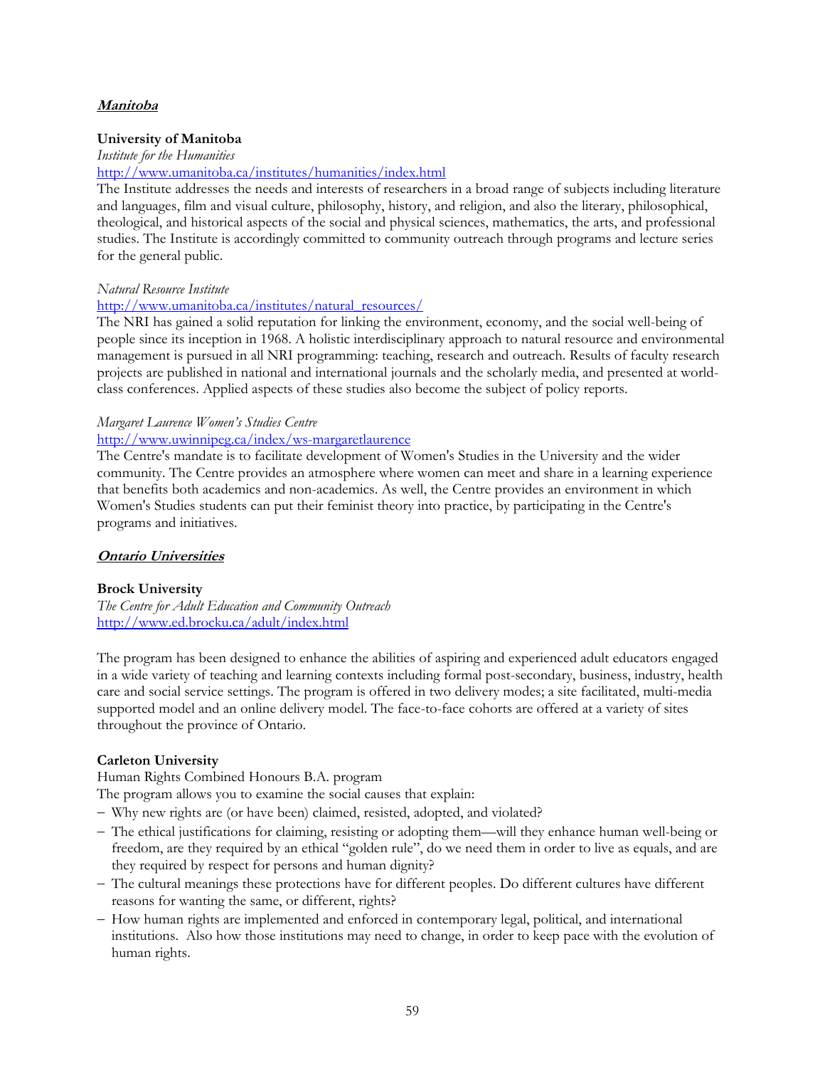## ***Manitoba***

**University of Manitoba**

*Institute for the Humanities*

http://www.umanitoba.ca/institutes/humanities/index.html

The Institute addresses the needs and interests of researchers in a broad range of subjects including literature and languages, film and visual culture, philosophy, history, and religion, and also the literary, philosophical, theological, and historical aspects of the social and physical sciences, mathematics, the arts, and professional studies. The Institute is accordingly committed to community outreach through programs and lecture series for the general public.

*Natural Resource Institute*

http://www.umanitoba.ca/institutes/natural_resources/

The NRI has gained a solid reputation for linking the environment, economy, and the social well-being of people since its inception in 1968. A holistic interdisciplinary approach to natural resource and environmental management is pursued in all NRI programming: teaching, research and outreach. Results of faculty research projects are published in national and international journals and the scholarly media, and presented at world-class conferences. Applied aspects of these studies also become the subject of policy reports.

*Margaret Laurence Women's Studies Centre*

http://www.uwinnipeg.ca/index/ws-margaretlaurence

The Centre's mandate is to facilitate development of Women's Studies in the University and the wider community. The Centre provides an atmosphere where women can meet and share in a learning experience that benefits both academics and non-academics. As well, the Centre provides an environment in which Women's Studies students can put their feminist theory into practice, by participating in the Centre's programs and initiatives.

## ***Ontario Universities***

**Brock University**

*The Centre for Adult Education and Community Outreach*

http://www.ed.brocku.ca/adult/index.html

The program has been designed to enhance the abilities of aspiring and experienced adult educators engaged in a wide variety of teaching and learning contexts including formal post-secondary, business, industry, health care and social service settings. The program is offered in two delivery modes; a site facilitated, multi-media supported model and an online delivery model. The face-to-face cohorts are offered at a variety of sites throughout the province of Ontario.

**Carleton University**

Human Rights Combined Honours B.A. program

The program allows you to examine the social causes that explain:

- Why new rights are (or have been) claimed, resisted, adopted, and violated?
- The ethical justifications for claiming, resisting or adopting them—will they enhance human well-being or freedom, are they required by an ethical "golden rule", do we need them in order to live as equals, and are they required by respect for persons and human dignity?
- The cultural meanings these protections have for different peoples. Do different cultures have different reasons for wanting the same, or different, rights?
- How human rights are implemented and enforced in contemporary legal, political, and international institutions. Also how those institutions may need to change, in order to keep pace with the evolution of human rights.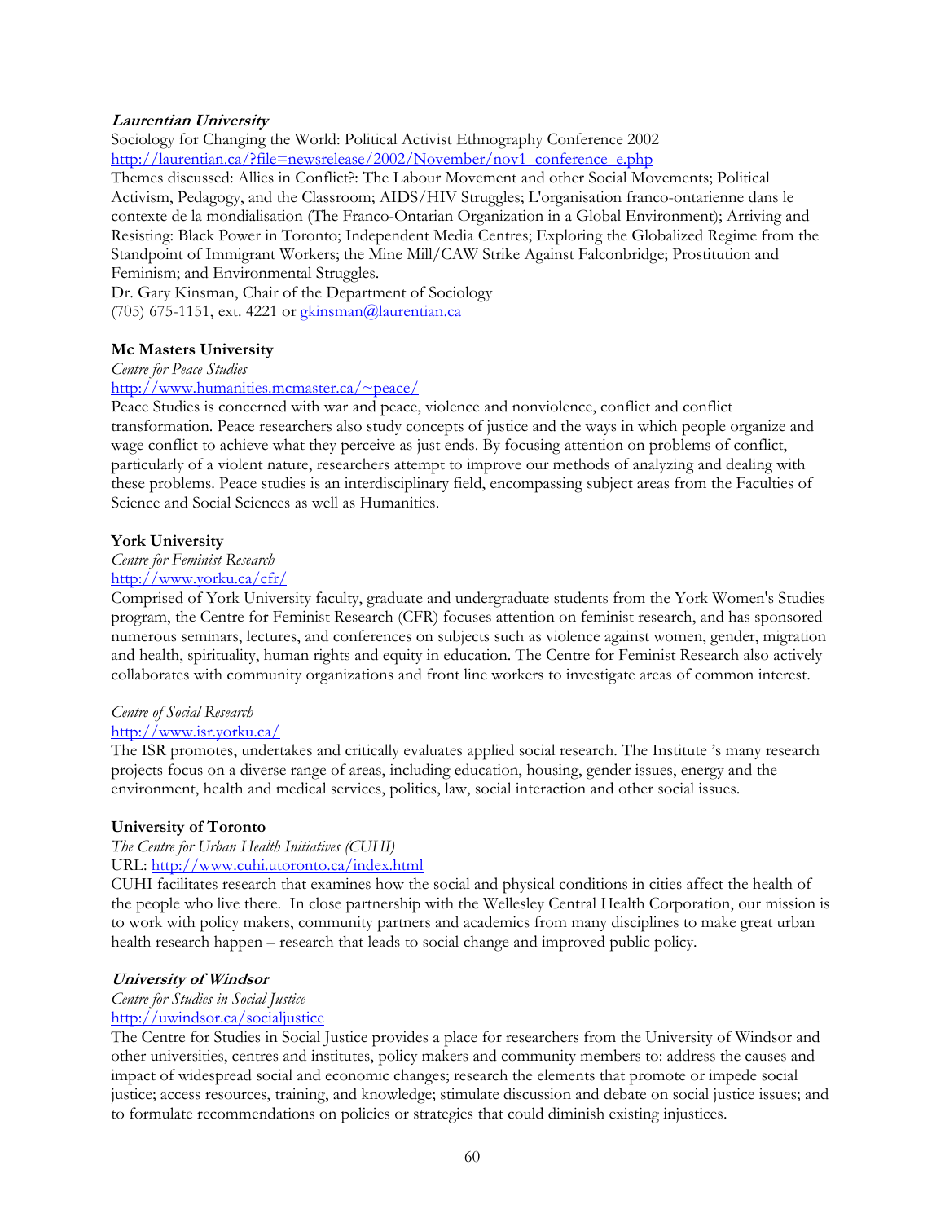***Laurentian University***
Sociology for Changing the World: Political Activist Ethnography Conference 2002
http://laurentian.ca/?file=newsrelease/2002/November/nov1_conference_e.php
Themes discussed: Allies in Conflict?: The Labour Movement and other Social Movements; Political Activism, Pedagogy, and the Classroom; AIDS/HIV Struggles; L'organisation franco-ontarienne dans le contexte de la mondialisation (The Franco-Ontarian Organization in a Global Environment); Arriving and Resisting: Black Power in Toronto; Independent Media Centres; Exploring the Globalized Regime from the Standpoint of Immigrant Workers; the Mine Mill/CAW Strike Against Falconbridge; Prostitution and Feminism; and Environmental Struggles.
Dr. Gary Kinsman, Chair of the Department of Sociology
(705) 675-1151, ext. 4221 or gkinsman@laurentian.ca

**Mc Masters University**
*Centre for Peace Studies*
http://www.humanities.mcmaster.ca/~peace/
Peace Studies is concerned with war and peace, violence and nonviolence, conflict and conflict transformation. Peace researchers also study concepts of justice and the ways in which people organize and wage conflict to achieve what they perceive as just ends. By focusing attention on problems of conflict, particularly of a violent nature, researchers attempt to improve our methods of analyzing and dealing with these problems. Peace studies is an interdisciplinary field, encompassing subject areas from the Faculties of Science and Social Sciences as well as Humanities.

**York University**
*Centre for Feminist Research*
http://www.yorku.ca/cfr/
Comprised of York University faculty, graduate and undergraduate students from the York Women's Studies program, the Centre for Feminist Research (CFR) focuses attention on feminist research, and has sponsored numerous seminars, lectures, and conferences on subjects such as violence against women, gender, migration and health, spirituality, human rights and equity in education. The Centre for Feminist Research also actively collaborates with community organizations and front line workers to investigate areas of common interest.

*Centre of Social Research*
http://www.isr.yorku.ca/
The ISR promotes, undertakes and critically evaluates applied social research. The Institute 's many research projects focus on a diverse range of areas, including education, housing, gender issues, energy and the environment, health and medical services, politics, law, social interaction and other social issues.

**University of Toronto**
*The Centre for Urban Health Initiatives (CUHI)*
URL: http://www.cuhi.utoronto.ca/index.html
CUHI facilitates research that examines how the social and physical conditions in cities affect the health of the people who live there. In close partnership with the Wellesley Central Health Corporation, our mission is to work with policy makers, community partners and academics from many disciplines to make great urban health research happen – research that leads to social change and improved public policy.

***University of Windsor***
*Centre for Studies in Social Justice*
http://uwindsor.ca/socialjustice
The Centre for Studies in Social Justice provides a place for researchers from the University of Windsor and other universities, centres and institutes, policy makers and community members to: address the causes and impact of widespread social and economic changes; research the elements that promote or impede social justice; access resources, training, and knowledge; stimulate discussion and debate on social justice issues; and to formulate recommendations on policies or strategies that could diminish existing injustices.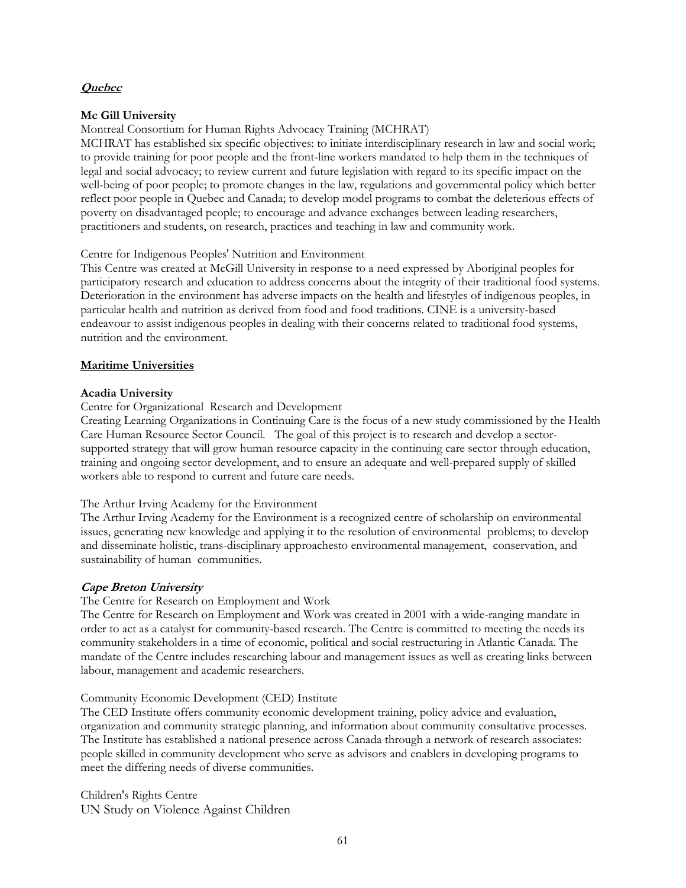***<u>Quebec</u>***

**Mc Gill University**

Montreal Consortium for Human Rights Advocacy Training (MCHRAT)

MCHRAT has established six specific objectives: to initiate interdisciplinary research in law and social work; to provide training for poor people and the front-line workers mandated to help them in the techniques of legal and social advocacy; to review current and future legislation with regard to its specific impact on the well-being of poor people; to promote changes in the law, regulations and governmental policy which better reflect poor people in Quebec and Canada; to develop model programs to combat the deleterious effects of poverty on disadvantaged people; to encourage and advance exchanges between leading researchers, practitioners and students, on research, practices and teaching in law and community work.

Centre for Indigenous Peoples' Nutrition and Environment

This Centre was created at McGill University in response to a need expressed by Aboriginal peoples for participatory research and education to address concerns about the integrity of their traditional food systems. Deterioration in the environment has adverse impacts on the health and lifestyles of indigenous peoples, in particular health and nutrition as derived from food and food traditions. CINE is a university-based endeavour to assist indigenous peoples in dealing with their concerns related to traditional food systems, nutrition and the environment.

**<u>Maritime Universities</u>**

**Acadia University**

Centre for Organizational Research and Development

Creating Learning Organizations in Continuing Care is the focus of a new study commissioned by the Health Care Human Resource Sector Council. The goal of this project is to research and develop a sector-supported strategy that will grow human resource capacity in the continuing care sector through education, training and ongoing sector development, and to ensure an adequate and well-prepared supply of skilled workers able to respond to current and future care needs.

The Arthur Irving Academy for the Environment

The Arthur Irving Academy for the Environment is a recognized centre of scholarship on environmental issues, generating new knowledge and applying it to the resolution of environmental problems; to develop and disseminate holistic, trans-disciplinary approachesto environmental management, conservation, and sustainability of human communities.

***Cape Breton University***

The Centre for Research on Employment and Work

The Centre for Research on Employment and Work was created in 2001 with a wide-ranging mandate in order to act as a catalyst for community-based research. The Centre is committed to meeting the needs its community stakeholders in a time of economic, political and social restructuring in Atlantic Canada. The mandate of the Centre includes researching labour and management issues as well as creating links between labour, management and academic researchers.

Community Economic Development (CED) Institute

The CED Institute offers community economic development training, policy advice and evaluation, organization and community strategic planning, and information about community consultative processes. The Institute has established a national presence across Canada through a network of research associates: people skilled in community development who serve as advisors and enablers in developing programs to meet the differing needs of diverse communities.

Children's Rights Centre

UN Study on Violence Against Children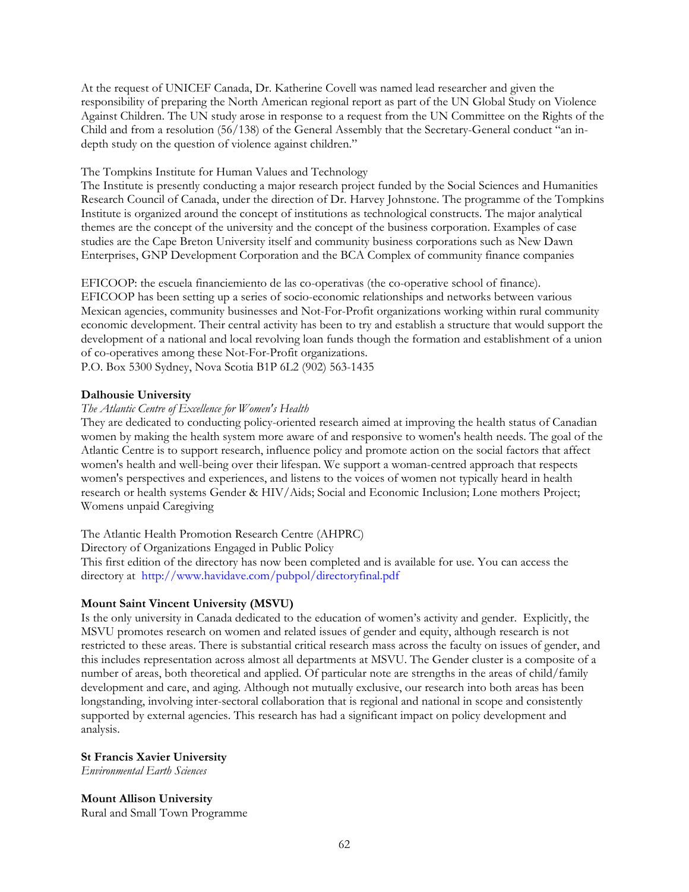At the request of UNICEF Canada, Dr. Katherine Covell was named lead researcher and given the responsibility of preparing the North American regional report as part of the UN Global Study on Violence Against Children. The UN study arose in response to a request from the UN Committee on the Rights of the Child and from a resolution (56/138) of the General Assembly that the Secretary-General conduct "an in-depth study on the question of violence against children."

The Tompkins Institute for Human Values and Technology
The Institute is presently conducting a major research project funded by the Social Sciences and Humanities Research Council of Canada, under the direction of Dr. Harvey Johnstone. The programme of the Tompkins Institute is organized around the concept of institutions as technological constructs. The major analytical themes are the concept of the university and the concept of the business corporation. Examples of case studies are the Cape Breton University itself and community business corporations such as New Dawn Enterprises, GNP Development Corporation and the BCA Complex of community finance companies

EFICOOP: the escuela financiemiento de las co-operativas (the co-operative school of finance).
EFICOOP has been setting up a series of socio-economic relationships and networks between various Mexican agencies, community businesses and Not-For-Profit organizations working within rural community economic development. Their central activity has been to try and establish a structure that would support the development of a national and local revolving loan funds though the formation and establishment of a union of co-operatives among these Not-For-Profit organizations.
P.O. Box 5300 Sydney, Nova Scotia B1P 6L2 (902) 563-1435

**Dalhousie University**

*The Atlantic Centre of Excellence for Women's Health*

They are dedicated to conducting policy-oriented research aimed at improving the health status of Canadian women by making the health system more aware of and responsive to women's health needs. The goal of the Atlantic Centre is to support research, influence policy and promote action on the social factors that affect women's health and well-being over their lifespan. We support a woman-centred approach that respects women's perspectives and experiences, and listens to the voices of women not typically heard in health research or health systems Gender & HIV/Aids; Social and Economic Inclusion; Lone mothers Project; Womens unpaid Caregiving

The Atlantic Health Promotion Research Centre (AHPRC)
Directory of Organizations Engaged in Public Policy
This first edition of the directory has now been completed and is available for use. You can access the directory at http://www.havidave.com/pubpol/directoryfinal.pdf

**Mount Saint Vincent University (MSVU)**

Is the only university in Canada dedicated to the education of women's activity and gender. Explicitly, the MSVU promotes research on women and related issues of gender and equity, although research is not restricted to these areas. There is substantial critical research mass across the faculty on issues of gender, and this includes representation across almost all departments at MSVU. The Gender cluster is a composite of a number of areas, both theoretical and applied. Of particular note are strengths in the areas of child/family development and care, and aging. Although not mutually exclusive, our research into both areas has been longstanding, involving inter-sectoral collaboration that is regional and national in scope and consistently supported by external agencies. This research has had a significant impact on policy development and analysis.

**St Francis Xavier University**

*Environmental Earth Sciences*

**Mount Allison University**

Rural and Small Town Programme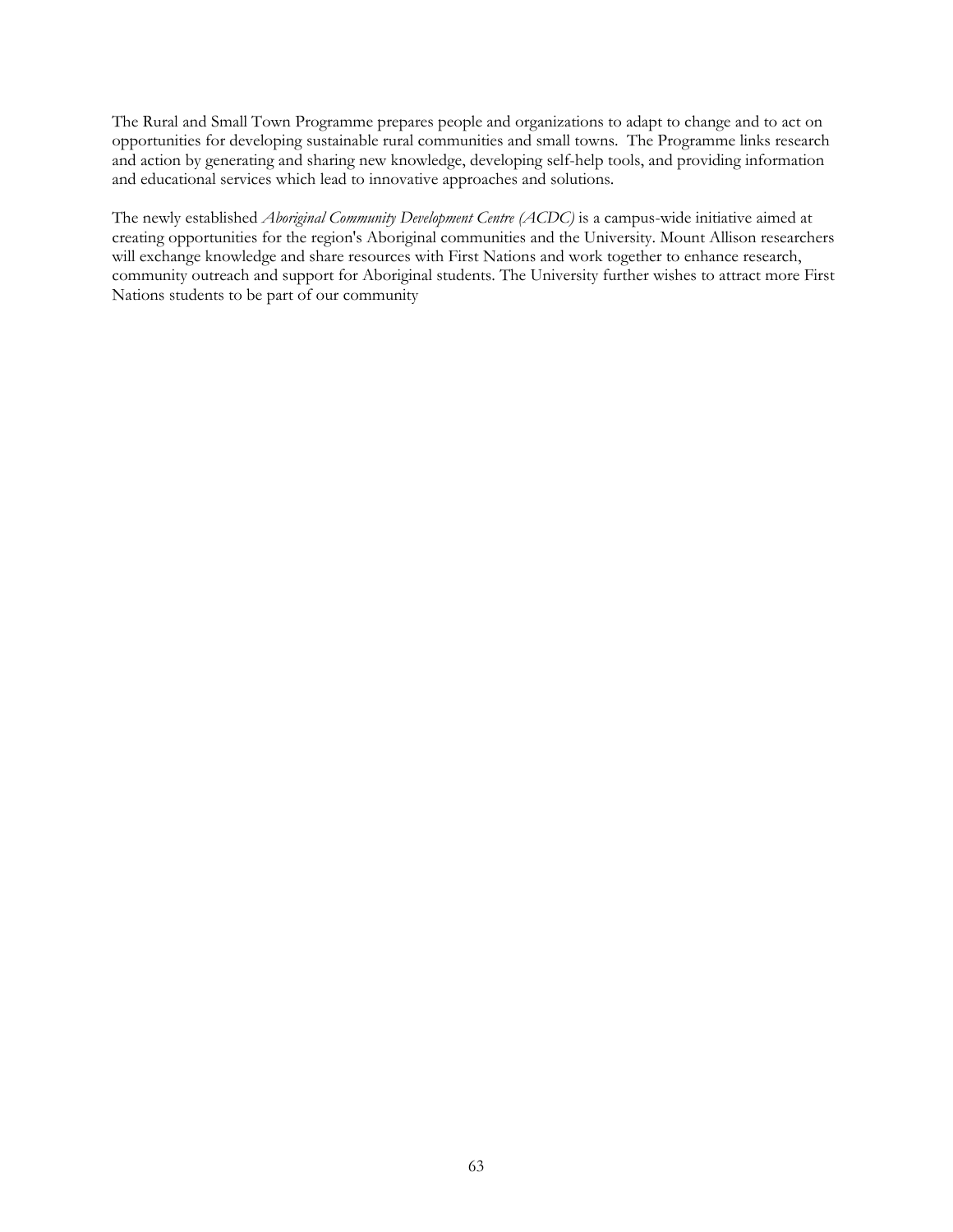The Rural and Small Town Programme prepares people and organizations to adapt to change and to act on opportunities for developing sustainable rural communities and small towns. The Programme links research and action by generating and sharing new knowledge, developing self-help tools, and providing information and educational services which lead to innovative approaches and solutions.

The newly established *Aboriginal Community Development Centre (ACDC)* is a campus-wide initiative aimed at creating opportunities for the region's Aboriginal communities and the University. Mount Allison researchers will exchange knowledge and share resources with First Nations and work together to enhance research, community outreach and support for Aboriginal students. The University further wishes to attract more First Nations students to be part of our community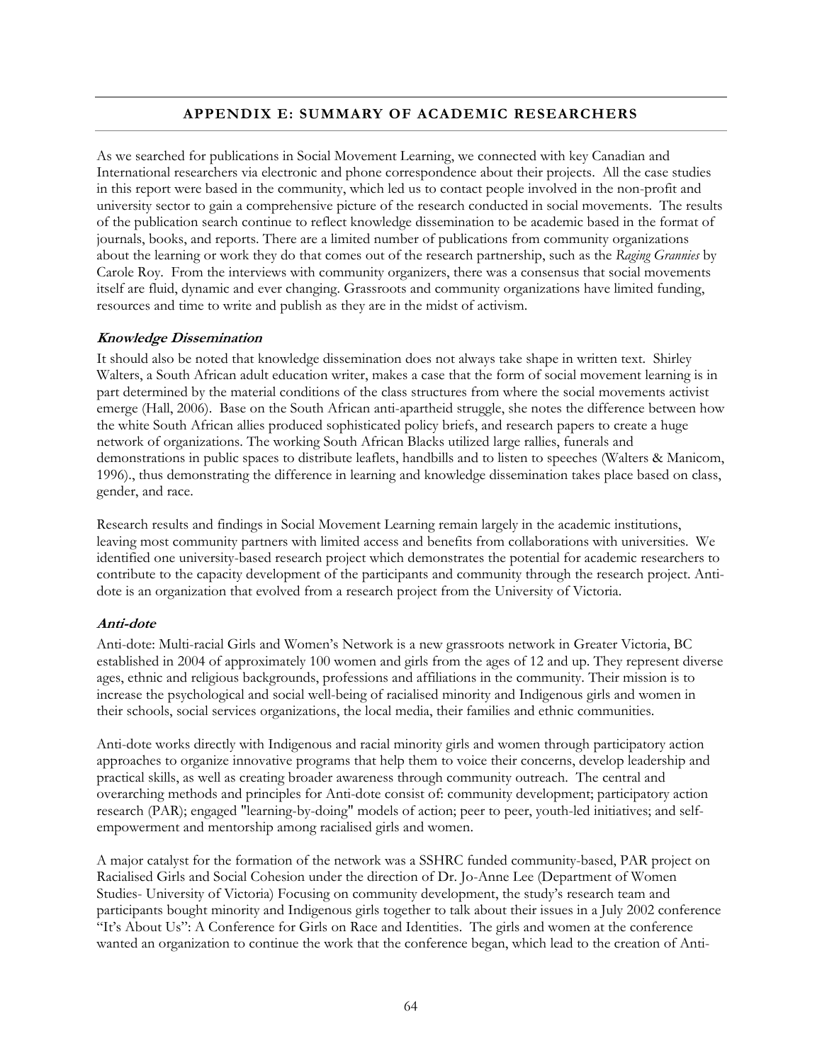## APPENDIX E: SUMMARY OF ACADEMIC RESEARCHERS

As we searched for publications in Social Movement Learning, we connected with key Canadian and International researchers via electronic and phone correspondence about their projects. All the case studies in this report were based in the community, which led us to contact people involved in the non-profit and university sector to gain a comprehensive picture of the research conducted in social movements. The results of the publication search continue to reflect knowledge dissemination to be academic based in the format of journals, books, and reports. There are a limited number of publications from community organizations about the learning or work they do that comes out of the research partnership, such as the *Raging Grannies* by Carole Roy. From the interviews with community organizers, there was a consensus that social movements itself are fluid, dynamic and ever changing. Grassroots and community organizations have limited funding, resources and time to write and publish as they are in the midst of activism.

### *Knowledge Dissemination*

It should also be noted that knowledge dissemination does not always take shape in written text. Shirley Walters, a South African adult education writer, makes a case that the form of social movement learning is in part determined by the material conditions of the class structures from where the social movements activist emerge (Hall, 2006). Base on the South African anti-apartheid struggle, she notes the difference between how the white South African allies produced sophisticated policy briefs, and research papers to create a huge network of organizations. The working South African Blacks utilized large rallies, funerals and demonstrations in public spaces to distribute leaflets, handbills and to listen to speeches (Walters & Manicom, 1996)., thus demonstrating the difference in learning and knowledge dissemination takes place based on class, gender, and race.

Research results and findings in Social Movement Learning remain largely in the academic institutions, leaving most community partners with limited access and benefits from collaborations with universities. We identified one university-based research project which demonstrates the potential for academic researchers to contribute to the capacity development of the participants and community through the research project. Anti-dote is an organization that evolved from a research project from the University of Victoria.

### *Anti-dote*

Anti-dote: Multi-racial Girls and Women's Network is a new grassroots network in Greater Victoria, BC established in 2004 of approximately 100 women and girls from the ages of 12 and up. They represent diverse ages, ethnic and religious backgrounds, professions and affiliations in the community. Their mission is to increase the psychological and social well-being of racialised minority and Indigenous girls and women in their schools, social services organizations, the local media, their families and ethnic communities.

Anti-dote works directly with Indigenous and racial minority girls and women through participatory action approaches to organize innovative programs that help them to voice their concerns, develop leadership and practical skills, as well as creating broader awareness through community outreach. The central and overarching methods and principles for Anti-dote consist of: community development; participatory action research (PAR); engaged "learning-by-doing" models of action; peer to peer, youth-led initiatives; and self-empowerment and mentorship among racialised girls and women.

A major catalyst for the formation of the network was a SSHRC funded community-based, PAR project on Racialised Girls and Social Cohesion under the direction of Dr. Jo-Anne Lee (Department of Women Studies- University of Victoria) Focusing on community development, the study's research team and participants bought minority and Indigenous girls together to talk about their issues in a July 2002 conference "It's About Us": A Conference for Girls on Race and Identities. The girls and women at the conference wanted an organization to continue the work that the conference began, which lead to the creation of Anti-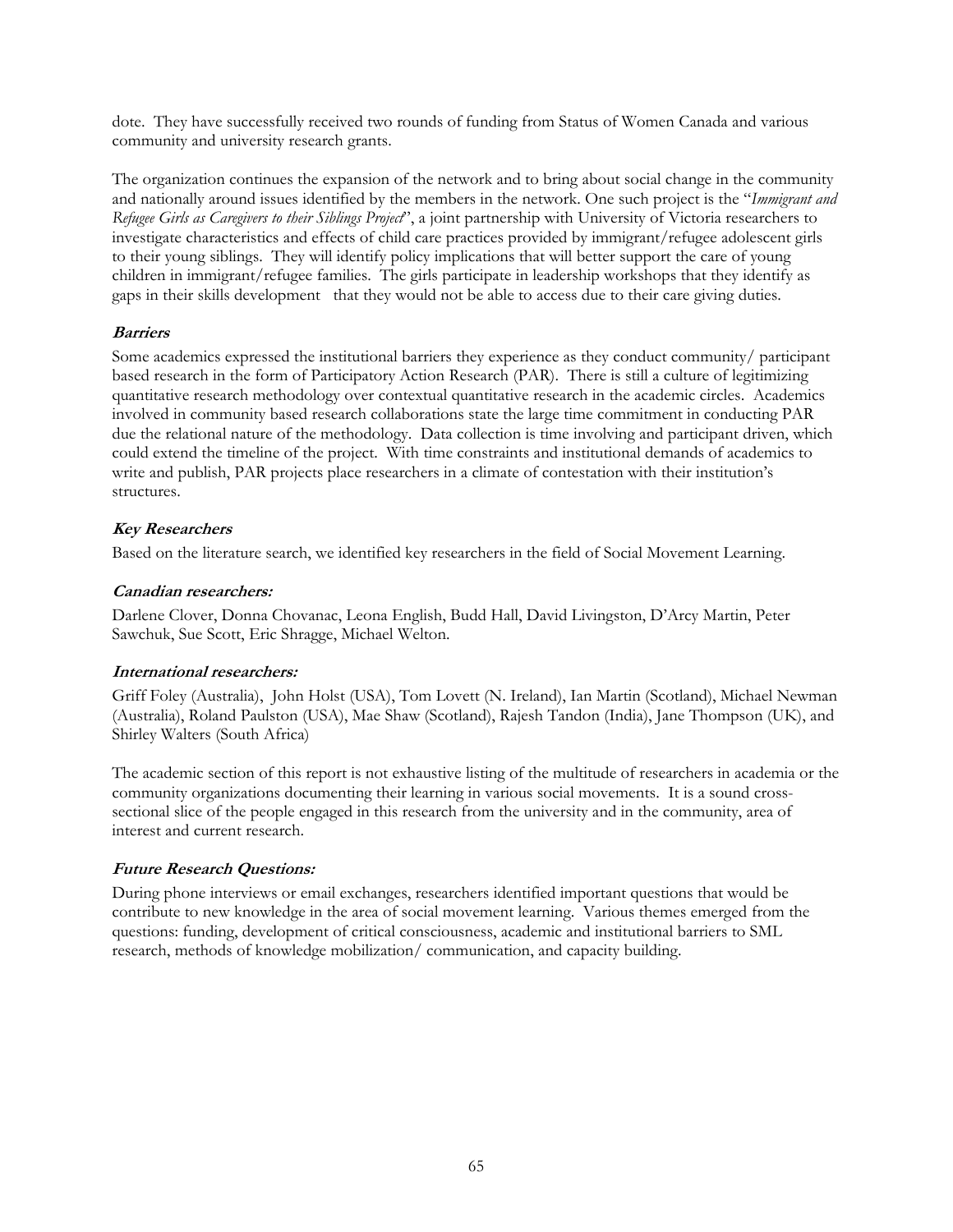dote. They have successfully received two rounds of funding from Status of Women Canada and various community and university research grants.

The organization continues the expansion of the network and to bring about social change in the community and nationally around issues identified by the members in the network. One such project is the "*Immigrant and Refugee Girls as Caregivers to their Siblings Project*", a joint partnership with University of Victoria researchers to investigate characteristics and effects of child care practices provided by immigrant/refugee adolescent girls to their young siblings. They will identify policy implications that will better support the care of young children in immigrant/refugee families. The girls participate in leadership workshops that they identify as gaps in their skills development that they would not be able to access due to their care giving duties.

### ***Barriers***

Some academics expressed the institutional barriers they experience as they conduct community/ participant based research in the form of Participatory Action Research (PAR). There is still a culture of legitimizing quantitative research methodology over contextual quantitative research in the academic circles. Academics involved in community based research collaborations state the large time commitment in conducting PAR due the relational nature of the methodology. Data collection is time involving and participant driven, which could extend the timeline of the project. With time constraints and institutional demands of academics to write and publish, PAR projects place researchers in a climate of contestation with their institution's structures.

### ***Key Researchers***

Based on the literature search, we identified key researchers in the field of Social Movement Learning.

#### ***Canadian researchers:***

Darlene Clover, Donna Chovanac, Leona English, Budd Hall, David Livingston, D'Arcy Martin, Peter Sawchuk, Sue Scott, Eric Shragge, Michael Welton.

#### ***International researchers:***

Griff Foley (Australia), John Holst (USA), Tom Lovett (N. Ireland), Ian Martin (Scotland), Michael Newman (Australia), Roland Paulston (USA), Mae Shaw (Scotland), Rajesh Tandon (India), Jane Thompson (UK), and Shirley Walters (South Africa)

The academic section of this report is not exhaustive listing of the multitude of researchers in academia or the community organizations documenting their learning in various social movements. It is a sound cross-sectional slice of the people engaged in this research from the university and in the community, area of interest and current research.

### ***Future Research Questions:***

During phone interviews or email exchanges, researchers identified important questions that would be contribute to new knowledge in the area of social movement learning. Various themes emerged from the questions: funding, development of critical consciousness, academic and institutional barriers to SML research, methods of knowledge mobilization/ communication, and capacity building.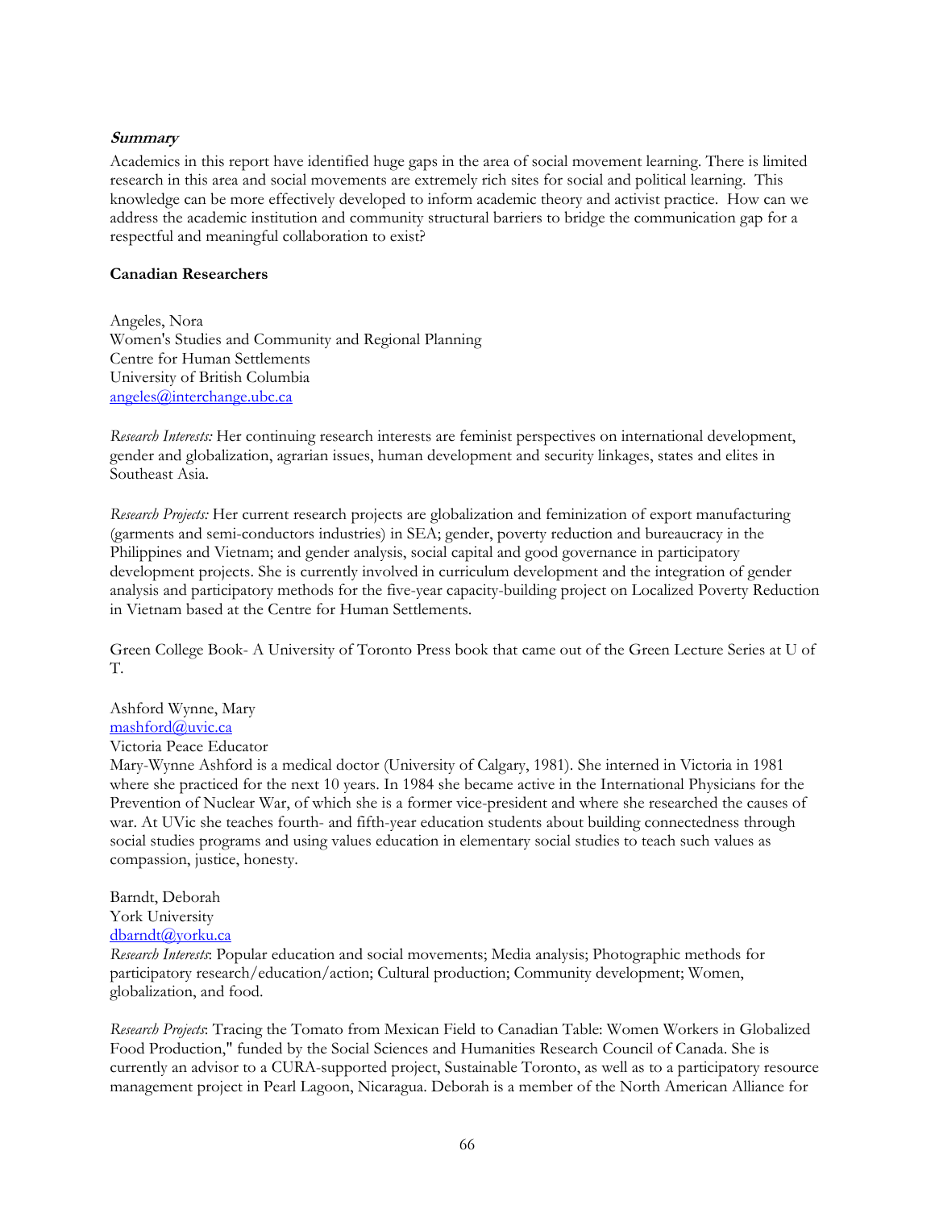***Summary***

Academics in this report have identified huge gaps in the area of social movement learning. There is limited research in this area and social movements are extremely rich sites for social and political learning. This knowledge can be more effectively developed to inform academic theory and activist practice. How can we address the academic institution and community structural barriers to bridge the communication gap for a respectful and meaningful collaboration to exist?

**Canadian Researchers**

Angeles, Nora
Women's Studies and Community and Regional Planning
Centre for Human Settlements
University of British Columbia
angeles@interchange.ubc.ca

*Research Interests:* Her continuing research interests are feminist perspectives on international development, gender and globalization, agrarian issues, human development and security linkages, states and elites in Southeast Asia.

*Research Projects:* Her current research projects are globalization and feminization of export manufacturing (garments and semi-conductors industries) in SEA; gender, poverty reduction and bureaucracy in the Philippines and Vietnam; and gender analysis, social capital and good governance in participatory development projects. She is currently involved in curriculum development and the integration of gender analysis and participatory methods for the five-year capacity-building project on Localized Poverty Reduction in Vietnam based at the Centre for Human Settlements.

Green College Book- A University of Toronto Press book that came out of the Green Lecture Series at U of T.

Ashford Wynne, Mary
mashford@uvic.ca
Victoria Peace Educator
Mary-Wynne Ashford is a medical doctor (University of Calgary, 1981). She interned in Victoria in 1981 where she practiced for the next 10 years. In 1984 she became active in the International Physicians for the Prevention of Nuclear War, of which she is a former vice-president and where she researched the causes of war. At UVic she teaches fourth- and fifth-year education students about building connectedness through social studies programs and using values education in elementary social studies to teach such values as compassion, justice, honesty.

Barndt, Deborah
York University
dbarndt@yorku.ca
*Research Interests*: Popular education and social movements; Media analysis; Photographic methods for participatory research/education/action; Cultural production; Community development; Women, globalization, and food.

*Research Projects*: Tracing the Tomato from Mexican Field to Canadian Table: Women Workers in Globalized Food Production," funded by the Social Sciences and Humanities Research Council of Canada. She is currently an advisor to a CURA-supported project, Sustainable Toronto, as well as to a participatory resource management project in Pearl Lagoon, Nicaragua. Deborah is a member of the North American Alliance for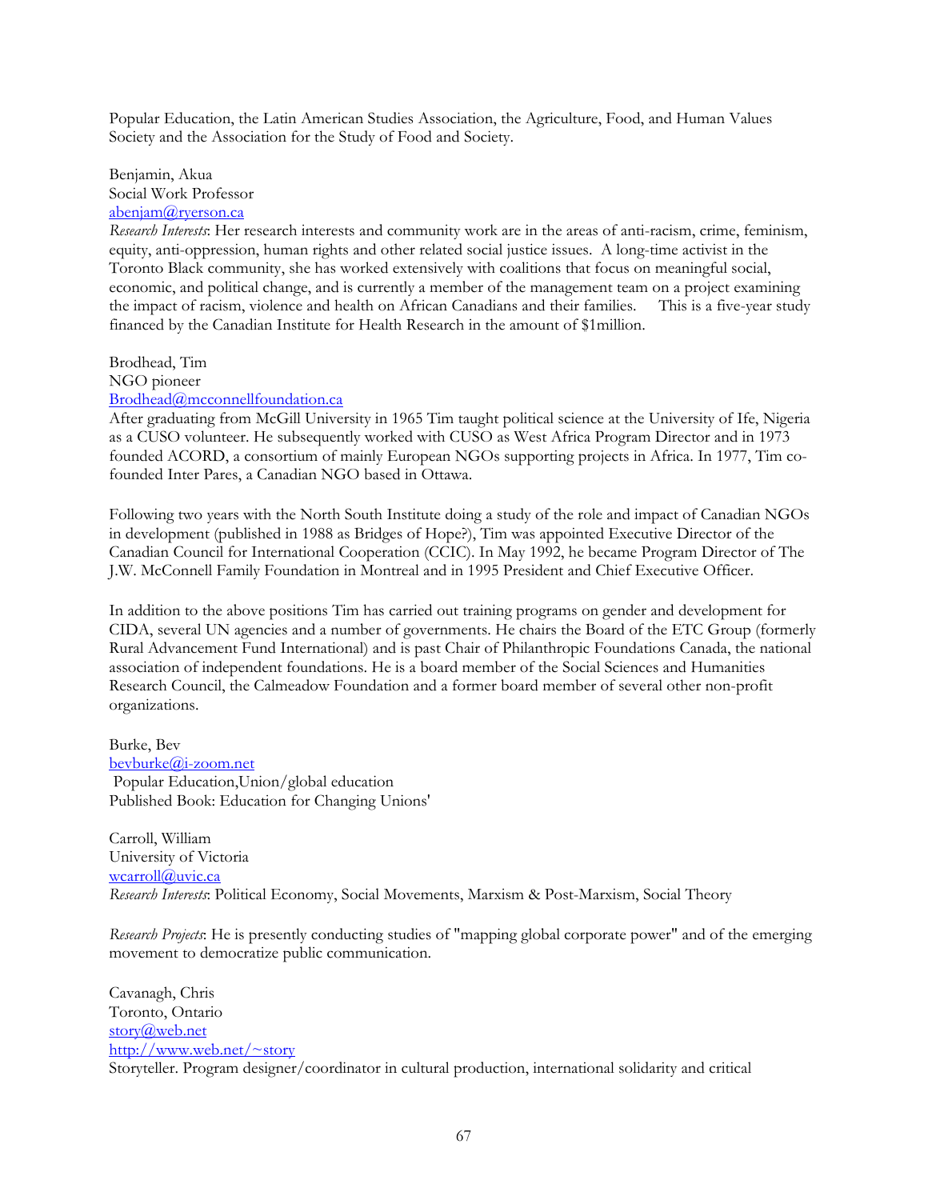Popular Education, the Latin American Studies Association, the Agriculture, Food, and Human Values Society and the Association for the Study of Food and Society.

Benjamin, Akua
Social Work Professor
abenjam@ryerson.ca
*Research Interests*: Her research interests and community work are in the areas of anti-racism, crime, feminism, equity, anti-oppression, human rights and other related social justice issues. A long-time activist in the Toronto Black community, she has worked extensively with coalitions that focus on meaningful social, economic, and political change, and is currently a member of the management team on a project examining the impact of racism, violence and health on African Canadians and their families. This is a five-year study financed by the Canadian Institute for Health Research in the amount of $1million.

Brodhead, Tim
NGO pioneer
Brodhead@mcconnellfoundation.ca
After graduating from McGill University in 1965 Tim taught political science at the University of Ife, Nigeria as a CUSO volunteer. He subsequently worked with CUSO as West Africa Program Director and in 1973 founded ACORD, a consortium of mainly European NGOs supporting projects in Africa. In 1977, Tim co-founded Inter Pares, a Canadian NGO based in Ottawa.

Following two years with the North South Institute doing a study of the role and impact of Canadian NGOs in development (published in 1988 as Bridges of Hope?), Tim was appointed Executive Director of the Canadian Council for International Cooperation (CCIC). In May 1992, he became Program Director of The J.W. McConnell Family Foundation in Montreal and in 1995 President and Chief Executive Officer.

In addition to the above positions Tim has carried out training programs on gender and development for CIDA, several UN agencies and a number of governments. He chairs the Board of the ETC Group (formerly Rural Advancement Fund International) and is past Chair of Philanthropic Foundations Canada, the national association of independent foundations. He is a board member of the Social Sciences and Humanities Research Council, the Calmeadow Foundation and a former board member of several other non-profit organizations.

Burke, Bev
bevburke@i-zoom.net
Popular Education,Union/global education
Published Book: Education for Changing Unions'

Carroll, William
University of Victoria
wcarroll@uvic.ca
*Research Interests*: Political Economy, Social Movements, Marxism & Post-Marxism, Social Theory

*Research Projects*: He is presently conducting studies of "mapping global corporate power" and of the emerging movement to democratize public communication.

Cavanagh, Chris
Toronto, Ontario
story@web.net
http://www.web.net/~story
Storyteller. Program designer/coordinator in cultural production, international solidarity and critical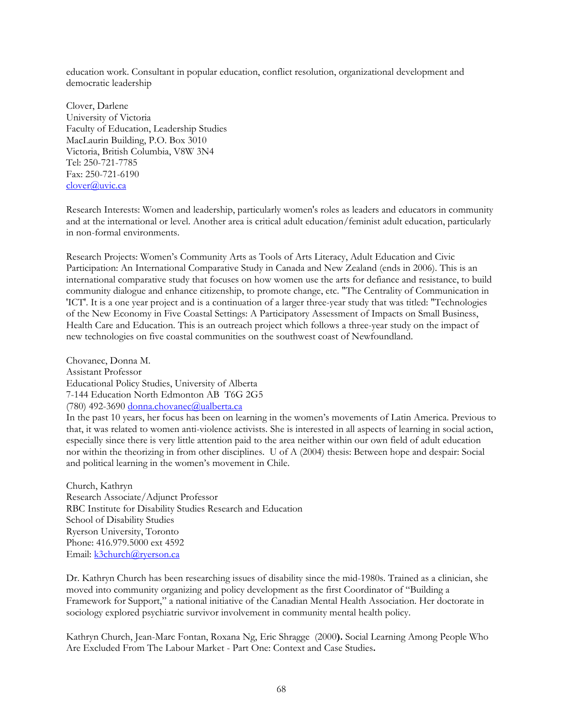education work. Consultant in popular education, conflict resolution, organizational development and democratic leadership

Clover, Darlene
University of Victoria
Faculty of Education, Leadership Studies
MacLaurin Building, P.O. Box 3010
Victoria, British Columbia, V8W 3N4
Tel: 250-721-7785
Fax: 250-721-6190
clover@uvic.ca

Research Interests: Women and leadership, particularly women's roles as leaders and educators in community and at the international or level. Another area is critical adult education/feminist adult education, particularly in non-formal environments.

Research Projects: Women's Community Arts as Tools of Arts Literacy, Adult Education and Civic Participation: An International Comparative Study in Canada and New Zealand (ends in 2006). This is an international comparative study that focuses on how women use the arts for defiance and resistance, to build community dialogue and enhance citizenship, to promote change, etc. "The Centrality of Communication in 'ICT". It is a one year project and is a continuation of a larger three-year study that was titled: "Technologies of the New Economy in Five Coastal Settings: A Participatory Assessment of Impacts on Small Business, Health Care and Education. This is an outreach project which follows a three-year study on the impact of new technologies on five coastal communities on the southwest coast of Newfoundland.

Chovanec, Donna M.
Assistant Professor
Educational Policy Studies, University of Alberta
7-144 Education North Edmonton AB T6G 2G5
(780) 492-3690 donna.chovanec@ualberta.ca
In the past 10 years, her focus has been on learning in the women's movements of Latin America. Previous to that, it was related to women anti-violence activists. She is interested in all aspects of learning in social action, especially since there is very little attention paid to the area neither within our own field of adult education nor within the theorizing in from other disciplines. U of A (2004) thesis: Between hope and despair: Social and political learning in the women's movement in Chile.

Church, Kathryn
Research Associate/Adjunct Professor
RBC Institute for Disability Studies Research and Education
School of Disability Studies
Ryerson University, Toronto
Phone: 416.979.5000 ext 4592
Email: k3church@ryerson.ca

Dr. Kathryn Church has been researching issues of disability since the mid-1980s. Trained as a clinician, she moved into community organizing and policy development as the first Coordinator of "Building a Framework for Support," a national initiative of the Canadian Mental Health Association. Her doctorate in sociology explored psychiatric survivor involvement in community mental health policy.

Kathryn Church, Jean-Marc Fontan, Roxana Ng, Eric Shragge (2000**).** Social Learning Among People Who Are Excluded From The Labour Market - Part One: Context and Case Studies**.**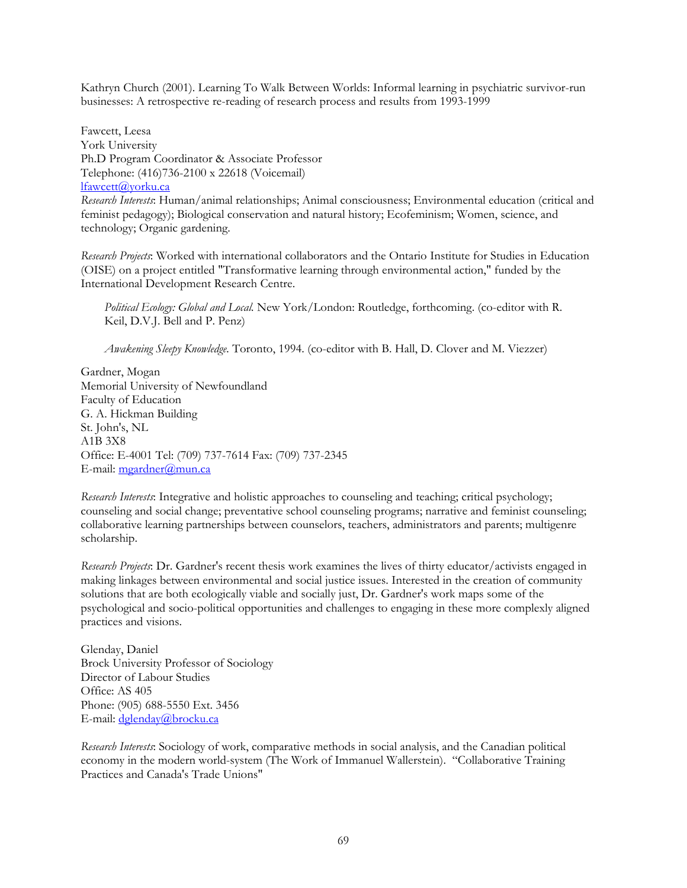Kathryn Church (2001). Learning To Walk Between Worlds: Informal learning in psychiatric survivor-run businesses: A retrospective re-reading of research process and results from 1993-1999

Fawcett, Leesa
York University
Ph.D Program Coordinator & Associate Professor
Telephone: (416)736-2100 x 22618 (Voicemail)
lfawcett@yorku.ca
*Research Interests*: Human/animal relationships; Animal consciousness; Environmental education (critical and feminist pedagogy); Biological conservation and natural history; Ecofeminism; Women, science, and technology; Organic gardening.

*Research Projects*: Worked with international collaborators and the Ontario Institute for Studies in Education (OISE) on a project entitled "Transformative learning through environmental action," funded by the International Development Research Centre.

> *Political Ecology: Global and Local.* New York/London: Routledge, forthcoming. (co-editor with R. Keil, D.V.J. Bell and P. Penz)
>
> *Awakening Sleepy Knowledge.* Toronto, 1994. (co-editor with B. Hall, D. Clover and M. Viezzer)

Gardner, Mogan
Memorial University of Newfoundland
Faculty of Education
G. A. Hickman Building
St. John's, NL
A1B 3X8
Office: E-4001 Tel: (709) 737-7614 Fax: (709) 737-2345
E-mail: mgardner@mun.ca

*Research Interests*: Integrative and holistic approaches to counseling and teaching; critical psychology; counseling and social change; preventative school counseling programs; narrative and feminist counseling; collaborative learning partnerships between counselors, teachers, administrators and parents; multigenre scholarship.

*Research Projects*: Dr. Gardner's recent thesis work examines the lives of thirty educator/activists engaged in making linkages between environmental and social justice issues. Interested in the creation of community solutions that are both ecologically viable and socially just, Dr. Gardner's work maps some of the psychological and socio-political opportunities and challenges to engaging in these more complexly aligned practices and visions.

Glenday, Daniel
Brock University Professor of Sociology
Director of Labour Studies
Office: AS 405
Phone: (905) 688-5550 Ext. 3456
E-mail: dglenday@brocku.ca

*Research Interests*: Sociology of work, comparative methods in social analysis, and the Canadian political economy in the modern world-system (The Work of Immanuel Wallerstein). "Collaborative Training Practices and Canada's Trade Unions"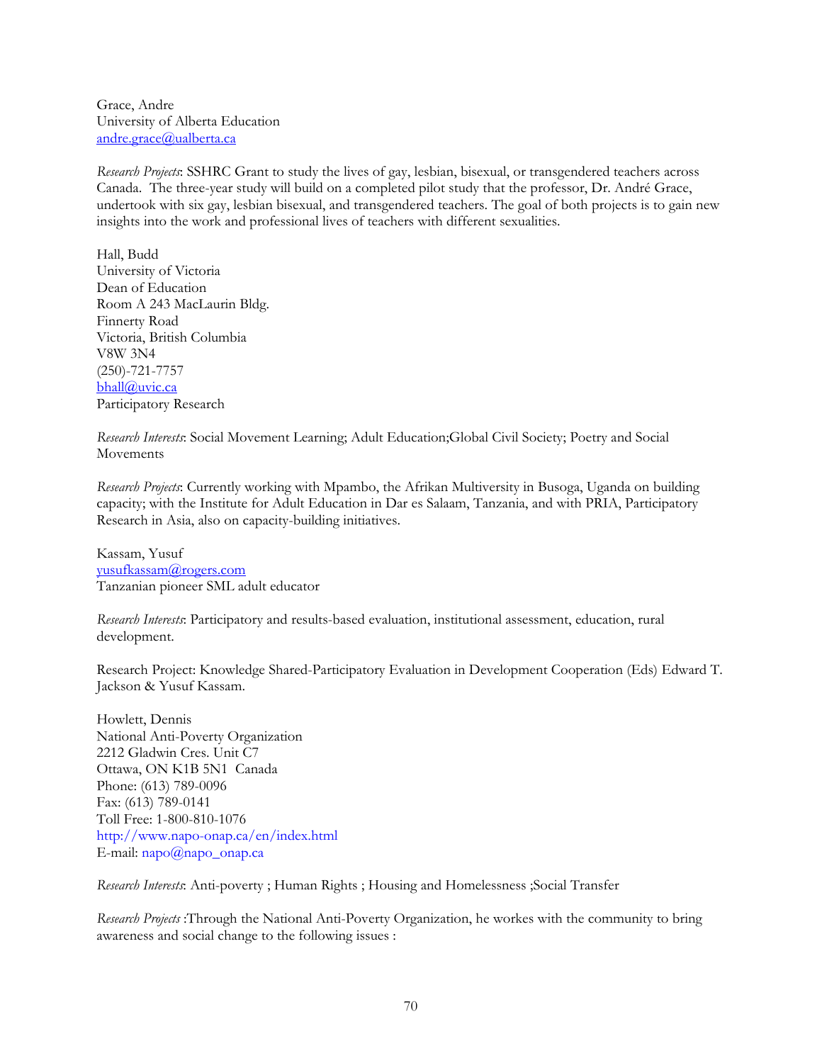Grace, Andre
University of Alberta Education
andre.grace@ualberta.ca

*Research Projects*: SSHRC Grant to study the lives of gay, lesbian, bisexual, or transgendered teachers across Canada. The three-year study will build on a completed pilot study that the professor, Dr. André Grace, undertook with six gay, lesbian bisexual, and transgendered teachers. The goal of both projects is to gain new insights into the work and professional lives of teachers with different sexualities.

Hall, Budd
University of Victoria
Dean of Education
Room A 243 MacLaurin Bldg.
Finnerty Road
Victoria, British Columbia
V8W 3N4
(250)-721-7757
bhall@uvic.ca
Participatory Research

*Research Interests*: Social Movement Learning; Adult Education;Global Civil Society; Poetry and Social Movements

*Research Projects*: Currently working with Mpambo, the Afrikan Multiversity in Busoga, Uganda on building capacity; with the Institute for Adult Education in Dar es Salaam, Tanzania, and with PRIA, Participatory Research in Asia, also on capacity-building initiatives.

Kassam, Yusuf
yusufkassam@rogers.com
Tanzanian pioneer SML adult educator

*Research Interests*: Participatory and results-based evaluation, institutional assessment, education, rural development.

Research Project: Knowledge Shared-Participatory Evaluation in Development Cooperation (Eds) Edward T. Jackson & Yusuf Kassam.

Howlett, Dennis
National Anti-Poverty Organization
2212 Gladwin Cres. Unit C7
Ottawa, ON K1B 5N1 Canada
Phone: (613) 789-0096
Fax: (613) 789-0141
Toll Free: 1-800-810-1076
http://www.napo-onap.ca/en/index.html
E-mail: napo@napo_onap.ca

*Research Interests*: Anti-poverty ; Human Rights ; Housing and Homelessness ;Social Transfer

*Research Projects* :Through the National Anti-Poverty Organization, he workes with the community to bring awareness and social change to the following issues :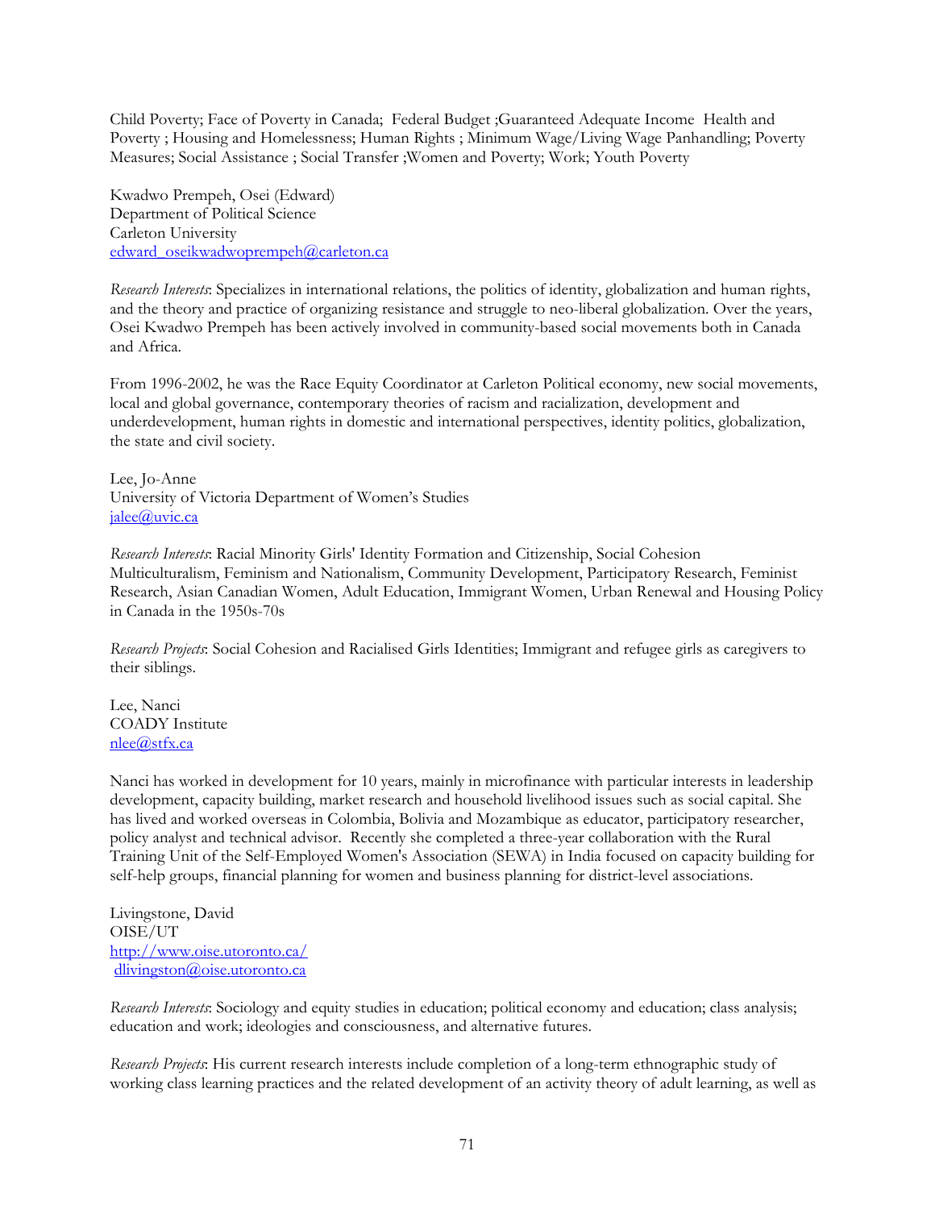Child Poverty; Face of Poverty in Canada; Federal Budget ;Guaranteed Adequate Income Health and Poverty ; Housing and Homelessness; Human Rights ; Minimum Wage/Living Wage Panhandling; Poverty Measures; Social Assistance ; Social Transfer ;Women and Poverty; Work; Youth Poverty

Kwadwo Prempeh, Osei (Edward)
Department of Political Science
Carleton University
edward_oseikwadwoprempeh@carleton.ca

*Research Interests*: Specializes in international relations, the politics of identity, globalization and human rights, and the theory and practice of organizing resistance and struggle to neo-liberal globalization. Over the years, Osei Kwadwo Prempeh has been actively involved in community-based social movements both in Canada and Africa.

From 1996-2002, he was the Race Equity Coordinator at Carleton Political economy, new social movements, local and global governance, contemporary theories of racism and racialization, development and underdevelopment, human rights in domestic and international perspectives, identity politics, globalization, the state and civil society.

Lee, Jo-Anne
University of Victoria Department of Women's Studies
jalee@uvic.ca

*Research Interests*: Racial Minority Girls' Identity Formation and Citizenship, Social Cohesion Multiculturalism, Feminism and Nationalism, Community Development, Participatory Research, Feminist Research, Asian Canadian Women, Adult Education, Immigrant Women, Urban Renewal and Housing Policy in Canada in the 1950s-70s

*Research Projects*: Social Cohesion and Racialised Girls Identities; Immigrant and refugee girls as caregivers to their siblings.

Lee, Nanci
COADY Institute
nlee@stfx.ca

Nanci has worked in development for 10 years, mainly in microfinance with particular interests in leadership development, capacity building, market research and household livelihood issues such as social capital. She has lived and worked overseas in Colombia, Bolivia and Mozambique as educator, participatory researcher, policy analyst and technical advisor. Recently she completed a three-year collaboration with the Rural Training Unit of the Self-Employed Women's Association (SEWA) in India focused on capacity building for self-help groups, financial planning for women and business planning for district-level associations.

Livingstone, David
OISE/UT
http://www.oise.utoronto.ca/
dlivingston@oise.utoronto.ca

*Research Interests*: Sociology and equity studies in education; political economy and education; class analysis; education and work; ideologies and consciousness, and alternative futures.

*Research Projects*: His current research interests include completion of a long-term ethnographic study of working class learning practices and the related development of an activity theory of adult learning, as well as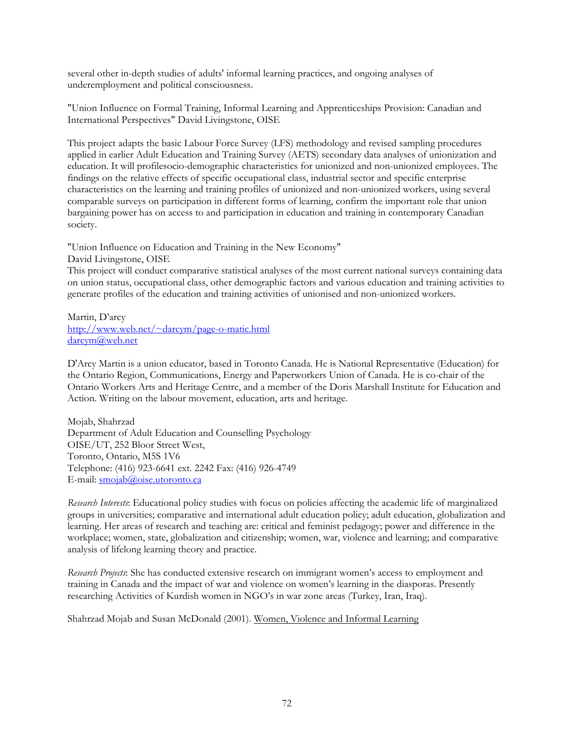several other in-depth studies of adults' informal learning practices, and ongoing analyses of underemployment and political consciousness.

"Union Influence on Formal Training, Informal Learning and Apprenticeships Provision: Canadian and International Perspectives" David Livingstone, OISE

This project adapts the basic Labour Force Survey (LFS) methodology and revised sampling procedures applied in earlier Adult Education and Training Survey (AETS) secondary data analyses of unionization and education. It will profilesocio-demographic characteristics for unionized and non-unionized employees. The findings on the relative effects of specific occupational class, industrial sector and specific enterprise characteristics on the learning and training profiles of unionized and non-unionized workers, using several comparable surveys on participation in different forms of learning, confirm the important role that union bargaining power has on access to and participation in education and training in contemporary Canadian society.

"Union Influence on Education and Training in the New Economy"
David Livingstone, OISE
This project will conduct comparative statistical analyses of the most current national surveys containing data on union status, occupational class, other demographic factors and various education and training activities to generate profiles of the education and training activities of unionised and non-unionized workers.

Martin, D'arcy
http://www.web.net/~darcym/page-o-matic.html
darcym@web.net

D'Arcy Martin is a union educator, based in Toronto Canada. He is National Representative (Education) for the Ontario Region, Communications, Energy and Paperworkers Union of Canada. He is co-chair of the Ontario Workers Arts and Heritage Centre, and a member of the Doris Marshall Institute for Education and Action. Writing on the labour movement, education, arts and heritage.

Mojab, Shahrzad
Department of Adult Education and Counselling Psychology
OISE/UT, 252 Bloor Street West,
Toronto, Ontario, M5S 1V6
Telephone: (416) 923-6641 ext. 2242 Fax: (416) 926-4749
E-mail: smojab@oise.utoronto.ca

*Research Interests*: Educational policy studies with focus on policies affecting the academic life of marginalized groups in universities; comparative and international adult education policy; adult education, globalization and learning. Her areas of research and teaching are: critical and feminist pedagogy; power and difference in the workplace; women, state, globalization and citizenship; women, war, violence and learning; and comparative analysis of lifelong learning theory and practice.

*Research Projects*: She has conducted extensive research on immigrant women's access to employment and training in Canada and the impact of war and violence on women's learning in the diasporas. Presently researching Activities of Kurdish women in NGO's in war zone areas (Turkey, Iran, Iraq).

Shahrzad Mojab and Susan McDonald (2001). Women, Violence and Informal Learning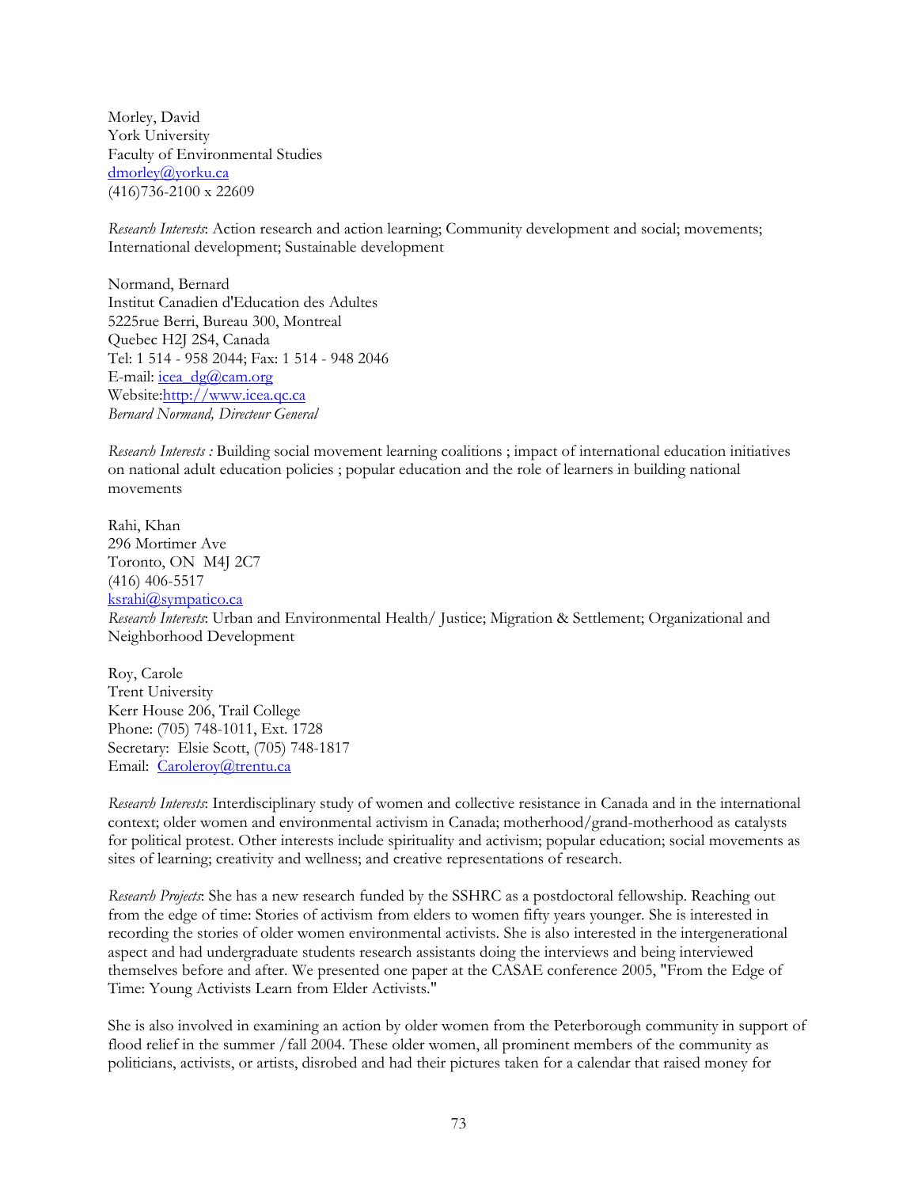Morley, David
York University
Faculty of Environmental Studies
dmorley@yorku.ca
(416)736-2100 x 22609

*Research Interests*: Action research and action learning; Community development and social; movements; International development; Sustainable development

Normand, Bernard
Institut Canadien d'Education des Adultes
5225rue Berri, Bureau 300, Montreal
Quebec H2J 2S4, Canada
Tel: 1 514 - 958 2044; Fax: 1 514 - 948 2046
E-mail: icea_dg@cam.org
Website:http://www.icea.qc.ca
*Bernard Normand, Directeur General*

*Research Interests :* Building social movement learning coalitions ; impact of international education initiatives on national adult education policies ; popular education and the role of learners in building national movements

Rahi, Khan
296 Mortimer Ave
Toronto, ON  M4J 2C7
(416) 406-5517
ksrahi@sympatico.ca
*Research Interests*: Urban and Environmental Health/ Justice; Migration & Settlement; Organizational and Neighborhood Development

Roy, Carole
Trent University
Kerr House 206, Trail College
Phone: (705) 748-1011, Ext. 1728
Secretary:  Elsie Scott, (705) 748-1817
Email:  Caroleroy@trentu.ca

*Research Interests*: Interdisciplinary study of women and collective resistance in Canada and in the international context; older women and environmental activism in Canada; motherhood/grand-motherhood as catalysts for political protest. Other interests include spirituality and activism; popular education; social movements as sites of learning; creativity and wellness; and creative representations of research.

*Research Projects*: She has a new research funded by the SSHRC as a postdoctoral fellowship. Reaching out from the edge of time: Stories of activism from elders to women fifty years younger. She is interested in recording the stories of older women environmental activists. She is also interested in the intergenerational aspect and had undergraduate students research assistants doing the interviews and being interviewed themselves before and after. We presented one paper at the CASAE conference 2005, "From the Edge of Time: Young Activists Learn from Elder Activists."

She is also involved in examining an action by older women from the Peterborough community in support of flood relief in the summer /fall 2004. These older women, all prominent members of the community as politicians, activists, or artists, disrobed and had their pictures taken for a calendar that raised money for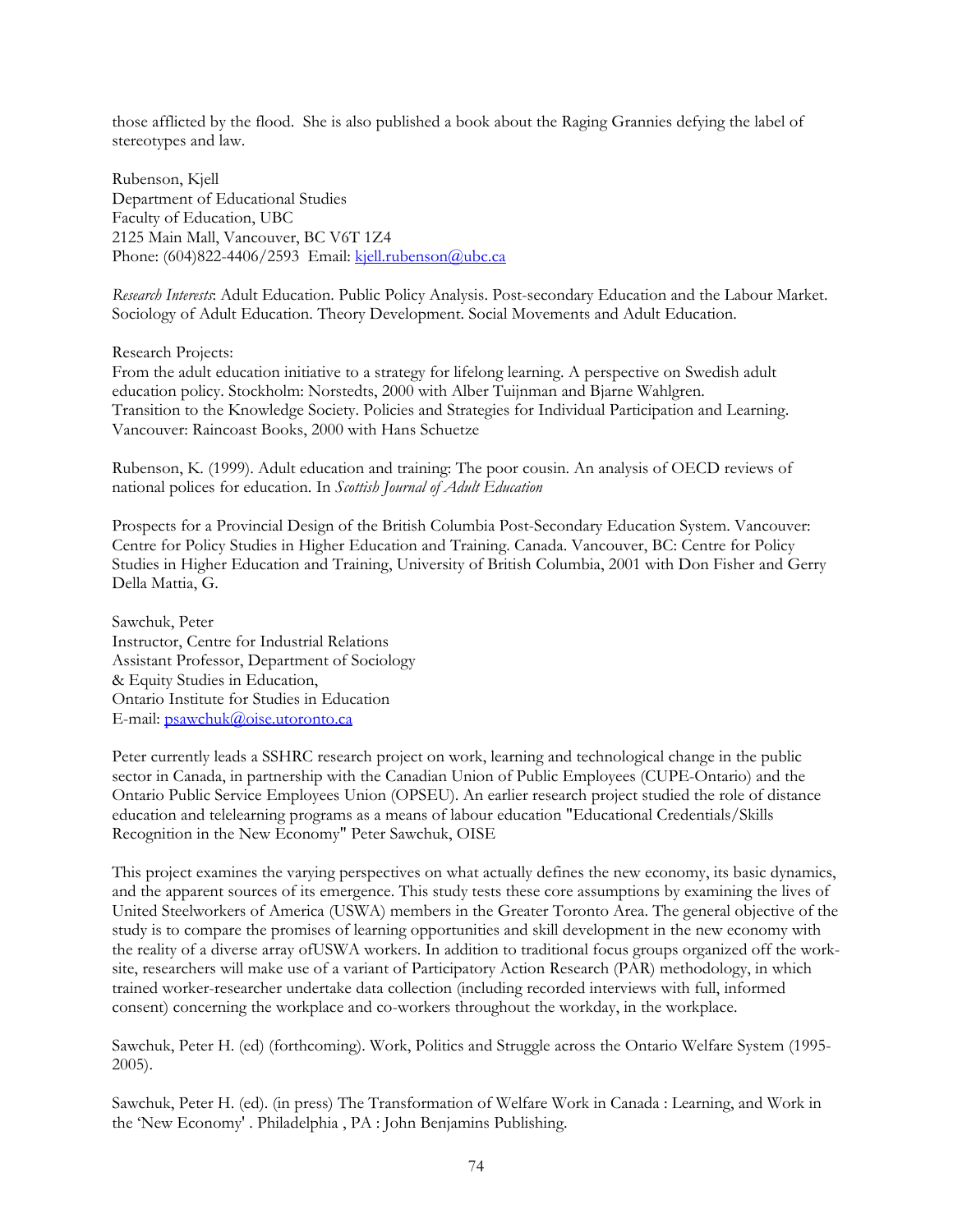those afflicted by the flood. She is also published a book about the Raging Grannies defying the label of stereotypes and law.

Rubenson, Kjell
Department of Educational Studies
Faculty of Education, UBC
2125 Main Mall, Vancouver, BC V6T 1Z4
Phone: (604)822-4406/2593 Email: kjell.rubenson@ubc.ca

*Research Interests*: Adult Education. Public Policy Analysis. Post-secondary Education and the Labour Market. Sociology of Adult Education. Theory Development. Social Movements and Adult Education.

Research Projects:
From the adult education initiative to a strategy for lifelong learning. A perspective on Swedish adult education policy. Stockholm: Norstedts, 2000 with Alber Tuijnman and Bjarne Wahlgren.
Transition to the Knowledge Society. Policies and Strategies for Individual Participation and Learning. Vancouver: Raincoast Books, 2000 with Hans Schuetze

Rubenson, K. (1999). Adult education and training: The poor cousin. An analysis of OECD reviews of national polices for education. In *Scottish Journal of Adult Education*

Prospects for a Provincial Design of the British Columbia Post-Secondary Education System. Vancouver: Centre for Policy Studies in Higher Education and Training. Canada. Vancouver, BC: Centre for Policy Studies in Higher Education and Training, University of British Columbia, 2001 with Don Fisher and Gerry Della Mattia, G.

Sawchuk, Peter
Instructor, Centre for Industrial Relations
Assistant Professor, Department of Sociology
& Equity Studies in Education,
Ontario Institute for Studies in Education
E-mail: psawchuk@oise.utoronto.ca

Peter currently leads a SSHRC research project on work, learning and technological change in the public sector in Canada, in partnership with the Canadian Union of Public Employees (CUPE-Ontario) and the Ontario Public Service Employees Union (OPSEU). An earlier research project studied the role of distance education and telelearning programs as a means of labour education "Educational Credentials/Skills Recognition in the New Economy" Peter Sawchuk, OISE

This project examines the varying perspectives on what actually defines the new economy, its basic dynamics, and the apparent sources of its emergence. This study tests these core assumptions by examining the lives of United Steelworkers of America (USWA) members in the Greater Toronto Area. The general objective of the study is to compare the promises of learning opportunities and skill development in the new economy with the reality of a diverse array ofUSWA workers. In addition to traditional focus groups organized off the work-site, researchers will make use of a variant of Participatory Action Research (PAR) methodology, in which trained worker-researcher undertake data collection (including recorded interviews with full, informed consent) concerning the workplace and co-workers throughout the workday, in the workplace.

Sawchuk, Peter H. (ed) (forthcoming). Work, Politics and Struggle across the Ontario Welfare System (1995-2005).

Sawchuk, Peter H. (ed). (in press) The Transformation of Welfare Work in Canada : Learning, and Work in the 'New Economy' . Philadelphia , PA : John Benjamins Publishing.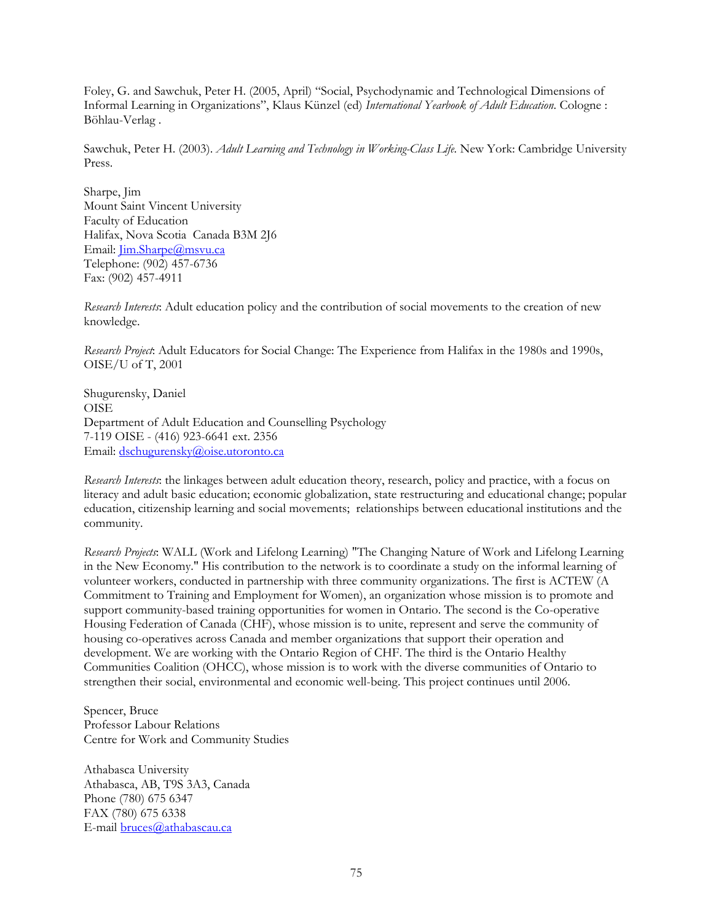Foley, G. and Sawchuk, Peter H. (2005, April) "Social, Psychodynamic and Technological Dimensions of Informal Learning in Organizations", Klaus Künzel (ed) *International Yearbook of Adult Education*. Cologne : Böhlau-Verlag .

Sawchuk, Peter H. (2003). *Adult Learning and Technology in Working-Class Life*. New York: Cambridge University Press.

Sharpe, Jim
Mount Saint Vincent University
Faculty of Education
Halifax, Nova Scotia Canada B3M 2J6
Email: Jim.Sharpe@msvu.ca
Telephone: (902) 457-6736
Fax: (902) 457-4911

*Research Interests*: Adult education policy and the contribution of social movements to the creation of new knowledge.

*Research Project*: Adult Educators for Social Change: The Experience from Halifax in the 1980s and 1990s, OISE/U of T, 2001

Shugurensky, Daniel
OISE
Department of Adult Education and Counselling Psychology
7-119 OISE - (416) 923-6641 ext. 2356
Email: dschugurensky@oise.utoronto.ca

*Research Interests*: the linkages between adult education theory, research, policy and practice, with a focus on literacy and adult basic education; economic globalization, state restructuring and educational change; popular education, citizenship learning and social movements; relationships between educational institutions and the community.

*Research Projects*: WALL (Work and Lifelong Learning) "The Changing Nature of Work and Lifelong Learning in the New Economy." His contribution to the network is to coordinate a study on the informal learning of volunteer workers, conducted in partnership with three community organizations. The first is ACTEW (A Commitment to Training and Employment for Women), an organization whose mission is to promote and support community-based training opportunities for women in Ontario. The second is the Co-operative Housing Federation of Canada (CHF), whose mission is to unite, represent and serve the community of housing co-operatives across Canada and member organizations that support their operation and development. We are working with the Ontario Region of CHF. The third is the Ontario Healthy Communities Coalition (OHCC), whose mission is to work with the diverse communities of Ontario to strengthen their social, environmental and economic well-being. This project continues until 2006.

Spencer, Bruce
Professor Labour Relations
Centre for Work and Community Studies

Athabasca University
Athabasca, AB, T9S 3A3, Canada
Phone (780) 675 6347
FAX (780) 675 6338
E-mail bruces@athabascau.ca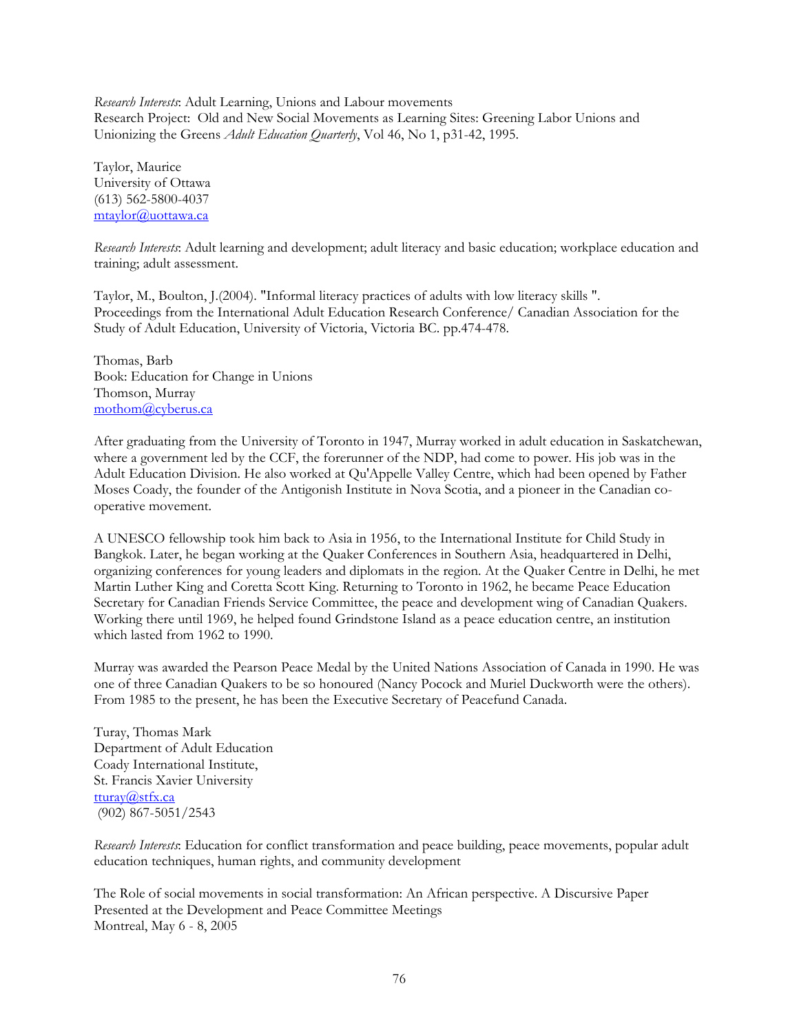*Research Interests*: Adult Learning, Unions and Labour movements
Research Project: Old and New Social Movements as Learning Sites: Greening Labor Unions and Unionizing the Greens *Adult Education Quarterly*, Vol 46, No 1, p31-42, 1995.

Taylor, Maurice
University of Ottawa
(613) 562-5800-4037
mtaylor@uottawa.ca

*Research Interests*: Adult learning and development; adult literacy and basic education; workplace education and training; adult assessment.

Taylor, M., Boulton, J.(2004). "Informal literacy practices of adults with low literacy skills ". Proceedings from the International Adult Education Research Conference/ Canadian Association for the Study of Adult Education, University of Victoria, Victoria BC. pp.474-478.

Thomas, Barb
Book: Education for Change in Unions
Thomson, Murray
mothom@cyberus.ca

After graduating from the University of Toronto in 1947, Murray worked in adult education in Saskatchewan, where a government led by the CCF, the forerunner of the NDP, had come to power. His job was in the Adult Education Division. He also worked at Qu'Appelle Valley Centre, which had been opened by Father Moses Coady, the founder of the Antigonish Institute in Nova Scotia, and a pioneer in the Canadian co-operative movement.

A UNESCO fellowship took him back to Asia in 1956, to the International Institute for Child Study in Bangkok. Later, he began working at the Quaker Conferences in Southern Asia, headquartered in Delhi, organizing conferences for young leaders and diplomats in the region. At the Quaker Centre in Delhi, he met Martin Luther King and Coretta Scott King. Returning to Toronto in 1962, he became Peace Education Secretary for Canadian Friends Service Committee, the peace and development wing of Canadian Quakers. Working there until 1969, he helped found Grindstone Island as a peace education centre, an institution which lasted from 1962 to 1990.

Murray was awarded the Pearson Peace Medal by the United Nations Association of Canada in 1990. He was one of three Canadian Quakers to be so honoured (Nancy Pocock and Muriel Duckworth were the others). From 1985 to the present, he has been the Executive Secretary of Peacefund Canada.

Turay, Thomas Mark
Department of Adult Education
Coady International Institute,
St. Francis Xavier University
tturay@stfx.ca
(902) 867-5051/2543

*Research Interests*: Education for conflict transformation and peace building, peace movements, popular adult education techniques, human rights, and community development

The Role of social movements in social transformation: An African perspective. A Discursive Paper Presented at the Development and Peace Committee Meetings
Montreal, May 6 - 8, 2005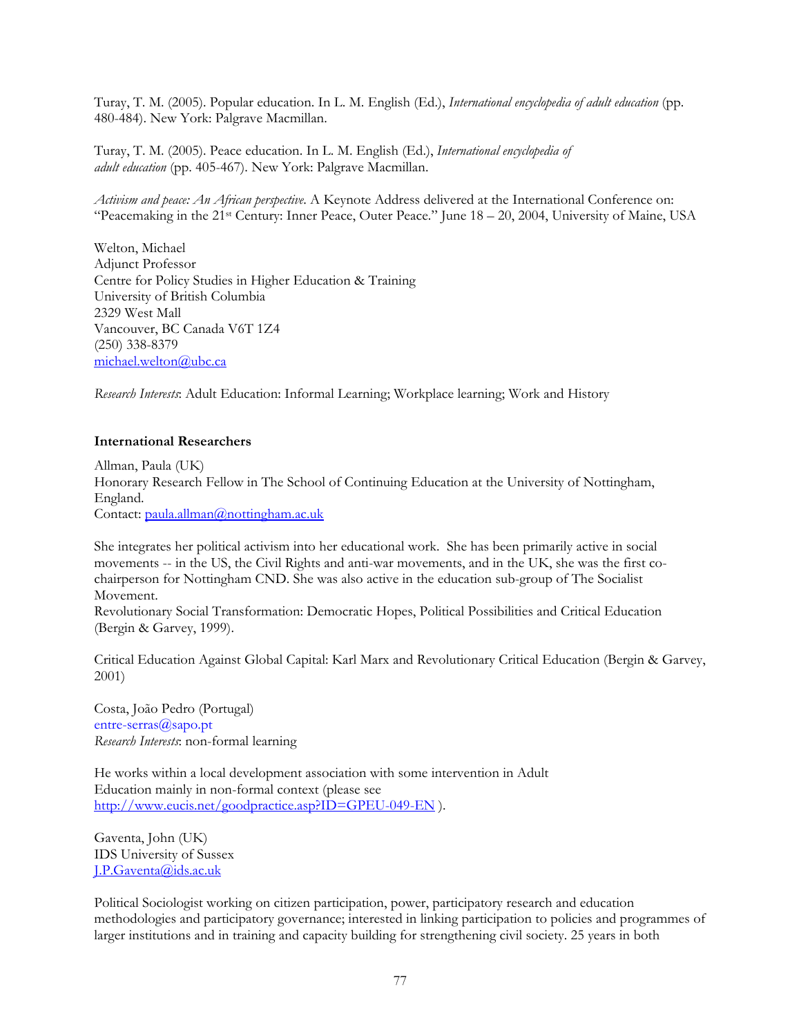Turay, T. M. (2005). Popular education. In L. M. English (Ed.), *International encyclopedia of adult education* (pp. 480-484). New York: Palgrave Macmillan.

Turay, T. M. (2005). Peace education. In L. M. English (Ed.), *International encyclopedia of adult education* (pp. 405-467). New York: Palgrave Macmillan.

*Activism and peace: An African perspective.* A Keynote Address delivered at the International Conference on: "Peacemaking in the 21st Century: Inner Peace, Outer Peace." June 18 – 20, 2004, University of Maine, USA

Welton, Michael
Adjunct Professor
Centre for Policy Studies in Higher Education & Training
University of British Columbia
2329 West Mall
Vancouver, BC Canada V6T 1Z4
(250) 338-8379
michael.welton@ubc.ca

*Research Interests*: Adult Education: Informal Learning; Workplace learning; Work and History

**International Researchers**

Allman, Paula (UK)
Honorary Research Fellow in The School of Continuing Education at the University of Nottingham, England.
Contact: paula.allman@nottingham.ac.uk

She integrates her political activism into her educational work. She has been primarily active in social movements -- in the US, the Civil Rights and anti-war movements, and in the UK, she was the first co-chairperson for Nottingham CND. She was also active in the education sub-group of The Socialist Movement.
Revolutionary Social Transformation: Democratic Hopes, Political Possibilities and Critical Education (Bergin & Garvey, 1999).

Critical Education Against Global Capital: Karl Marx and Revolutionary Critical Education (Bergin & Garvey, 2001)

Costa, João Pedro (Portugal)
entre-serras@sapo.pt
*Research Interests*: non-formal learning

He works within a local development association with some intervention in Adult Education mainly in non-formal context (please see http://www.eucis.net/goodpractice.asp?ID=GPEU-049-EN ).

Gaventa, John (UK)
IDS University of Sussex
J.P.Gaventa@ids.ac.uk

Political Sociologist working on citizen participation, power, participatory research and education methodologies and participatory governance; interested in linking participation to policies and programmes of larger institutions and in training and capacity building for strengthening civil society. 25 years in both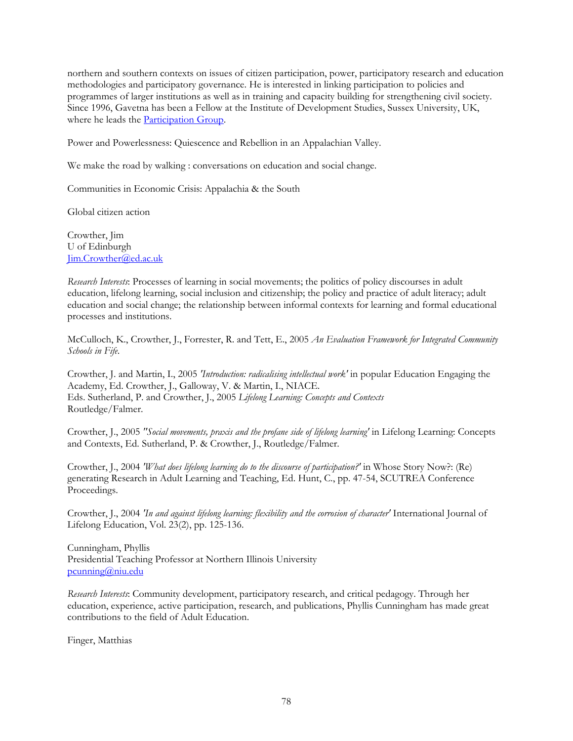northern and southern contexts on issues of citizen participation, power, participatory research and education methodologies and participatory governance. He is interested in linking participation to policies and programmes of larger institutions as well as in training and capacity building for strengthening civil society. Since 1996, Gavetna has been a Fellow at the Institute of Development Studies, Sussex University, UK, where he leads the [Participation Group](#).

Power and Powerlessness: Quiescence and Rebellion in an Appalachian Valley.

We make the road by walking : conversations on education and social change.

Communities in Economic Crisis: Appalachia & the South

Global citizen action

Crowther, Jim  
U of Edinburgh  
[Jim.Crowther@ed.ac.uk](mailto:Jim.Crowther@ed.ac.uk)

*Research Interests*: Processes of learning in social movements; the politics of policy discourses in adult education, lifelong learning, social inclusion and citizenship; the policy and practice of adult literacy; adult education and social change; the relationship between informal contexts for learning and formal educational processes and institutions.

McCulloch, K., Crowther, J., Forrester, R. and Tett, E., 2005 *An Evaluation Framework for Integrated Community Schools in Fife*.

Crowther, J. and Martin, I., 2005 *'Introduction: radicalising intellectual work'* in popular Education Engaging the Academy, Ed. Crowther, J., Galloway, V. & Martin, I., NIACE.  
Eds. Sutherland, P. and Crowther, J., 2005 *Lifelong Learning: Concepts and Contexts*  
Routledge/Falmer.

Crowther, J., 2005 *''Social movements, praxis and the profane side of lifelong learning'* in Lifelong Learning: Concepts and Contexts, Ed. Sutherland, P. & Crowther, J., Routledge/Falmer.

Crowther, J., 2004 *'What does lifelong learning do to the discourse of participation?'* in Whose Story Now?: (Re) generating Research in Adult Learning and Teaching, Ed. Hunt, C., pp. 47-54, SCUTREA Conference Proceedings.

Crowther, J., 2004 *'In and against lifelong learning: flexibility and the corrosion of character'* International Journal of Lifelong Education, Vol. 23(2), pp. 125-136.

Cunningham, Phyllis  
Presidential Teaching Professor at Northern Illinois University  
[pcunning@niu.edu](mailto:pcunning@niu.edu)

*Research Interests*: Community development, participatory research, and critical pedagogy. Through her education, experience, active participation, research, and publications, Phyllis Cunningham has made great contributions to the field of Adult Education.

Finger, Matthias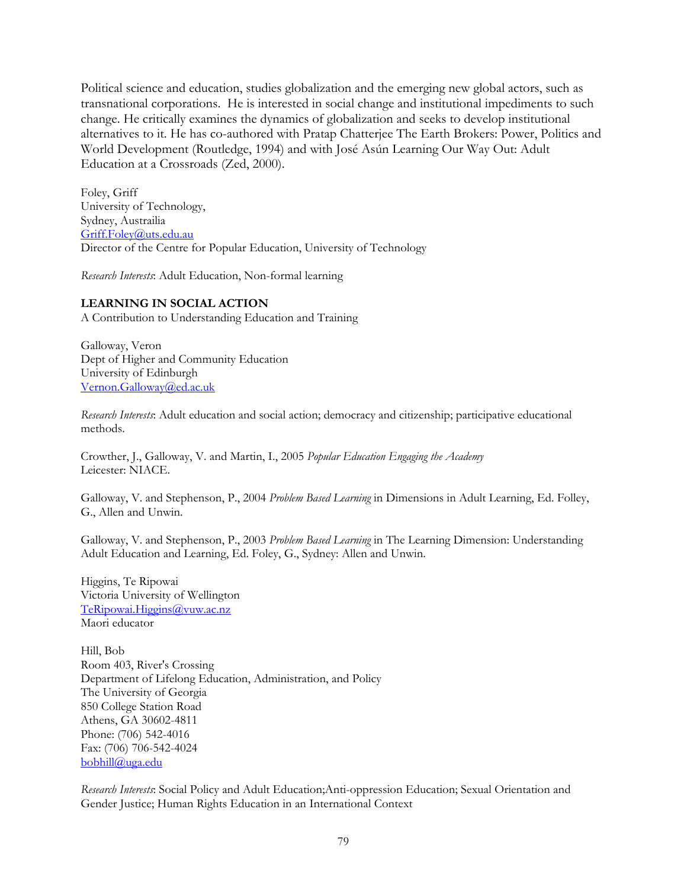Political science and education, studies globalization and the emerging new global actors, such as transnational corporations. He is interested in social change and institutional impediments to such change. He critically examines the dynamics of globalization and seeks to develop institutional alternatives to it. He has co-authored with Pratap Chatterjee The Earth Brokers: Power, Politics and World Development (Routledge, 1994) and with José Asún Learning Our Way Out: Adult Education at a Crossroads (Zed, 2000).

Foley, Griff
University of Technology,
Sydney, Austrailia
Griff.Foley@uts.edu.au
Director of the Centre for Popular Education, University of Technology

*Research Interests*: Adult Education, Non-formal learning

**LEARNING IN SOCIAL ACTION**
A Contribution to Understanding Education and Training

Galloway, Veron
Dept of Higher and Community Education
University of Edinburgh
Vernon.Galloway@ed.ac.uk

*Research Interests*: Adult education and social action; democracy and citizenship; participative educational methods.

Crowther, J., Galloway, V. and Martin, I., 2005 *Popular Education Engaging the Academy* Leicester: NIACE.

Galloway, V. and Stephenson, P., 2004 *Problem Based Learning* in Dimensions in Adult Learning, Ed. Folley, G., Allen and Unwin.

Galloway, V. and Stephenson, P., 2003 *Problem Based Learning* in The Learning Dimension: Understanding Adult Education and Learning, Ed. Foley, G., Sydney: Allen and Unwin.

Higgins, Te Ripowai
Victoria University of Wellington
TeRipowai.Higgins@vuw.ac.nz
Maori educator

Hill, Bob
Room 403, River's Crossing
Department of Lifelong Education, Administration, and Policy
The University of Georgia
850 College Station Road
Athens, GA 30602-4811
Phone: (706) 542-4016
Fax: (706) 706-542-4024
bobhill@uga.edu

*Research Interests*: Social Policy and Adult Education;Anti-oppression Education; Sexual Orientation and Gender Justice; Human Rights Education in an International Context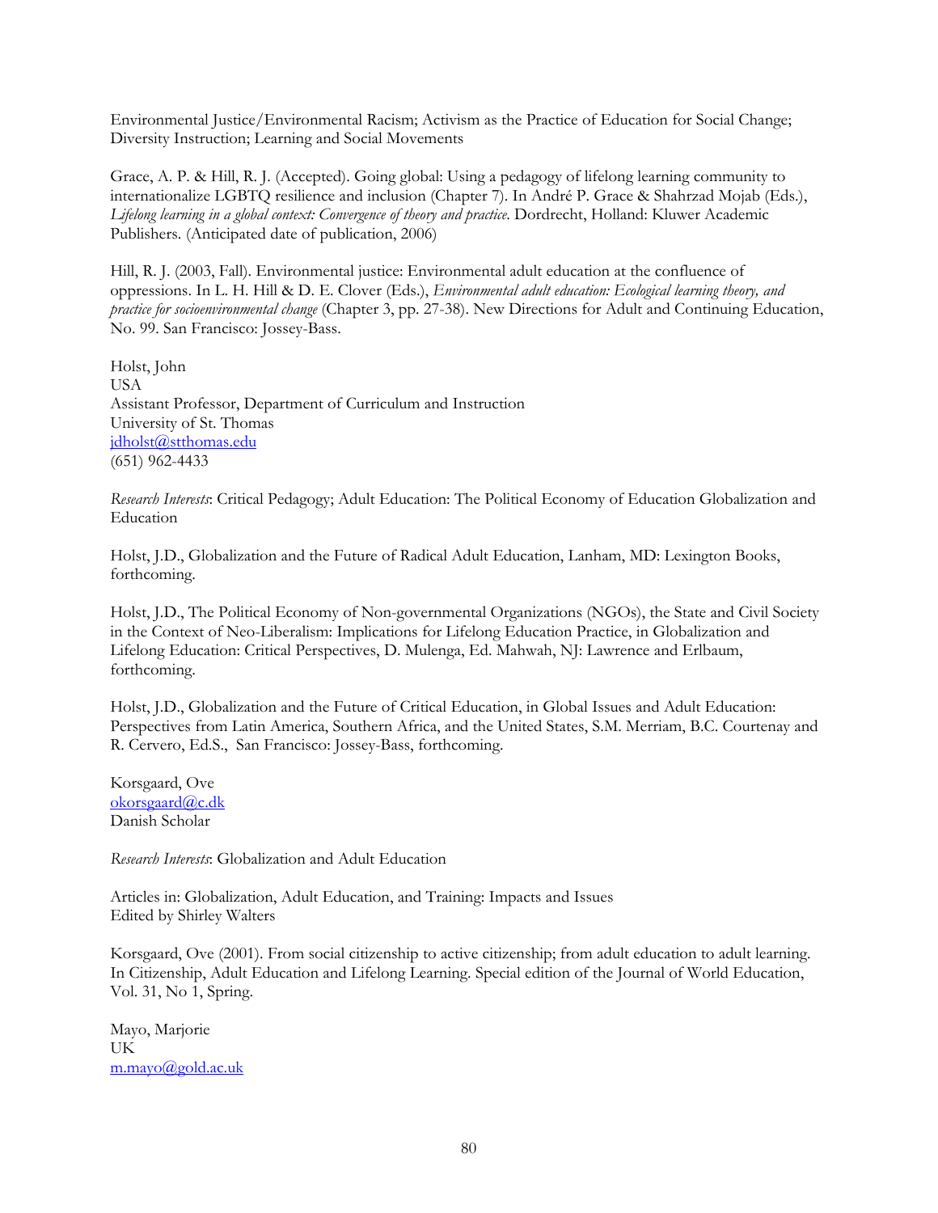Environmental Justice/Environmental Racism; Activism as the Practice of Education for Social Change; Diversity Instruction; Learning and Social Movements

Grace, A. P. & Hill, R. J. (Accepted). Going global: Using a pedagogy of lifelong learning community to internationalize LGBTQ resilience and inclusion (Chapter 7). In André P. Grace & Shahrzad Mojab (Eds.), *Lifelong learning in a global context: Convergence of theory and practice*. Dordrecht, Holland: Kluwer Academic Publishers. (Anticipated date of publication, 2006)

Hill, R. J. (2003, Fall). Environmental justice: Environmental adult education at the confluence of oppressions. In L. H. Hill & D. E. Clover (Eds.), *Environmental adult education: Ecological learning theory, and practice for socioenvironmental change* (Chapter 3, pp. 27-38). New Directions for Adult and Continuing Education, No. 99. San Francisco: Jossey-Bass.

Holst, John
USA
Assistant Professor, Department of Curriculum and Instruction
University of St. Thomas
jdholst@stthomas.edu
(651) 962-4433

*Research Interests*: Critical Pedagogy; Adult Education: The Political Economy of Education Globalization and Education

Holst, J.D., Globalization and the Future of Radical Adult Education, Lanham, MD: Lexington Books, forthcoming.

Holst, J.D., The Political Economy of Non-governmental Organizations (NGOs), the State and Civil Society in the Context of Neo-Liberalism: Implications for Lifelong Education Practice, in Globalization and Lifelong Education: Critical Perspectives, D. Mulenga, Ed. Mahwah, NJ: Lawrence and Erlbaum, forthcoming.

Holst, J.D., Globalization and the Future of Critical Education, in Global Issues and Adult Education: Perspectives from Latin America, Southern Africa, and the United States, S.M. Merriam, B.C. Courtenay and R. Cervero, Ed.S., San Francisco: Jossey-Bass, forthcoming.

Korsgaard, Ove
okorsgaard@c.dk
Danish Scholar

*Research Interests*: Globalization and Adult Education

Articles in: Globalization, Adult Education, and Training: Impacts and Issues
Edited by Shirley Walters

Korsgaard, Ove (2001). From social citizenship to active citizenship; from adult education to adult learning. In Citizenship, Adult Education and Lifelong Learning. Special edition of the Journal of World Education, Vol. 31, No 1, Spring.

Mayo, Marjorie
UK
m.mayo@gold.ac.uk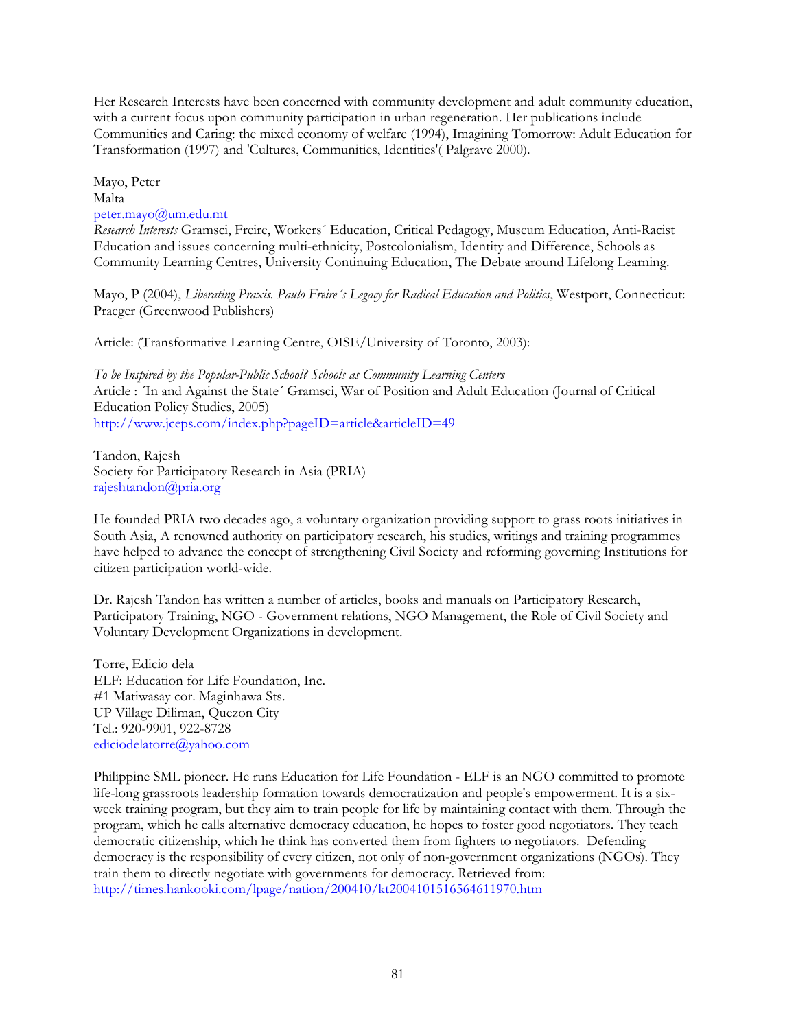Her Research Interests have been concerned with community development and adult community education, with a current focus upon community participation in urban regeneration. Her publications include Communities and Caring: the mixed economy of welfare (1994), Imagining Tomorrow: Adult Education for Transformation (1997) and 'Cultures, Communities, Identities'( Palgrave 2000).

Mayo, Peter
Malta
peter.mayo@um.edu.mt
*Research Interests* Gramsci, Freire, Workers´ Education, Critical Pedagogy, Museum Education, Anti-Racist Education and issues concerning multi-ethnicity, Postcolonialism, Identity and Difference, Schools as Community Learning Centres, University Continuing Education, The Debate around Lifelong Learning.

Mayo, P (2004), *Liberating Praxis. Paulo Freire´s Legacy for Radical Education and Politics*, Westport, Connecticut: Praeger (Greenwood Publishers)

Article: (Transformative Learning Centre, OISE/University of Toronto, 2003):

*To be Inspired by the Popular-Public School? Schools as Community Learning Centers*
Article : ´In and Against the State´ Gramsci, War of Position and Adult Education (Journal of Critical Education Policy Studies, 2005)
http://www.jceps.com/index.php?pageID=article&articleID=49

Tandon, Rajesh
Society for Participatory Research in Asia (PRIA)
rajeshtandon@pria.org

He founded PRIA two decades ago, a voluntary organization providing support to grass roots initiatives in South Asia, A renowned authority on participatory research, his studies, writings and training programmes have helped to advance the concept of strengthening Civil Society and reforming governing Institutions for citizen participation world-wide.

Dr. Rajesh Tandon has written a number of articles, books and manuals on Participatory Research, Participatory Training, NGO - Government relations, NGO Management, the Role of Civil Society and Voluntary Development Organizations in development.

Torre, Edicio dela
ELF: Education for Life Foundation, Inc.
#1 Matiwasay cor. Maginhawa Sts.
UP Village Diliman, Quezon City
Tel.: 920-9901, 922-8728
ediciodelatorre@yahoo.com

Philippine SML pioneer. He runs Education for Life Foundation - ELF is an NGO committed to promote life-long grassroots leadership formation towards democratization and people's empowerment. It is a six-week training program, but they aim to train people for life by maintaining contact with them. Through the program, which he calls alternative democracy education, he hopes to foster good negotiators. They teach democratic citizenship, which he think has converted them from fighters to negotiators. Defending democracy is the responsibility of every citizen, not only of non-government organizations (NGOs). They train them to directly negotiate with governments for democracy. Retrieved from: http://times.hankooki.com/lpage/nation/200410/kt2004101516564611970.htm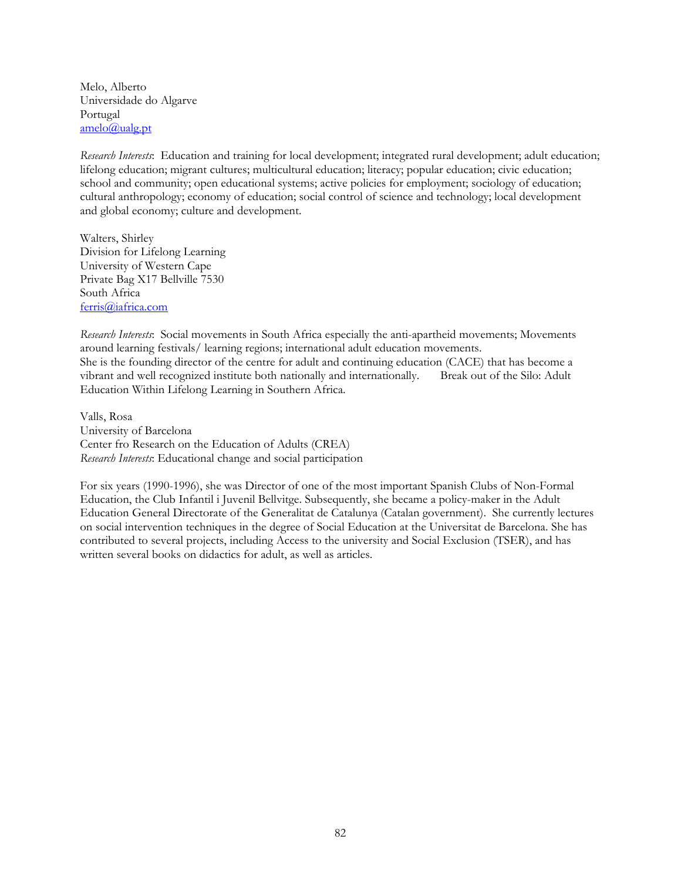Melo, Alberto  
Universidade do Algarve  
Portugal  
amelo@ualg.pt

*Research Interests*: Education and training for local development; integrated rural development; adult education; lifelong education; migrant cultures; multicultural education; literacy; popular education; civic education; school and community; open educational systems; active policies for employment; sociology of education; cultural anthropology; economy of education; social control of science and technology; local development and global economy; culture and development.

Walters, Shirley  
Division for Lifelong Learning  
University of Western Cape  
Private Bag X17 Bellville 7530  
South Africa  
ferris@iafrica.com

*Research Interests*: Social movements in South Africa especially the anti-apartheid movements; Movements around learning festivals/ learning regions; international adult education movements.  
She is the founding director of the centre for adult and continuing education (CACE) that has become a vibrant and well recognized institute both nationally and internationally. Break out of the Silo: Adult Education Within Lifelong Learning in Southern Africa.

Valls, Rosa  
University of Barcelona  
Center fro Research on the Education of Adults (CREA)  
*Research Interests*: Educational change and social participation

For six years (1990-1996), she was Director of one of the most important Spanish Clubs of Non-Formal Education, the Club Infantil i Juvenil Bellvitge. Subsequently, she became a policy-maker in the Adult Education General Directorate of the Generalitat de Catalunya (Catalan government). She currently lectures on social intervention techniques in the degree of Social Education at the Universitat de Barcelona. She has contributed to several projects, including Access to the university and Social Exclusion (TSER), and has written several books on didactics for adult, as well as articles.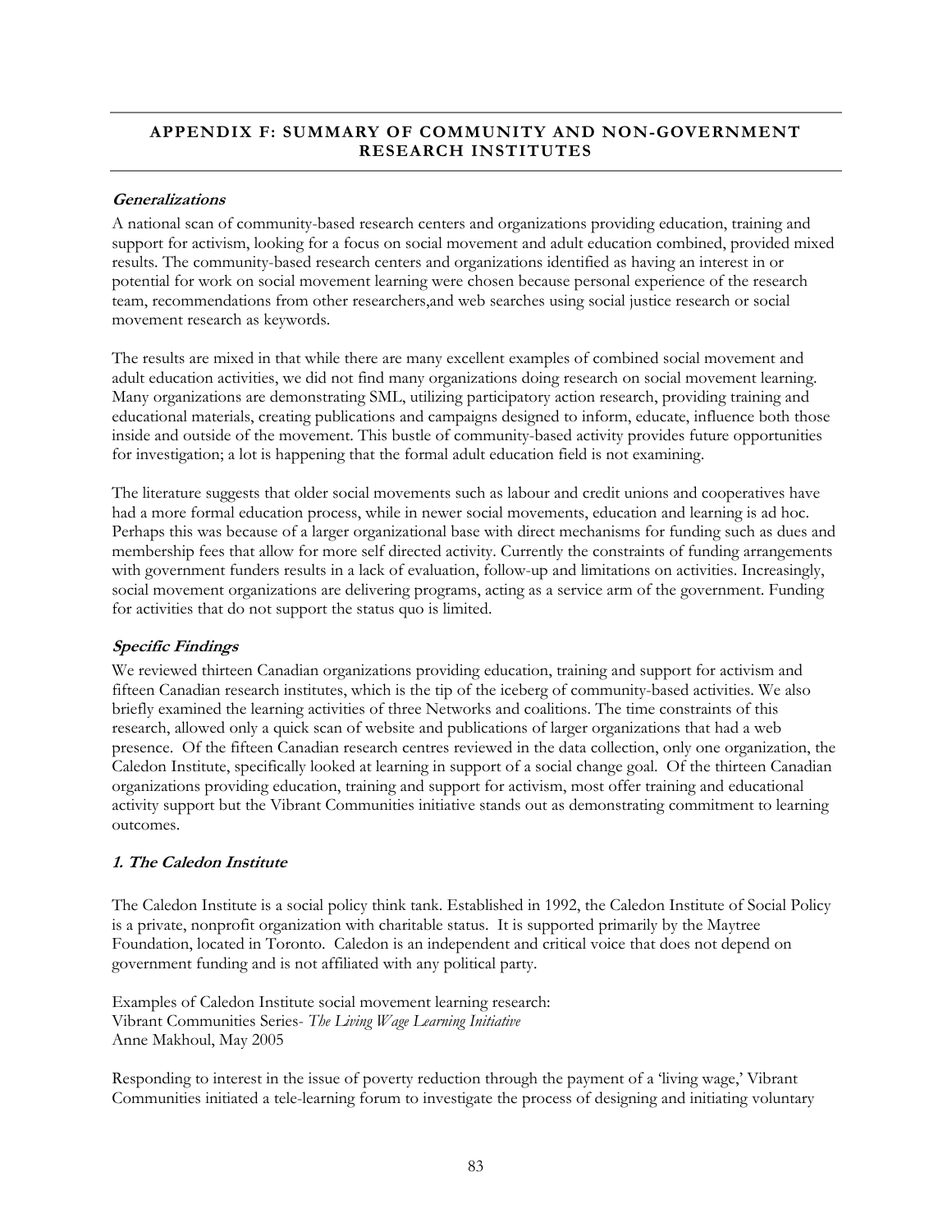## APPENDIX F: SUMMARY OF COMMUNITY AND NON-GOVERNMENT RESEARCH INSTITUTES

### *Generalizations*

A national scan of community-based research centers and organizations providing education, training and support for activism, looking for a focus on social movement and adult education combined, provided mixed results. The community-based research centers and organizations identified as having an interest in or potential for work on social movement learning were chosen because personal experience of the research team, recommendations from other researchers,and web searches using social justice research or social movement research as keywords.

The results are mixed in that while there are many excellent examples of combined social movement and adult education activities, we did not find many organizations doing research on social movement learning. Many organizations are demonstrating SML, utilizing participatory action research, providing training and educational materials, creating publications and campaigns designed to inform, educate, influence both those inside and outside of the movement. This bustle of community-based activity provides future opportunities for investigation; a lot is happening that the formal adult education field is not examining.

The literature suggests that older social movements such as labour and credit unions and cooperatives have had a more formal education process, while in newer social movements, education and learning is ad hoc. Perhaps this was because of a larger organizational base with direct mechanisms for funding such as dues and membership fees that allow for more self directed activity. Currently the constraints of funding arrangements with government funders results in a lack of evaluation, follow-up and limitations on activities. Increasingly, social movement organizations are delivering programs, acting as a service arm of the government. Funding for activities that do not support the status quo is limited.

### *Specific Findings*

We reviewed thirteen Canadian organizations providing education, training and support for activism and fifteen Canadian research institutes, which is the tip of the iceberg of community-based activities. We also briefly examined the learning activities of three Networks and coalitions. The time constraints of this research, allowed only a quick scan of website and publications of larger organizations that had a web presence. Of the fifteen Canadian research centres reviewed in the data collection, only one organization, the Caledon Institute, specifically looked at learning in support of a social change goal. Of the thirteen Canadian organizations providing education, training and support for activism, most offer training and educational activity support but the Vibrant Communities initiative stands out as demonstrating commitment to learning outcomes.

### *1. The Caledon Institute*

The Caledon Institute is a social policy think tank. Established in 1992, the Caledon Institute of Social Policy is a private, nonprofit organization with charitable status. It is supported primarily by the Maytree Foundation, located in Toronto. Caledon is an independent and critical voice that does not depend on government funding and is not affiliated with any political party.

Examples of Caledon Institute social movement learning research:
Vibrant Communities Series- *The Living Wage Learning Initiative*
Anne Makhoul, May 2005

Responding to interest in the issue of poverty reduction through the payment of a 'living wage,' Vibrant Communities initiated a tele-learning forum to investigate the process of designing and initiating voluntary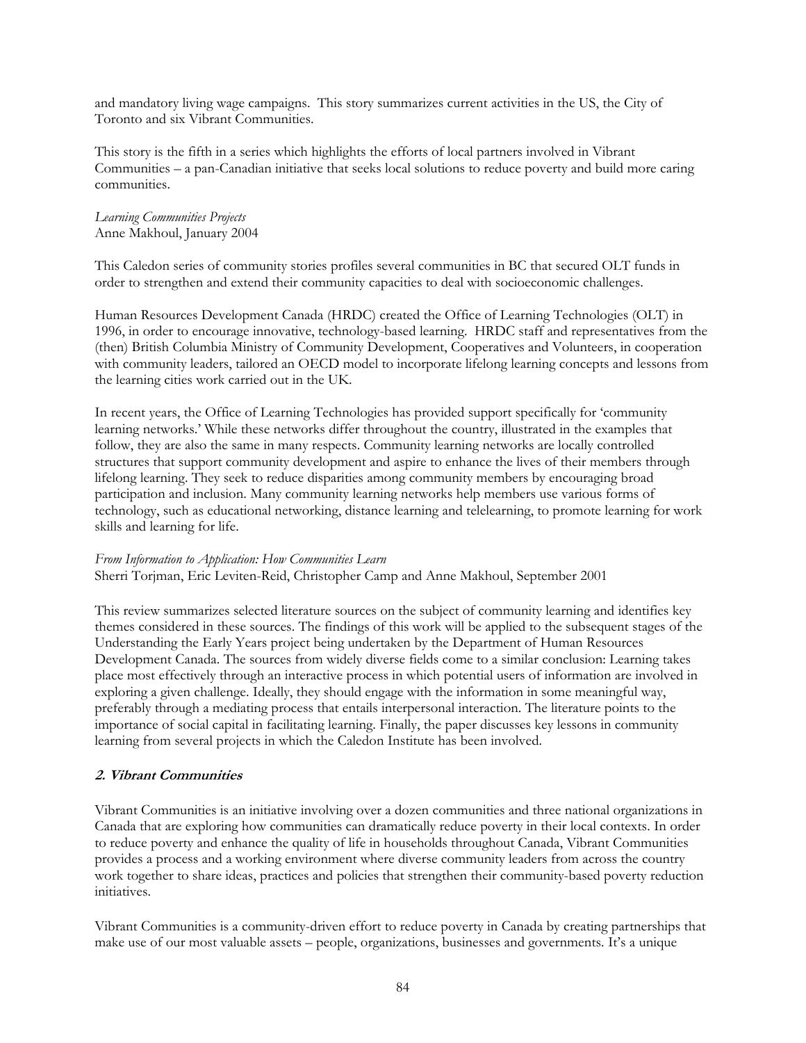and mandatory living wage campaigns. This story summarizes current activities in the US, the City of Toronto and six Vibrant Communities.

This story is the fifth in a series which highlights the efforts of local partners involved in Vibrant Communities – a pan-Canadian initiative that seeks local solutions to reduce poverty and build more caring communities.

*Learning Communities Projects*
Anne Makhoul, January 2004

This Caledon series of community stories profiles several communities in BC that secured OLT funds in order to strengthen and extend their community capacities to deal with socioeconomic challenges.

Human Resources Development Canada (HRDC) created the Office of Learning Technologies (OLT) in 1996, in order to encourage innovative, technology-based learning. HRDC staff and representatives from the (then) British Columbia Ministry of Community Development, Cooperatives and Volunteers, in cooperation with community leaders, tailored an OECD model to incorporate lifelong learning concepts and lessons from the learning cities work carried out in the UK.

In recent years, the Office of Learning Technologies has provided support specifically for 'community learning networks.' While these networks differ throughout the country, illustrated in the examples that follow, they are also the same in many respects. Community learning networks are locally controlled structures that support community development and aspire to enhance the lives of their members through lifelong learning. They seek to reduce disparities among community members by encouraging broad participation and inclusion. Many community learning networks help members use various forms of technology, such as educational networking, distance learning and telelearning, to promote learning for work skills and learning for life.

*From Information to Application: How Communities Learn*
Sherri Torjman, Eric Leviten-Reid, Christopher Camp and Anne Makhoul, September 2001

This review summarizes selected literature sources on the subject of community learning and identifies key themes considered in these sources. The findings of this work will be applied to the subsequent stages of the Understanding the Early Years project being undertaken by the Department of Human Resources Development Canada. The sources from widely diverse fields come to a similar conclusion: Learning takes place most effectively through an interactive process in which potential users of information are involved in exploring a given challenge. Ideally, they should engage with the information in some meaningful way, preferably through a mediating process that entails interpersonal interaction. The literature points to the importance of social capital in facilitating learning. Finally, the paper discusses key lessons in community learning from several projects in which the Caledon Institute has been involved.

## 2. Vibrant Communities

Vibrant Communities is an initiative involving over a dozen communities and three national organizations in Canada that are exploring how communities can dramatically reduce poverty in their local contexts. In order to reduce poverty and enhance the quality of life in households throughout Canada, Vibrant Communities provides a process and a working environment where diverse community leaders from across the country work together to share ideas, practices and policies that strengthen their community-based poverty reduction initiatives.

Vibrant Communities is a community-driven effort to reduce poverty in Canada by creating partnerships that make use of our most valuable assets – people, organizations, businesses and governments. It's a unique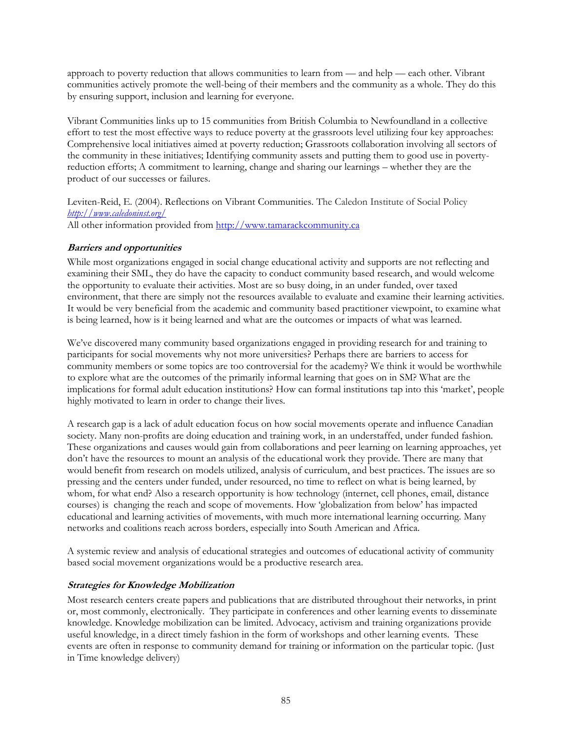approach to poverty reduction that allows communities to learn from — and help — each other. Vibrant communities actively promote the well-being of their members and the community as a whole. They do this by ensuring support, inclusion and learning for everyone.

Vibrant Communities links up to 15 communities from British Columbia to Newfoundland in a collective effort to test the most effective ways to reduce poverty at the grassroots level utilizing four key approaches: Comprehensive local initiatives aimed at poverty reduction; Grassroots collaboration involving all sectors of the community in these initiatives; Identifying community assets and putting them to good use in poverty-reduction efforts; A commitment to learning, change and sharing our learnings – whether they are the product of our successes or failures.

Leviten-Reid, E. (2004). Reflections on Vibrant Communities. The Caledon Institute of Social Policy *http://www.caledoninst.org/*
All other information provided from http://www.tamarackcommunity.ca

### *Barriers and opportunities*

While most organizations engaged in social change educational activity and supports are not reflecting and examining their SML, they do have the capacity to conduct community based research, and would welcome the opportunity to evaluate their activities. Most are so busy doing, in an under funded, over taxed environment, that there are simply not the resources available to evaluate and examine their learning activities. It would be very beneficial from the academic and community based practitioner viewpoint, to examine what is being learned, how is it being learned and what are the outcomes or impacts of what was learned.

We've discovered many community based organizations engaged in providing research for and training to participants for social movements why not more universities? Perhaps there are barriers to access for community members or some topics are too controversial for the academy? We think it would be worthwhile to explore what are the outcomes of the primarily informal learning that goes on in SM? What are the implications for formal adult education institutions? How can formal institutions tap into this 'market', people highly motivated to learn in order to change their lives.

A research gap is a lack of adult education focus on how social movements operate and influence Canadian society. Many non-profits are doing education and training work, in an understaffed, under funded fashion. These organizations and causes would gain from collaborations and peer learning on learning approaches, yet don't have the resources to mount an analysis of the educational work they provide. There are many that would benefit from research on models utilized, analysis of curriculum, and best practices. The issues are so pressing and the centers under funded, under resourced, no time to reflect on what is being learned, by whom, for what end? Also a research opportunity is how technology (internet, cell phones, email, distance courses) is changing the reach and scope of movements. How 'globalization from below' has impacted educational and learning activities of movements, with much more international learning occurring. Many networks and coalitions reach across borders, especially into South American and Africa.

A systemic review and analysis of educational strategies and outcomes of educational activity of community based social movement organizations would be a productive research area.

### *Strategies for Knowledge Mobilization*

Most research centers create papers and publications that are distributed throughout their networks, in print or, most commonly, electronically. They participate in conferences and other learning events to disseminate knowledge. Knowledge mobilization can be limited. Advocacy, activism and training organizations provide useful knowledge, in a direct timely fashion in the form of workshops and other learning events. These events are often in response to community demand for training or information on the particular topic. (Just in Time knowledge delivery)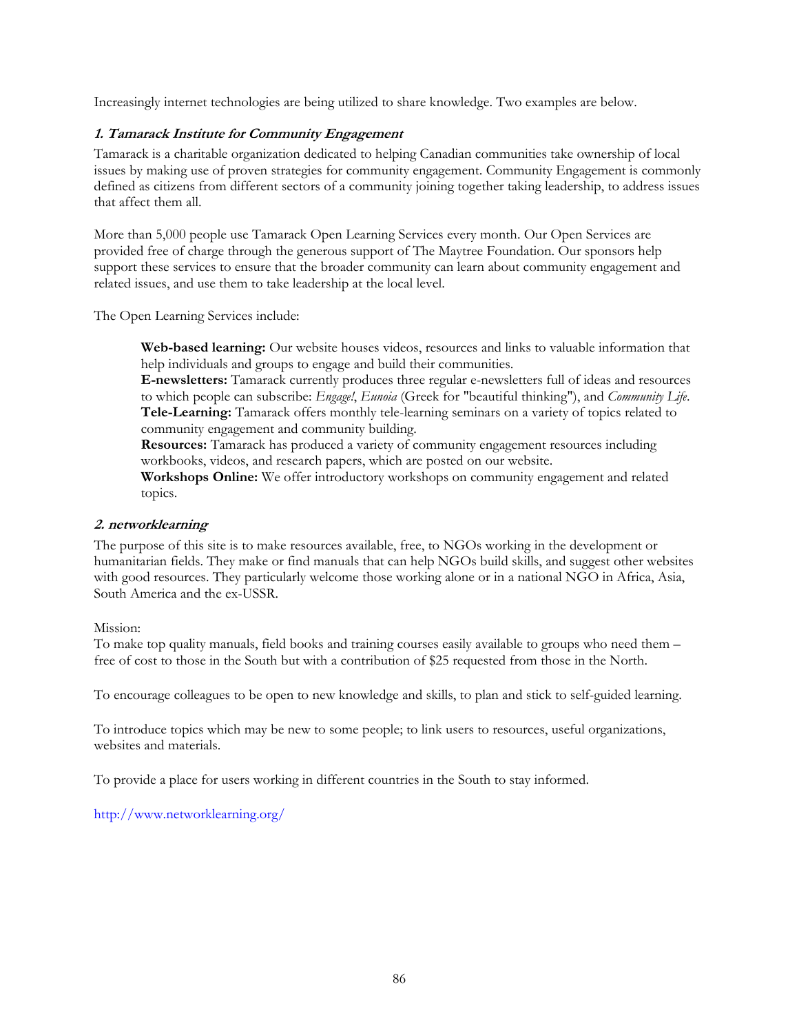Increasingly internet technologies are being utilized to share knowledge. Two examples are below.

### *1. Tamarack Institute for Community Engagement*

Tamarack is a charitable organization dedicated to helping Canadian communities take ownership of local issues by making use of proven strategies for community engagement. Community Engagement is commonly defined as citizens from different sectors of a community joining together taking leadership, to address issues that affect them all.

More than 5,000 people use Tamarack Open Learning Services every month. Our Open Services are provided free of charge through the generous support of The Maytree Foundation. Our sponsors help support these services to ensure that the broader community can learn about community engagement and related issues, and use them to take leadership at the local level.

The Open Learning Services include:

> **Web-based learning:** Our website houses videos, resources and links to valuable information that help individuals and groups to engage and build their communities.
> **E-newsletters:** Tamarack currently produces three regular e-newsletters full of ideas and resources to which people can subscribe: *Engage!*, *Eunoia* (Greek for "beautiful thinking"), and *Community Life*.
> **Tele-Learning:** Tamarack offers monthly tele-learning seminars on a variety of topics related to community engagement and community building.
> **Resources:** Tamarack has produced a variety of community engagement resources including workbooks, videos, and research papers, which are posted on our website.
> **Workshops Online:** We offer introductory workshops on community engagement and related topics.

### *2. networklearning*

The purpose of this site is to make resources available, free, to NGOs working in the development or humanitarian fields. They make or find manuals that can help NGOs build skills, and suggest other websites with good resources. They particularly welcome those working alone or in a national NGO in Africa, Asia, South America and the ex-USSR.

Mission:
To make top quality manuals, field books and training courses easily available to groups who need them – free of cost to those in the South but with a contribution of $25 requested from those in the North.

To encourage colleagues to be open to new knowledge and skills, to plan and stick to self-guided learning.

To introduce topics which may be new to some people; to link users to resources, useful organizations, websites and materials.

To provide a place for users working in different countries in the South to stay informed.

http://www.networklearning.org/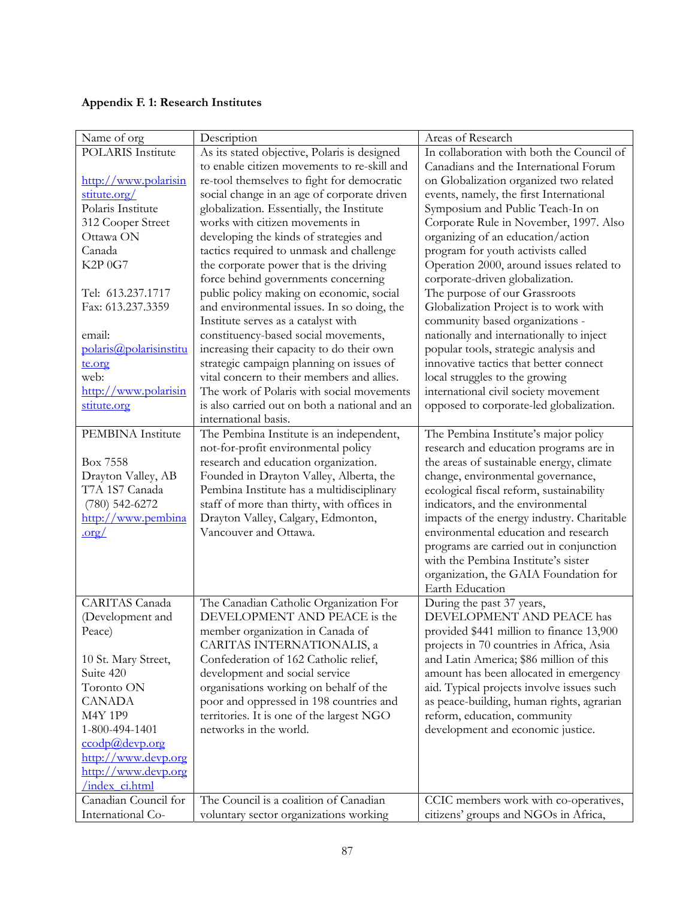**Appendix F. 1: Research Institutes**

| Name of org | Description | Areas of Research |
|---|---|---|
| POLARIS Institute<br><br>http://www.polarisinstitute.org/<br>Polaris Institute<br>312 Cooper Street<br>Ottawa ON<br>Canada<br>K2P 0G7<br><br>Tel: 613.237.1717<br>Fax: 613.237.3359<br><br>email:<br>polaris@polarisinstitute.org<br>web:<br>http://www.polarisinstitute.org | As its stated objective, Polaris is designed to enable citizen movements to re-skill and re-tool themselves to fight for democratic social change in an age of corporate driven globalization. Essentially, the Institute works with citizen movements in developing the kinds of strategies and tactics required to unmask and challenge the corporate power that is the driving force behind governments concerning public policy making on economic, social and environmental issues. In so doing, the Institute serves as a catalyst with constituency-based social movements, increasing their capacity to do their own strategic campaign planning on issues of vital concern to their members and allies. The work of Polaris with social movements is also carried out on both a national and an international basis. | In collaboration with both the Council of Canadians and the International Forum on Globalization organized two related events, namely, the first International Symposium and Public Teach-In on Corporate Rule in November, 1997. Also organizing of an education/action program for youth activists called Operation 2000, around issues related to corporate-driven globalization.<br>The purpose of our Grassroots Globalization Project is to work with community based organizations - nationally and internationally to inject popular tools, strategic analysis and innovative tactics that better connect local struggles to the growing international civil society movement opposed to corporate-led globalization. |
| PEMBINA Institute<br><br>Box 7558<br>Drayton Valley, AB<br>T7A 1S7 Canada<br>(780) 542-6272<br>http://www.pembina.org/ | The Pembina Institute is an independent, not-for-profit environmental policy research and education organization. Founded in Drayton Valley, Alberta, the Pembina Institute has a multidisciplinary staff of more than thirty, with offices in Drayton Valley, Calgary, Edmonton, Vancouver and Ottawa. | The Pembina Institute's major policy research and education programs are in the areas of sustainable energy, climate change, environmental governance, ecological fiscal reform, sustainability indicators, and the environmental impacts of the energy industry. Charitable environmental education and research programs are carried out in conjunction with the Pembina Institute's sister organization, the GAIA Foundation for Earth Education |
| CARITAS Canada (Development and Peace)<br><br>10 St. Mary Street, Suite 420<br>Toronto ON<br>CANADA<br>M4Y 1P9<br>1-800-494-1401<br>ccodp@devp.org<br>http://www.devp.org<br>http://www.devp.org/index_ci.html | The Canadian Catholic Organization For DEVELOPMENT AND PEACE is the member organization in Canada of CARITAS INTERNATIONALIS, a Confederation of 162 Catholic relief, development and social service organisations working on behalf of the poor and oppressed in 198 countries and territories. It is one of the largest NGO networks in the world. | During the past 37 years, DEVELOPMENT AND PEACE has provided $441 million to finance 13,900 projects in 70 countries in Africa, Asia and Latin America; $86 million of this amount has been allocated in emergency aid. Typical projects involve issues such as peace-building, human rights, agrarian reform, education, community development and economic justice. |
| Canadian Council for International Co- | The Council is a coalition of Canadian voluntary sector organizations working | CCIC members work with co-operatives, citizens' groups and NGOs in Africa, |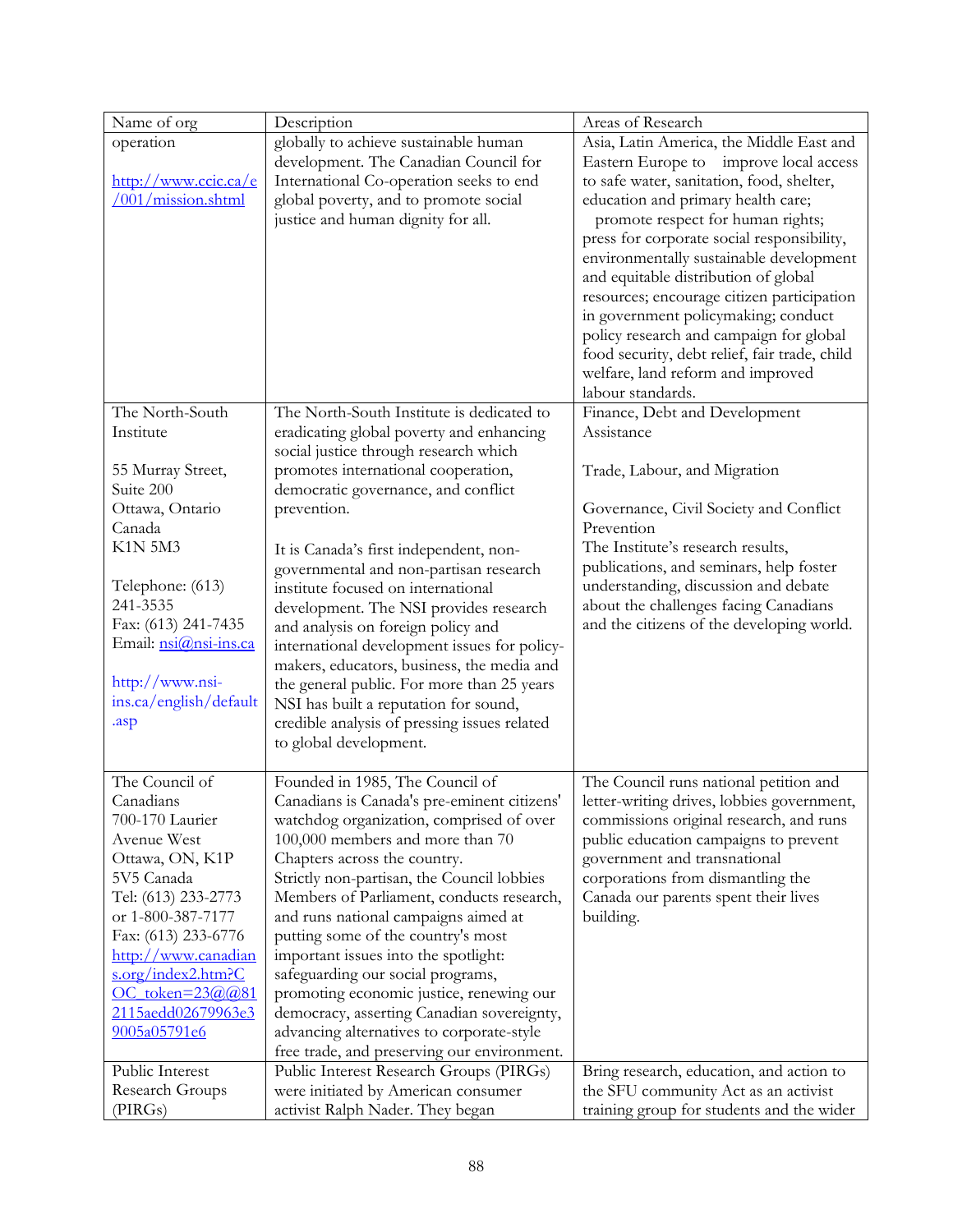| Name of org | Description | Areas of Research |
|---|---|---|
| operation<br><br>http://www.ccic.ca/e/001/mission.shtml | globally to achieve sustainable human development. The Canadian Council for International Co-operation seeks to end global poverty, and to promote social justice and human dignity for all. | Asia, Latin America, the Middle East and Eastern Europe to improve local access to safe water, sanitation, food, shelter, education and primary health care; promote respect for human rights; press for corporate social responsibility, environmentally sustainable development and equitable distribution of global resources; encourage citizen participation in government policymaking; conduct policy research and campaign for global food security, debt relief, fair trade, child welfare, land reform and improved labour standards. |
| The North-South Institute<br><br>55 Murray Street, Suite 200<br>Ottawa, Ontario<br>Canada<br>K1N 5M3<br><br>Telephone: (613) 241-3535<br>Fax: (613) 241-7435<br>Email: nsi@nsi-ins.ca<br><br>http://www.nsi-ins.ca/english/default.asp | The North-South Institute is dedicated to eradicating global poverty and enhancing social justice through research which promotes international cooperation, democratic governance, and conflict prevention.<br><br>It is Canada's first independent, non-governmental and non-partisan research institute focused on international development. The NSI provides research and analysis on foreign policy and international development issues for policy-makers, educators, business, the media and the general public. For more than 25 years NSI has built a reputation for sound, credible analysis of pressing issues related to global development. | Finance, Debt and Development Assistance<br><br>Trade, Labour, and Migration<br><br>Governance, Civil Society and Conflict Prevention<br>The Institute's research results, publications, and seminars, help foster understanding, discussion and debate about the challenges facing Canadians and the citizens of the developing world. |
| The Council of Canadians<br>700-170 Laurier Avenue West<br>Ottawa, ON, K1P 5V5 Canada<br>Tel: (613) 233-2773 or 1-800-387-7177<br>Fax: (613) 233-6776<br>http://www.canadians.org/index2.htm?COC_token=23@@812115aedd02679963e39005a05791e6 | Founded in 1985, The Council of Canadians is Canada's pre-eminent citizens' watchdog organization, comprised of over 100,000 members and more than 70 Chapters across the country.<br>Strictly non-partisan, the Council lobbies Members of Parliament, conducts research, and runs national campaigns aimed at putting some of the country's most important issues into the spotlight: safeguarding our social programs, promoting economic justice, renewing our democracy, asserting Canadian sovereignty, advancing alternatives to corporate-style free trade, and preserving our environment. | The Council runs national petition and letter-writing drives, lobbies government, commissions original research, and runs public education campaigns to prevent government and transnational corporations from dismantling the Canada our parents spent their lives building. |
| Public Interest Research Groups (PIRGs) | Public Interest Research Groups (PIRGs) were initiated by American consumer activist Ralph Nader. They began | Bring research, education, and action to the SFU community Act as an activist training group for students and the wider |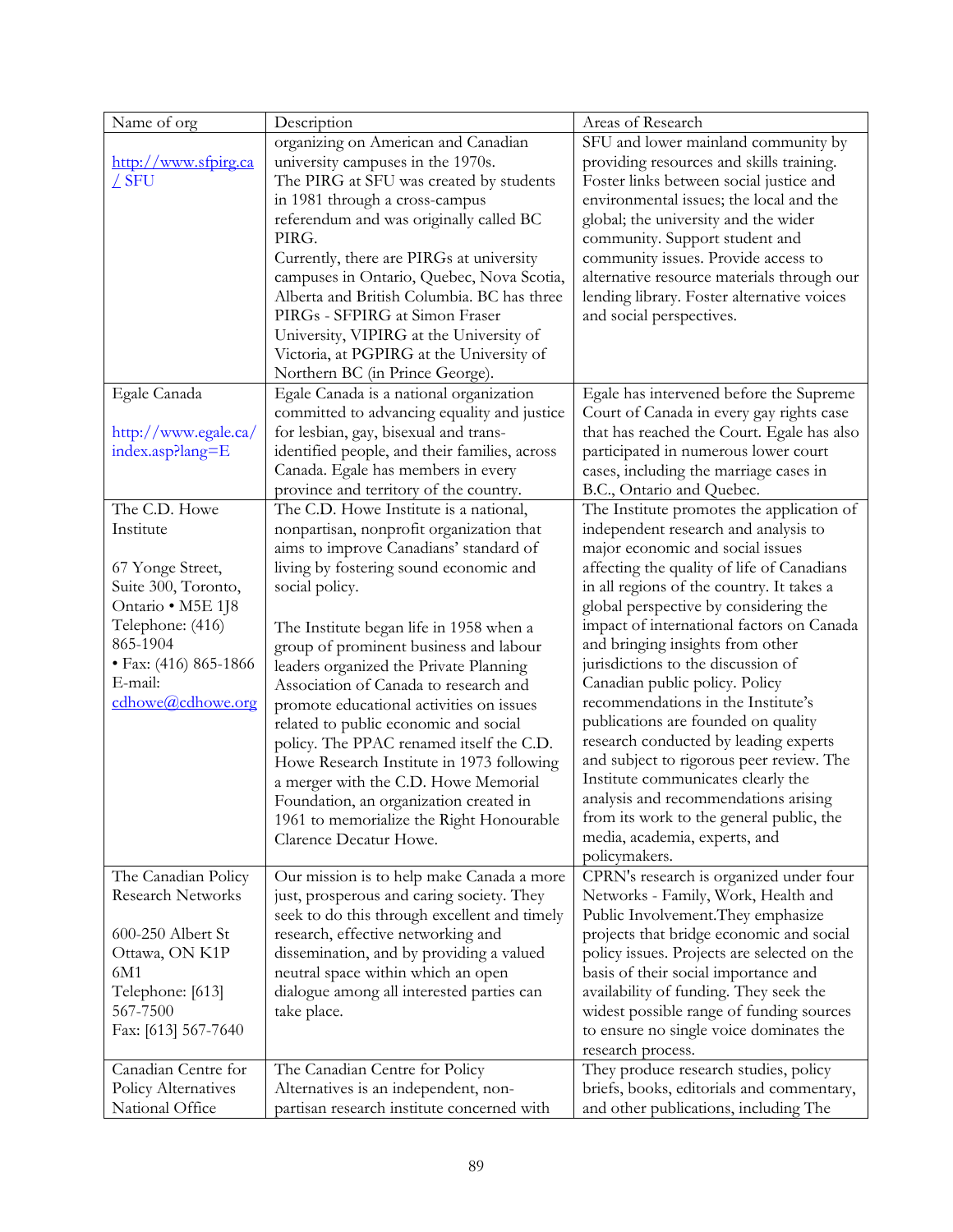| Name of org | Description | Areas of Research |
|---|---|---|
| http://www.sfpirg.ca/ SFU | organizing on American and Canadian university campuses in the 1970s. The PIRG at SFU was created by students in 1981 through a cross-campus referendum and was originally called BC PIRG. Currently, there are PIRGs at university campuses in Ontario, Quebec, Nova Scotia, Alberta and British Columbia. BC has three PIRGs - SFPIRG at Simon Fraser University, VIPIRG at the University of Victoria, at PGPIRG at the University of Northern BC (in Prince George). | SFU and lower mainland community by providing resources and skills training. Foster links between social justice and environmental issues; the local and the global; the university and the wider community. Support student and community issues. Provide access to alternative resource materials through our lending library. Foster alternative voices and social perspectives. |
| Egale Canada<br><br>http://www.egale.ca/index.asp?lang=E | Egale Canada is a national organization committed to advancing equality and justice for lesbian, gay, bisexual and trans-identified people, and their families, across Canada. Egale has members in every province and territory of the country. | Egale has intervened before the Supreme Court of Canada in every gay rights case that has reached the Court. Egale has also participated in numerous lower court cases, including the marriage cases in B.C., Ontario and Quebec. |
| The C.D. Howe Institute<br><br>67 Yonge Street, Suite 300, Toronto, Ontario • M5E 1J8<br>Telephone: (416) 865-1904<br>• Fax: (416) 865-1866<br>E-mail: cdhowe@cdhowe.org | The C.D. Howe Institute is a national, nonpartisan, nonprofit organization that aims to improve Canadians' standard of living by fostering sound economic and social policy.<br><br>The Institute began life in 1958 when a group of prominent business and labour leaders organized the Private Planning Association of Canada to research and promote educational activities on issues related to public economic and social policy. The PPAC renamed itself the C.D. Howe Research Institute in 1973 following a merger with the C.D. Howe Memorial Foundation, an organization created in 1961 to memorialize the Right Honourable Clarence Decatur Howe. | The Institute promotes the application of independent research and analysis to major economic and social issues affecting the quality of life of Canadians in all regions of the country. It takes a global perspective by considering the impact of international factors on Canada and bringing insights from other jurisdictions to the discussion of Canadian public policy. Policy recommendations in the Institute's publications are founded on quality research conducted by leading experts and subject to rigorous peer review. The Institute communicates clearly the analysis and recommendations arising from its work to the general public, the media, academia, experts, and policymakers. |
| The Canadian Policy Research Networks<br><br>600-250 Albert St Ottawa, ON K1P 6M1<br>Telephone: [613] 567-7500<br>Fax: [613] 567-7640 | Our mission is to help make Canada a more just, prosperous and caring society. They seek to do this through excellent and timely research, effective networking and dissemination, and by providing a valued neutral space within which an open dialogue among all interested parties can take place. | CPRN's research is organized under four Networks - Family, Work, Health and Public Involvement.They emphasize projects that bridge economic and social policy issues. Projects are selected on the basis of their social importance and availability of funding. They seek the widest possible range of funding sources to ensure no single voice dominates the research process. |
| Canadian Centre for Policy Alternatives National Office | The Canadian Centre for Policy Alternatives is an independent, non-partisan research institute concerned with | They produce research studies, policy briefs, books, editorials and commentary, and other publications, including The |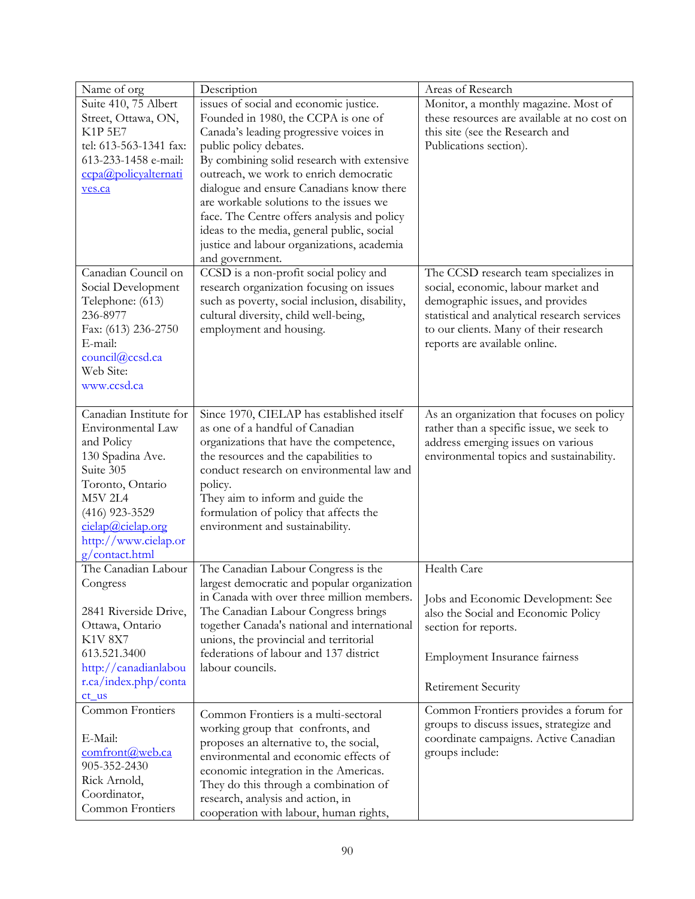| Name of org | Description | Areas of Research |
|---|---|---|
| Suite 410, 75 Albert Street, Ottawa, ON, K1P 5E7 tel: 613-563-1341 fax: 613-233-1458 e-mail: ccpa@policyalternatives.ca | issues of social and economic justice. Founded in 1980, the CCPA is one of Canada's leading progressive voices in public policy debates. By combining solid research with extensive outreach, we work to enrich democratic dialogue and ensure Canadians know there are workable solutions to the issues we face. The Centre offers analysis and policy ideas to the media, general public, social justice and labour organizations, academia and government. | Monitor, a monthly magazine. Most of these resources are available at no cost on this site (see the Research and Publications section). |
| Canadian Council on Social Development Telephone: (613) 236-8977 Fax: (613) 236-2750 E-mail: council@ccsd.ca Web Site: www.ccsd.ca | CCSD is a non-profit social policy and research organization focusing on issues such as poverty, social inclusion, disability, cultural diversity, child well-being, employment and housing. | The CCSD research team specializes in social, economic, labour market and demographic issues, and provides statistical and analytical research services to our clients. Many of their research reports are available online. |
| Canadian Institute for Environmental Law and Policy 130 Spadina Ave. Suite 305 Toronto, Ontario M5V 2L4 (416) 923-3529 cielap@cielap.org http://www.cielap.org/contact.html | Since 1970, CIELAP has established itself as one of a handful of Canadian organizations that have the competence, the resources and the capabilities to conduct research on environmental law and policy. They aim to inform and guide the formulation of policy that affects the environment and sustainability. | As an organization that focuses on policy rather than a specific issue, we seek to address emerging issues on various environmental topics and sustainability. |
| The Canadian Labour Congress 2841 Riverside Drive, Ottawa, Ontario K1V 8X7 613.521.3400 http://canadianlabour.ca/index.php/contact_us | The Canadian Labour Congress is the largest democratic and popular organization in Canada with over three million members. The Canadian Labour Congress brings together Canada's national and international unions, the provincial and territorial federations of labour and 137 district labour councils. | Health Care<br><br>Jobs and Economic Development: See also the Social and Economic Policy section for reports.<br><br>Employment Insurance fairness<br><br>Retirement Security |
| Common Frontiers E-Mail: comfront@web.ca 905-352-2430 Rick Arnold, Coordinator, Common Frontiers | Common Frontiers is a multi-sectoral working group that confronts, and proposes an alternative to, the social, environmental and economic effects of economic integration in the Americas. They do this through a combination of research, analysis and action, in cooperation with labour, human rights, | Common Frontiers provides a forum for groups to discuss issues, strategize and coordinate campaigns. Active Canadian groups include: |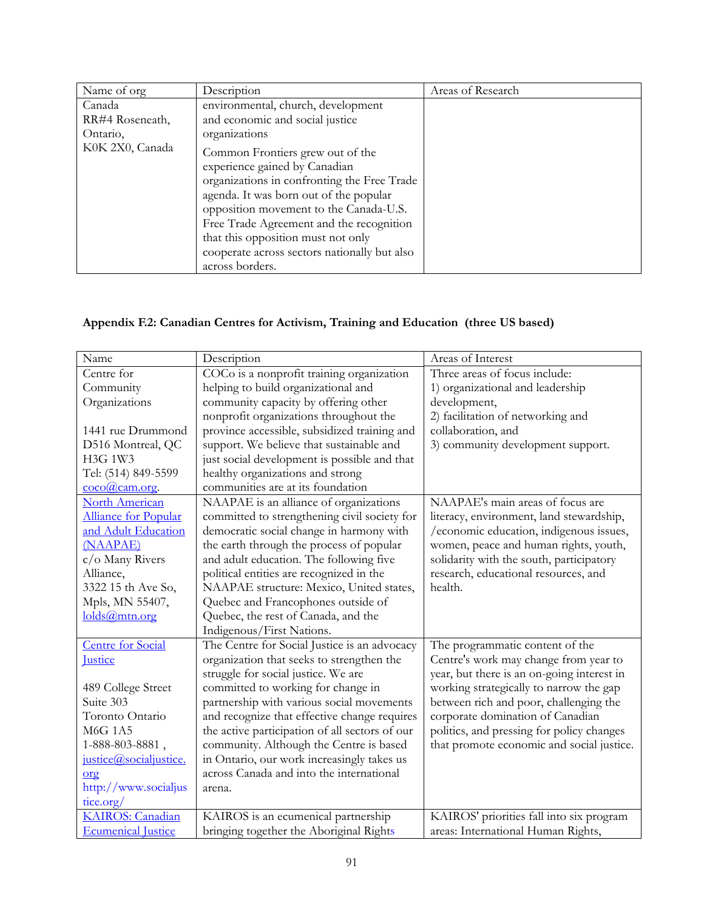| Name of org | Description | Areas of Research |
|---|---|---|
| Canada<br>RR#4 Roseneath, Ontario,<br>K0K 2X0, Canada | environmental, church, development and economic and social justice organizations<br><br>Common Frontiers grew out of the experience gained by Canadian organizations in confronting the Free Trade agenda. It was born out of the popular opposition movement to the Canada-U.S. Free Trade Agreement and the recognition that this opposition must not only cooperate across sectors nationally but also across borders. | |

**Appendix F.2: Canadian Centres for Activism, Training and Education (three US based)**

| Name | Description | Areas of Interest |
|---|---|---|
| Centre for Community Organizations<br><br>1441 rue Drummond D516 Montreal, QC H3G 1W3<br>Tel: (514) 849-5599<br>coco@cam.org. | COCo is a nonprofit training organization helping to build organizational and community capacity by offering other nonprofit organizations throughout the province accessible, subsidized training and support. We believe that sustainable and just social development is possible and that healthy organizations and strong communities are at its foundation | Three areas of focus include:<br>1) organizational and leadership development,<br>2) facilitation of networking and collaboration, and<br>3) community development support. |
| North American Alliance for Popular and Adult Education (NAAPAE)<br>c/o Many Rivers Alliance,<br>3322 15 th Ave So, Mpls, MN 55407,<br>lolds@mtn.org | NAAPAE is an alliance of organizations committed to strengthening civil society for democratic social change in harmony with the earth through the process of popular and adult education. The following five political entities are recognized in the NAAPAE structure: Mexico, United states, Quebec and Francophones outside of Quebec, the rest of Canada, and the Indigenous/First Nations. | NAAPAE's main areas of focus are literacy, environment, land stewardship, /economic education, indigenous issues, women, peace and human rights, youth, solidarity with the south, participatory research, educational resources, and health. |
| Centre for Social Justice<br><br>489 College Street Suite 303<br>Toronto Ontario M6G 1A5<br>1-888-803-8881 ,<br>justice@socialjustice.org<br>http://www.socialjustice.org/ | The Centre for Social Justice is an advocacy organization that seeks to strengthen the struggle for social justice. We are committed to working for change in partnership with various social movements and recognize that effective change requires the active participation of all sectors of our community. Although the Centre is based in Ontario, our work increasingly takes us across Canada and into the international arena. | The programmatic content of the Centre's work may change from year to year, but there is an on-going interest in working strategically to narrow the gap between rich and poor, challenging the corporate domination of Canadian politics, and pressing for policy changes that promote economic and social justice. |
| KAIROS: Canadian Ecumenical Justice | KAIROS is an ecumenical partnership bringing together the Aboriginal Rights | KAIROS' priorities fall into six program areas: International Human Rights, |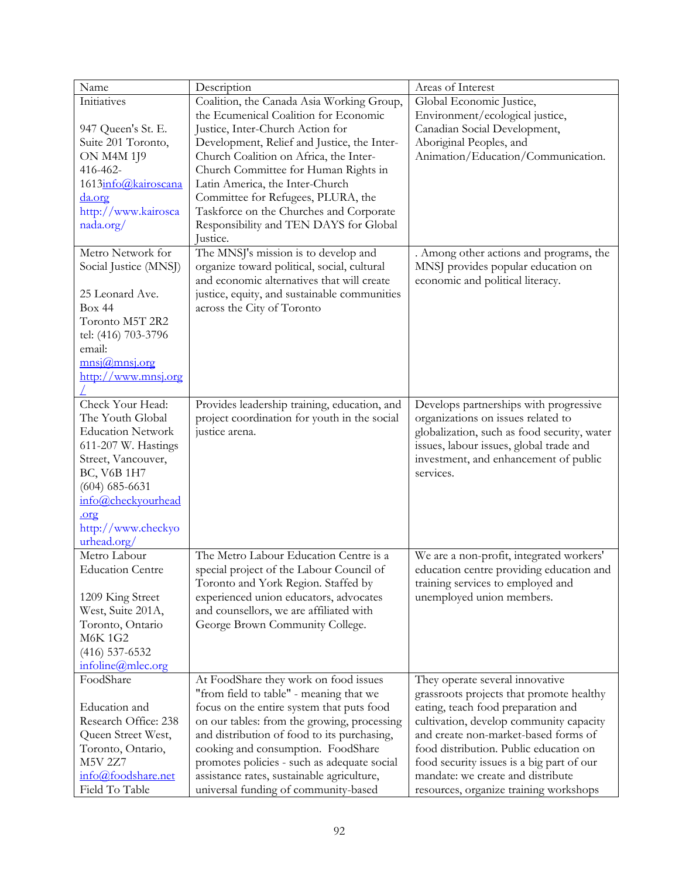| Name | Description | Areas of Interest |
|---|---|---|
| Initiatives<br><br>947 Queen's St. E. Suite 201 Toronto, ON M4M 1J9<br>416-462-1613info@kairoscanada.org<br>http://www.kairoscanada.org/ | Coalition, the Canada Asia Working Group, the Ecumenical Coalition for Economic Justice, Inter-Church Action for Development, Relief and Justice, the Inter-Church Coalition on Africa, the Inter-Church Committee for Human Rights in Latin America, the Inter-Church Committee for Refugees, PLURA, the Taskforce on the Churches and Corporate Responsibility and TEN DAYS for Global Justice. | Global Economic Justice, Environment/ecological justice, Canadian Social Development, Aboriginal Peoples, and Animation/Education/Communication. |
| Metro Network for Social Justice (MNSJ)<br><br>25 Leonard Ave.<br>Box 44<br>Toronto M5T 2R2<br>tel: (416) 703-3796<br>email:<br>mnsj@mnsj.org<br>http://www.mnsj.org/ | The MNSJ's mission is to develop and organize toward political, social, cultural and economic alternatives that will create justice, equity, and sustainable communities across the City of Toronto | . Among other actions and programs, the MNSJ provides popular education on economic and political literacy. |
| Check Your Head: The Youth Global Education Network<br>611-207 W. Hastings Street, Vancouver, BC, V6B 1H7<br>(604) 685-6631<br>info@checkyourhead.org<br>http://www.checkyourhead.org/ | Provides leadership training, education, and project coordination for youth in the social justice arena. | Develops partnerships with progressive organizations on issues related to globalization, such as food security, water issues, labour issues, global trade and investment, and enhancement of public services. |
| Metro Labour Education Centre<br><br>1209 King Street West, Suite 201A, Toronto, Ontario M6K 1G2<br>(416) 537-6532<br>infoline@mlec.org | The Metro Labour Education Centre is a special project of the Labour Council of Toronto and York Region. Staffed by experienced union educators, advocates and counsellors, we are affiliated with George Brown Community College. | We are a non-profit, integrated workers' education centre providing education and training services to employed and unemployed union members. |
| FoodShare<br><br>Education and Research Office: 238 Queen Street West, Toronto, Ontario, M5V 2Z7<br>info@foodshare.net<br>Field To Table | At FoodShare they work on food issues "from field to table" - meaning that we focus on the entire system that puts food on our tables: from the growing, processing and distribution of food to its purchasing, cooking and consumption. FoodShare promotes policies - such as adequate social assistance rates, sustainable agriculture, universal funding of community-based | They operate several innovative grassroots projects that promote healthy eating, teach food preparation and cultivation, develop community capacity and create non-market-based forms of food distribution. Public education on food security issues is a big part of our mandate: we create and distribute resources, organize training workshops |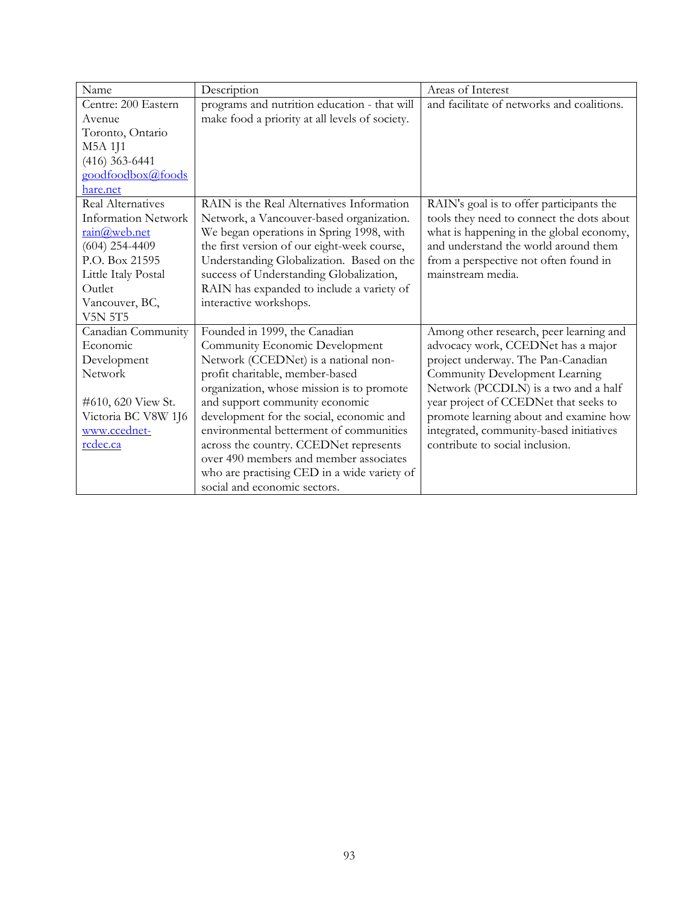| Name | Description | Areas of Interest |
|---|---|---|
| Centre: 200 Eastern Avenue<br>Toronto, Ontario<br>M5A 1J1<br>(416) 363-6441<br>goodfoodbox@foodshare.net | programs and nutrition education - that will make food a priority at all levels of society. | and facilitate of networks and coalitions. |
| Real Alternatives Information Network<br>rain@web.net<br>(604) 254-4409<br>P.O. Box 21595<br>Little Italy Postal Outlet<br>Vancouver, BC,<br>V5N 5T5 | RAIN is the Real Alternatives Information Network, a Vancouver-based organization. We began operations in Spring 1998, with the first version of our eight-week course, Understanding Globalization. Based on the success of Understanding Globalization, RAIN has expanded to include a variety of interactive workshops. | RAIN's goal is to offer participants the tools they need to connect the dots about what is happening in the global economy, and understand the world around them from a perspective not often found in mainstream media. |
| Canadian Community Economic Development Network<br><br>#610, 620 View St.<br>Victoria BC V8W 1J6<br>www.ccednet-rcdec.ca | Founded in 1999, the Canadian Community Economic Development Network (CCEDNet) is a national non-profit charitable, member-based organization, whose mission is to promote and support community economic development for the social, economic and environmental betterment of communities across the country. CCEDNet represents over 490 members and member associates who are practising CED in a wide variety of social and economic sectors. | Among other research, peer learning and advocacy work, CCEDNet has a major project underway. The Pan-Canadian Community Development Learning Network (PCCDLN) is a two and a half year project of CCEDNet that seeks to promote learning about and examine how integrated, community-based initiatives contribute to social inclusion. |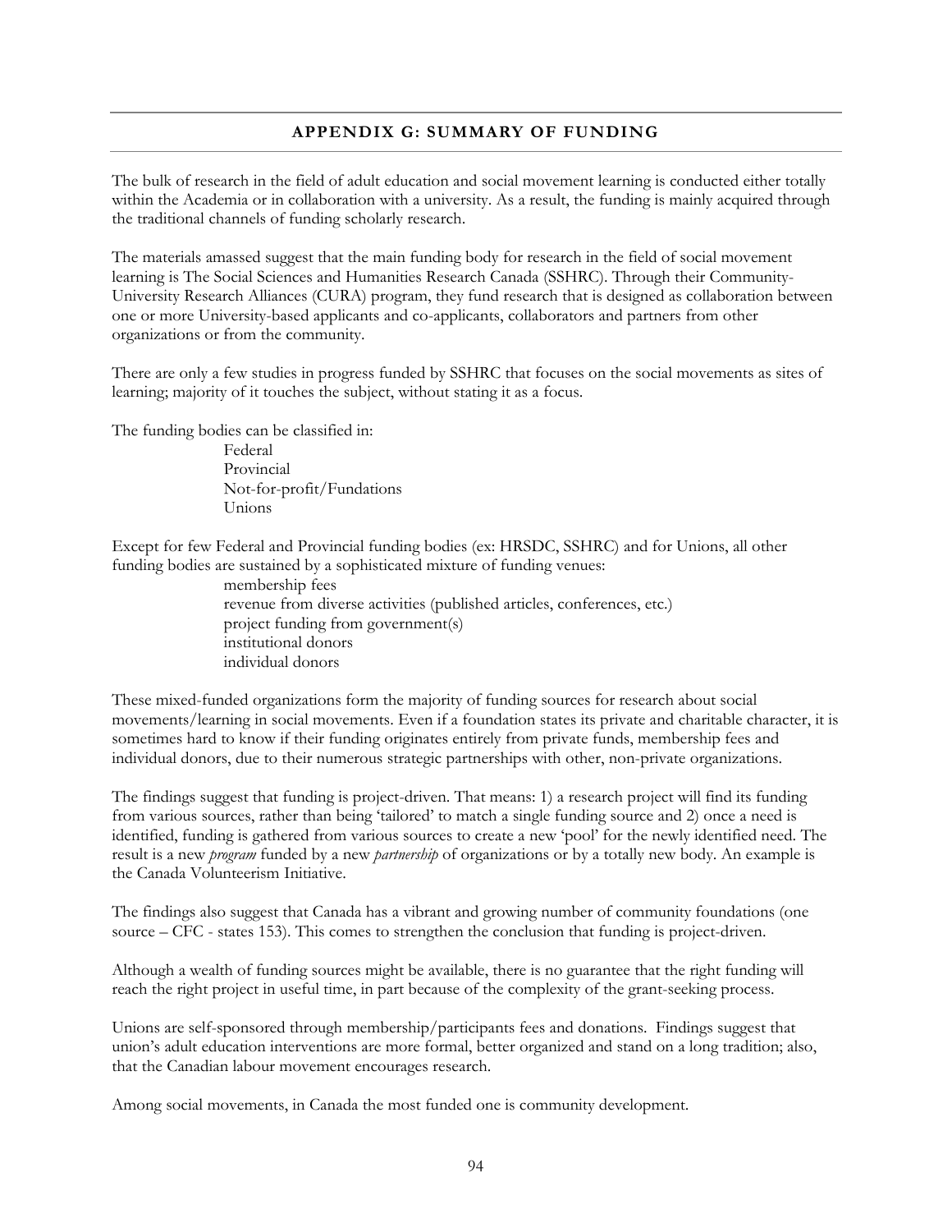## APPENDIX G: SUMMARY OF FUNDING

The bulk of research in the field of adult education and social movement learning is conducted either totally within the Academia or in collaboration with a university. As a result, the funding is mainly acquired through the traditional channels of funding scholarly research.

The materials amassed suggest that the main funding body for research in the field of social movement learning is The Social Sciences and Humanities Research Canada (SSHRC). Through their Community-University Research Alliances (CURA) program, they fund research that is designed as collaboration between one or more University-based applicants and co-applicants, collaborators and partners from other organizations or from the community.

There are only a few studies in progress funded by SSHRC that focuses on the social movements as sites of learning; majority of it touches the subject, without stating it as a focus.

The funding bodies can be classified in:

- Federal
- Provincial
- Not-for-profit/Fundations
- Unions

Except for few Federal and Provincial funding bodies (ex: HRSDC, SSHRC) and for Unions, all other funding bodies are sustained by a sophisticated mixture of funding venues:

- membership fees
- revenue from diverse activities (published articles, conferences, etc.)
- project funding from government(s)
- institutional donors
- individual donors

These mixed-funded organizations form the majority of funding sources for research about social movements/learning in social movements. Even if a foundation states its private and charitable character, it is sometimes hard to know if their funding originates entirely from private funds, membership fees and individual donors, due to their numerous strategic partnerships with other, non-private organizations.

The findings suggest that funding is project-driven. That means: 1) a research project will find its funding from various sources, rather than being 'tailored' to match a single funding source and 2) once a need is identified, funding is gathered from various sources to create a new 'pool' for the newly identified need. The result is a new *program* funded by a new *partnership* of organizations or by a totally new body. An example is the Canada Volunteerism Initiative.

The findings also suggest that Canada has a vibrant and growing number of community foundations (one source – CFC - states 153). This comes to strengthen the conclusion that funding is project-driven.

Although a wealth of funding sources might be available, there is no guarantee that the right funding will reach the right project in useful time, in part because of the complexity of the grant-seeking process.

Unions are self-sponsored through membership/participants fees and donations. Findings suggest that union's adult education interventions are more formal, better organized and stand on a long tradition; also, that the Canadian labour movement encourages research.

Among social movements, in Canada the most funded one is community development.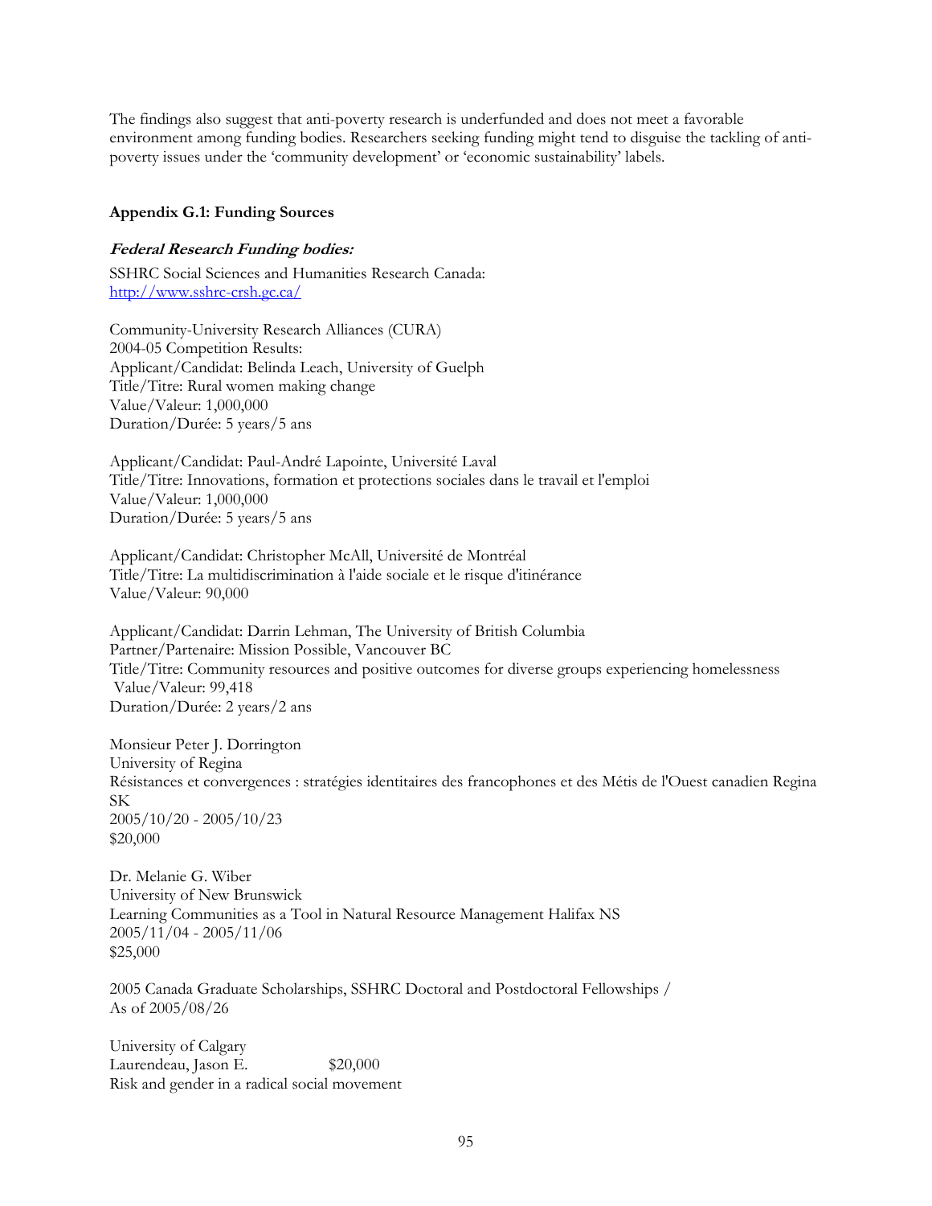The findings also suggest that anti-poverty research is underfunded and does not meet a favorable environment among funding bodies. Researchers seeking funding might tend to disguise the tackling of anti-poverty issues under the 'community development' or 'economic sustainability' labels.

### Appendix G.1: Funding Sources

#### *Federal Research Funding bodies:*

SSHRC Social Sciences and Humanities Research Canada:
[http://www.sshrc-crsh.gc.ca/](http://www.sshrc-crsh.gc.ca/)

Community-University Research Alliances (CURA)
2004-05 Competition Results:
Applicant/Candidat: Belinda Leach, University of Guelph
Title/Titre: Rural women making change
Value/Valeur: 1,000,000
Duration/Durée: 5 years/5 ans

Applicant/Candidat: Paul-André Lapointe, Université Laval
Title/Titre: Innovations, formation et protections sociales dans le travail et l'emploi
Value/Valeur: 1,000,000
Duration/Durée: 5 years/5 ans

Applicant/Candidat: Christopher McAll, Université de Montréal
Title/Titre: La multidiscrimination à l'aide sociale et le risque d'itinérance
Value/Valeur: 90,000

Applicant/Candidat: Darrin Lehman, The University of British Columbia
Partner/Partenaire: Mission Possible, Vancouver BC
Title/Titre: Community resources and positive outcomes for diverse groups experiencing homelessness
Value/Valeur: 99,418
Duration/Durée: 2 years/2 ans

Monsieur Peter J. Dorrington
University of Regina
Résistances et convergences : stratégies identitaires des francophones et des Métis de l'Ouest canadien Regina SK
2005/10/20 - 2005/10/23
$20,000

Dr. Melanie G. Wiber
University of New Brunswick
Learning Communities as a Tool in Natural Resource Management Halifax NS
2005/11/04 - 2005/11/06
$25,000

2005 Canada Graduate Scholarships, SSHRC Doctoral and Postdoctoral Fellowships /
As of 2005/08/26

University of Calgary
Laurendeau, Jason E. $20,000
Risk and gender in a radical social movement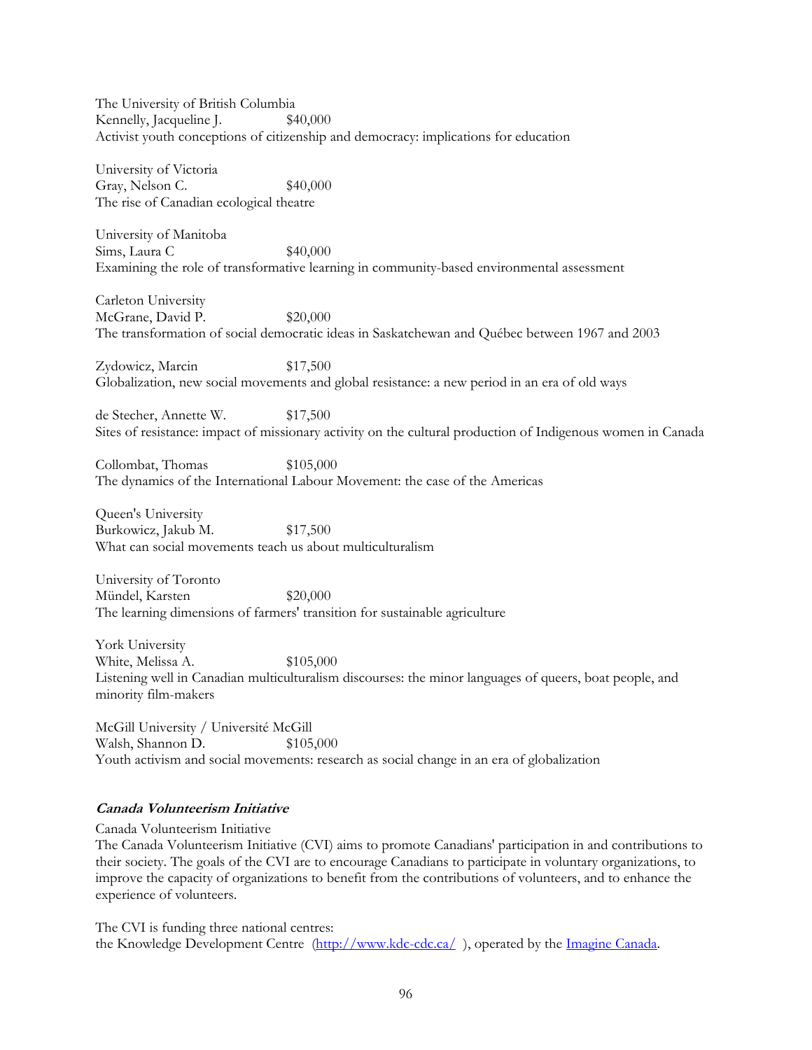The University of British Columbia
Kennelly, Jacqueline J. $40,000
Activist youth conceptions of citizenship and democracy: implications for education

University of Victoria
Gray, Nelson C. $40,000
The rise of Canadian ecological theatre

University of Manitoba
Sims, Laura C $40,000
Examining the role of transformative learning in community-based environmental assessment

Carleton University
McGrane, David P. $20,000
The transformation of social democratic ideas in Saskatchewan and Québec between 1967 and 2003

Zydowicz, Marcin $17,500
Globalization, new social movements and global resistance: a new period in an era of old ways

de Stecher, Annette W. $17,500
Sites of resistance: impact of missionary activity on the cultural production of Indigenous women in Canada

Collombat, Thomas $105,000
The dynamics of the International Labour Movement: the case of the Americas

Queen's University
Burkowicz, Jakub M. $17,500
What can social movements teach us about multiculturalism

University of Toronto
Mündel, Karsten $20,000
The learning dimensions of farmers' transition for sustainable agriculture

York University
White, Melissa A. $105,000
Listening well in Canadian multiculturalism discourses: the minor languages of queers, boat people, and minority film-makers

McGill University / Université McGill
Walsh, Shannon D. $105,000
Youth activism and social movements: research as social change in an era of globalization

***Canada Volunteerism Initiative***

Canada Volunteerism Initiative
The Canada Volunteerism Initiative (CVI) aims to promote Canadians' participation in and contributions to their society. The goals of the CVI are to encourage Canadians to participate in voluntary organizations, to improve the capacity of organizations to benefit from the contributions of volunteers, and to enhance the experience of volunteers.

The CVI is funding three national centres:
the Knowledge Development Centre (http://www.kdc-cdc.ca/ ), operated by the Imagine Canada.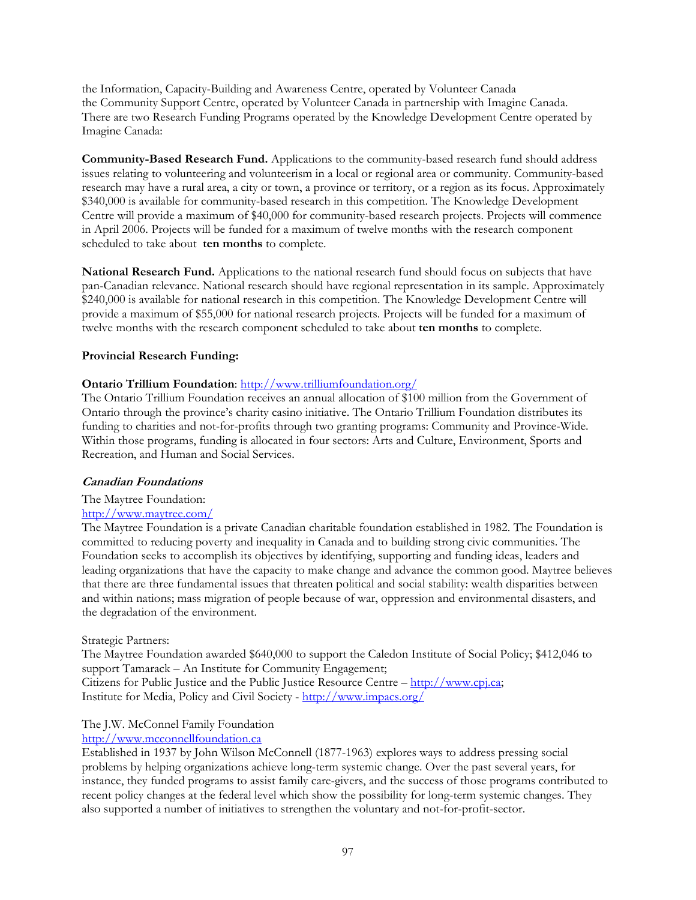the Information, Capacity-Building and Awareness Centre, operated by Volunteer Canada
the Community Support Centre, operated by Volunteer Canada in partnership with Imagine Canada.
There are two Research Funding Programs operated by the Knowledge Development Centre operated by Imagine Canada:

**Community-Based Research Fund.** Applications to the community-based research fund should address issues relating to volunteering and volunteerism in a local or regional area or community. Community-based research may have a rural area, a city or town, a province or territory, or a region as its focus. Approximately $340,000 is available for community-based research in this competition. The Knowledge Development Centre will provide a maximum of $40,000 for community-based research projects. Projects will commence in April 2006. Projects will be funded for a maximum of twelve months with the research component scheduled to take about **ten months** to complete.

**National Research Fund.** Applications to the national research fund should focus on subjects that have pan-Canadian relevance. National research should have regional representation in its sample. Approximately $240,000 is available for national research in this competition. The Knowledge Development Centre will provide a maximum of $55,000 for national research projects. Projects will be funded for a maximum of twelve months with the research component scheduled to take about **ten months** to complete.

**Provincial Research Funding:**

**Ontario Trillium Foundation**: http://www.trilliumfoundation.org/
The Ontario Trillium Foundation receives an annual allocation of $100 million from the Government of Ontario through the province's charity casino initiative. The Ontario Trillium Foundation distributes its funding to charities and not-for-profits through two granting programs: Community and Province-Wide. Within those programs, funding is allocated in four sectors: Arts and Culture, Environment, Sports and Recreation, and Human and Social Services.

***Canadian Foundations***

The Maytree Foundation:
http://www.maytree.com/
The Maytree Foundation is a private Canadian charitable foundation established in 1982. The Foundation is committed to reducing poverty and inequality in Canada and to building strong civic communities. The Foundation seeks to accomplish its objectives by identifying, supporting and funding ideas, leaders and leading organizations that have the capacity to make change and advance the common good. Maytree believes that there are three fundamental issues that threaten political and social stability: wealth disparities between and within nations; mass migration of people because of war, oppression and environmental disasters, and the degradation of the environment.

Strategic Partners:
The Maytree Foundation awarded $640,000 to support the Caledon Institute of Social Policy; $412,046 to support Tamarack – An Institute for Community Engagement;
Citizens for Public Justice and the Public Justice Resource Centre – http://www.cpj.ca;
Institute for Media, Policy and Civil Society - http://www.impacs.org/

The J.W. McConnel Family Foundation
http://www.mcconnellfoundation.ca
Established in 1937 by John Wilson McConnell (1877-1963) explores ways to address pressing social problems by helping organizations achieve long-term systemic change. Over the past several years, for instance, they funded programs to assist family care-givers, and the success of those programs contributed to recent policy changes at the federal level which show the possibility for long-term systemic changes. They also supported a number of initiatives to strengthen the voluntary and not-for-profit-sector.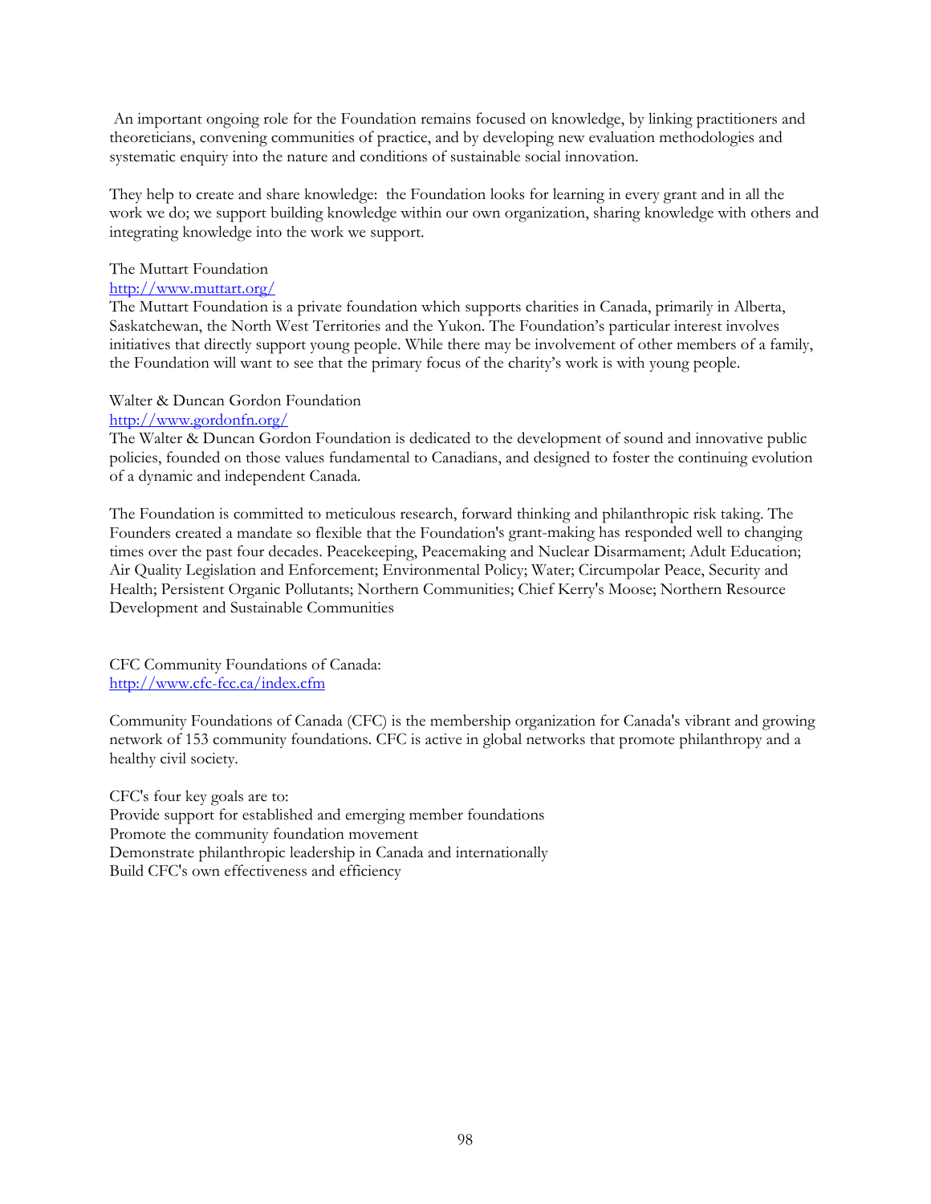An important ongoing role for the Foundation remains focused on knowledge, by linking practitioners and theoreticians, convening communities of practice, and by developing new evaluation methodologies and systematic enquiry into the nature and conditions of sustainable social innovation.

They help to create and share knowledge: the Foundation looks for learning in every grant and in all the work we do; we support building knowledge within our own organization, sharing knowledge with others and integrating knowledge into the work we support.

The Muttart Foundation
[http://www.muttart.org/](http://www.muttart.org/)
The Muttart Foundation is a private foundation which supports charities in Canada, primarily in Alberta, Saskatchewan, the North West Territories and the Yukon. The Foundation's particular interest involves initiatives that directly support young people. While there may be involvement of other members of a family, the Foundation will want to see that the primary focus of the charity's work is with young people.

Walter & Duncan Gordon Foundation
[http://www.gordonfn.org/](http://www.gordonfn.org/)
The Walter & Duncan Gordon Foundation is dedicated to the development of sound and innovative public policies, founded on those values fundamental to Canadians, and designed to foster the continuing evolution of a dynamic and independent Canada.

The Foundation is committed to meticulous research, forward thinking and philanthropic risk taking. The Founders created a mandate so flexible that the Foundation's grant-making has responded well to changing times over the past four decades. Peacekeeping, Peacemaking and Nuclear Disarmament; Adult Education; Air Quality Legislation and Enforcement; Environmental Policy; Water; Circumpolar Peace, Security and Health; Persistent Organic Pollutants; Northern Communities; Chief Kerry's Moose; Northern Resource Development and Sustainable Communities

CFC Community Foundations of Canada:
[http://www.cfc-fcc.ca/index.cfm](http://www.cfc-fcc.ca/index.cfm)

Community Foundations of Canada (CFC) is the membership organization for Canada's vibrant and growing network of 153 community foundations. CFC is active in global networks that promote philanthropy and a healthy civil society.

CFC's four key goals are to:
Provide support for established and emerging member foundations
Promote the community foundation movement
Demonstrate philanthropic leadership in Canada and internationally
Build CFC's own effectiveness and efficiency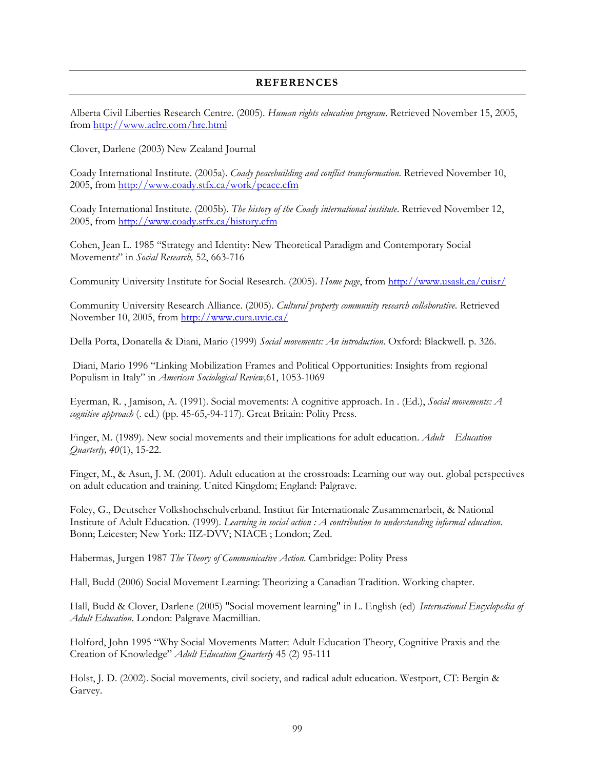## REFERENCES

Alberta Civil Liberties Research Centre. (2005). *Human rights education program*. Retrieved November 15, 2005, from http://www.aclrc.com/hre.html

Clover, Darlene (2003) New Zealand Journal

Coady International Institute. (2005a). *Coady peacebuilding and conflict transformation*. Retrieved November 10, 2005, from http://www.coady.stfx.ca/work/peace.cfm

Coady International Institute. (2005b). *The history of the Coady international institute*. Retrieved November 12, 2005, from http://www.coady.stfx.ca/history.cfm

Cohen, Jean L. 1985 "Strategy and Identity: New Theoretical Paradigm and Contemporary Social Movements" in *Social Research,* 52, 663-716

Community University Institute for Social Research. (2005). *Home page*, from http://www.usask.ca/cuisr/

Community University Research Alliance. (2005). *Cultural property community research collaborative*. Retrieved November 10, 2005, from http://www.cura.uvic.ca/

Della Porta, Donatella & Diani, Mario (1999) *Social movements: An introduction.* Oxford: Blackwell. p. 326.

Diani, Mario 1996 "Linking Mobilization Frames and Political Opportunities: Insights from regional Populism in Italy" in *American Sociological Review,*61, 1053-1069

Eyerman, R. , Jamison, A. (1991). Social movements: A cognitive approach. In . (Ed.), *Social movements: A cognitive approach* (. ed.) (pp. 45-65,-94-117). Great Britain: Polity Press.

Finger, M. (1989). New social movements and their implications for adult education. *Adult Education Quarterly, 40*(1), 15-22.

Finger, M., & Asun, J. M. (2001). Adult education at the crossroads: Learning our way out. global perspectives on adult education and training. United Kingdom; England: Palgrave.

Foley, G., Deutscher Volkshochschulverband. Institut für Internationale Zusammenarbeit, & National Institute of Adult Education. (1999). *Learning in social action : A contribution to understanding informal education*. Bonn; Leicester; New York: IIZ-DVV; NIACE ; London; Zed.

Habermas, Jurgen 1987 *The Theory of Communicative Action*. Cambridge: Polity Press

Hall, Budd (2006) Social Movement Learning: Theorizing a Canadian Tradition. Working chapter.

Hall, Budd & Clover, Darlene (2005) "Social movement learning" in L. English (ed) *International Encyclopedia of Adult Education*. London: Palgrave Macmillian.

Holford, John 1995 "Why Social Movements Matter: Adult Education Theory, Cognitive Praxis and the Creation of Knowledge" *Adult Education Quarterly* 45 (2) 95-111

Holst, J. D. (2002). Social movements, civil society, and radical adult education. Westport, CT: Bergin & Garvey.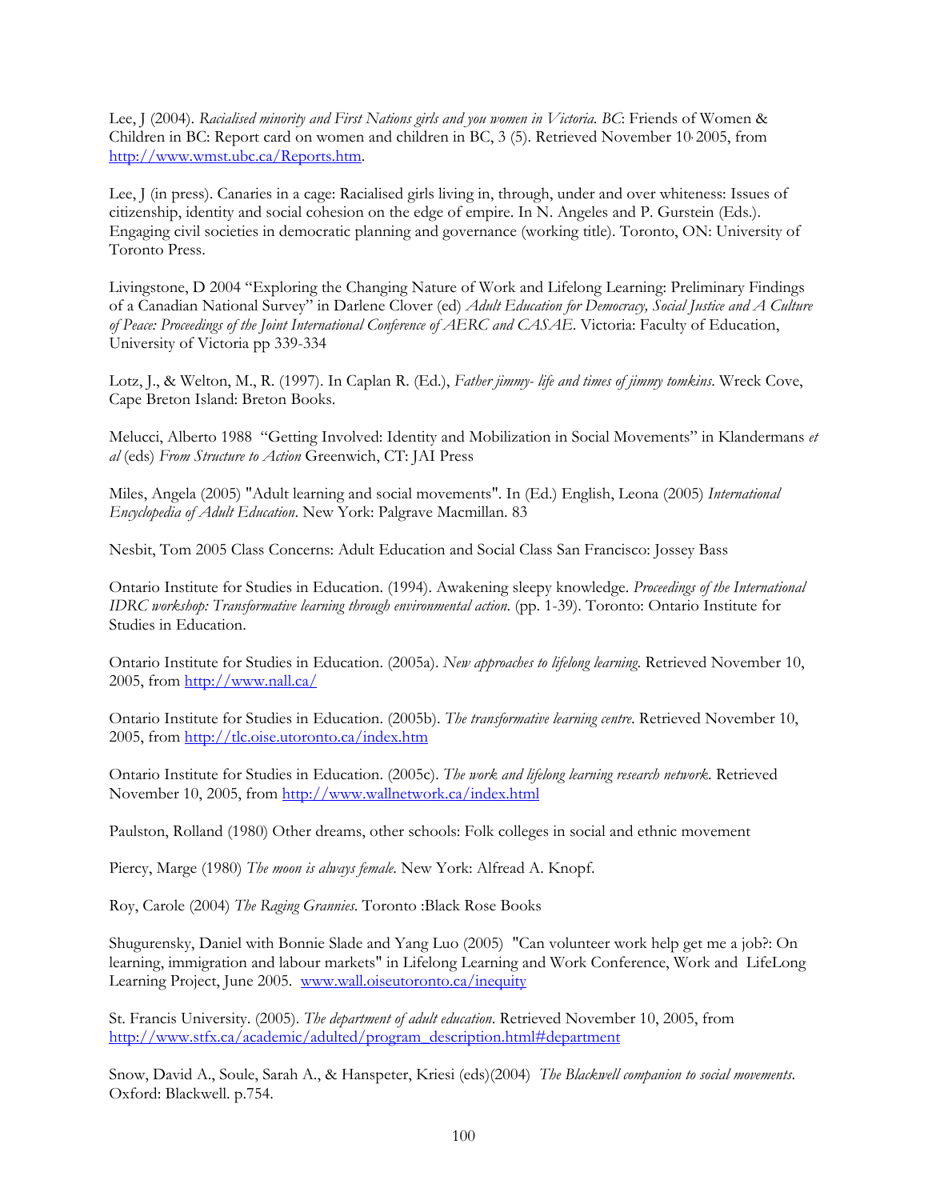Lee, J (2004). *Racialised minority and First Nations girls and you women in Victoria. BC*: Friends of Women & Children in BC: Report card on women and children in BC, 3 (5). Retrieved November 10, 2005, from http://www.wmst.ubc.ca/Reports.htm.

Lee, J (in press). Canaries in a cage: Racialised girls living in, through, under and over whiteness: Issues of citizenship, identity and social cohesion on the edge of empire. In N. Angeles and P. Gurstein (Eds.). Engaging civil societies in democratic planning and governance (working title). Toronto, ON: University of Toronto Press.

Livingstone, D 2004 "Exploring the Changing Nature of Work and Lifelong Learning: Preliminary Findings of a Canadian National Survey" in Darlene Clover (ed) *Adult Education for Democracy, Social Justice and A Culture of Peace: Proceedings of the Joint International Conference of AERC and CASAE*. Victoria: Faculty of Education, University of Victoria pp 339-334

Lotz, J., & Welton, M., R. (1997). In Caplan R. (Ed.), *Father jimmy- life and times of jimmy tomkins*. Wreck Cove, Cape Breton Island: Breton Books.

Melucci, Alberto 1988 "Getting Involved: Identity and Mobilization in Social Movements" in Klandermans *et al* (eds) *From Structure to Action* Greenwich, CT: JAI Press

Miles, Angela (2005) "Adult learning and social movements". In (Ed.) English, Leona (2005) *International Encyclopedia of Adult Education*. New York: Palgrave Macmillan. 83

Nesbit, Tom 2005 Class Concerns: Adult Education and Social Class San Francisco: Jossey Bass

Ontario Institute for Studies in Education. (1994). Awakening sleepy knowledge. *Proceedings of the International IDRC workshop: Transformative learning through environmental action*. (pp. 1-39). Toronto: Ontario Institute for Studies in Education.

Ontario Institute for Studies in Education. (2005a). *New approaches to lifelong learning*. Retrieved November 10, 2005, from http://www.nall.ca/

Ontario Institute for Studies in Education. (2005b). *The transformative learning centre*. Retrieved November 10, 2005, from http://tlc.oise.utoronto.ca/index.htm

Ontario Institute for Studies in Education. (2005c). *The work and lifelong learning research network*. Retrieved November 10, 2005, from http://www.wallnetwork.ca/index.html

Paulston, Rolland (1980) Other dreams, other schools: Folk colleges in social and ethnic movement

Piercy, Marge (1980) *The moon is always female*. New York: Alfread A. Knopf.

Roy, Carole (2004) *The Raging Grannies*. Toronto :Black Rose Books

Shugurensky, Daniel with Bonnie Slade and Yang Luo (2005) "Can volunteer work help get me a job?: On learning, immigration and labour markets" in Lifelong Learning and Work Conference, Work and LifeLong Learning Project, June 2005. www.wall.oiseutoronto.ca/inequity

St. Francis University. (2005). *The department of adult education*. Retrieved November 10, 2005, from http://www.stfx.ca/academic/adulted/program_description.html#department

Snow, David A., Soule, Sarah A., & Hanspeter, Kriesi (eds)(2004) *The Blackwell companion to social movements*. Oxford: Blackwell. p.754.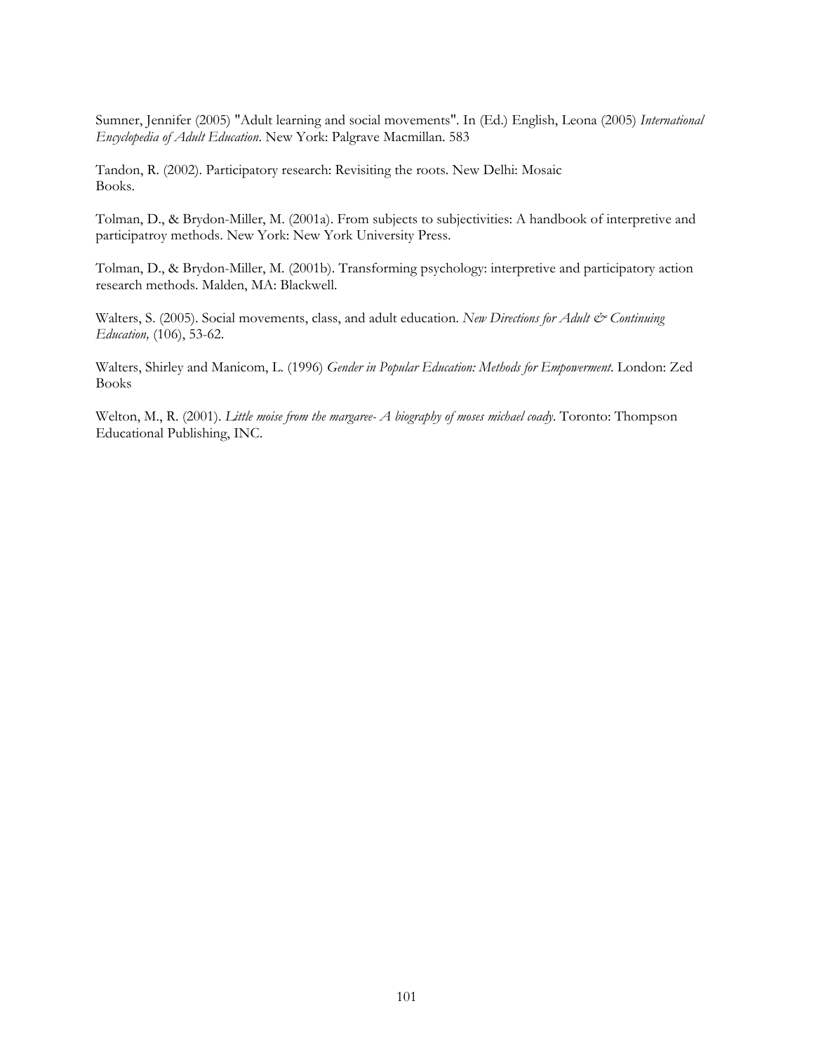Sumner, Jennifer (2005) "Adult learning and social movements". In (Ed.) English, Leona (2005) *International Encyclopedia of Adult Education*. New York: Palgrave Macmillan. 583

Tandon, R. (2002). Participatory research: Revisiting the roots. New Delhi: Mosaic Books.

Tolman, D., & Brydon-Miller, M. (2001a). From subjects to subjectivities: A handbook of interpretive and participatroy methods. New York: New York University Press.

Tolman, D., & Brydon-Miller, M. (2001b). Transforming psychology: interpretive and participatory action research methods. Malden, MA: Blackwell.

Walters, S. (2005). Social movements, class, and adult education. *New Directions for Adult & Continuing Education,* (106), 53-62.

Walters, Shirley and Manicom, L. (1996) *Gender in Popular Education: Methods for Empowerment*. London: Zed Books

Welton, M., R. (2001). *Little moise from the margaree- A biography of moses michael coady*. Toronto: Thompson Educational Publishing, INC.